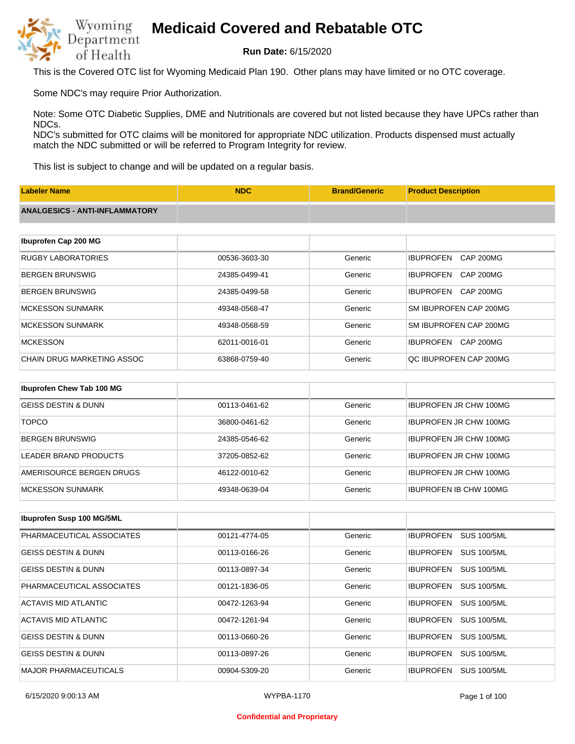# Medicaid Covered and Rebatable OTC

**Run Date:** 6/15/2020

This is the Covered OTC list for Wyoming Medicaid Plan 190. Other plans may have limited or no OTC coverage.

Some NDC's may require Prior Authorization.

Note: Some OTC Diabetic Supplies, DME and Nutritionals are covered but not listed because they have UPCs rather than NDCs.
NDC's submitted for OTC claims will be monitored for appropriate NDC utilization. Products dispensed must actually match the NDC submitted or will be referred to Program Integrity for review.

This list is subject to change and will be updated on a regular basis.

| Labeler Name | NDC | Brand/Generic | Product Description |
|---|---|---|---|
| **ANALGESICS - ANTI-INFLAMMATORY** | | | |
| **Ibuprofen Cap 200 MG** | | | |
| RUGBY LABORATORIES | 00536-3603-30 | Generic | IBUPROFEN CAP 200MG |
| BERGEN BRUNSWIG | 24385-0499-41 | Generic | IBUPROFEN CAP 200MG |
| BERGEN BRUNSWIG | 24385-0499-58 | Generic | IBUPROFEN CAP 200MG |
| MCKESSON SUNMARK | 49348-0568-47 | Generic | SM IBUPROFEN CAP 200MG |
| MCKESSON SUNMARK | 49348-0568-59 | Generic | SM IBUPROFEN CAP 200MG |
| MCKESSON | 62011-0016-01 | Generic | IBUPROFEN CAP 200MG |
| CHAIN DRUG MARKETING ASSOC | 63868-0759-40 | Generic | QC IBUPROFEN CAP 200MG |
| **Ibuprofen Chew Tab 100 MG** | | | |
| GEISS DESTIN & DUNN | 00113-0461-62 | Generic | IBUPROFEN JR CHW 100MG |
| TOPCO | 36800-0461-62 | Generic | IBUPROFEN JR CHW 100MG |
| BERGEN BRUNSWIG | 24385-0546-62 | Generic | IBUPROFEN JR CHW 100MG |
| LEADER BRAND PRODUCTS | 37205-0852-62 | Generic | IBUPROFEN JR CHW 100MG |
| AMERISOURCE BERGEN DRUGS | 46122-0010-62 | Generic | IBUPROFEN JR CHW 100MG |
| MCKESSON SUNMARK | 49348-0639-04 | Generic | IBUPROFEN IB CHW 100MG |
| **Ibuprofen Susp 100 MG/5ML** | | | |
| PHARMACEUTICAL ASSOCIATES | 00121-4774-05 | Generic | IBUPROFEN SUS 100/5ML |
| GEISS DESTIN & DUNN | 00113-0166-26 | Generic | IBUPROFEN SUS 100/5ML |
| GEISS DESTIN & DUNN | 00113-0897-34 | Generic | IBUPROFEN SUS 100/5ML |
| PHARMACEUTICAL ASSOCIATES | 00121-1836-05 | Generic | IBUPROFEN SUS 100/5ML |
| ACTAVIS MID ATLANTIC | 00472-1263-94 | Generic | IBUPROFEN SUS 100/5ML |
| ACTAVIS MID ATLANTIC | 00472-1261-94 | Generic | IBUPROFEN SUS 100/5ML |
| GEISS DESTIN & DUNN | 00113-0660-26 | Generic | IBUPROFEN SUS 100/5ML |
| GEISS DESTIN & DUNN | 00113-0897-26 | Generic | IBUPROFEN SUS 100/5ML |
| MAJOR PHARMACEUTICALS | 00904-5309-20 | Generic | IBUPROFEN SUS 100/5ML |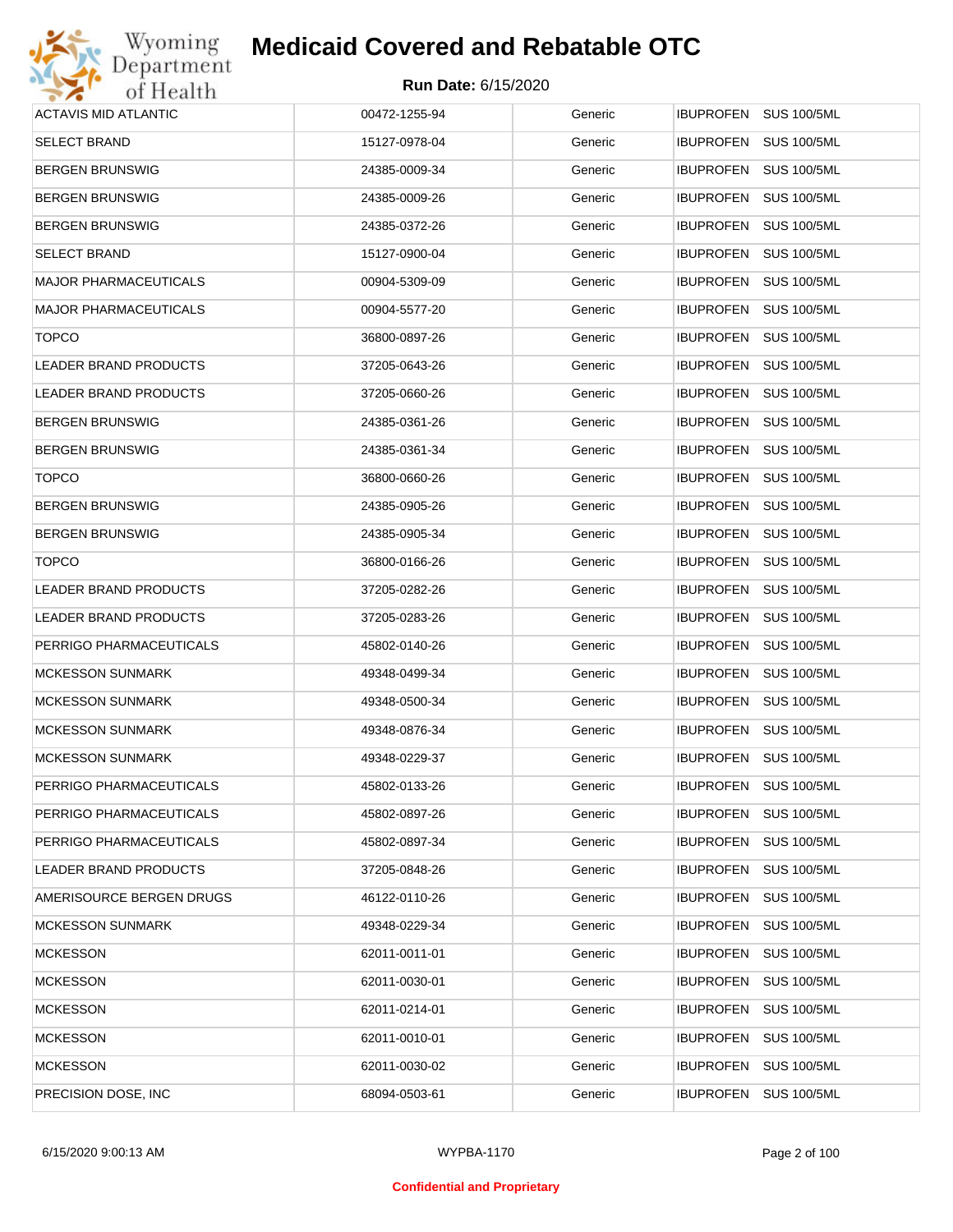# Medicaid Covered and Rebatable OTC

**Run Date:** 6/15/2020

| | | | |
|---|---|---|---|
| ACTAVIS MID ATLANTIC | 00472-1255-94 | Generic | IBUPROFEN SUS 100/5ML |
| SELECT BRAND | 15127-0978-04 | Generic | IBUPROFEN SUS 100/5ML |
| BERGEN BRUNSWIG | 24385-0009-34 | Generic | IBUPROFEN SUS 100/5ML |
| BERGEN BRUNSWIG | 24385-0009-26 | Generic | IBUPROFEN SUS 100/5ML |
| BERGEN BRUNSWIG | 24385-0372-26 | Generic | IBUPROFEN SUS 100/5ML |
| SELECT BRAND | 15127-0900-04 | Generic | IBUPROFEN SUS 100/5ML |
| MAJOR PHARMACEUTICALS | 00904-5309-09 | Generic | IBUPROFEN SUS 100/5ML |
| MAJOR PHARMACEUTICALS | 00904-5577-20 | Generic | IBUPROFEN SUS 100/5ML |
| TOPCO | 36800-0897-26 | Generic | IBUPROFEN SUS 100/5ML |
| LEADER BRAND PRODUCTS | 37205-0643-26 | Generic | IBUPROFEN SUS 100/5ML |
| LEADER BRAND PRODUCTS | 37205-0660-26 | Generic | IBUPROFEN SUS 100/5ML |
| BERGEN BRUNSWIG | 24385-0361-26 | Generic | IBUPROFEN SUS 100/5ML |
| BERGEN BRUNSWIG | 24385-0361-34 | Generic | IBUPROFEN SUS 100/5ML |
| TOPCO | 36800-0660-26 | Generic | IBUPROFEN SUS 100/5ML |
| BERGEN BRUNSWIG | 24385-0905-26 | Generic | IBUPROFEN SUS 100/5ML |
| BERGEN BRUNSWIG | 24385-0905-34 | Generic | IBUPROFEN SUS 100/5ML |
| TOPCO | 36800-0166-26 | Generic | IBUPROFEN SUS 100/5ML |
| LEADER BRAND PRODUCTS | 37205-0282-26 | Generic | IBUPROFEN SUS 100/5ML |
| LEADER BRAND PRODUCTS | 37205-0283-26 | Generic | IBUPROFEN SUS 100/5ML |
| PERRIGO PHARMACEUTICALS | 45802-0140-26 | Generic | IBUPROFEN SUS 100/5ML |
| MCKESSON SUNMARK | 49348-0499-34 | Generic | IBUPROFEN SUS 100/5ML |
| MCKESSON SUNMARK | 49348-0500-34 | Generic | IBUPROFEN SUS 100/5ML |
| MCKESSON SUNMARK | 49348-0876-34 | Generic | IBUPROFEN SUS 100/5ML |
| MCKESSON SUNMARK | 49348-0229-37 | Generic | IBUPROFEN SUS 100/5ML |
| PERRIGO PHARMACEUTICALS | 45802-0133-26 | Generic | IBUPROFEN SUS 100/5ML |
| PERRIGO PHARMACEUTICALS | 45802-0897-26 | Generic | IBUPROFEN SUS 100/5ML |
| PERRIGO PHARMACEUTICALS | 45802-0897-34 | Generic | IBUPROFEN SUS 100/5ML |
| LEADER BRAND PRODUCTS | 37205-0848-26 | Generic | IBUPROFEN SUS 100/5ML |
| AMERISOURCE BERGEN DRUGS | 46122-0110-26 | Generic | IBUPROFEN SUS 100/5ML |
| MCKESSON SUNMARK | 49348-0229-34 | Generic | IBUPROFEN SUS 100/5ML |
| MCKESSON | 62011-0011-01 | Generic | IBUPROFEN SUS 100/5ML |
| MCKESSON | 62011-0030-01 | Generic | IBUPROFEN SUS 100/5ML |
| MCKESSON | 62011-0214-01 | Generic | IBUPROFEN SUS 100/5ML |
| MCKESSON | 62011-0010-01 | Generic | IBUPROFEN SUS 100/5ML |
| MCKESSON | 62011-0030-02 | Generic | IBUPROFEN SUS 100/5ML |
| PRECISION DOSE, INC | 68094-0503-61 | Generic | IBUPROFEN SUS 100/5ML |

6/15/2020 9:00:13 AM WYPBA-1170

**Confidential and Proprietary**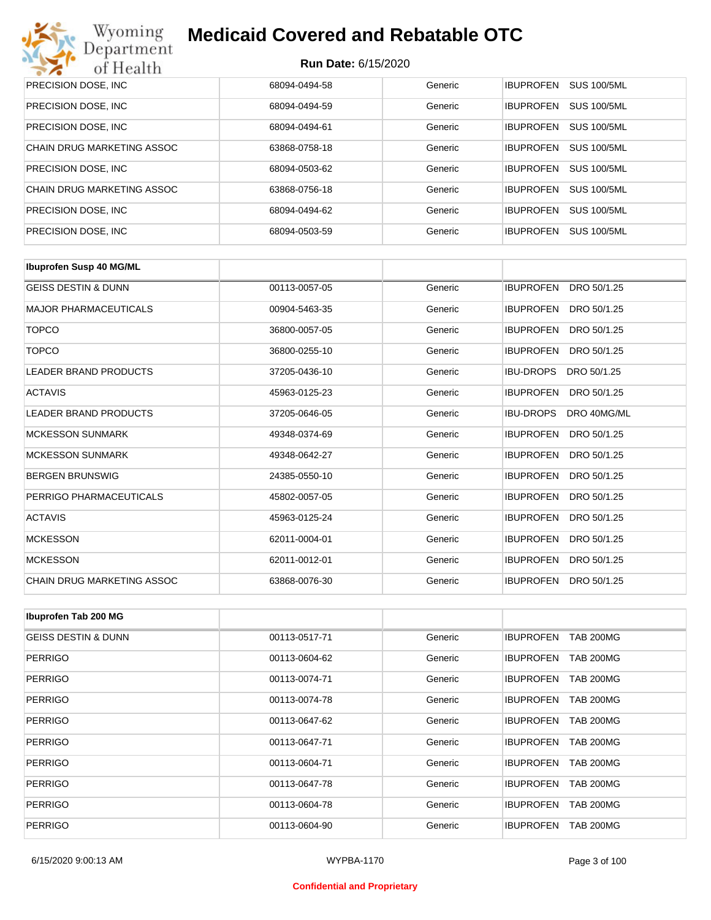| | | | |
|---|---|---|---|
| PRECISION DOSE, INC | 68094-0494-58 | Generic | IBUPROFEN SUS 100/5ML |
| PRECISION DOSE, INC | 68094-0494-59 | Generic | IBUPROFEN SUS 100/5ML |
| PRECISION DOSE, INC | 68094-0494-61 | Generic | IBUPROFEN SUS 100/5ML |
| CHAIN DRUG MARKETING ASSOC | 63868-0758-18 | Generic | IBUPROFEN SUS 100/5ML |
| PRECISION DOSE, INC | 68094-0503-62 | Generic | IBUPROFEN SUS 100/5ML |
| CHAIN DRUG MARKETING ASSOC | 63868-0756-18 | Generic | IBUPROFEN SUS 100/5ML |
| PRECISION DOSE, INC | 68094-0494-62 | Generic | IBUPROFEN SUS 100/5ML |
| PRECISION DOSE, INC | 68094-0503-59 | Generic | IBUPROFEN SUS 100/5ML |

| **Ibuprofen Susp 40 MG/ML** | | | |
|---|---|---|---|
| GEISS DESTIN & DUNN | 00113-0057-05 | Generic | IBUPROFEN DRO 50/1.25 |
| MAJOR PHARMACEUTICALS | 00904-5463-35 | Generic | IBUPROFEN DRO 50/1.25 |
| TOPCO | 36800-0057-05 | Generic | IBUPROFEN DRO 50/1.25 |
| TOPCO | 36800-0255-10 | Generic | IBUPROFEN DRO 50/1.25 |
| LEADER BRAND PRODUCTS | 37205-0436-10 | Generic | IBU-DROPS DRO 50/1.25 |
| ACTAVIS | 45963-0125-23 | Generic | IBUPROFEN DRO 50/1.25 |
| LEADER BRAND PRODUCTS | 37205-0646-05 | Generic | IBU-DROPS DRO 40MG/ML |
| MCKESSON SUNMARK | 49348-0374-69 | Generic | IBUPROFEN DRO 50/1.25 |
| MCKESSON SUNMARK | 49348-0642-27 | Generic | IBUPROFEN DRO 50/1.25 |
| BERGEN BRUNSWIG | 24385-0550-10 | Generic | IBUPROFEN DRO 50/1.25 |
| PERRIGO PHARMACEUTICALS | 45802-0057-05 | Generic | IBUPROFEN DRO 50/1.25 |
| ACTAVIS | 45963-0125-24 | Generic | IBUPROFEN DRO 50/1.25 |
| MCKESSON | 62011-0004-01 | Generic | IBUPROFEN DRO 50/1.25 |
| MCKESSON | 62011-0012-01 | Generic | IBUPROFEN DRO 50/1.25 |
| CHAIN DRUG MARKETING ASSOC | 63868-0076-30 | Generic | IBUPROFEN DRO 50/1.25 |

| **Ibuprofen Tab 200 MG** | | | |
|---|---|---|---|
| GEISS DESTIN & DUNN | 00113-0517-71 | Generic | IBUPROFEN TAB 200MG |
| PERRIGO | 00113-0604-62 | Generic | IBUPROFEN TAB 200MG |
| PERRIGO | 00113-0074-71 | Generic | IBUPROFEN TAB 200MG |
| PERRIGO | 00113-0074-78 | Generic | IBUPROFEN TAB 200MG |
| PERRIGO | 00113-0647-62 | Generic | IBUPROFEN TAB 200MG |
| PERRIGO | 00113-0647-71 | Generic | IBUPROFEN TAB 200MG |
| PERRIGO | 00113-0604-71 | Generic | IBUPROFEN TAB 200MG |
| PERRIGO | 00113-0647-78 | Generic | IBUPROFEN TAB 200MG |
| PERRIGO | 00113-0604-78 | Generic | IBUPROFEN TAB 200MG |
| PERRIGO | 00113-0604-90 | Generic | IBUPROFEN TAB 200MG |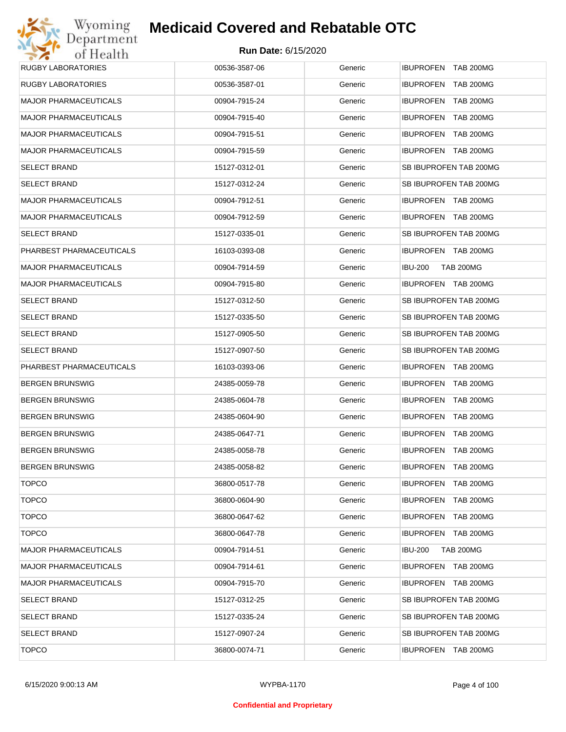# Medicaid Covered and Rebatable OTC

**Run Date:** 6/15/2020

| | | | |
|---|---|---|---|
| RUGBY LABORATORIES | 00536-3587-06 | Generic | IBUPROFEN TAB 200MG |
| RUGBY LABORATORIES | 00536-3587-01 | Generic | IBUPROFEN TAB 200MG |
| MAJOR PHARMACEUTICALS | 00904-7915-24 | Generic | IBUPROFEN TAB 200MG |
| MAJOR PHARMACEUTICALS | 00904-7915-40 | Generic | IBUPROFEN TAB 200MG |
| MAJOR PHARMACEUTICALS | 00904-7915-51 | Generic | IBUPROFEN TAB 200MG |
| MAJOR PHARMACEUTICALS | 00904-7915-59 | Generic | IBUPROFEN TAB 200MG |
| SELECT BRAND | 15127-0312-01 | Generic | SB IBUPROFEN TAB 200MG |
| SELECT BRAND | 15127-0312-24 | Generic | SB IBUPROFEN TAB 200MG |
| MAJOR PHARMACEUTICALS | 00904-7912-51 | Generic | IBUPROFEN TAB 200MG |
| MAJOR PHARMACEUTICALS | 00904-7912-59 | Generic | IBUPROFEN TAB 200MG |
| SELECT BRAND | 15127-0335-01 | Generic | SB IBUPROFEN TAB 200MG |
| PHARBEST PHARMACEUTICALS | 16103-0393-08 | Generic | IBUPROFEN TAB 200MG |
| MAJOR PHARMACEUTICALS | 00904-7914-59 | Generic | IBU-200 TAB 200MG |
| MAJOR PHARMACEUTICALS | 00904-7915-80 | Generic | IBUPROFEN TAB 200MG |
| SELECT BRAND | 15127-0312-50 | Generic | SB IBUPROFEN TAB 200MG |
| SELECT BRAND | 15127-0335-50 | Generic | SB IBUPROFEN TAB 200MG |
| SELECT BRAND | 15127-0905-50 | Generic | SB IBUPROFEN TAB 200MG |
| SELECT BRAND | 15127-0907-50 | Generic | SB IBUPROFEN TAB 200MG |
| PHARBEST PHARMACEUTICALS | 16103-0393-06 | Generic | IBUPROFEN TAB 200MG |
| BERGEN BRUNSWIG | 24385-0059-78 | Generic | IBUPROFEN TAB 200MG |
| BERGEN BRUNSWIG | 24385-0604-78 | Generic | IBUPROFEN TAB 200MG |
| BERGEN BRUNSWIG | 24385-0604-90 | Generic | IBUPROFEN TAB 200MG |
| BERGEN BRUNSWIG | 24385-0647-71 | Generic | IBUPROFEN TAB 200MG |
| BERGEN BRUNSWIG | 24385-0058-78 | Generic | IBUPROFEN TAB 200MG |
| BERGEN BRUNSWIG | 24385-0058-82 | Generic | IBUPROFEN TAB 200MG |
| TOPCO | 36800-0517-78 | Generic | IBUPROFEN TAB 200MG |
| TOPCO | 36800-0604-90 | Generic | IBUPROFEN TAB 200MG |
| TOPCO | 36800-0647-62 | Generic | IBUPROFEN TAB 200MG |
| TOPCO | 36800-0647-78 | Generic | IBUPROFEN TAB 200MG |
| MAJOR PHARMACEUTICALS | 00904-7914-51 | Generic | IBU-200 TAB 200MG |
| MAJOR PHARMACEUTICALS | 00904-7914-61 | Generic | IBUPROFEN TAB 200MG |
| MAJOR PHARMACEUTICALS | 00904-7915-70 | Generic | IBUPROFEN TAB 200MG |
| SELECT BRAND | 15127-0312-25 | Generic | SB IBUPROFEN TAB 200MG |
| SELECT BRAND | 15127-0335-24 | Generic | SB IBUPROFEN TAB 200MG |
| SELECT BRAND | 15127-0907-24 | Generic | SB IBUPROFEN TAB 200MG |
| TOPCO | 36800-0074-71 | Generic | IBUPROFEN TAB 200MG |

WYPBA-1170

**Confidential and Proprietary**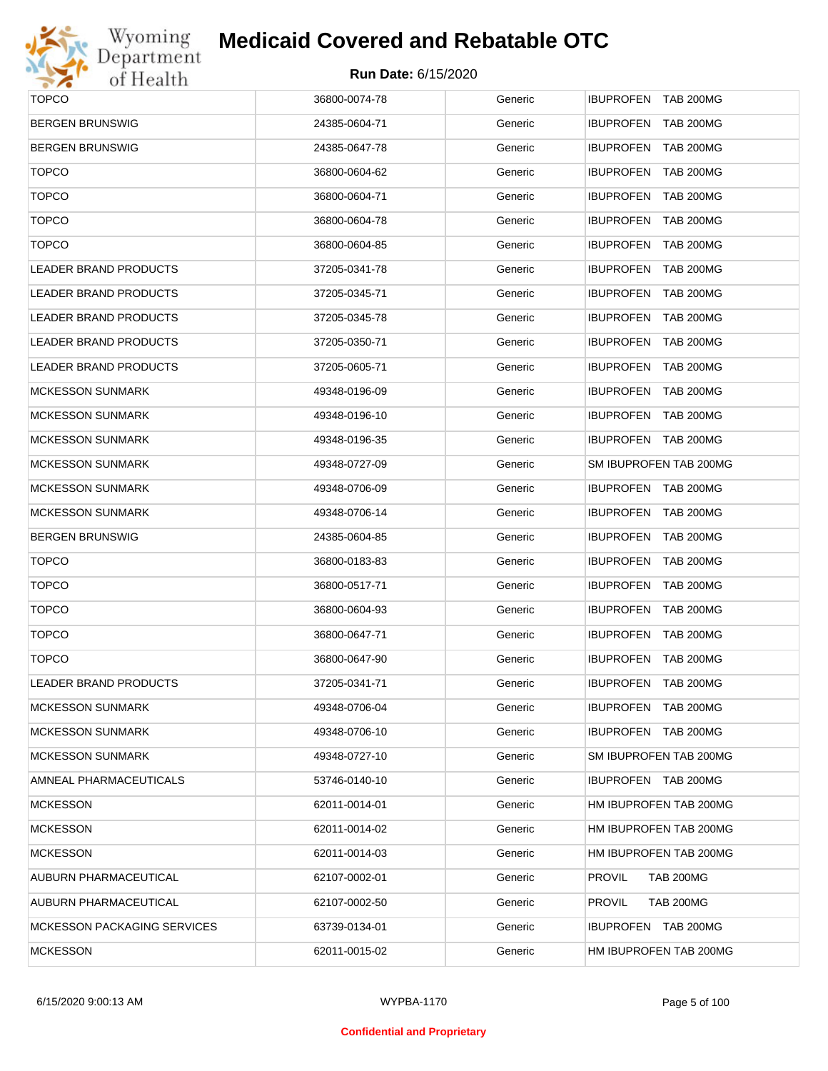# Medicaid Covered and Rebatable OTC

**Run Date:** 6/15/2020

| | | | |
|---|---|---|---|
| TOPCO | 36800-0074-78 | Generic | IBUPROFEN TAB 200MG |
| BERGEN BRUNSWIG | 24385-0604-71 | Generic | IBUPROFEN TAB 200MG |
| BERGEN BRUNSWIG | 24385-0647-78 | Generic | IBUPROFEN TAB 200MG |
| TOPCO | 36800-0604-62 | Generic | IBUPROFEN TAB 200MG |
| TOPCO | 36800-0604-71 | Generic | IBUPROFEN TAB 200MG |
| TOPCO | 36800-0604-78 | Generic | IBUPROFEN TAB 200MG |
| TOPCO | 36800-0604-85 | Generic | IBUPROFEN TAB 200MG |
| LEADER BRAND PRODUCTS | 37205-0341-78 | Generic | IBUPROFEN TAB 200MG |
| LEADER BRAND PRODUCTS | 37205-0345-71 | Generic | IBUPROFEN TAB 200MG |
| LEADER BRAND PRODUCTS | 37205-0345-78 | Generic | IBUPROFEN TAB 200MG |
| LEADER BRAND PRODUCTS | 37205-0350-71 | Generic | IBUPROFEN TAB 200MG |
| LEADER BRAND PRODUCTS | 37205-0605-71 | Generic | IBUPROFEN TAB 200MG |
| MCKESSON SUNMARK | 49348-0196-09 | Generic | IBUPROFEN TAB 200MG |
| MCKESSON SUNMARK | 49348-0196-10 | Generic | IBUPROFEN TAB 200MG |
| MCKESSON SUNMARK | 49348-0196-35 | Generic | IBUPROFEN TAB 200MG |
| MCKESSON SUNMARK | 49348-0727-09 | Generic | SM IBUPROFEN TAB 200MG |
| MCKESSON SUNMARK | 49348-0706-09 | Generic | IBUPROFEN TAB 200MG |
| MCKESSON SUNMARK | 49348-0706-14 | Generic | IBUPROFEN TAB 200MG |
| BERGEN BRUNSWIG | 24385-0604-85 | Generic | IBUPROFEN TAB 200MG |
| TOPCO | 36800-0183-83 | Generic | IBUPROFEN TAB 200MG |
| TOPCO | 36800-0517-71 | Generic | IBUPROFEN TAB 200MG |
| TOPCO | 36800-0604-93 | Generic | IBUPROFEN TAB 200MG |
| TOPCO | 36800-0647-71 | Generic | IBUPROFEN TAB 200MG |
| TOPCO | 36800-0647-90 | Generic | IBUPROFEN TAB 200MG |
| LEADER BRAND PRODUCTS | 37205-0341-71 | Generic | IBUPROFEN TAB 200MG |
| MCKESSON SUNMARK | 49348-0706-04 | Generic | IBUPROFEN TAB 200MG |
| MCKESSON SUNMARK | 49348-0706-10 | Generic | IBUPROFEN TAB 200MG |
| MCKESSON SUNMARK | 49348-0727-10 | Generic | SM IBUPROFEN TAB 200MG |
| AMNEAL PHARMACEUTICALS | 53746-0140-10 | Generic | IBUPROFEN TAB 200MG |
| MCKESSON | 62011-0014-01 | Generic | HM IBUPROFEN TAB 200MG |
| MCKESSON | 62011-0014-02 | Generic | HM IBUPROFEN TAB 200MG |
| MCKESSON | 62011-0014-03 | Generic | HM IBUPROFEN TAB 200MG |
| AUBURN PHARMACEUTICAL | 62107-0002-01 | Generic | PROVIL TAB 200MG |
| AUBURN PHARMACEUTICAL | 62107-0002-50 | Generic | PROVIL TAB 200MG |
| MCKESSON PACKAGING SERVICES | 63739-0134-01 | Generic | IBUPROFEN TAB 200MG |
| MCKESSON | 62011-0015-02 | Generic | HM IBUPROFEN TAB 200MG |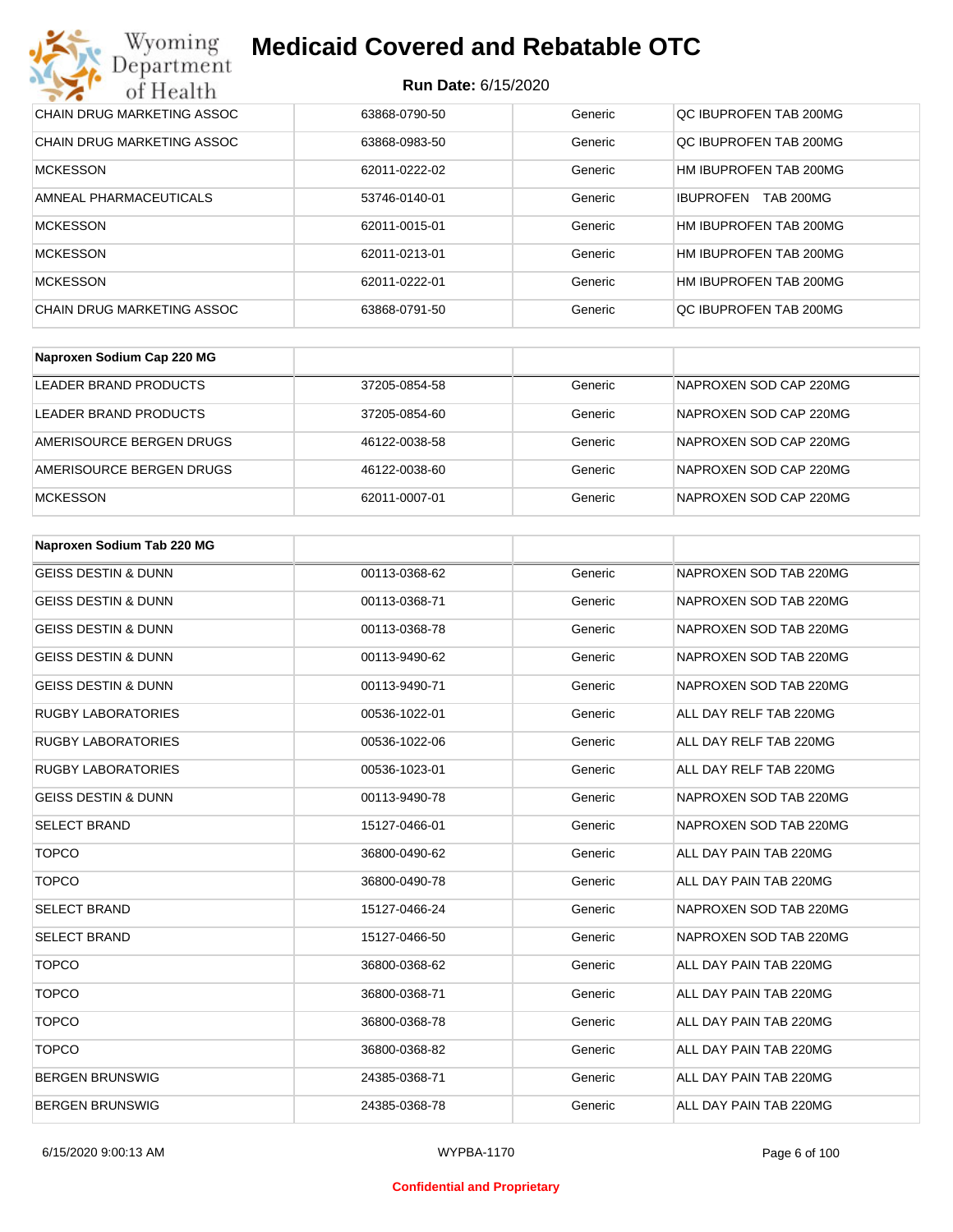| | | | |
|---|---|---|---|
| CHAIN DRUG MARKETING ASSOC | 63868-0790-50 | Generic | QC IBUPROFEN TAB 200MG |
| CHAIN DRUG MARKETING ASSOC | 63868-0983-50 | Generic | QC IBUPROFEN TAB 200MG |
| MCKESSON | 62011-0222-02 | Generic | HM IBUPROFEN TAB 200MG |
| AMNEAL PHARMACEUTICALS | 53746-0140-01 | Generic | IBUPROFEN TAB 200MG |
| MCKESSON | 62011-0015-01 | Generic | HM IBUPROFEN TAB 200MG |
| MCKESSON | 62011-0213-01 | Generic | HM IBUPROFEN TAB 200MG |
| MCKESSON | 62011-0222-01 | Generic | HM IBUPROFEN TAB 200MG |
| CHAIN DRUG MARKETING ASSOC | 63868-0791-50 | Generic | QC IBUPROFEN TAB 200MG |

| **Naproxen Sodium Cap 220 MG** | | | |
|---|---|---|---|
| LEADER BRAND PRODUCTS | 37205-0854-58 | Generic | NAPROXEN SOD CAP 220MG |
| LEADER BRAND PRODUCTS | 37205-0854-60 | Generic | NAPROXEN SOD CAP 220MG |
| AMERISOURCE BERGEN DRUGS | 46122-0038-58 | Generic | NAPROXEN SOD CAP 220MG |
| AMERISOURCE BERGEN DRUGS | 46122-0038-60 | Generic | NAPROXEN SOD CAP 220MG |
| MCKESSON | 62011-0007-01 | Generic | NAPROXEN SOD CAP 220MG |

| **Naproxen Sodium Tab 220 MG** | | | |
|---|---|---|---|
| GEISS DESTIN & DUNN | 00113-0368-62 | Generic | NAPROXEN SOD TAB 220MG |
| GEISS DESTIN & DUNN | 00113-0368-71 | Generic | NAPROXEN SOD TAB 220MG |
| GEISS DESTIN & DUNN | 00113-0368-78 | Generic | NAPROXEN SOD TAB 220MG |
| GEISS DESTIN & DUNN | 00113-9490-62 | Generic | NAPROXEN SOD TAB 220MG |
| GEISS DESTIN & DUNN | 00113-9490-71 | Generic | NAPROXEN SOD TAB 220MG |
| RUGBY LABORATORIES | 00536-1022-01 | Generic | ALL DAY RELF TAB 220MG |
| RUGBY LABORATORIES | 00536-1022-06 | Generic | ALL DAY RELF TAB 220MG |
| RUGBY LABORATORIES | 00536-1023-01 | Generic | ALL DAY RELF TAB 220MG |
| GEISS DESTIN & DUNN | 00113-9490-78 | Generic | NAPROXEN SOD TAB 220MG |
| SELECT BRAND | 15127-0466-01 | Generic | NAPROXEN SOD TAB 220MG |
| TOPCO | 36800-0490-62 | Generic | ALL DAY PAIN TAB 220MG |
| TOPCO | 36800-0490-78 | Generic | ALL DAY PAIN TAB 220MG |
| SELECT BRAND | 15127-0466-24 | Generic | NAPROXEN SOD TAB 220MG |
| SELECT BRAND | 15127-0466-50 | Generic | NAPROXEN SOD TAB 220MG |
| TOPCO | 36800-0368-62 | Generic | ALL DAY PAIN TAB 220MG |
| TOPCO | 36800-0368-71 | Generic | ALL DAY PAIN TAB 220MG |
| TOPCO | 36800-0368-78 | Generic | ALL DAY PAIN TAB 220MG |
| TOPCO | 36800-0368-82 | Generic | ALL DAY PAIN TAB 220MG |
| BERGEN BRUNSWIG | 24385-0368-71 | Generic | ALL DAY PAIN TAB 220MG |
| BERGEN BRUNSWIG | 24385-0368-78 | Generic | ALL DAY PAIN TAB 220MG |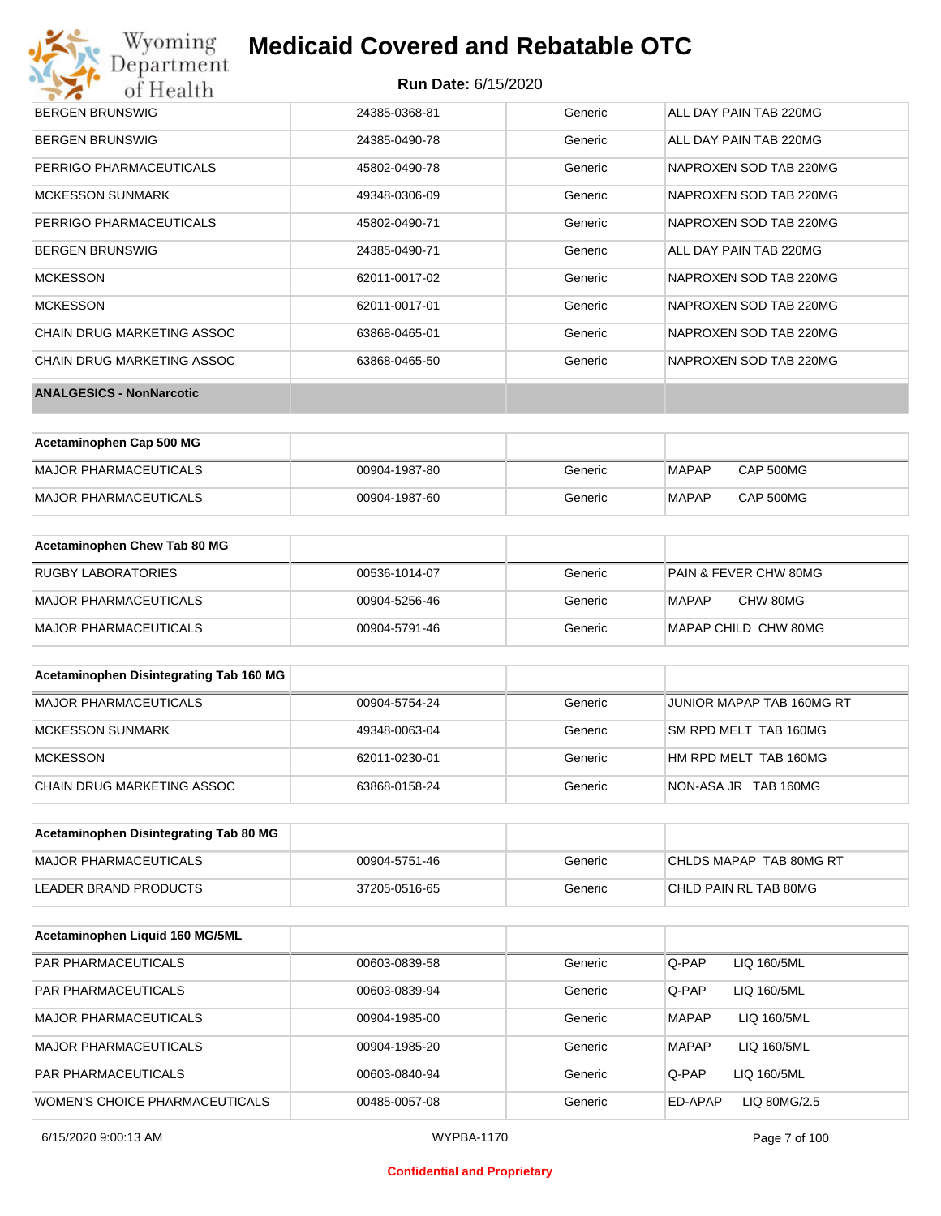| | | | |
|---|---|---|---|
| BERGEN BRUNSWIG | 24385-0368-81 | Generic | ALL DAY PAIN TAB 220MG |
| BERGEN BRUNSWIG | 24385-0490-78 | Generic | ALL DAY PAIN TAB 220MG |
| PERRIGO PHARMACEUTICALS | 45802-0490-78 | Generic | NAPROXEN SOD TAB 220MG |
| MCKESSON SUNMARK | 49348-0306-09 | Generic | NAPROXEN SOD TAB 220MG |
| PERRIGO PHARMACEUTICALS | 45802-0490-71 | Generic | NAPROXEN SOD TAB 220MG |
| BERGEN BRUNSWIG | 24385-0490-71 | Generic | ALL DAY PAIN TAB 220MG |
| MCKESSON | 62011-0017-02 | Generic | NAPROXEN SOD TAB 220MG |
| MCKESSON | 62011-0017-01 | Generic | NAPROXEN SOD TAB 220MG |
| CHAIN DRUG MARKETING ASSOC | 63868-0465-01 | Generic | NAPROXEN SOD TAB 220MG |
| CHAIN DRUG MARKETING ASSOC | 63868-0465-50 | Generic | NAPROXEN SOD TAB 220MG |
| **ANALGESICS - NonNarcotic** | | | |

| **Acetaminophen Cap 500 MG** | | | |
|---|---|---|---|
| MAJOR PHARMACEUTICALS | 00904-1987-80 | Generic | MAPAP CAP 500MG |
| MAJOR PHARMACEUTICALS | 00904-1987-60 | Generic | MAPAP CAP 500MG |

| **Acetaminophen Chew Tab 80 MG** | | | |
|---|---|---|---|
| RUGBY LABORATORIES | 00536-1014-07 | Generic | PAIN & FEVER CHW 80MG |
| MAJOR PHARMACEUTICALS | 00904-5256-46 | Generic | MAPAP CHW 80MG |
| MAJOR PHARMACEUTICALS | 00904-5791-46 | Generic | MAPAP CHILD CHW 80MG |

| **Acetaminophen Disintegrating Tab 160 MG** | | | |
|---|---|---|---|
| MAJOR PHARMACEUTICALS | 00904-5754-24 | Generic | JUNIOR MAPAP TAB 160MG RT |
| MCKESSON SUNMARK | 49348-0063-04 | Generic | SM RPD MELT TAB 160MG |
| MCKESSON | 62011-0230-01 | Generic | HM RPD MELT TAB 160MG |
| CHAIN DRUG MARKETING ASSOC | 63868-0158-24 | Generic | NON-ASA JR TAB 160MG |

| **Acetaminophen Disintegrating Tab 80 MG** | | | |
|---|---|---|---|
| MAJOR PHARMACEUTICALS | 00904-5751-46 | Generic | CHLDS MAPAP TAB 80MG RT |
| LEADER BRAND PRODUCTS | 37205-0516-65 | Generic | CHLD PAIN RL TAB 80MG |

| **Acetaminophen Liquid 160 MG/5ML** | | | |
|---|---|---|---|
| PAR PHARMACEUTICALS | 00603-0839-58 | Generic | Q-PAP LIQ 160/5ML |
| PAR PHARMACEUTICALS | 00603-0839-94 | Generic | Q-PAP LIQ 160/5ML |
| MAJOR PHARMACEUTICALS | 00904-1985-00 | Generic | MAPAP LIQ 160/5ML |
| MAJOR PHARMACEUTICALS | 00904-1985-20 | Generic | MAPAP LIQ 160/5ML |
| PAR PHARMACEUTICALS | 00603-0840-94 | Generic | Q-PAP LIQ 160/5ML |
| WOMEN'S CHOICE PHARMACEUTICALS | 00485-0057-08 | Generic | ED-APAP LIQ 80MG/2.5 |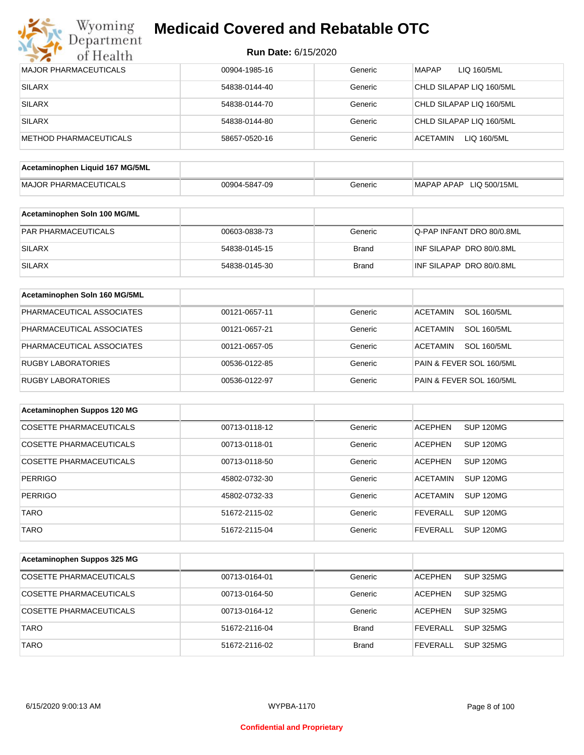| | | | |
|---|---|---|---|
| MAJOR PHARMACEUTICALS | 00904-1985-16 | Generic | MAPAP LIQ 160/5ML |
| SILARX | 54838-0144-40 | Generic | CHLD SILAPAP LIQ 160/5ML |
| SILARX | 54838-0144-70 | Generic | CHLD SILAPAP LIQ 160/5ML |
| SILARX | 54838-0144-80 | Generic | CHLD SILAPAP LIQ 160/5ML |
| METHOD PHARMACEUTICALS | 58657-0520-16 | Generic | ACETAMIN LIQ 160/5ML |

| Acetaminophen Liquid 167 MG/5ML | | | |
|---|---|---|---|
| MAJOR PHARMACEUTICALS | 00904-5847-09 | Generic | MAPAP APAP LIQ 500/15ML |

| Acetaminophen Soln 100 MG/ML | | | |
|---|---|---|---|
| PAR PHARMACEUTICALS | 00603-0838-73 | Generic | Q-PAP INFANT DRO 80/0.8ML |
| SILARX | 54838-0145-15 | Brand | INF SILAPAP DRO 80/0.8ML |
| SILARX | 54838-0145-30 | Brand | INF SILAPAP DRO 80/0.8ML |

| Acetaminophen Soln 160 MG/5ML | | | |
|---|---|---|---|
| PHARMACEUTICAL ASSOCIATES | 00121-0657-11 | Generic | ACETAMIN SOL 160/5ML |
| PHARMACEUTICAL ASSOCIATES | 00121-0657-21 | Generic | ACETAMIN SOL 160/5ML |
| PHARMACEUTICAL ASSOCIATES | 00121-0657-05 | Generic | ACETAMIN SOL 160/5ML |
| RUGBY LABORATORIES | 00536-0122-85 | Generic | PAIN & FEVER SOL 160/5ML |
| RUGBY LABORATORIES | 00536-0122-97 | Generic | PAIN & FEVER SOL 160/5ML |

| Acetaminophen Suppos 120 MG | | | |
|---|---|---|---|
| COSETTE PHARMACEUTICALS | 00713-0118-12 | Generic | ACEPHEN SUP 120MG |
| COSETTE PHARMACEUTICALS | 00713-0118-01 | Generic | ACEPHEN SUP 120MG |
| COSETTE PHARMACEUTICALS | 00713-0118-50 | Generic | ACEPHEN SUP 120MG |
| PERRIGO | 45802-0732-30 | Generic | ACETAMIN SUP 120MG |
| PERRIGO | 45802-0732-33 | Generic | ACETAMIN SUP 120MG |
| TARO | 51672-2115-02 | Generic | FEVERALL SUP 120MG |
| TARO | 51672-2115-04 | Generic | FEVERALL SUP 120MG |

| Acetaminophen Suppos 325 MG | | | |
|---|---|---|---|
| COSETTE PHARMACEUTICALS | 00713-0164-01 | Generic | ACEPHEN SUP 325MG |
| COSETTE PHARMACEUTICALS | 00713-0164-50 | Generic | ACEPHEN SUP 325MG |
| COSETTE PHARMACEUTICALS | 00713-0164-12 | Generic | ACEPHEN SUP 325MG |
| TARO | 51672-2116-04 | Brand | FEVERALL SUP 325MG |
| TARO | 51672-2116-02 | Brand | FEVERALL SUP 325MG |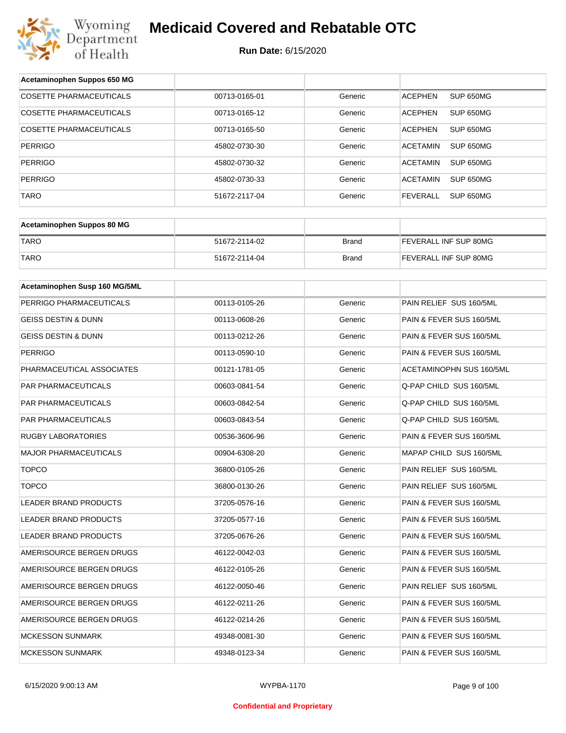# Medicaid Covered and Rebatable OTC

**Run Date:** 6/15/2020

| Acetaminophen Suppos 650 MG | | | |
|---|---|---|---|
| COSETTE PHARMACEUTICALS | 00713-0165-01 | Generic | ACEPHEN SUP 650MG |
| COSETTE PHARMACEUTICALS | 00713-0165-12 | Generic | ACEPHEN SUP 650MG |
| COSETTE PHARMACEUTICALS | 00713-0165-50 | Generic | ACEPHEN SUP 650MG |
| PERRIGO | 45802-0730-30 | Generic | ACETAMIN SUP 650MG |
| PERRIGO | 45802-0730-32 | Generic | ACETAMIN SUP 650MG |
| PERRIGO | 45802-0730-33 | Generic | ACETAMIN SUP 650MG |
| TARO | 51672-2117-04 | Generic | FEVERALL SUP 650MG |

| Acetaminophen Suppos 80 MG | | | |
|---|---|---|---|
| TARO | 51672-2114-02 | Brand | FEVERALL INF SUP 80MG |
| TARO | 51672-2114-04 | Brand | FEVERALL INF SUP 80MG |

| Acetaminophen Susp 160 MG/5ML | | | |
|---|---|---|---|
| PERRIGO PHARMACEUTICALS | 00113-0105-26 | Generic | PAIN RELIEF SUS 160/5ML |
| GEISS DESTIN & DUNN | 00113-0608-26 | Generic | PAIN & FEVER SUS 160/5ML |
| GEISS DESTIN & DUNN | 00113-0212-26 | Generic | PAIN & FEVER SUS 160/5ML |
| PERRIGO | 00113-0590-10 | Generic | PAIN & FEVER SUS 160/5ML |
| PHARMACEUTICAL ASSOCIATES | 00121-1781-05 | Generic | ACETAMINOPHN SUS 160/5ML |
| PAR PHARMACEUTICALS | 00603-0841-54 | Generic | Q-PAP CHILD SUS 160/5ML |
| PAR PHARMACEUTICALS | 00603-0842-54 | Generic | Q-PAP CHILD SUS 160/5ML |
| PAR PHARMACEUTICALS | 00603-0843-54 | Generic | Q-PAP CHILD SUS 160/5ML |
| RUGBY LABORATORIES | 00536-3606-96 | Generic | PAIN & FEVER SUS 160/5ML |
| MAJOR PHARMACEUTICALS | 00904-6308-20 | Generic | MAPAP CHILD SUS 160/5ML |
| TOPCO | 36800-0105-26 | Generic | PAIN RELIEF SUS 160/5ML |
| TOPCO | 36800-0130-26 | Generic | PAIN RELIEF SUS 160/5ML |
| LEADER BRAND PRODUCTS | 37205-0576-16 | Generic | PAIN & FEVER SUS 160/5ML |
| LEADER BRAND PRODUCTS | 37205-0577-16 | Generic | PAIN & FEVER SUS 160/5ML |
| LEADER BRAND PRODUCTS | 37205-0676-26 | Generic | PAIN & FEVER SUS 160/5ML |
| AMERISOURCE BERGEN DRUGS | 46122-0042-03 | Generic | PAIN & FEVER SUS 160/5ML |
| AMERISOURCE BERGEN DRUGS | 46122-0105-26 | Generic | PAIN & FEVER SUS 160/5ML |
| AMERISOURCE BERGEN DRUGS | 46122-0050-46 | Generic | PAIN RELIEF SUS 160/5ML |
| AMERISOURCE BERGEN DRUGS | 46122-0211-26 | Generic | PAIN & FEVER SUS 160/5ML |
| AMERISOURCE BERGEN DRUGS | 46122-0214-26 | Generic | PAIN & FEVER SUS 160/5ML |
| MCKESSON SUNMARK | 49348-0081-30 | Generic | PAIN & FEVER SUS 160/5ML |
| MCKESSON SUNMARK | 49348-0123-34 | Generic | PAIN & FEVER SUS 160/5ML |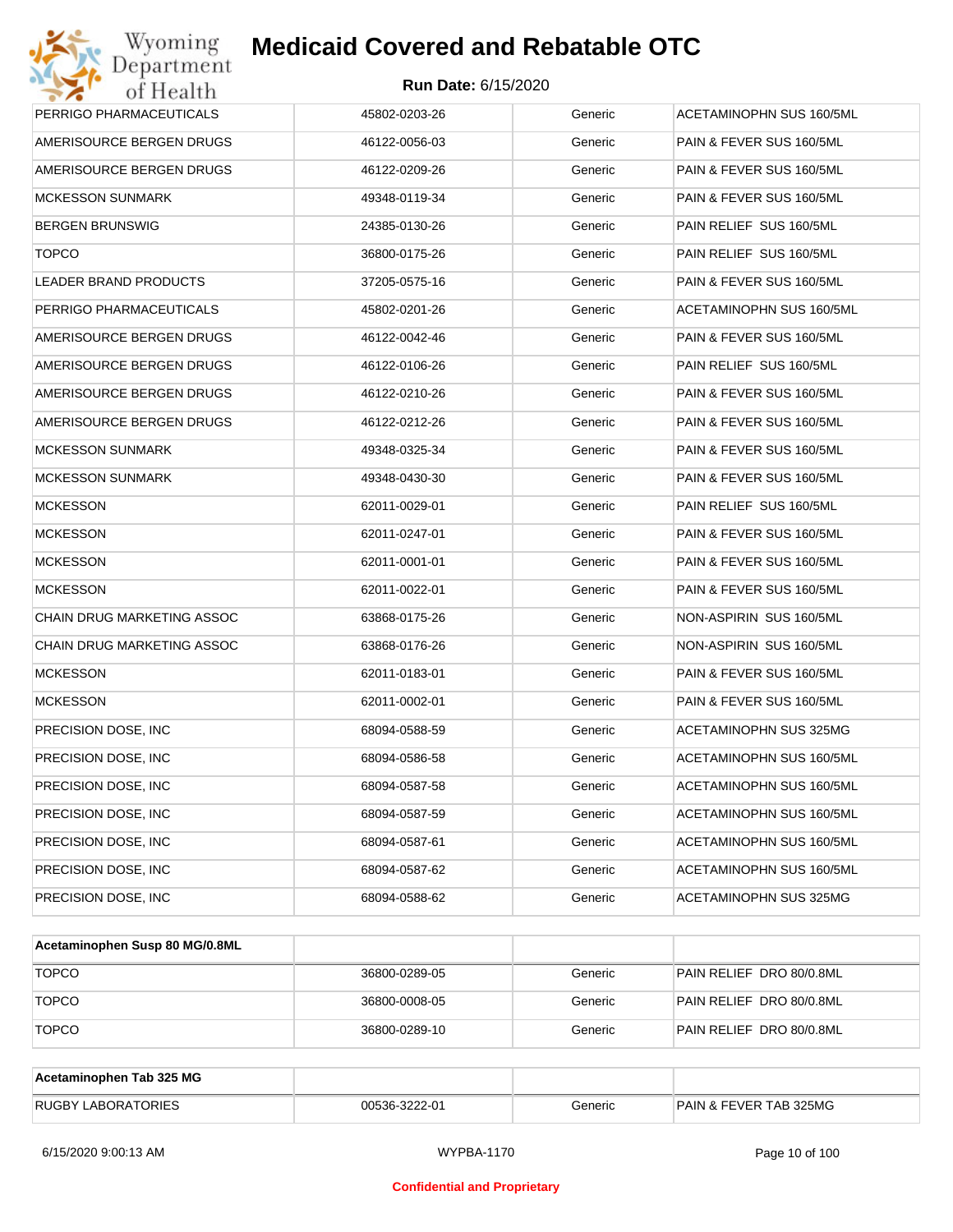| | | | |
|---|---|---|---|
| PERRIGO PHARMACEUTICALS | 45802-0203-26 | Generic | ACETAMINOPHN SUS 160/5ML |
| AMERISOURCE BERGEN DRUGS | 46122-0056-03 | Generic | PAIN & FEVER SUS 160/5ML |
| AMERISOURCE BERGEN DRUGS | 46122-0209-26 | Generic | PAIN & FEVER SUS 160/5ML |
| MCKESSON SUNMARK | 49348-0119-34 | Generic | PAIN & FEVER SUS 160/5ML |
| BERGEN BRUNSWIG | 24385-0130-26 | Generic | PAIN RELIEF SUS 160/5ML |
| TOPCO | 36800-0175-26 | Generic | PAIN RELIEF SUS 160/5ML |
| LEADER BRAND PRODUCTS | 37205-0575-16 | Generic | PAIN & FEVER SUS 160/5ML |
| PERRIGO PHARMACEUTICALS | 45802-0201-26 | Generic | ACETAMINOPHN SUS 160/5ML |
| AMERISOURCE BERGEN DRUGS | 46122-0042-46 | Generic | PAIN & FEVER SUS 160/5ML |
| AMERISOURCE BERGEN DRUGS | 46122-0106-26 | Generic | PAIN RELIEF SUS 160/5ML |
| AMERISOURCE BERGEN DRUGS | 46122-0210-26 | Generic | PAIN & FEVER SUS 160/5ML |
| AMERISOURCE BERGEN DRUGS | 46122-0212-26 | Generic | PAIN & FEVER SUS 160/5ML |
| MCKESSON SUNMARK | 49348-0325-34 | Generic | PAIN & FEVER SUS 160/5ML |
| MCKESSON SUNMARK | 49348-0430-30 | Generic | PAIN & FEVER SUS 160/5ML |
| MCKESSON | 62011-0029-01 | Generic | PAIN RELIEF SUS 160/5ML |
| MCKESSON | 62011-0247-01 | Generic | PAIN & FEVER SUS 160/5ML |
| MCKESSON | 62011-0001-01 | Generic | PAIN & FEVER SUS 160/5ML |
| MCKESSON | 62011-0022-01 | Generic | PAIN & FEVER SUS 160/5ML |
| CHAIN DRUG MARKETING ASSOC | 63868-0175-26 | Generic | NON-ASPIRIN SUS 160/5ML |
| CHAIN DRUG MARKETING ASSOC | 63868-0176-26 | Generic | NON-ASPIRIN SUS 160/5ML |
| MCKESSON | 62011-0183-01 | Generic | PAIN & FEVER SUS 160/5ML |
| MCKESSON | 62011-0002-01 | Generic | PAIN & FEVER SUS 160/5ML |
| PRECISION DOSE, INC | 68094-0588-59 | Generic | ACETAMINOPHN SUS 325MG |
| PRECISION DOSE, INC | 68094-0586-58 | Generic | ACETAMINOPHN SUS 160/5ML |
| PRECISION DOSE, INC | 68094-0587-58 | Generic | ACETAMINOPHN SUS 160/5ML |
| PRECISION DOSE, INC | 68094-0587-59 | Generic | ACETAMINOPHN SUS 160/5ML |
| PRECISION DOSE, INC | 68094-0587-61 | Generic | ACETAMINOPHN SUS 160/5ML |
| PRECISION DOSE, INC | 68094-0587-62 | Generic | ACETAMINOPHN SUS 160/5ML |
| PRECISION DOSE, INC | 68094-0588-62 | Generic | ACETAMINOPHN SUS 325MG |

| **Acetaminophen Susp 80 MG/0.8ML** | | | |
|---|---|---|---|
| TOPCO | 36800-0289-05 | Generic | PAIN RELIEF DRO 80/0.8ML |
| TOPCO | 36800-0008-05 | Generic | PAIN RELIEF DRO 80/0.8ML |
| TOPCO | 36800-0289-10 | Generic | PAIN RELIEF DRO 80/0.8ML |

| **Acetaminophen Tab 325 MG** | | | |
|---|---|---|---|
| RUGBY LABORATORIES | 00536-3222-01 | Generic | PAIN & FEVER TAB 325MG |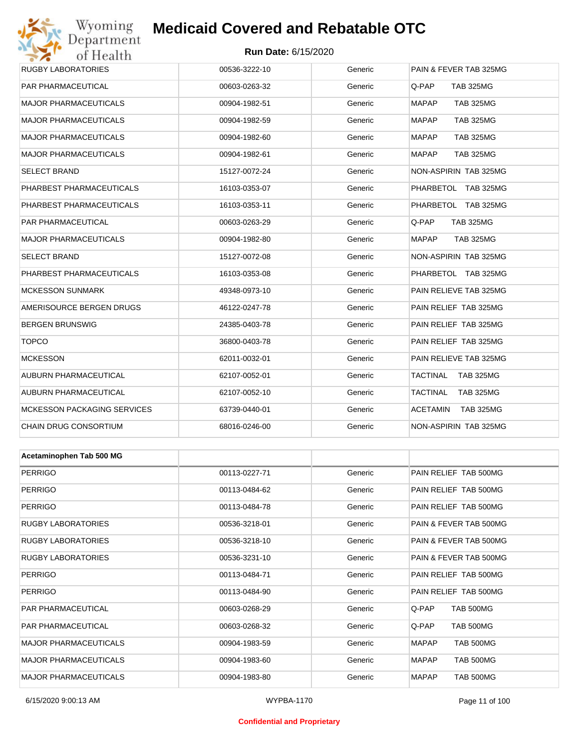# Medicaid Covered and Rebatable OTC

**Run Date:** 6/15/2020

| | | | |
|---|---|---|---|
| RUGBY LABORATORIES | 00536-3222-10 | Generic | PAIN & FEVER TAB 325MG |
| PAR PHARMACEUTICAL | 00603-0263-32 | Generic | Q-PAP TAB 325MG |
| MAJOR PHARMACEUTICALS | 00904-1982-51 | Generic | MAPAP TAB 325MG |
| MAJOR PHARMACEUTICALS | 00904-1982-59 | Generic | MAPAP TAB 325MG |
| MAJOR PHARMACEUTICALS | 00904-1982-60 | Generic | MAPAP TAB 325MG |
| MAJOR PHARMACEUTICALS | 00904-1982-61 | Generic | MAPAP TAB 325MG |
| SELECT BRAND | 15127-0072-24 | Generic | NON-ASPIRIN TAB 325MG |
| PHARBEST PHARMACEUTICALS | 16103-0353-07 | Generic | PHARBETOL TAB 325MG |
| PHARBEST PHARMACEUTICALS | 16103-0353-11 | Generic | PHARBETOL TAB 325MG |
| PAR PHARMACEUTICAL | 00603-0263-29 | Generic | Q-PAP TAB 325MG |
| MAJOR PHARMACEUTICALS | 00904-1982-80 | Generic | MAPAP TAB 325MG |
| SELECT BRAND | 15127-0072-08 | Generic | NON-ASPIRIN TAB 325MG |
| PHARBEST PHARMACEUTICALS | 16103-0353-08 | Generic | PHARBETOL TAB 325MG |
| MCKESSON SUNMARK | 49348-0973-10 | Generic | PAIN RELIEVE TAB 325MG |
| AMERISOURCE BERGEN DRUGS | 46122-0247-78 | Generic | PAIN RELIEF TAB 325MG |
| BERGEN BRUNSWIG | 24385-0403-78 | Generic | PAIN RELIEF TAB 325MG |
| TOPCO | 36800-0403-78 | Generic | PAIN RELIEF TAB 325MG |
| MCKESSON | 62011-0032-01 | Generic | PAIN RELIEVE TAB 325MG |
| AUBURN PHARMACEUTICAL | 62107-0052-01 | Generic | TACTINAL TAB 325MG |
| AUBURN PHARMACEUTICAL | 62107-0052-10 | Generic | TACTINAL TAB 325MG |
| MCKESSON PACKAGING SERVICES | 63739-0440-01 | Generic | ACETAMIN TAB 325MG |
| CHAIN DRUG CONSORTIUM | 68016-0246-00 | Generic | NON-ASPIRIN TAB 325MG |

| **Acetaminophen Tab 500 MG** | | | |
|---|---|---|---|
| PERRIGO | 00113-0227-71 | Generic | PAIN RELIEF TAB 500MG |
| PERRIGO | 00113-0484-62 | Generic | PAIN RELIEF TAB 500MG |
| PERRIGO | 00113-0484-78 | Generic | PAIN RELIEF TAB 500MG |
| RUGBY LABORATORIES | 00536-3218-01 | Generic | PAIN & FEVER TAB 500MG |
| RUGBY LABORATORIES | 00536-3218-10 | Generic | PAIN & FEVER TAB 500MG |
| RUGBY LABORATORIES | 00536-3231-10 | Generic | PAIN & FEVER TAB 500MG |
| PERRIGO | 00113-0484-71 | Generic | PAIN RELIEF TAB 500MG |
| PERRIGO | 00113-0484-90 | Generic | PAIN RELIEF TAB 500MG |
| PAR PHARMACEUTICAL | 00603-0268-29 | Generic | Q-PAP TAB 500MG |
| PAR PHARMACEUTICAL | 00603-0268-32 | Generic | Q-PAP TAB 500MG |
| MAJOR PHARMACEUTICALS | 00904-1983-59 | Generic | MAPAP TAB 500MG |
| MAJOR PHARMACEUTICALS | 00904-1983-60 | Generic | MAPAP TAB 500MG |
| MAJOR PHARMACEUTICALS | 00904-1983-80 | Generic | MAPAP TAB 500MG |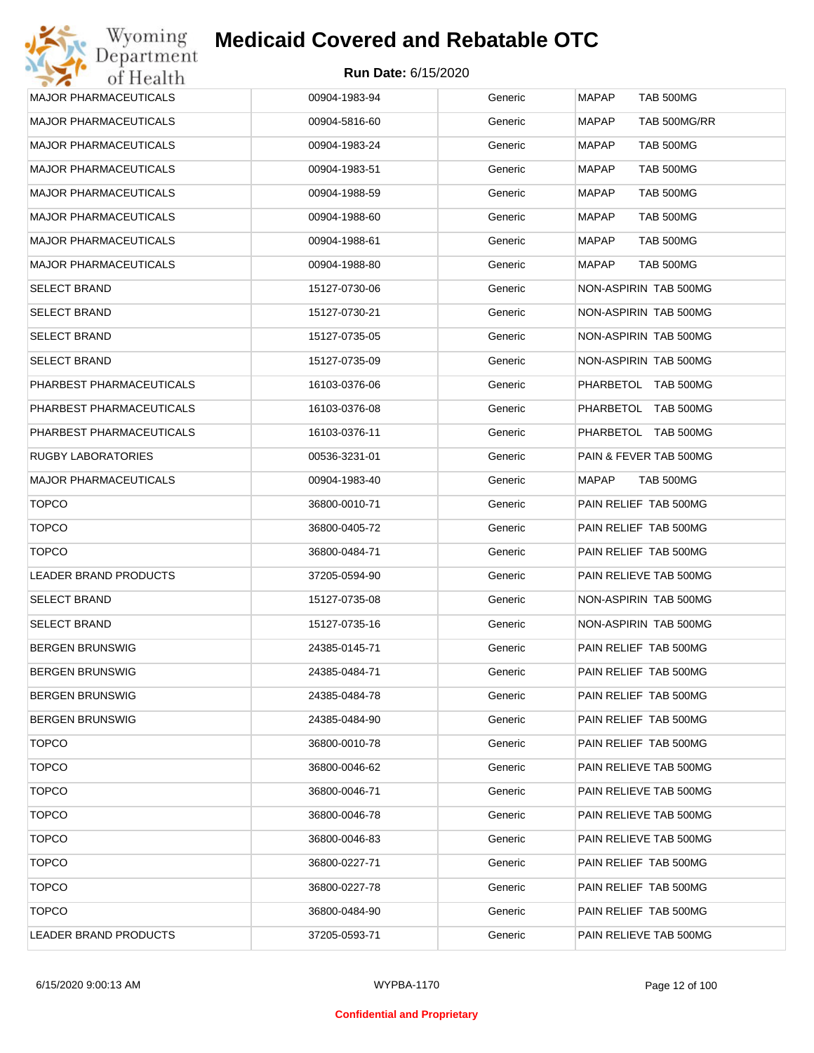| MAJOR PHARMACEUTICALS | 00904-1983-94 | Generic | MAPAP TAB 500MG |
|---|---|---|---|
| MAJOR PHARMACEUTICALS | 00904-5816-60 | Generic | MAPAP TAB 500MG/RR |
| MAJOR PHARMACEUTICALS | 00904-1983-24 | Generic | MAPAP TAB 500MG |
| MAJOR PHARMACEUTICALS | 00904-1983-51 | Generic | MAPAP TAB 500MG |
| MAJOR PHARMACEUTICALS | 00904-1988-59 | Generic | MAPAP TAB 500MG |
| MAJOR PHARMACEUTICALS | 00904-1988-60 | Generic | MAPAP TAB 500MG |
| MAJOR PHARMACEUTICALS | 00904-1988-61 | Generic | MAPAP TAB 500MG |
| MAJOR PHARMACEUTICALS | 00904-1988-80 | Generic | MAPAP TAB 500MG |
| SELECT BRAND | 15127-0730-06 | Generic | NON-ASPIRIN TAB 500MG |
| SELECT BRAND | 15127-0730-21 | Generic | NON-ASPIRIN TAB 500MG |
| SELECT BRAND | 15127-0735-05 | Generic | NON-ASPIRIN TAB 500MG |
| SELECT BRAND | 15127-0735-09 | Generic | NON-ASPIRIN TAB 500MG |
| PHARBEST PHARMACEUTICALS | 16103-0376-06 | Generic | PHARBETOL TAB 500MG |
| PHARBEST PHARMACEUTICALS | 16103-0376-08 | Generic | PHARBETOL TAB 500MG |
| PHARBEST PHARMACEUTICALS | 16103-0376-11 | Generic | PHARBETOL TAB 500MG |
| RUGBY LABORATORIES | 00536-3231-01 | Generic | PAIN & FEVER TAB 500MG |
| MAJOR PHARMACEUTICALS | 00904-1983-40 | Generic | MAPAP TAB 500MG |
| TOPCO | 36800-0010-71 | Generic | PAIN RELIEF TAB 500MG |
| TOPCO | 36800-0405-72 | Generic | PAIN RELIEF TAB 500MG |
| TOPCO | 36800-0484-71 | Generic | PAIN RELIEF TAB 500MG |
| LEADER BRAND PRODUCTS | 37205-0594-90 | Generic | PAIN RELIEVE TAB 500MG |
| SELECT BRAND | 15127-0735-08 | Generic | NON-ASPIRIN TAB 500MG |
| SELECT BRAND | 15127-0735-16 | Generic | NON-ASPIRIN TAB 500MG |
| BERGEN BRUNSWIG | 24385-0145-71 | Generic | PAIN RELIEF TAB 500MG |
| BERGEN BRUNSWIG | 24385-0484-71 | Generic | PAIN RELIEF TAB 500MG |
| BERGEN BRUNSWIG | 24385-0484-78 | Generic | PAIN RELIEF TAB 500MG |
| BERGEN BRUNSWIG | 24385-0484-90 | Generic | PAIN RELIEF TAB 500MG |
| TOPCO | 36800-0010-78 | Generic | PAIN RELIEF TAB 500MG |
| TOPCO | 36800-0046-62 | Generic | PAIN RELIEVE TAB 500MG |
| TOPCO | 36800-0046-71 | Generic | PAIN RELIEVE TAB 500MG |
| TOPCO | 36800-0046-78 | Generic | PAIN RELIEVE TAB 500MG |
| TOPCO | 36800-0046-83 | Generic | PAIN RELIEVE TAB 500MG |
| TOPCO | 36800-0227-71 | Generic | PAIN RELIEF TAB 500MG |
| TOPCO | 36800-0227-78 | Generic | PAIN RELIEF TAB 500MG |
| TOPCO | 36800-0484-90 | Generic | PAIN RELIEF TAB 500MG |
| LEADER BRAND PRODUCTS | 37205-0593-71 | Generic | PAIN RELIEVE TAB 500MG |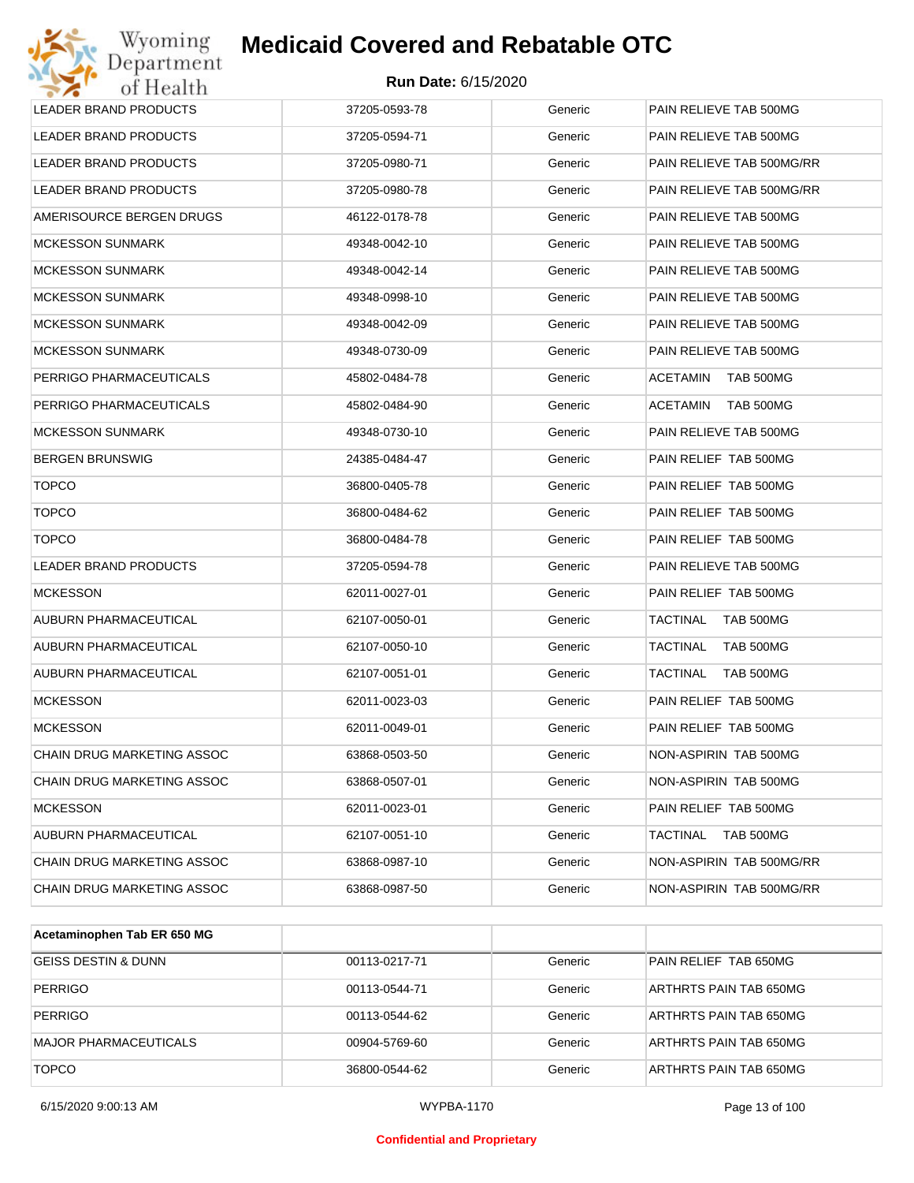| | | | |
|---|---|---|---|
| LEADER BRAND PRODUCTS | 37205-0593-78 | Generic | PAIN RELIEVE TAB 500MG |
| LEADER BRAND PRODUCTS | 37205-0594-71 | Generic | PAIN RELIEVE TAB 500MG |
| LEADER BRAND PRODUCTS | 37205-0980-71 | Generic | PAIN RELIEVE TAB 500MG/RR |
| LEADER BRAND PRODUCTS | 37205-0980-78 | Generic | PAIN RELIEVE TAB 500MG/RR |
| AMERISOURCE BERGEN DRUGS | 46122-0178-78 | Generic | PAIN RELIEVE TAB 500MG |
| MCKESSON SUNMARK | 49348-0042-10 | Generic | PAIN RELIEVE TAB 500MG |
| MCKESSON SUNMARK | 49348-0042-14 | Generic | PAIN RELIEVE TAB 500MG |
| MCKESSON SUNMARK | 49348-0998-10 | Generic | PAIN RELIEVE TAB 500MG |
| MCKESSON SUNMARK | 49348-0042-09 | Generic | PAIN RELIEVE TAB 500MG |
| MCKESSON SUNMARK | 49348-0730-09 | Generic | PAIN RELIEVE TAB 500MG |
| PERRIGO PHARMACEUTICALS | 45802-0484-78 | Generic | ACETAMIN TAB 500MG |
| PERRIGO PHARMACEUTICALS | 45802-0484-90 | Generic | ACETAMIN TAB 500MG |
| MCKESSON SUNMARK | 49348-0730-10 | Generic | PAIN RELIEVE TAB 500MG |
| BERGEN BRUNSWIG | 24385-0484-47 | Generic | PAIN RELIEF TAB 500MG |
| TOPCO | 36800-0405-78 | Generic | PAIN RELIEF TAB 500MG |
| TOPCO | 36800-0484-62 | Generic | PAIN RELIEF TAB 500MG |
| TOPCO | 36800-0484-78 | Generic | PAIN RELIEF TAB 500MG |
| LEADER BRAND PRODUCTS | 37205-0594-78 | Generic | PAIN RELIEVE TAB 500MG |
| MCKESSON | 62011-0027-01 | Generic | PAIN RELIEF TAB 500MG |
| AUBURN PHARMACEUTICAL | 62107-0050-01 | Generic | TACTINAL TAB 500MG |
| AUBURN PHARMACEUTICAL | 62107-0050-10 | Generic | TACTINAL TAB 500MG |
| AUBURN PHARMACEUTICAL | 62107-0051-01 | Generic | TACTINAL TAB 500MG |
| MCKESSON | 62011-0023-03 | Generic | PAIN RELIEF TAB 500MG |
| MCKESSON | 62011-0049-01 | Generic | PAIN RELIEF TAB 500MG |
| CHAIN DRUG MARKETING ASSOC | 63868-0503-50 | Generic | NON-ASPIRIN TAB 500MG |
| CHAIN DRUG MARKETING ASSOC | 63868-0507-01 | Generic | NON-ASPIRIN TAB 500MG |
| MCKESSON | 62011-0023-01 | Generic | PAIN RELIEF TAB 500MG |
| AUBURN PHARMACEUTICAL | 62107-0051-10 | Generic | TACTINAL TAB 500MG |
| CHAIN DRUG MARKETING ASSOC | 63868-0987-10 | Generic | NON-ASPIRIN TAB 500MG/RR |
| CHAIN DRUG MARKETING ASSOC | 63868-0987-50 | Generic | NON-ASPIRIN TAB 500MG/RR |

| **Acetaminophen Tab ER 650 MG** | | | |
|---|---|---|---|
| GEISS DESTIN & DUNN | 00113-0217-71 | Generic | PAIN RELIEF TAB 650MG |
| PERRIGO | 00113-0544-71 | Generic | ARTHRTS PAIN TAB 650MG |
| PERRIGO | 00113-0544-62 | Generic | ARTHRTS PAIN TAB 650MG |
| MAJOR PHARMACEUTICALS | 00904-5769-60 | Generic | ARTHRTS PAIN TAB 650MG |
| TOPCO | 36800-0544-62 | Generic | ARTHRTS PAIN TAB 650MG |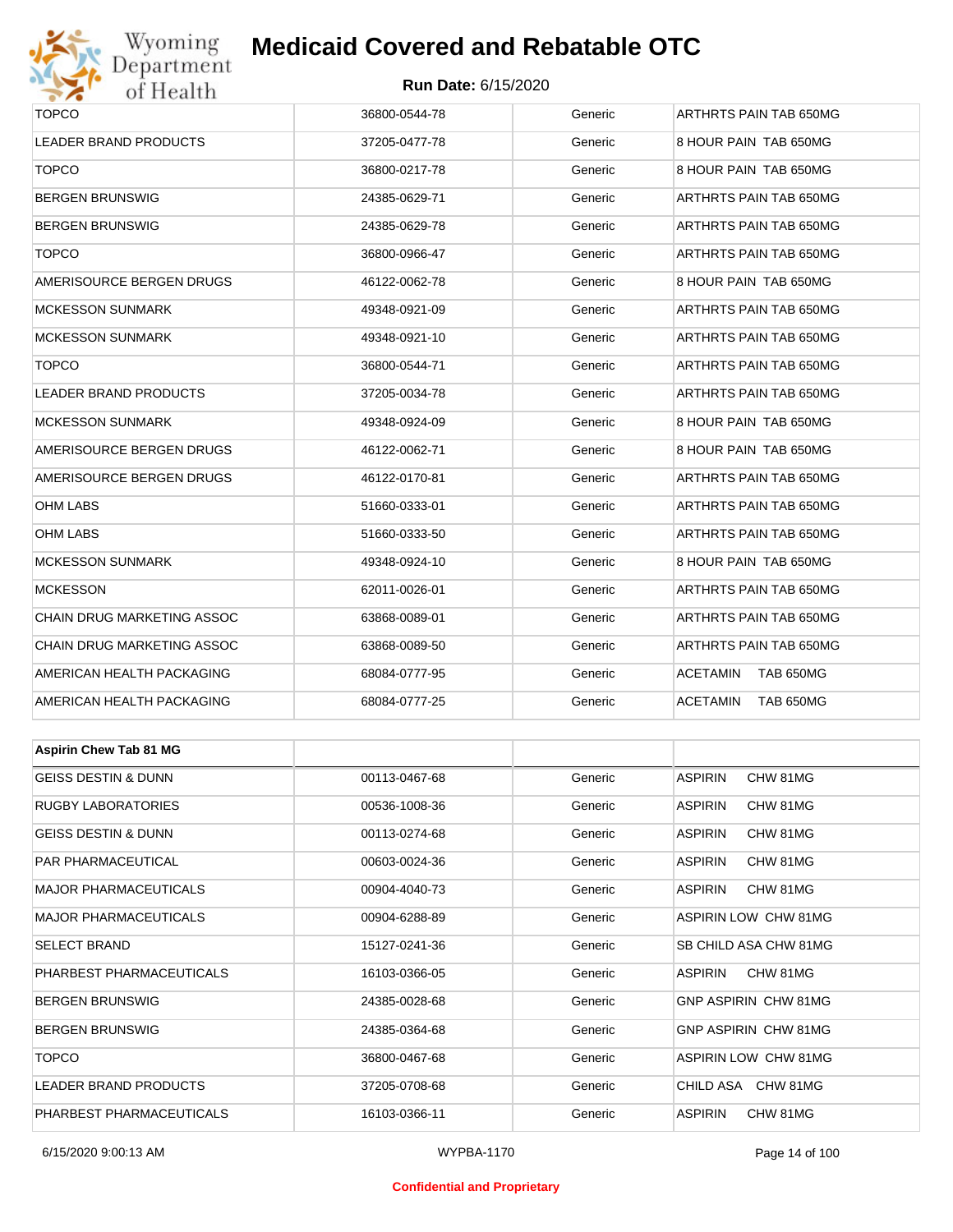| | | | |
|---|---|---|---|
| TOPCO | 36800-0544-78 | Generic | ARTHRTS PAIN TAB 650MG |
| LEADER BRAND PRODUCTS | 37205-0477-78 | Generic | 8 HOUR PAIN TAB 650MG |
| TOPCO | 36800-0217-78 | Generic | 8 HOUR PAIN TAB 650MG |
| BERGEN BRUNSWIG | 24385-0629-71 | Generic | ARTHRTS PAIN TAB 650MG |
| BERGEN BRUNSWIG | 24385-0629-78 | Generic | ARTHRTS PAIN TAB 650MG |
| TOPCO | 36800-0966-47 | Generic | ARTHRTS PAIN TAB 650MG |
| AMERISOURCE BERGEN DRUGS | 46122-0062-78 | Generic | 8 HOUR PAIN TAB 650MG |
| MCKESSON SUNMARK | 49348-0921-09 | Generic | ARTHRTS PAIN TAB 650MG |
| MCKESSON SUNMARK | 49348-0921-10 | Generic | ARTHRTS PAIN TAB 650MG |
| TOPCO | 36800-0544-71 | Generic | ARTHRTS PAIN TAB 650MG |
| LEADER BRAND PRODUCTS | 37205-0034-78 | Generic | ARTHRTS PAIN TAB 650MG |
| MCKESSON SUNMARK | 49348-0924-09 | Generic | 8 HOUR PAIN TAB 650MG |
| AMERISOURCE BERGEN DRUGS | 46122-0062-71 | Generic | 8 HOUR PAIN TAB 650MG |
| AMERISOURCE BERGEN DRUGS | 46122-0170-81 | Generic | ARTHRTS PAIN TAB 650MG |
| OHM LABS | 51660-0333-01 | Generic | ARTHRTS PAIN TAB 650MG |
| OHM LABS | 51660-0333-50 | Generic | ARTHRTS PAIN TAB 650MG |
| MCKESSON SUNMARK | 49348-0924-10 | Generic | 8 HOUR PAIN TAB 650MG |
| MCKESSON | 62011-0026-01 | Generic | ARTHRTS PAIN TAB 650MG |
| CHAIN DRUG MARKETING ASSOC | 63868-0089-01 | Generic | ARTHRTS PAIN TAB 650MG |
| CHAIN DRUG MARKETING ASSOC | 63868-0089-50 | Generic | ARTHRTS PAIN TAB 650MG |
| AMERICAN HEALTH PACKAGING | 68084-0777-95 | Generic | ACETAMIN TAB 650MG |
| AMERICAN HEALTH PACKAGING | 68084-0777-25 | Generic | ACETAMIN TAB 650MG |

| Aspirin Chew Tab 81 MG | | | |
|---|---|---|---|
| GEISS DESTIN & DUNN | 00113-0467-68 | Generic | ASPIRIN CHW 81MG |
| RUGBY LABORATORIES | 00536-1008-36 | Generic | ASPIRIN CHW 81MG |
| GEISS DESTIN & DUNN | 00113-0274-68 | Generic | ASPIRIN CHW 81MG |
| PAR PHARMACEUTICAL | 00603-0024-36 | Generic | ASPIRIN CHW 81MG |
| MAJOR PHARMACEUTICALS | 00904-4040-73 | Generic | ASPIRIN CHW 81MG |
| MAJOR PHARMACEUTICALS | 00904-6288-89 | Generic | ASPIRIN LOW CHW 81MG |
| SELECT BRAND | 15127-0241-36 | Generic | SB CHILD ASA CHW 81MG |
| PHARBEST PHARMACEUTICALS | 16103-0366-05 | Generic | ASPIRIN CHW 81MG |
| BERGEN BRUNSWIG | 24385-0028-68 | Generic | GNP ASPIRIN CHW 81MG |
| BERGEN BRUNSWIG | 24385-0364-68 | Generic | GNP ASPIRIN CHW 81MG |
| TOPCO | 36800-0467-68 | Generic | ASPIRIN LOW CHW 81MG |
| LEADER BRAND PRODUCTS | 37205-0708-68 | Generic | CHILD ASA CHW 81MG |
| PHARBEST PHARMACEUTICALS | 16103-0366-11 | Generic | ASPIRIN CHW 81MG |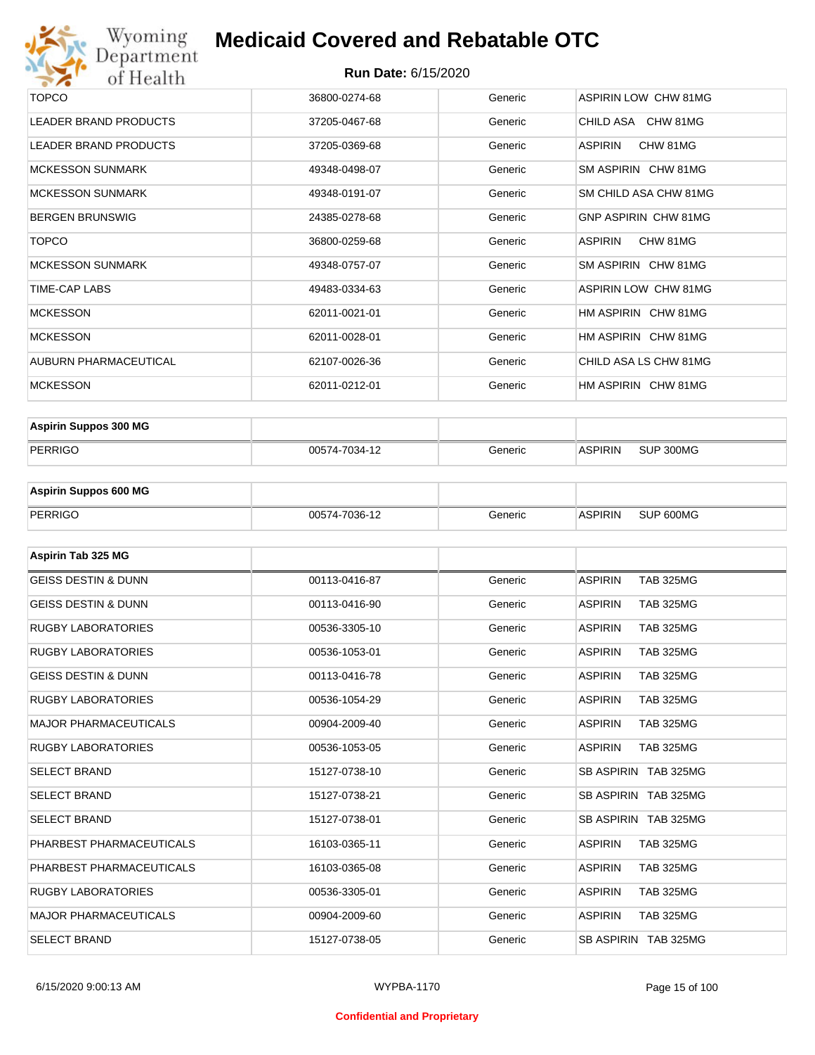| | | | |
|---|---|---|---|
| TOPCO | 36800-0274-68 | Generic | ASPIRIN LOW CHW 81MG |
| LEADER BRAND PRODUCTS | 37205-0467-68 | Generic | CHILD ASA CHW 81MG |
| LEADER BRAND PRODUCTS | 37205-0369-68 | Generic | ASPIRIN CHW 81MG |
| MCKESSON SUNMARK | 49348-0498-07 | Generic | SM ASPIRIN CHW 81MG |
| MCKESSON SUNMARK | 49348-0191-07 | Generic | SM CHILD ASA CHW 81MG |
| BERGEN BRUNSWIG | 24385-0278-68 | Generic | GNP ASPIRIN CHW 81MG |
| TOPCO | 36800-0259-68 | Generic | ASPIRIN CHW 81MG |
| MCKESSON SUNMARK | 49348-0757-07 | Generic | SM ASPIRIN CHW 81MG |
| TIME-CAP LABS | 49483-0334-63 | Generic | ASPIRIN LOW CHW 81MG |
| MCKESSON | 62011-0021-01 | Generic | HM ASPIRIN CHW 81MG |
| MCKESSON | 62011-0028-01 | Generic | HM ASPIRIN CHW 81MG |
| AUBURN PHARMACEUTICAL | 62107-0026-36 | Generic | CHILD ASA LS CHW 81MG |
| MCKESSON | 62011-0212-01 | Generic | HM ASPIRIN CHW 81MG |

| **Aspirin Suppos 300 MG** | | | |
|---|---|---|---|
| PERRIGO | 00574-7034-12 | Generic | ASPIRIN SUP 300MG |

| **Aspirin Suppos 600 MG** | | | |
|---|---|---|---|
| PERRIGO | 00574-7036-12 | Generic | ASPIRIN SUP 600MG |

| **Aspirin Tab 325 MG** | | | |
|---|---|---|---|
| GEISS DESTIN & DUNN | 00113-0416-87 | Generic | ASPIRIN TAB 325MG |
| GEISS DESTIN & DUNN | 00113-0416-90 | Generic | ASPIRIN TAB 325MG |
| RUGBY LABORATORIES | 00536-3305-10 | Generic | ASPIRIN TAB 325MG |
| RUGBY LABORATORIES | 00536-1053-01 | Generic | ASPIRIN TAB 325MG |
| GEISS DESTIN & DUNN | 00113-0416-78 | Generic | ASPIRIN TAB 325MG |
| RUGBY LABORATORIES | 00536-1054-29 | Generic | ASPIRIN TAB 325MG |
| MAJOR PHARMACEUTICALS | 00904-2009-40 | Generic | ASPIRIN TAB 325MG |
| RUGBY LABORATORIES | 00536-1053-05 | Generic | ASPIRIN TAB 325MG |
| SELECT BRAND | 15127-0738-10 | Generic | SB ASPIRIN TAB 325MG |
| SELECT BRAND | 15127-0738-21 | Generic | SB ASPIRIN TAB 325MG |
| SELECT BRAND | 15127-0738-01 | Generic | SB ASPIRIN TAB 325MG |
| PHARBEST PHARMACEUTICALS | 16103-0365-11 | Generic | ASPIRIN TAB 325MG |
| PHARBEST PHARMACEUTICALS | 16103-0365-08 | Generic | ASPIRIN TAB 325MG |
| RUGBY LABORATORIES | 00536-3305-01 | Generic | ASPIRIN TAB 325MG |
| MAJOR PHARMACEUTICALS | 00904-2009-60 | Generic | ASPIRIN TAB 325MG |
| SELECT BRAND | 15127-0738-05 | Generic | SB ASPIRIN TAB 325MG |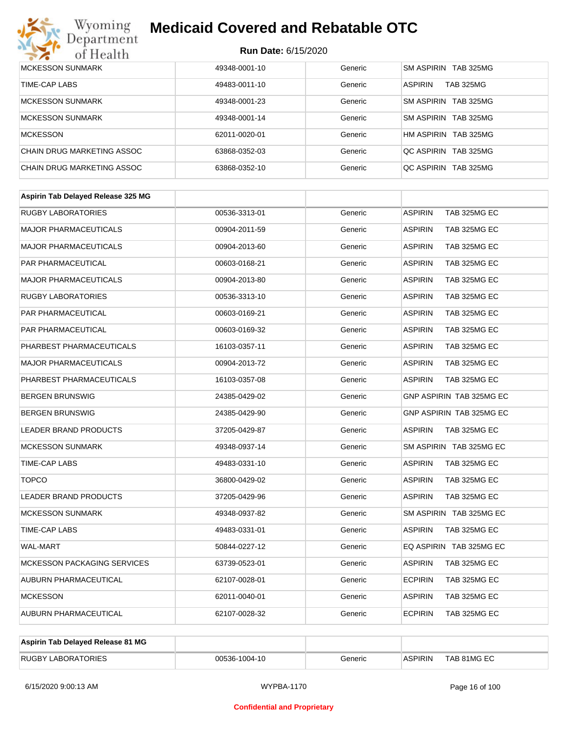| | | | |
|---|---|---|---|
| MCKESSON SUNMARK | 49348-0001-10 | Generic | SM ASPIRIN TAB 325MG |
| TIME-CAP LABS | 49483-0011-10 | Generic | ASPIRIN TAB 325MG |
| MCKESSON SUNMARK | 49348-0001-23 | Generic | SM ASPIRIN TAB 325MG |
| MCKESSON SUNMARK | 49348-0001-14 | Generic | SM ASPIRIN TAB 325MG |
| MCKESSON | 62011-0020-01 | Generic | HM ASPIRIN TAB 325MG |
| CHAIN DRUG MARKETING ASSOC | 63868-0352-03 | Generic | QC ASPIRIN TAB 325MG |
| CHAIN DRUG MARKETING ASSOC | 63868-0352-10 | Generic | QC ASPIRIN TAB 325MG |

| **Aspirin Tab Delayed Release 325 MG** | | | |
|---|---|---|---|
| RUGBY LABORATORIES | 00536-3313-01 | Generic | ASPIRIN TAB 325MG EC |
| MAJOR PHARMACEUTICALS | 00904-2011-59 | Generic | ASPIRIN TAB 325MG EC |
| MAJOR PHARMACEUTICALS | 00904-2013-60 | Generic | ASPIRIN TAB 325MG EC |
| PAR PHARMACEUTICAL | 00603-0168-21 | Generic | ASPIRIN TAB 325MG EC |
| MAJOR PHARMACEUTICALS | 00904-2013-80 | Generic | ASPIRIN TAB 325MG EC |
| RUGBY LABORATORIES | 00536-3313-10 | Generic | ASPIRIN TAB 325MG EC |
| PAR PHARMACEUTICAL | 00603-0169-21 | Generic | ASPIRIN TAB 325MG EC |
| PAR PHARMACEUTICAL | 00603-0169-32 | Generic | ASPIRIN TAB 325MG EC |
| PHARBEST PHARMACEUTICALS | 16103-0357-11 | Generic | ASPIRIN TAB 325MG EC |
| MAJOR PHARMACEUTICALS | 00904-2013-72 | Generic | ASPIRIN TAB 325MG EC |
| PHARBEST PHARMACEUTICALS | 16103-0357-08 | Generic | ASPIRIN TAB 325MG EC |
| BERGEN BRUNSWIG | 24385-0429-02 | Generic | GNP ASPIRIN TAB 325MG EC |
| BERGEN BRUNSWIG | 24385-0429-90 | Generic | GNP ASPIRIN TAB 325MG EC |
| LEADER BRAND PRODUCTS | 37205-0429-87 | Generic | ASPIRIN TAB 325MG EC |
| MCKESSON SUNMARK | 49348-0937-14 | Generic | SM ASPIRIN TAB 325MG EC |
| TIME-CAP LABS | 49483-0331-10 | Generic | ASPIRIN TAB 325MG EC |
| TOPCO | 36800-0429-02 | Generic | ASPIRIN TAB 325MG EC |
| LEADER BRAND PRODUCTS | 37205-0429-96 | Generic | ASPIRIN TAB 325MG EC |
| MCKESSON SUNMARK | 49348-0937-82 | Generic | SM ASPIRIN TAB 325MG EC |
| TIME-CAP LABS | 49483-0331-01 | Generic | ASPIRIN TAB 325MG EC |
| WAL-MART | 50844-0227-12 | Generic | EQ ASPIRIN TAB 325MG EC |
| MCKESSON PACKAGING SERVICES | 63739-0523-01 | Generic | ASPIRIN TAB 325MG EC |
| AUBURN PHARMACEUTICAL | 62107-0028-01 | Generic | ECPIRIN TAB 325MG EC |
| MCKESSON | 62011-0040-01 | Generic | ASPIRIN TAB 325MG EC |
| AUBURN PHARMACEUTICAL | 62107-0028-32 | Generic | ECPIRIN TAB 325MG EC |

| **Aspirin Tab Delayed Release 81 MG** | | | |
|---|---|---|---|
| RUGBY LABORATORIES | 00536-1004-10 | Generic | ASPIRIN TAB 81MG EC |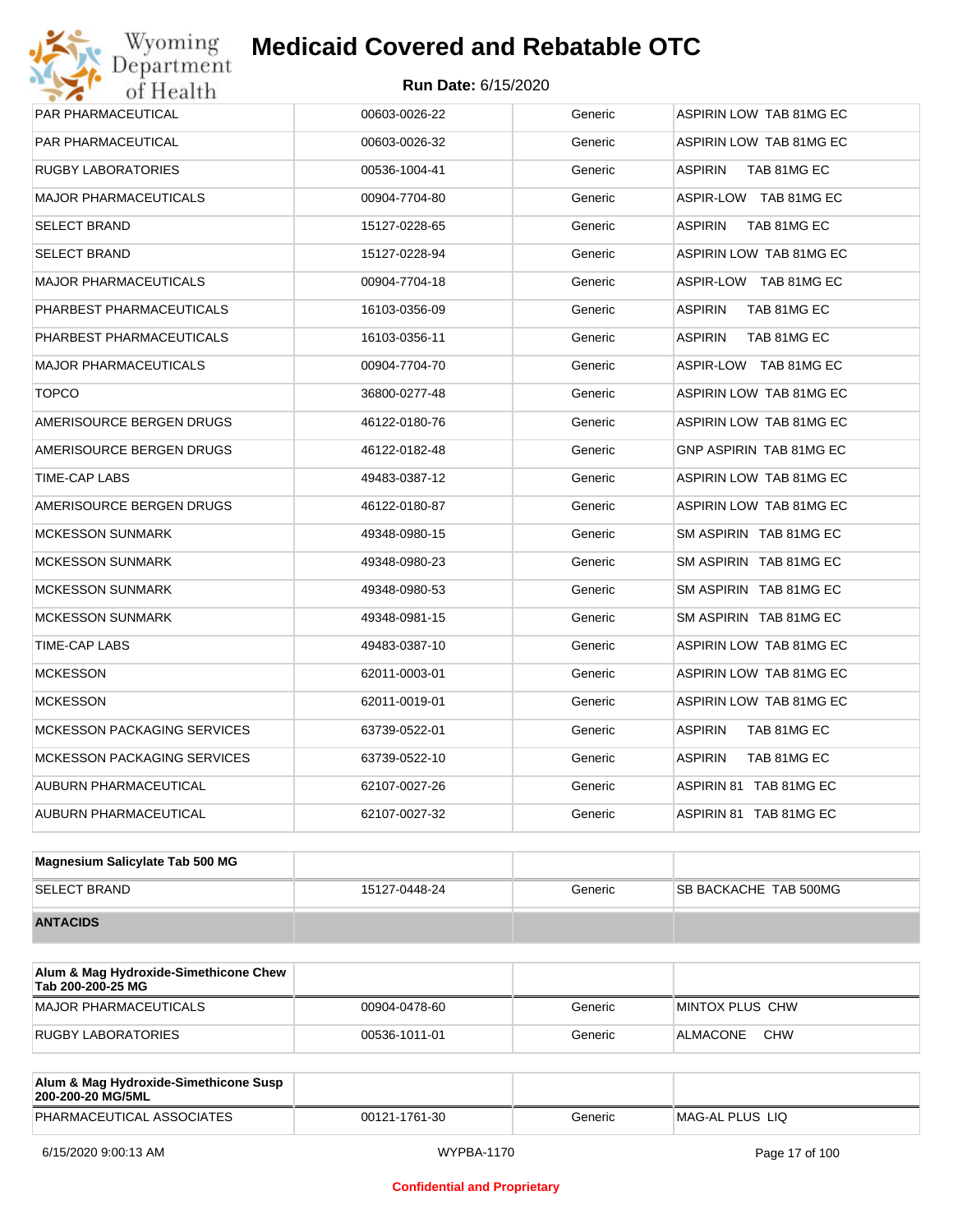| | | | |
|---|---|---|---|
| PAR PHARMACEUTICAL | 00603-0026-22 | Generic | ASPIRIN LOW TAB 81MG EC |
| PAR PHARMACEUTICAL | 00603-0026-32 | Generic | ASPIRIN LOW TAB 81MG EC |
| RUGBY LABORATORIES | 00536-1004-41 | Generic | ASPIRIN TAB 81MG EC |
| MAJOR PHARMACEUTICALS | 00904-7704-80 | Generic | ASPIR-LOW TAB 81MG EC |
| SELECT BRAND | 15127-0228-65 | Generic | ASPIRIN TAB 81MG EC |
| SELECT BRAND | 15127-0228-94 | Generic | ASPIRIN LOW TAB 81MG EC |
| MAJOR PHARMACEUTICALS | 00904-7704-18 | Generic | ASPIR-LOW TAB 81MG EC |
| PHARBEST PHARMACEUTICALS | 16103-0356-09 | Generic | ASPIRIN TAB 81MG EC |
| PHARBEST PHARMACEUTICALS | 16103-0356-11 | Generic | ASPIRIN TAB 81MG EC |
| MAJOR PHARMACEUTICALS | 00904-7704-70 | Generic | ASPIR-LOW TAB 81MG EC |
| TOPCO | 36800-0277-48 | Generic | ASPIRIN LOW TAB 81MG EC |
| AMERISOURCE BERGEN DRUGS | 46122-0180-76 | Generic | ASPIRIN LOW TAB 81MG EC |
| AMERISOURCE BERGEN DRUGS | 46122-0182-48 | Generic | GNP ASPIRIN TAB 81MG EC |
| TIME-CAP LABS | 49483-0387-12 | Generic | ASPIRIN LOW TAB 81MG EC |
| AMERISOURCE BERGEN DRUGS | 46122-0180-87 | Generic | ASPIRIN LOW TAB 81MG EC |
| MCKESSON SUNMARK | 49348-0980-15 | Generic | SM ASPIRIN TAB 81MG EC |
| MCKESSON SUNMARK | 49348-0980-23 | Generic | SM ASPIRIN TAB 81MG EC |
| MCKESSON SUNMARK | 49348-0980-53 | Generic | SM ASPIRIN TAB 81MG EC |
| MCKESSON SUNMARK | 49348-0981-15 | Generic | SM ASPIRIN TAB 81MG EC |
| TIME-CAP LABS | 49483-0387-10 | Generic | ASPIRIN LOW TAB 81MG EC |
| MCKESSON | 62011-0003-01 | Generic | ASPIRIN LOW TAB 81MG EC |
| MCKESSON | 62011-0019-01 | Generic | ASPIRIN LOW TAB 81MG EC |
| MCKESSON PACKAGING SERVICES | 63739-0522-01 | Generic | ASPIRIN TAB 81MG EC |
| MCKESSON PACKAGING SERVICES | 63739-0522-10 | Generic | ASPIRIN TAB 81MG EC |
| AUBURN PHARMACEUTICAL | 62107-0027-26 | Generic | ASPIRIN 81 TAB 81MG EC |
| AUBURN PHARMACEUTICAL | 62107-0027-32 | Generic | ASPIRIN 81 TAB 81MG EC |

| **Magnesium Salicylate Tab 500 MG** | | | |
|---|---|---|---|
| SELECT BRAND | 15127-0448-24 | Generic | SB BACKACHE TAB 500MG |
| **ANTACIDS** | | | |

| **Alum & Mag Hydroxide-Simethicone Chew Tab 200-200-25 MG** | | | |
|---|---|---|---|
| MAJOR PHARMACEUTICALS | 00904-0478-60 | Generic | MINTOX PLUS CHW |
| RUGBY LABORATORIES | 00536-1011-01 | Generic | ALMACONE CHW |

| **Alum & Mag Hydroxide-Simethicone Susp 200-200-20 MG/5ML** | | | |
|---|---|---|---|
| PHARMACEUTICAL ASSOCIATES | 00121-1761-30 | Generic | MAG-AL PLUS LIQ |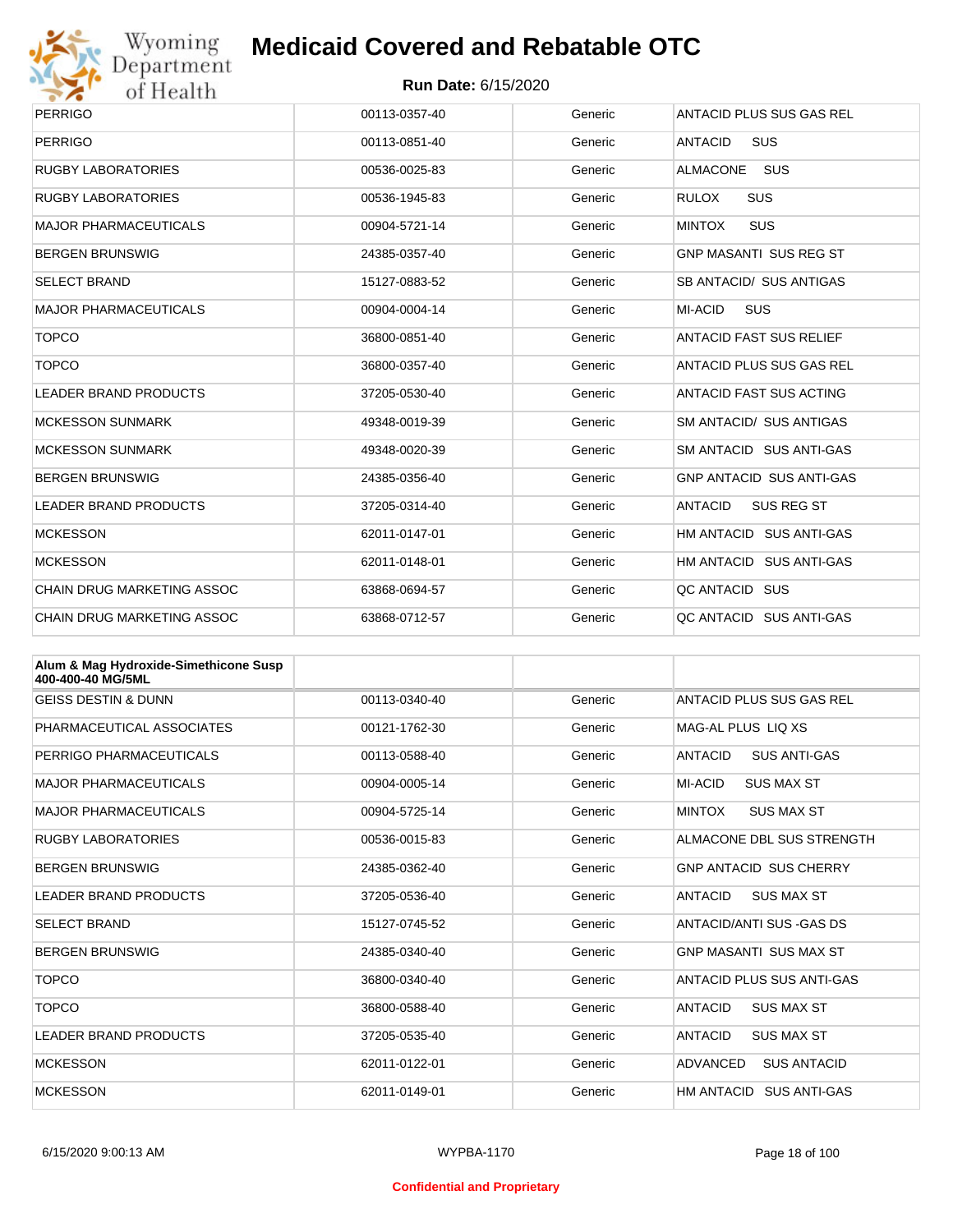| | | | |
|---|---|---|---|
| PERRIGO | 00113-0357-40 | Generic | ANTACID PLUS SUS GAS REL |
| PERRIGO | 00113-0851-40 | Generic | ANTACID SUS |
| RUGBY LABORATORIES | 00536-0025-83 | Generic | ALMACONE SUS |
| RUGBY LABORATORIES | 00536-1945-83 | Generic | RULOX SUS |
| MAJOR PHARMACEUTICALS | 00904-5721-14 | Generic | MINTOX SUS |
| BERGEN BRUNSWIG | 24385-0357-40 | Generic | GNP MASANTI SUS REG ST |
| SELECT BRAND | 15127-0883-52 | Generic | SB ANTACID/ SUS ANTIGAS |
| MAJOR PHARMACEUTICALS | 00904-0004-14 | Generic | MI-ACID SUS |
| TOPCO | 36800-0851-40 | Generic | ANTACID FAST SUS RELIEF |
| TOPCO | 36800-0357-40 | Generic | ANTACID PLUS SUS GAS REL |
| LEADER BRAND PRODUCTS | 37205-0530-40 | Generic | ANTACID FAST SUS ACTING |
| MCKESSON SUNMARK | 49348-0019-39 | Generic | SM ANTACID/ SUS ANTIGAS |
| MCKESSON SUNMARK | 49348-0020-39 | Generic | SM ANTACID SUS ANTI-GAS |
| BERGEN BRUNSWIG | 24385-0356-40 | Generic | GNP ANTACID SUS ANTI-GAS |
| LEADER BRAND PRODUCTS | 37205-0314-40 | Generic | ANTACID SUS REG ST |
| MCKESSON | 62011-0147-01 | Generic | HM ANTACID SUS ANTI-GAS |
| MCKESSON | 62011-0148-01 | Generic | HM ANTACID SUS ANTI-GAS |
| CHAIN DRUG MARKETING ASSOC | 63868-0694-57 | Generic | QC ANTACID SUS |
| CHAIN DRUG MARKETING ASSOC | 63868-0712-57 | Generic | QC ANTACID SUS ANTI-GAS |

| **Alum & Mag Hydroxide-Simethicone Susp 400-400-40 MG/5ML** | | | |
|---|---|---|---|
| GEISS DESTIN & DUNN | 00113-0340-40 | Generic | ANTACID PLUS SUS GAS REL |
| PHARMACEUTICAL ASSOCIATES | 00121-1762-30 | Generic | MAG-AL PLUS LIQ XS |
| PERRIGO PHARMACEUTICALS | 00113-0588-40 | Generic | ANTACID SUS ANTI-GAS |
| MAJOR PHARMACEUTICALS | 00904-0005-14 | Generic | MI-ACID SUS MAX ST |
| MAJOR PHARMACEUTICALS | 00904-5725-14 | Generic | MINTOX SUS MAX ST |
| RUGBY LABORATORIES | 00536-0015-83 | Generic | ALMACONE DBL SUS STRENGTH |
| BERGEN BRUNSWIG | 24385-0362-40 | Generic | GNP ANTACID SUS CHERRY |
| LEADER BRAND PRODUCTS | 37205-0536-40 | Generic | ANTACID SUS MAX ST |
| SELECT BRAND | 15127-0745-52 | Generic | ANTACID/ANTI SUS -GAS DS |
| BERGEN BRUNSWIG | 24385-0340-40 | Generic | GNP MASANTI SUS MAX ST |
| TOPCO | 36800-0340-40 | Generic | ANTACID PLUS SUS ANTI-GAS |
| TOPCO | 36800-0588-40 | Generic | ANTACID SUS MAX ST |
| LEADER BRAND PRODUCTS | 37205-0535-40 | Generic | ANTACID SUS MAX ST |
| MCKESSON | 62011-0122-01 | Generic | ADVANCED SUS ANTACID |
| MCKESSON | 62011-0149-01 | Generic | HM ANTACID SUS ANTI-GAS |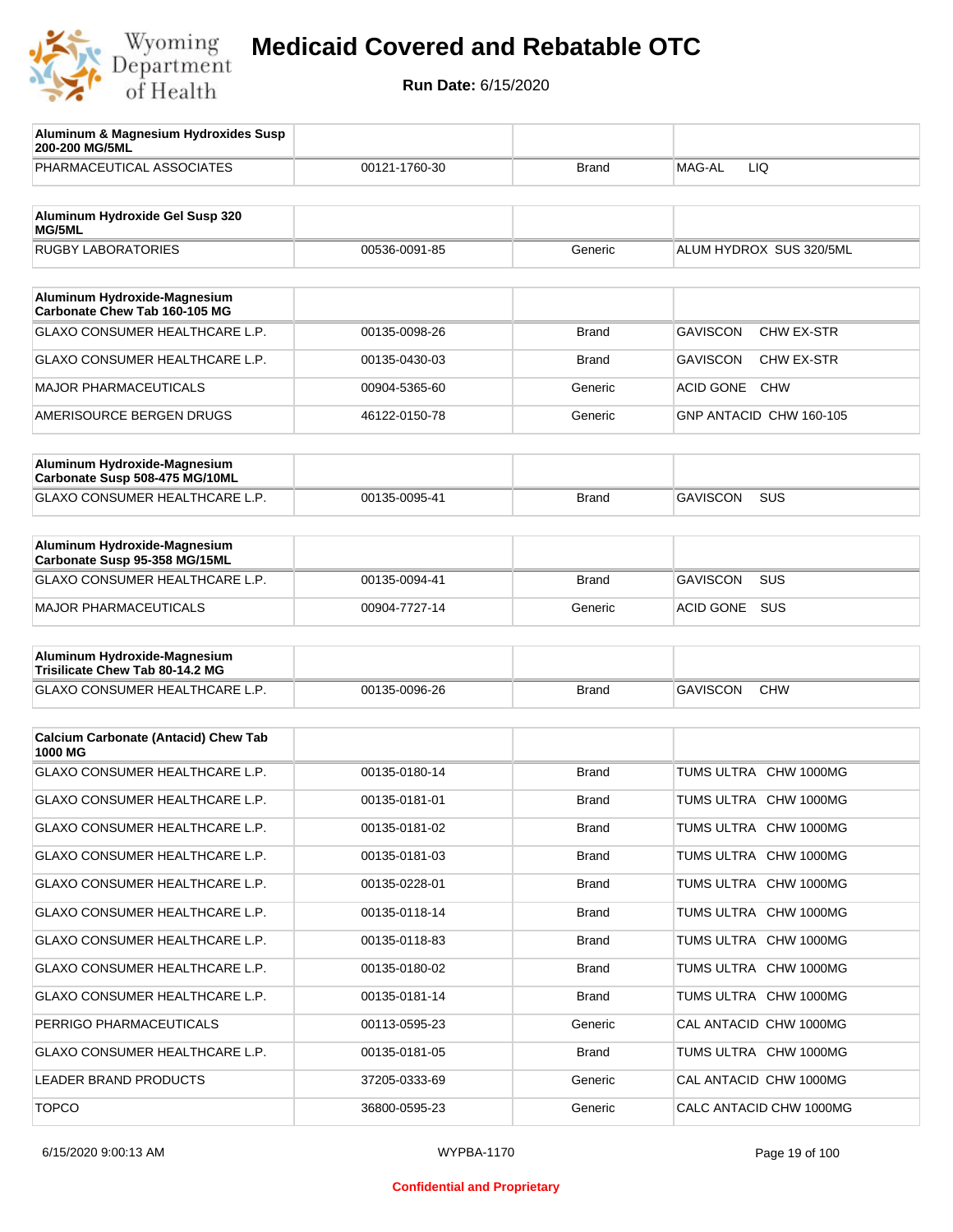# Medicaid Covered and Rebatable OTC

**Run Date:** 6/15/2020

| Aluminum & Magnesium Hydroxides Susp 200-200 MG/5ML | | | |
|---|---|---|---|
| PHARMACEUTICAL ASSOCIATES | 00121-1760-30 | Brand | MAG-AL LIQ |

| Aluminum Hydroxide Gel Susp 320 MG/5ML | | | |
|---|---|---|---|
| RUGBY LABORATORIES | 00536-0091-85 | Generic | ALUM HYDROX SUS 320/5ML |

| Aluminum Hydroxide-Magnesium Carbonate Chew Tab 160-105 MG | | | |
|---|---|---|---|
| GLAXO CONSUMER HEALTHCARE L.P. | 00135-0098-26 | Brand | GAVISCON CHW EX-STR |
| GLAXO CONSUMER HEALTHCARE L.P. | 00135-0430-03 | Brand | GAVISCON CHW EX-STR |
| MAJOR PHARMACEUTICALS | 00904-5365-60 | Generic | ACID GONE CHW |
| AMERISOURCE BERGEN DRUGS | 46122-0150-78 | Generic | GNP ANTACID CHW 160-105 |

| Aluminum Hydroxide-Magnesium Carbonate Susp 508-475 MG/10ML | | | |
|---|---|---|---|
| GLAXO CONSUMER HEALTHCARE L.P. | 00135-0095-41 | Brand | GAVISCON SUS |

| Aluminum Hydroxide-Magnesium Carbonate Susp 95-358 MG/15ML | | | |
|---|---|---|---|
| GLAXO CONSUMER HEALTHCARE L.P. | 00135-0094-41 | Brand | GAVISCON SUS |
| MAJOR PHARMACEUTICALS | 00904-7727-14 | Generic | ACID GONE SUS |

| Aluminum Hydroxide-Magnesium Trisilicate Chew Tab 80-14.2 MG | | | |
|---|---|---|---|
| GLAXO CONSUMER HEALTHCARE L.P. | 00135-0096-26 | Brand | GAVISCON CHW |

| Calcium Carbonate (Antacid) Chew Tab 1000 MG | | | |
|---|---|---|---|
| GLAXO CONSUMER HEALTHCARE L.P. | 00135-0180-14 | Brand | TUMS ULTRA CHW 1000MG |
| GLAXO CONSUMER HEALTHCARE L.P. | 00135-0181-01 | Brand | TUMS ULTRA CHW 1000MG |
| GLAXO CONSUMER HEALTHCARE L.P. | 00135-0181-02 | Brand | TUMS ULTRA CHW 1000MG |
| GLAXO CONSUMER HEALTHCARE L.P. | 00135-0181-03 | Brand | TUMS ULTRA CHW 1000MG |
| GLAXO CONSUMER HEALTHCARE L.P. | 00135-0228-01 | Brand | TUMS ULTRA CHW 1000MG |
| GLAXO CONSUMER HEALTHCARE L.P. | 00135-0118-14 | Brand | TUMS ULTRA CHW 1000MG |
| GLAXO CONSUMER HEALTHCARE L.P. | 00135-0118-83 | Brand | TUMS ULTRA CHW 1000MG |
| GLAXO CONSUMER HEALTHCARE L.P. | 00135-0180-02 | Brand | TUMS ULTRA CHW 1000MG |
| GLAXO CONSUMER HEALTHCARE L.P. | 00135-0181-14 | Brand | TUMS ULTRA CHW 1000MG |
| PERRIGO PHARMACEUTICALS | 00113-0595-23 | Generic | CAL ANTACID CHW 1000MG |
| GLAXO CONSUMER HEALTHCARE L.P. | 00135-0181-05 | Brand | TUMS ULTRA CHW 1000MG |
| LEADER BRAND PRODUCTS | 37205-0333-69 | Generic | CAL ANTACID CHW 1000MG |
| TOPCO | 36800-0595-23 | Generic | CALC ANTACID CHW 1000MG |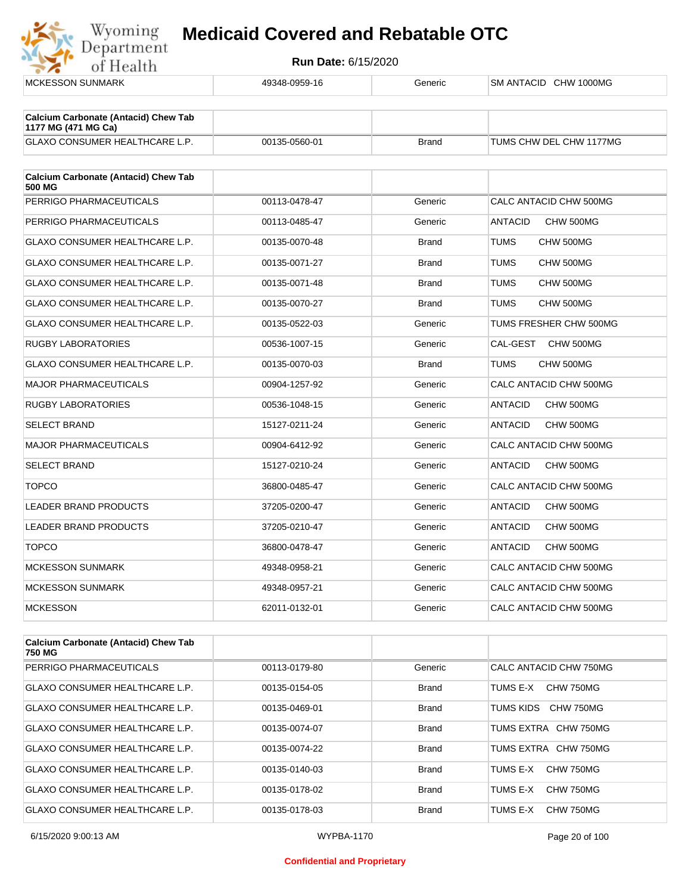| MCKESSON SUNMARK | 49348-0959-16 | Generic | SM ANTACID CHW 1000MG |
|---|---|---|---|

| Calcium Carbonate (Antacid) Chew Tab 1177 MG (471 MG Ca) | | | |
|---|---|---|---|
| GLAXO CONSUMER HEALTHCARE L.P. | 00135-0560-01 | Brand | TUMS CHW DEL CHW 1177MG |

| Calcium Carbonate (Antacid) Chew Tab 500 MG | | | |
|---|---|---|---|
| PERRIGO PHARMACEUTICALS | 00113-0478-47 | Generic | CALC ANTACID CHW 500MG |
| PERRIGO PHARMACEUTICALS | 00113-0485-47 | Generic | ANTACID CHW 500MG |
| GLAXO CONSUMER HEALTHCARE L.P. | 00135-0070-48 | Brand | TUMS CHW 500MG |
| GLAXO CONSUMER HEALTHCARE L.P. | 00135-0071-27 | Brand | TUMS CHW 500MG |
| GLAXO CONSUMER HEALTHCARE L.P. | 00135-0071-48 | Brand | TUMS CHW 500MG |
| GLAXO CONSUMER HEALTHCARE L.P. | 00135-0070-27 | Brand | TUMS CHW 500MG |
| GLAXO CONSUMER HEALTHCARE L.P. | 00135-0522-03 | Generic | TUMS FRESHER CHW 500MG |
| RUGBY LABORATORIES | 00536-1007-15 | Generic | CAL-GEST CHW 500MG |
| GLAXO CONSUMER HEALTHCARE L.P. | 00135-0070-03 | Brand | TUMS CHW 500MG |
| MAJOR PHARMACEUTICALS | 00904-1257-92 | Generic | CALC ANTACID CHW 500MG |
| RUGBY LABORATORIES | 00536-1048-15 | Generic | ANTACID CHW 500MG |
| SELECT BRAND | 15127-0211-24 | Generic | ANTACID CHW 500MG |
| MAJOR PHARMACEUTICALS | 00904-6412-92 | Generic | CALC ANTACID CHW 500MG |
| SELECT BRAND | 15127-0210-24 | Generic | ANTACID CHW 500MG |
| TOPCO | 36800-0485-47 | Generic | CALC ANTACID CHW 500MG |
| LEADER BRAND PRODUCTS | 37205-0200-47 | Generic | ANTACID CHW 500MG |
| LEADER BRAND PRODUCTS | 37205-0210-47 | Generic | ANTACID CHW 500MG |
| TOPCO | 36800-0478-47 | Generic | ANTACID CHW 500MG |
| MCKESSON SUNMARK | 49348-0958-21 | Generic | CALC ANTACID CHW 500MG |
| MCKESSON SUNMARK | 49348-0957-21 | Generic | CALC ANTACID CHW 500MG |
| MCKESSON | 62011-0132-01 | Generic | CALC ANTACID CHW 500MG |

| Calcium Carbonate (Antacid) Chew Tab 750 MG | | | |
|---|---|---|---|
| PERRIGO PHARMACEUTICALS | 00113-0179-80 | Generic | CALC ANTACID CHW 750MG |
| GLAXO CONSUMER HEALTHCARE L.P. | 00135-0154-05 | Brand | TUMS E-X CHW 750MG |
| GLAXO CONSUMER HEALTHCARE L.P. | 00135-0469-01 | Brand | TUMS KIDS CHW 750MG |
| GLAXO CONSUMER HEALTHCARE L.P. | 00135-0074-07 | Brand | TUMS EXTRA CHW 750MG |
| GLAXO CONSUMER HEALTHCARE L.P. | 00135-0074-22 | Brand | TUMS EXTRA CHW 750MG |
| GLAXO CONSUMER HEALTHCARE L.P. | 00135-0140-03 | Brand | TUMS E-X CHW 750MG |
| GLAXO CONSUMER HEALTHCARE L.P. | 00135-0178-02 | Brand | TUMS E-X CHW 750MG |
| GLAXO CONSUMER HEALTHCARE L.P. | 00135-0178-03 | Brand | TUMS E-X CHW 750MG |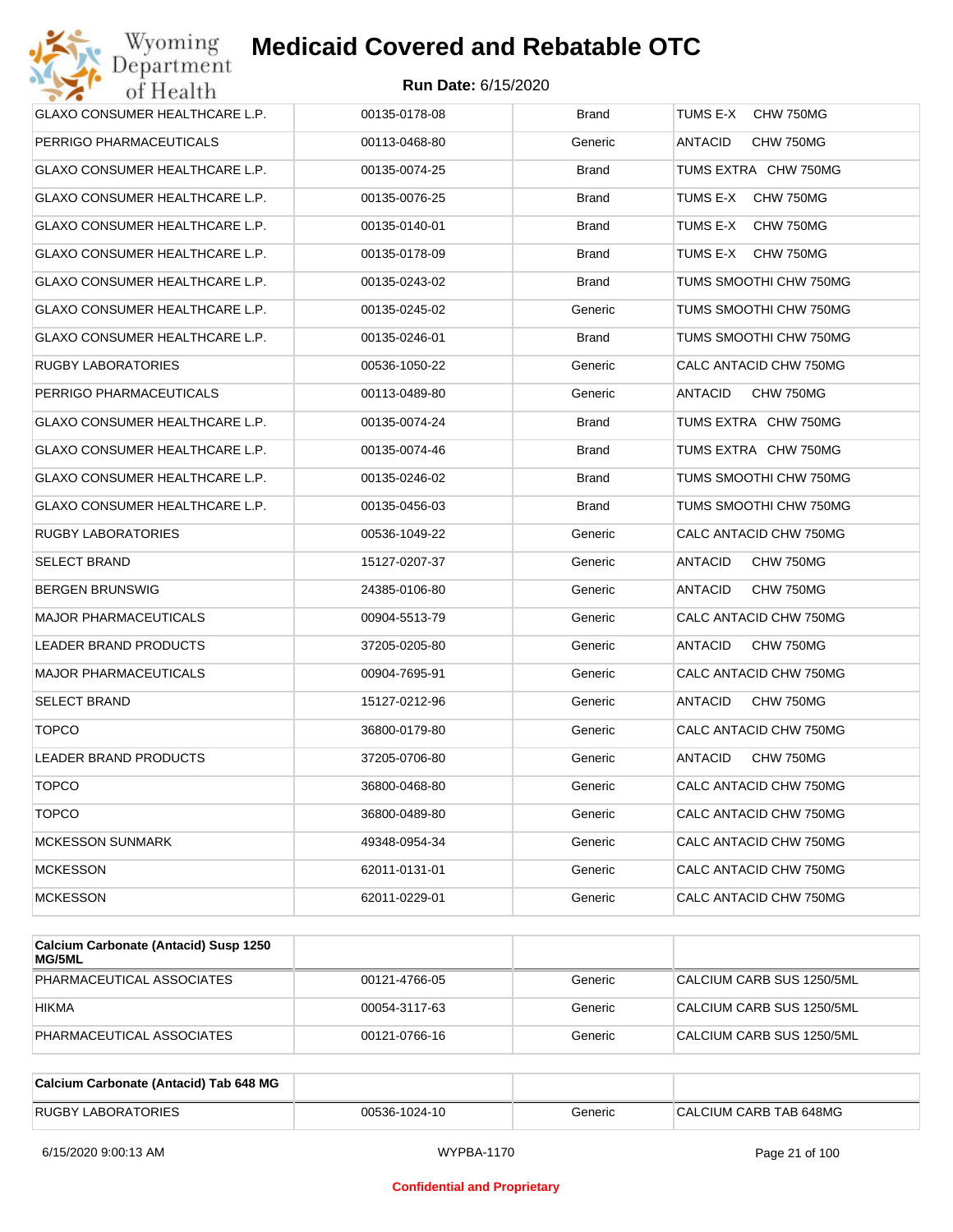# Medicaid Covered and Rebatable OTC

**Run Date:** 6/15/2020

| | | | |
|---|---|---|---|
| GLAXO CONSUMER HEALTHCARE L.P. | 00135-0178-08 | Brand | TUMS E-X CHW 750MG |
| PERRIGO PHARMACEUTICALS | 00113-0468-80 | Generic | ANTACID CHW 750MG |
| GLAXO CONSUMER HEALTHCARE L.P. | 00135-0074-25 | Brand | TUMS EXTRA CHW 750MG |
| GLAXO CONSUMER HEALTHCARE L.P. | 00135-0076-25 | Brand | TUMS E-X CHW 750MG |
| GLAXO CONSUMER HEALTHCARE L.P. | 00135-0140-01 | Brand | TUMS E-X CHW 750MG |
| GLAXO CONSUMER HEALTHCARE L.P. | 00135-0178-09 | Brand | TUMS E-X CHW 750MG |
| GLAXO CONSUMER HEALTHCARE L.P. | 00135-0243-02 | Brand | TUMS SMOOTHI CHW 750MG |
| GLAXO CONSUMER HEALTHCARE L.P. | 00135-0245-02 | Generic | TUMS SMOOTHI CHW 750MG |
| GLAXO CONSUMER HEALTHCARE L.P. | 00135-0246-01 | Brand | TUMS SMOOTHI CHW 750MG |
| RUGBY LABORATORIES | 00536-1050-22 | Generic | CALC ANTACID CHW 750MG |
| PERRIGO PHARMACEUTICALS | 00113-0489-80 | Generic | ANTACID CHW 750MG |
| GLAXO CONSUMER HEALTHCARE L.P. | 00135-0074-24 | Brand | TUMS EXTRA CHW 750MG |
| GLAXO CONSUMER HEALTHCARE L.P. | 00135-0074-46 | Brand | TUMS EXTRA CHW 750MG |
| GLAXO CONSUMER HEALTHCARE L.P. | 00135-0246-02 | Brand | TUMS SMOOTHI CHW 750MG |
| GLAXO CONSUMER HEALTHCARE L.P. | 00135-0456-03 | Brand | TUMS SMOOTHI CHW 750MG |
| RUGBY LABORATORIES | 00536-1049-22 | Generic | CALC ANTACID CHW 750MG |
| SELECT BRAND | 15127-0207-37 | Generic | ANTACID CHW 750MG |
| BERGEN BRUNSWIG | 24385-0106-80 | Generic | ANTACID CHW 750MG |
| MAJOR PHARMACEUTICALS | 00904-5513-79 | Generic | CALC ANTACID CHW 750MG |
| LEADER BRAND PRODUCTS | 37205-0205-80 | Generic | ANTACID CHW 750MG |
| MAJOR PHARMACEUTICALS | 00904-7695-91 | Generic | CALC ANTACID CHW 750MG |
| SELECT BRAND | 15127-0212-96 | Generic | ANTACID CHW 750MG |
| TOPCO | 36800-0179-80 | Generic | CALC ANTACID CHW 750MG |
| LEADER BRAND PRODUCTS | 37205-0706-80 | Generic | ANTACID CHW 750MG |
| TOPCO | 36800-0468-80 | Generic | CALC ANTACID CHW 750MG |
| TOPCO | 36800-0489-80 | Generic | CALC ANTACID CHW 750MG |
| MCKESSON SUNMARK | 49348-0954-34 | Generic | CALC ANTACID CHW 750MG |
| MCKESSON | 62011-0131-01 | Generic | CALC ANTACID CHW 750MG |
| MCKESSON | 62011-0229-01 | Generic | CALC ANTACID CHW 750MG |

| **Calcium Carbonate (Antacid) Susp 1250 MG/5ML** | | | |
|---|---|---|---|
| PHARMACEUTICAL ASSOCIATES | 00121-4766-05 | Generic | CALCIUM CARB SUS 1250/5ML |
| HIKMA | 00054-3117-63 | Generic | CALCIUM CARB SUS 1250/5ML |
| PHARMACEUTICAL ASSOCIATES | 00121-0766-16 | Generic | CALCIUM CARB SUS 1250/5ML |

| **Calcium Carbonate (Antacid) Tab 648 MG** | | | |
|---|---|---|---|
| RUGBY LABORATORIES | 00536-1024-10 | Generic | CALCIUM CARB TAB 648MG |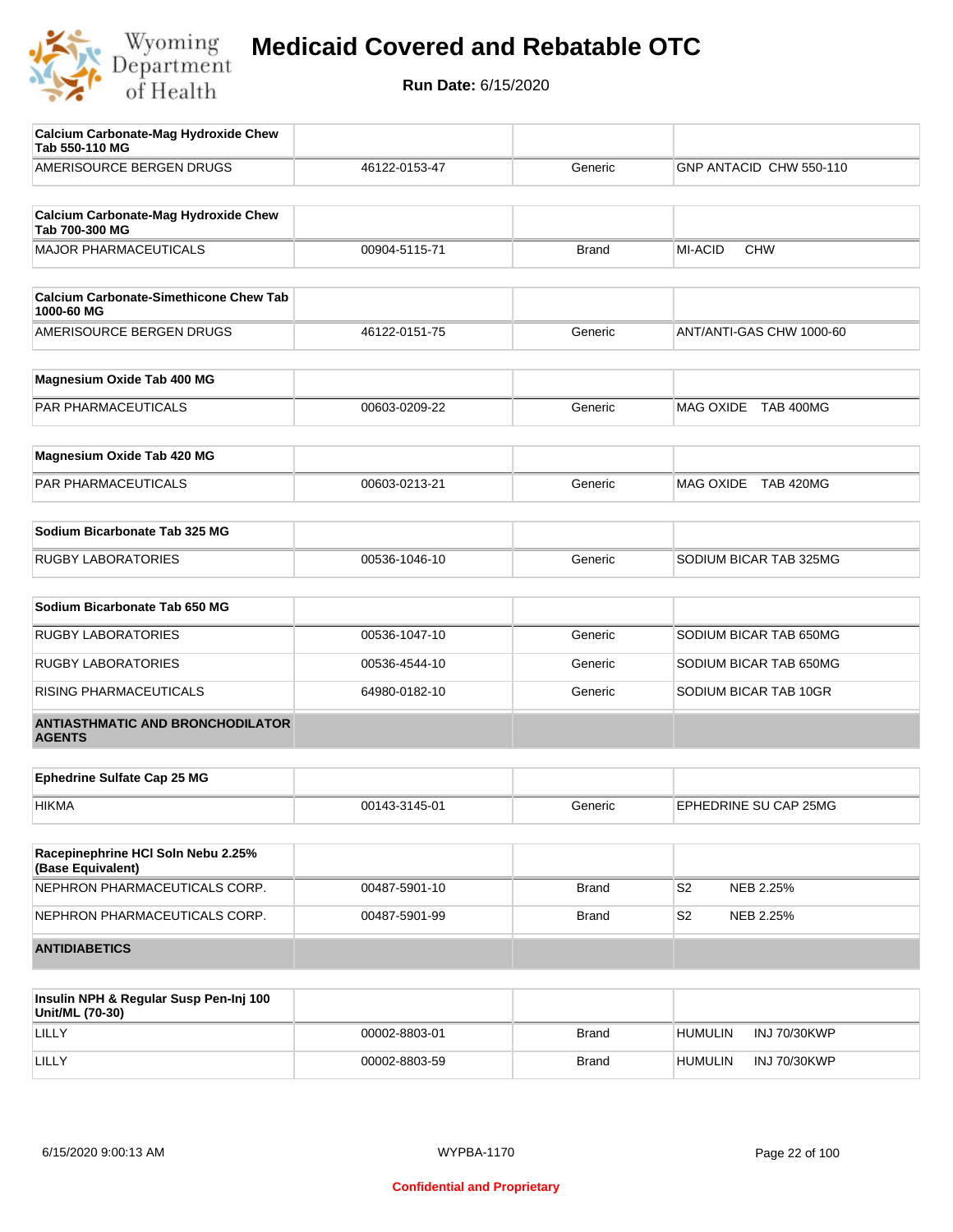# Medicaid Covered and Rebatable OTC

**Run Date:** 6/15/2020

| **Calcium Carbonate-Mag Hydroxide Chew Tab 550-110 MG** | | | |
|---|---|---|---|
| AMERISOURCE BERGEN DRUGS | 46122-0153-47 | Generic | GNP ANTACID CHW 550-110 |

| **Calcium Carbonate-Mag Hydroxide Chew Tab 700-300 MG** | | | |
|---|---|---|---|
| MAJOR PHARMACEUTICALS | 00904-5115-71 | Brand | MI-ACID CHW |

| **Calcium Carbonate-Simethicone Chew Tab 1000-60 MG** | | | |
|---|---|---|---|
| AMERISOURCE BERGEN DRUGS | 46122-0151-75 | Generic | ANT/ANTI-GAS CHW 1000-60 |

| **Magnesium Oxide Tab 400 MG** | | | |
|---|---|---|---|
| PAR PHARMACEUTICALS | 00603-0209-22 | Generic | MAG OXIDE TAB 400MG |

| **Magnesium Oxide Tab 420 MG** | | | |
|---|---|---|---|
| PAR PHARMACEUTICALS | 00603-0213-21 | Generic | MAG OXIDE TAB 420MG |

| **Sodium Bicarbonate Tab 325 MG** | | | |
|---|---|---|---|
| RUGBY LABORATORIES | 00536-1046-10 | Generic | SODIUM BICAR TAB 325MG |

| **Sodium Bicarbonate Tab 650 MG** | | | |
|---|---|---|---|
| RUGBY LABORATORIES | 00536-1047-10 | Generic | SODIUM BICAR TAB 650MG |
| RUGBY LABORATORIES | 00536-4544-10 | Generic | SODIUM BICAR TAB 650MG |
| RISING PHARMACEUTICALS | 64980-0182-10 | Generic | SODIUM BICAR TAB 10GR |

## ANTIASTHMATIC AND BRONCHODILATOR AGENTS

| **Ephedrine Sulfate Cap 25 MG** | | | |
|---|---|---|---|
| HIKMA | 00143-3145-01 | Generic | EPHEDRINE SU CAP 25MG |

| **Racepinephrine HCl Soln Nebu 2.25% (Base Equivalent)** | | | |
|---|---|---|---|
| NEPHRON PHARMACEUTICALS CORP. | 00487-5901-10 | Brand | S2 NEB 2.25% |
| NEPHRON PHARMACEUTICALS CORP. | 00487-5901-99 | Brand | S2 NEB 2.25% |

## ANTIDIABETICS

| **Insulin NPH & Regular Susp Pen-Inj 100 Unit/ML (70-30)** | | | |
|---|---|---|---|
| LILLY | 00002-8803-01 | Brand | HUMULIN INJ 70/30KWP |
| LILLY | 00002-8803-59 | Brand | HUMULIN INJ 70/30KWP |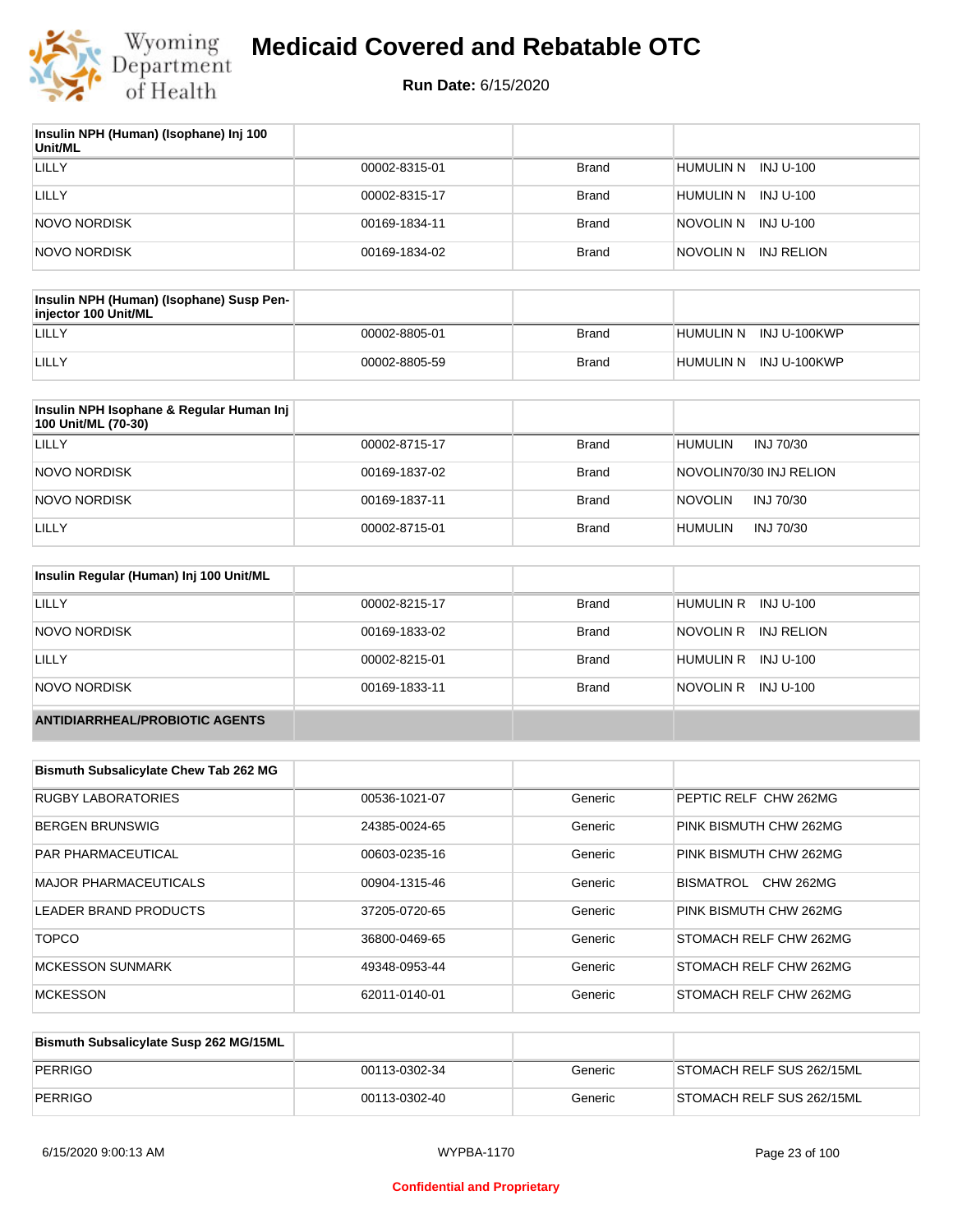| Insulin NPH (Human) (Isophane) Inj 100 Unit/ML | | | |
|---|---|---|---|
| LILLY | 00002-8315-01 | Brand | HUMULIN N INJ U-100 |
| LILLY | 00002-8315-17 | Brand | HUMULIN N INJ U-100 |
| NOVO NORDISK | 00169-1834-11 | Brand | NOVOLIN N INJ U-100 |
| NOVO NORDISK | 00169-1834-02 | Brand | NOVOLIN N INJ RELION |

| Insulin NPH (Human) (Isophane) Susp Pen-injector 100 Unit/ML | | | |
|---|---|---|---|
| LILLY | 00002-8805-01 | Brand | HUMULIN N INJ U-100KWP |
| LILLY | 00002-8805-59 | Brand | HUMULIN N INJ U-100KWP |

| Insulin NPH Isophane & Regular Human Inj 100 Unit/ML (70-30) | | | |
|---|---|---|---|
| LILLY | 00002-8715-17 | Brand | HUMULIN INJ 70/30 |
| NOVO NORDISK | 00169-1837-02 | Brand | NOVOLIN70/30 INJ RELION |
| NOVO NORDISK | 00169-1837-11 | Brand | NOVOLIN INJ 70/30 |
| LILLY | 00002-8715-01 | Brand | HUMULIN INJ 70/30 |

| Insulin Regular (Human) Inj 100 Unit/ML | | | |
|---|---|---|---|
| LILLY | 00002-8215-17 | Brand | HUMULIN R INJ U-100 |
| NOVO NORDISK | 00169-1833-02 | Brand | NOVOLIN R INJ RELION |
| LILLY | 00002-8215-01 | Brand | HUMULIN R INJ U-100 |
| NOVO NORDISK | 00169-1833-11 | Brand | NOVOLIN R INJ U-100 |
| **ANTIDIARRHEAL/PROBIOTIC AGENTS** | | | |

| Bismuth Subsalicylate Chew Tab 262 MG | | | |
|---|---|---|---|
| RUGBY LABORATORIES | 00536-1021-07 | Generic | PEPTIC RELF CHW 262MG |
| BERGEN BRUNSWIG | 24385-0024-65 | Generic | PINK BISMUTH CHW 262MG |
| PAR PHARMACEUTICAL | 00603-0235-16 | Generic | PINK BISMUTH CHW 262MG |
| MAJOR PHARMACEUTICALS | 00904-1315-46 | Generic | BISMATROL CHW 262MG |
| LEADER BRAND PRODUCTS | 37205-0720-65 | Generic | PINK BISMUTH CHW 262MG |
| TOPCO | 36800-0469-65 | Generic | STOMACH RELF CHW 262MG |
| MCKESSON SUNMARK | 49348-0953-44 | Generic | STOMACH RELF CHW 262MG |
| MCKESSON | 62011-0140-01 | Generic | STOMACH RELF CHW 262MG |

| Bismuth Subsalicylate Susp 262 MG/15ML | | | |
|---|---|---|---|
| PERRIGO | 00113-0302-34 | Generic | STOMACH RELF SUS 262/15ML |
| PERRIGO | 00113-0302-40 | Generic | STOMACH RELF SUS 262/15ML |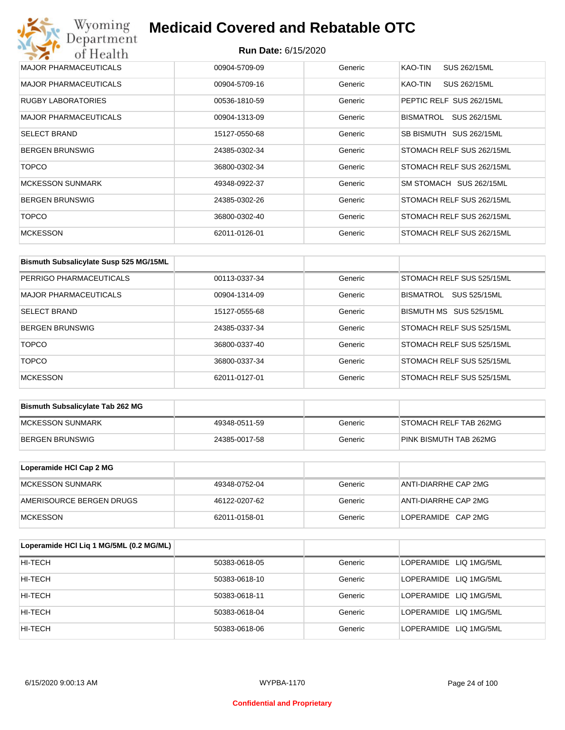# Medicaid Covered and Rebatable OTC

**Run Date:** 6/15/2020

| | | | |
|---|---|---|---|
| MAJOR PHARMACEUTICALS | 00904-5709-09 | Generic | KAO-TIN SUS 262/15ML |
| MAJOR PHARMACEUTICALS | 00904-5709-16 | Generic | KAO-TIN SUS 262/15ML |
| RUGBY LABORATORIES | 00536-1810-59 | Generic | PEPTIC RELF SUS 262/15ML |
| MAJOR PHARMACEUTICALS | 00904-1313-09 | Generic | BISMATROL SUS 262/15ML |
| SELECT BRAND | 15127-0550-68 | Generic | SB BISMUTH SUS 262/15ML |
| BERGEN BRUNSWIG | 24385-0302-34 | Generic | STOMACH RELF SUS 262/15ML |
| TOPCO | 36800-0302-34 | Generic | STOMACH RELF SUS 262/15ML |
| MCKESSON SUNMARK | 49348-0922-37 | Generic | SM STOMACH SUS 262/15ML |
| BERGEN BRUNSWIG | 24385-0302-26 | Generic | STOMACH RELF SUS 262/15ML |
| TOPCO | 36800-0302-40 | Generic | STOMACH RELF SUS 262/15ML |
| MCKESSON | 62011-0126-01 | Generic | STOMACH RELF SUS 262/15ML |

| Bismuth Subsalicylate Susp 525 MG/15ML | | | |
|---|---|---|---|
| PERRIGO PHARMACEUTICALS | 00113-0337-34 | Generic | STOMACH RELF SUS 525/15ML |
| MAJOR PHARMACEUTICALS | 00904-1314-09 | Generic | BISMATROL SUS 525/15ML |
| SELECT BRAND | 15127-0555-68 | Generic | BISMUTH MS SUS 525/15ML |
| BERGEN BRUNSWIG | 24385-0337-34 | Generic | STOMACH RELF SUS 525/15ML |
| TOPCO | 36800-0337-40 | Generic | STOMACH RELF SUS 525/15ML |
| TOPCO | 36800-0337-34 | Generic | STOMACH RELF SUS 525/15ML |
| MCKESSON | 62011-0127-01 | Generic | STOMACH RELF SUS 525/15ML |

| Bismuth Subsalicylate Tab 262 MG | | | |
|---|---|---|---|
| MCKESSON SUNMARK | 49348-0511-59 | Generic | STOMACH RELF TAB 262MG |
| BERGEN BRUNSWIG | 24385-0017-58 | Generic | PINK BISMUTH TAB 262MG |

| Loperamide HCl Cap 2 MG | | | |
|---|---|---|---|
| MCKESSON SUNMARK | 49348-0752-04 | Generic | ANTI-DIARRHE CAP 2MG |
| AMERISOURCE BERGEN DRUGS | 46122-0207-62 | Generic | ANTI-DIARRHE CAP 2MG |
| MCKESSON | 62011-0158-01 | Generic | LOPERAMIDE CAP 2MG |

| Loperamide HCl Liq 1 MG/5ML (0.2 MG/ML) | | | |
|---|---|---|---|
| HI-TECH | 50383-0618-05 | Generic | LOPERAMIDE LIQ 1MG/5ML |
| HI-TECH | 50383-0618-10 | Generic | LOPERAMIDE LIQ 1MG/5ML |
| HI-TECH | 50383-0618-11 | Generic | LOPERAMIDE LIQ 1MG/5ML |
| HI-TECH | 50383-0618-04 | Generic | LOPERAMIDE LIQ 1MG/5ML |
| HI-TECH | 50383-0618-06 | Generic | LOPERAMIDE LIQ 1MG/5ML |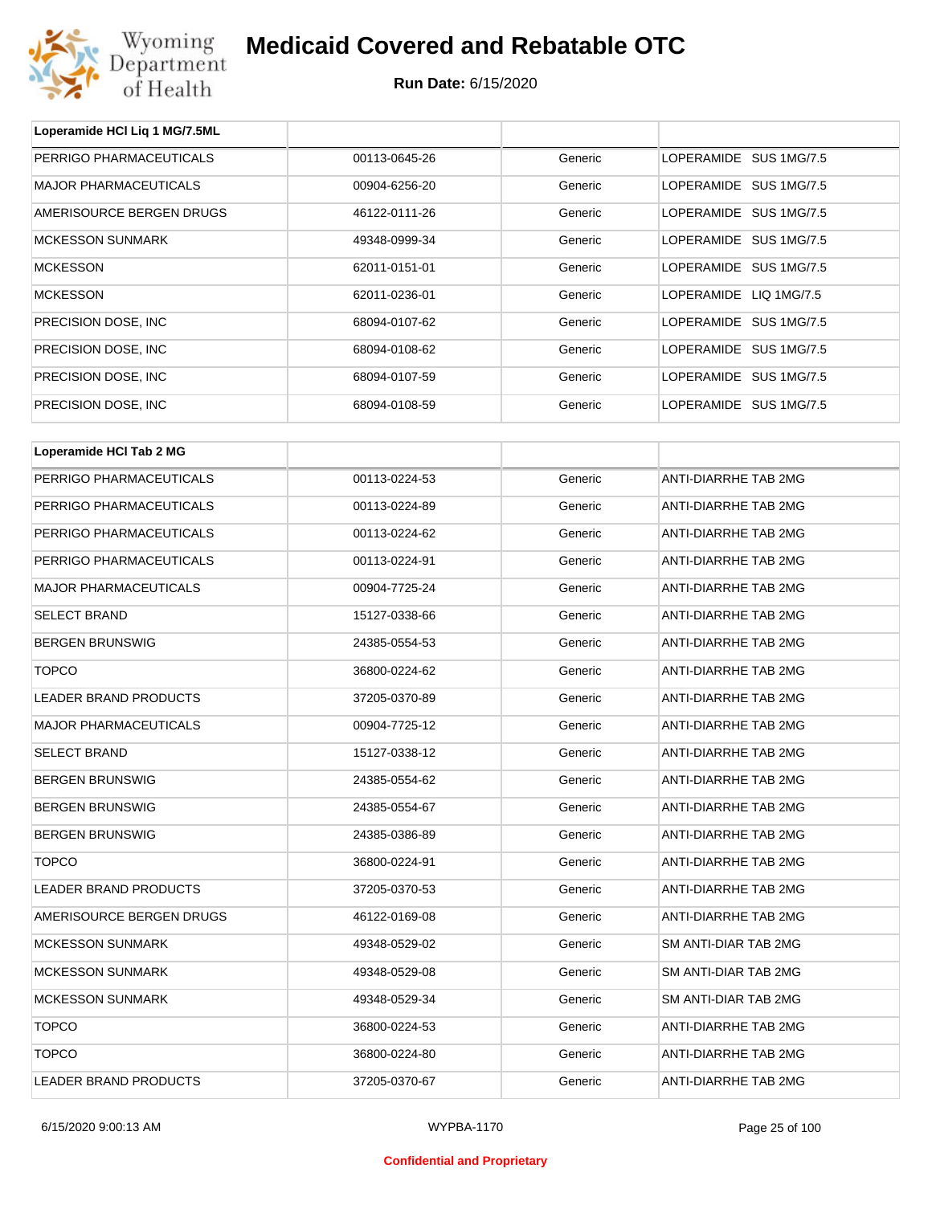| Loperamide HCl Liq 1 MG/7.5ML | | | |
|---|---|---|---|
| PERRIGO PHARMACEUTICALS | 00113-0645-26 | Generic | LOPERAMIDE SUS 1MG/7.5 |
| MAJOR PHARMACEUTICALS | 00904-6256-20 | Generic | LOPERAMIDE SUS 1MG/7.5 |
| AMERISOURCE BERGEN DRUGS | 46122-0111-26 | Generic | LOPERAMIDE SUS 1MG/7.5 |
| MCKESSON SUNMARK | 49348-0999-34 | Generic | LOPERAMIDE SUS 1MG/7.5 |
| MCKESSON | 62011-0151-01 | Generic | LOPERAMIDE SUS 1MG/7.5 |
| MCKESSON | 62011-0236-01 | Generic | LOPERAMIDE LIQ 1MG/7.5 |
| PRECISION DOSE, INC | 68094-0107-62 | Generic | LOPERAMIDE SUS 1MG/7.5 |
| PRECISION DOSE, INC | 68094-0108-62 | Generic | LOPERAMIDE SUS 1MG/7.5 |
| PRECISION DOSE, INC | 68094-0107-59 | Generic | LOPERAMIDE SUS 1MG/7.5 |
| PRECISION DOSE, INC | 68094-0108-59 | Generic | LOPERAMIDE SUS 1MG/7.5 |

| Loperamide HCl Tab 2 MG | | | |
|---|---|---|---|
| PERRIGO PHARMACEUTICALS | 00113-0224-53 | Generic | ANTI-DIARRHE TAB 2MG |
| PERRIGO PHARMACEUTICALS | 00113-0224-89 | Generic | ANTI-DIARRHE TAB 2MG |
| PERRIGO PHARMACEUTICALS | 00113-0224-62 | Generic | ANTI-DIARRHE TAB 2MG |
| PERRIGO PHARMACEUTICALS | 00113-0224-91 | Generic | ANTI-DIARRHE TAB 2MG |
| MAJOR PHARMACEUTICALS | 00904-7725-24 | Generic | ANTI-DIARRHE TAB 2MG |
| SELECT BRAND | 15127-0338-66 | Generic | ANTI-DIARRHE TAB 2MG |
| BERGEN BRUNSWIG | 24385-0554-53 | Generic | ANTI-DIARRHE TAB 2MG |
| TOPCO | 36800-0224-62 | Generic | ANTI-DIARRHE TAB 2MG |
| LEADER BRAND PRODUCTS | 37205-0370-89 | Generic | ANTI-DIARRHE TAB 2MG |
| MAJOR PHARMACEUTICALS | 00904-7725-12 | Generic | ANTI-DIARRHE TAB 2MG |
| SELECT BRAND | 15127-0338-12 | Generic | ANTI-DIARRHE TAB 2MG |
| BERGEN BRUNSWIG | 24385-0554-62 | Generic | ANTI-DIARRHE TAB 2MG |
| BERGEN BRUNSWIG | 24385-0554-67 | Generic | ANTI-DIARRHE TAB 2MG |
| BERGEN BRUNSWIG | 24385-0386-89 | Generic | ANTI-DIARRHE TAB 2MG |
| TOPCO | 36800-0224-91 | Generic | ANTI-DIARRHE TAB 2MG |
| LEADER BRAND PRODUCTS | 37205-0370-53 | Generic | ANTI-DIARRHE TAB 2MG |
| AMERISOURCE BERGEN DRUGS | 46122-0169-08 | Generic | ANTI-DIARRHE TAB 2MG |
| MCKESSON SUNMARK | 49348-0529-02 | Generic | SM ANTI-DIAR TAB 2MG |
| MCKESSON SUNMARK | 49348-0529-08 | Generic | SM ANTI-DIAR TAB 2MG |
| MCKESSON SUNMARK | 49348-0529-34 | Generic | SM ANTI-DIAR TAB 2MG |
| TOPCO | 36800-0224-53 | Generic | ANTI-DIARRHE TAB 2MG |
| TOPCO | 36800-0224-80 | Generic | ANTI-DIARRHE TAB 2MG |
| LEADER BRAND PRODUCTS | 37205-0370-67 | Generic | ANTI-DIARRHE TAB 2MG |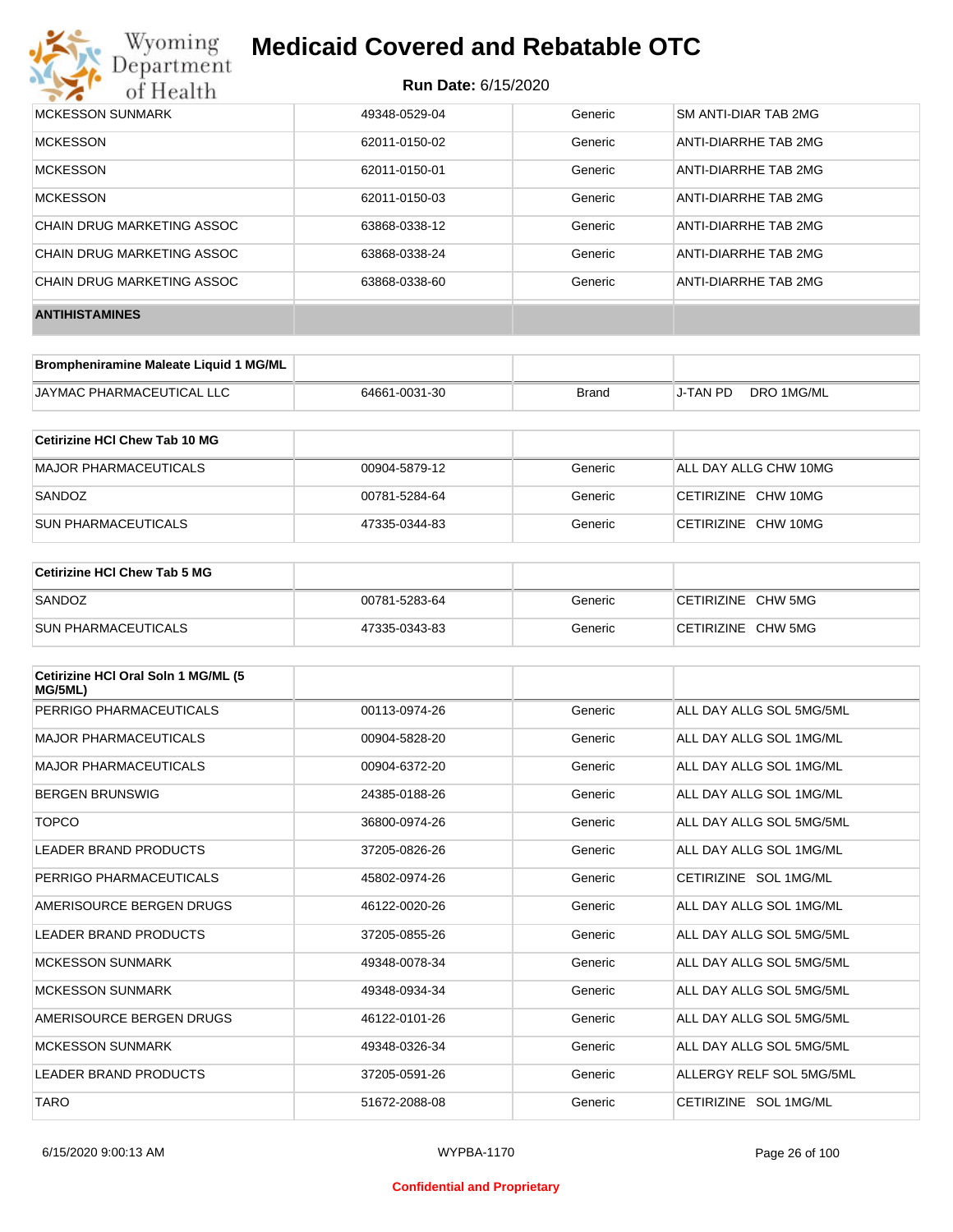| MCKESSON SUNMARK | 49348-0529-04 | Generic | SM ANTI-DIAR TAB 2MG |
|---|---|---|---|
| MCKESSON | 62011-0150-02 | Generic | ANTI-DIARRHE TAB 2MG |
| MCKESSON | 62011-0150-01 | Generic | ANTI-DIARRHE TAB 2MG |
| MCKESSON | 62011-0150-03 | Generic | ANTI-DIARRHE TAB 2MG |
| CHAIN DRUG MARKETING ASSOC | 63868-0338-12 | Generic | ANTI-DIARRHE TAB 2MG |
| CHAIN DRUG MARKETING ASSOC | 63868-0338-24 | Generic | ANTI-DIARRHE TAB 2MG |
| CHAIN DRUG MARKETING ASSOC | 63868-0338-60 | Generic | ANTI-DIARRHE TAB 2MG |

## ANTIHISTAMINES

| Brompheniramine Maleate Liquid 1 MG/ML | | | |
|---|---|---|---|
| JAYMAC PHARMACEUTICAL LLC | 64661-0031-30 | Brand | J-TAN PD DRO 1MG/ML |

| Cetirizine HCl Chew Tab 10 MG | | | |
|---|---|---|---|
| MAJOR PHARMACEUTICALS | 00904-5879-12 | Generic | ALL DAY ALLG CHW 10MG |
| SANDOZ | 00781-5284-64 | Generic | CETIRIZINE CHW 10MG |
| SUN PHARMACEUTICALS | 47335-0344-83 | Generic | CETIRIZINE CHW 10MG |

| Cetirizine HCl Chew Tab 5 MG | | | |
|---|---|---|---|
| SANDOZ | 00781-5283-64 | Generic | CETIRIZINE CHW 5MG |
| SUN PHARMACEUTICALS | 47335-0343-83 | Generic | CETIRIZINE CHW 5MG |

| Cetirizine HCl Oral Soln 1 MG/ML (5 MG/5ML) | | | |
|---|---|---|---|
| PERRIGO PHARMACEUTICALS | 00113-0974-26 | Generic | ALL DAY ALLG SOL 5MG/5ML |
| MAJOR PHARMACEUTICALS | 00904-5828-20 | Generic | ALL DAY ALLG SOL 1MG/ML |
| MAJOR PHARMACEUTICALS | 00904-6372-20 | Generic | ALL DAY ALLG SOL 1MG/ML |
| BERGEN BRUNSWIG | 24385-0188-26 | Generic | ALL DAY ALLG SOL 1MG/ML |
| TOPCO | 36800-0974-26 | Generic | ALL DAY ALLG SOL 5MG/5ML |
| LEADER BRAND PRODUCTS | 37205-0826-26 | Generic | ALL DAY ALLG SOL 1MG/ML |
| PERRIGO PHARMACEUTICALS | 45802-0974-26 | Generic | CETIRIZINE SOL 1MG/ML |
| AMERISOURCE BERGEN DRUGS | 46122-0020-26 | Generic | ALL DAY ALLG SOL 1MG/ML |
| LEADER BRAND PRODUCTS | 37205-0855-26 | Generic | ALL DAY ALLG SOL 5MG/5ML |
| MCKESSON SUNMARK | 49348-0078-34 | Generic | ALL DAY ALLG SOL 5MG/5ML |
| MCKESSON SUNMARK | 49348-0934-34 | Generic | ALL DAY ALLG SOL 5MG/5ML |
| AMERISOURCE BERGEN DRUGS | 46122-0101-26 | Generic | ALL DAY ALLG SOL 5MG/5ML |
| MCKESSON SUNMARK | 49348-0326-34 | Generic | ALL DAY ALLG SOL 5MG/5ML |
| LEADER BRAND PRODUCTS | 37205-0591-26 | Generic | ALLERGY RELF SOL 5MG/5ML |
| TARO | 51672-2088-08 | Generic | CETIRIZINE SOL 1MG/ML |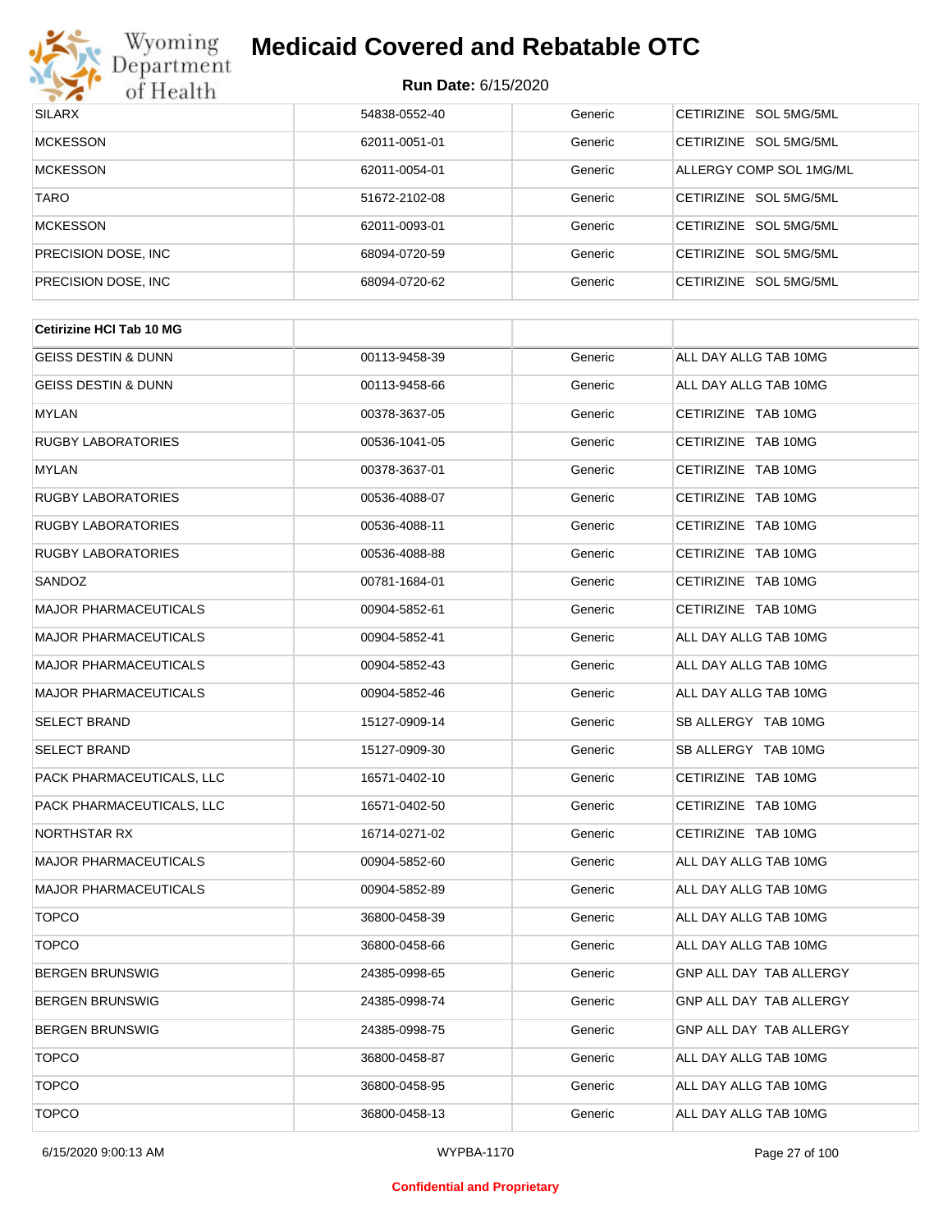| | | | |
|---|---|---|---|
| SILARX | 54838-0552-40 | Generic | CETIRIZINE SOL 5MG/5ML |
| MCKESSON | 62011-0051-01 | Generic | CETIRIZINE SOL 5MG/5ML |
| MCKESSON | 62011-0054-01 | Generic | ALLERGY COMP SOL 1MG/ML |
| TARO | 51672-2102-08 | Generic | CETIRIZINE SOL 5MG/5ML |
| MCKESSON | 62011-0093-01 | Generic | CETIRIZINE SOL 5MG/5ML |
| PRECISION DOSE, INC | 68094-0720-59 | Generic | CETIRIZINE SOL 5MG/5ML |
| PRECISION DOSE, INC | 68094-0720-62 | Generic | CETIRIZINE SOL 5MG/5ML |

| **Cetirizine HCl Tab 10 MG** | | | |
|---|---|---|---|
| GEISS DESTIN & DUNN | 00113-9458-39 | Generic | ALL DAY ALLG TAB 10MG |
| GEISS DESTIN & DUNN | 00113-9458-66 | Generic | ALL DAY ALLG TAB 10MG |
| MYLAN | 00378-3637-05 | Generic | CETIRIZINE TAB 10MG |
| RUGBY LABORATORIES | 00536-1041-05 | Generic | CETIRIZINE TAB 10MG |
| MYLAN | 00378-3637-01 | Generic | CETIRIZINE TAB 10MG |
| RUGBY LABORATORIES | 00536-4088-07 | Generic | CETIRIZINE TAB 10MG |
| RUGBY LABORATORIES | 00536-4088-11 | Generic | CETIRIZINE TAB 10MG |
| RUGBY LABORATORIES | 00536-4088-88 | Generic | CETIRIZINE TAB 10MG |
| SANDOZ | 00781-1684-01 | Generic | CETIRIZINE TAB 10MG |
| MAJOR PHARMACEUTICALS | 00904-5852-61 | Generic | CETIRIZINE TAB 10MG |
| MAJOR PHARMACEUTICALS | 00904-5852-41 | Generic | ALL DAY ALLG TAB 10MG |
| MAJOR PHARMACEUTICALS | 00904-5852-43 | Generic | ALL DAY ALLG TAB 10MG |
| MAJOR PHARMACEUTICALS | 00904-5852-46 | Generic | ALL DAY ALLG TAB 10MG |
| SELECT BRAND | 15127-0909-14 | Generic | SB ALLERGY TAB 10MG |
| SELECT BRAND | 15127-0909-30 | Generic | SB ALLERGY TAB 10MG |
| PACK PHARMACEUTICALS, LLC | 16571-0402-10 | Generic | CETIRIZINE TAB 10MG |
| PACK PHARMACEUTICALS, LLC | 16571-0402-50 | Generic | CETIRIZINE TAB 10MG |
| NORTHSTAR RX | 16714-0271-02 | Generic | CETIRIZINE TAB 10MG |
| MAJOR PHARMACEUTICALS | 00904-5852-60 | Generic | ALL DAY ALLG TAB 10MG |
| MAJOR PHARMACEUTICALS | 00904-5852-89 | Generic | ALL DAY ALLG TAB 10MG |
| TOPCO | 36800-0458-39 | Generic | ALL DAY ALLG TAB 10MG |
| TOPCO | 36800-0458-66 | Generic | ALL DAY ALLG TAB 10MG |
| BERGEN BRUNSWIG | 24385-0998-65 | Generic | GNP ALL DAY TAB ALLERGY |
| BERGEN BRUNSWIG | 24385-0998-74 | Generic | GNP ALL DAY TAB ALLERGY |
| BERGEN BRUNSWIG | 24385-0998-75 | Generic | GNP ALL DAY TAB ALLERGY |
| TOPCO | 36800-0458-87 | Generic | ALL DAY ALLG TAB 10MG |
| TOPCO | 36800-0458-95 | Generic | ALL DAY ALLG TAB 10MG |
| TOPCO | 36800-0458-13 | Generic | ALL DAY ALLG TAB 10MG |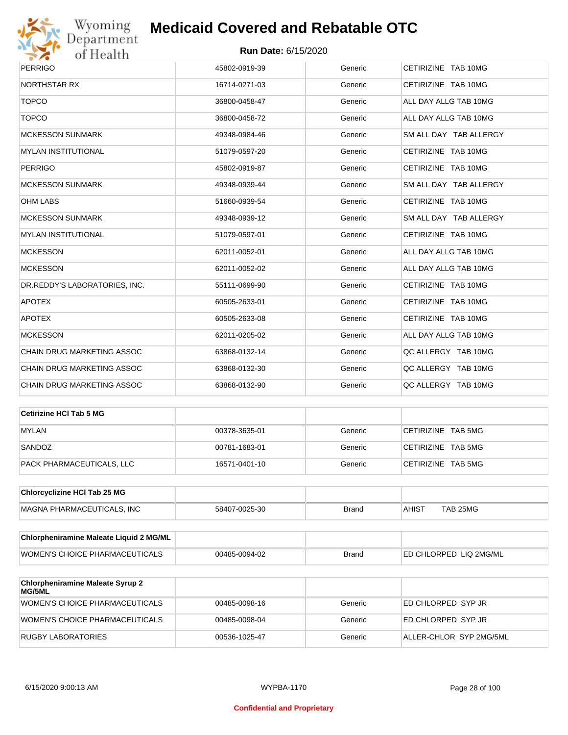| | | | |
|---|---|---|---|
| PERRIGO | 45802-0919-39 | Generic | CETIRIZINE TAB 10MG |
| NORTHSTAR RX | 16714-0271-03 | Generic | CETIRIZINE TAB 10MG |
| TOPCO | 36800-0458-47 | Generic | ALL DAY ALLG TAB 10MG |
| TOPCO | 36800-0458-72 | Generic | ALL DAY ALLG TAB 10MG |
| MCKESSON SUNMARK | 49348-0984-46 | Generic | SM ALL DAY TAB ALLERGY |
| MYLAN INSTITUTIONAL | 51079-0597-20 | Generic | CETIRIZINE TAB 10MG |
| PERRIGO | 45802-0919-87 | Generic | CETIRIZINE TAB 10MG |
| MCKESSON SUNMARK | 49348-0939-44 | Generic | SM ALL DAY TAB ALLERGY |
| OHM LABS | 51660-0939-54 | Generic | CETIRIZINE TAB 10MG |
| MCKESSON SUNMARK | 49348-0939-12 | Generic | SM ALL DAY TAB ALLERGY |
| MYLAN INSTITUTIONAL | 51079-0597-01 | Generic | CETIRIZINE TAB 10MG |
| MCKESSON | 62011-0052-01 | Generic | ALL DAY ALLG TAB 10MG |
| MCKESSON | 62011-0052-02 | Generic | ALL DAY ALLG TAB 10MG |
| DR.REDDY'S LABORATORIES, INC. | 55111-0699-90 | Generic | CETIRIZINE TAB 10MG |
| APOTEX | 60505-2633-01 | Generic | CETIRIZINE TAB 10MG |
| APOTEX | 60505-2633-08 | Generic | CETIRIZINE TAB 10MG |
| MCKESSON | 62011-0205-02 | Generic | ALL DAY ALLG TAB 10MG |
| CHAIN DRUG MARKETING ASSOC | 63868-0132-14 | Generic | QC ALLERGY TAB 10MG |
| CHAIN DRUG MARKETING ASSOC | 63868-0132-30 | Generic | QC ALLERGY TAB 10MG |
| CHAIN DRUG MARKETING ASSOC | 63868-0132-90 | Generic | QC ALLERGY TAB 10MG |

| **Cetirizine HCl Tab 5 MG** | | | |
|---|---|---|---|
| MYLAN | 00378-3635-01 | Generic | CETIRIZINE TAB 5MG |
| SANDOZ | 00781-1683-01 | Generic | CETIRIZINE TAB 5MG |
| PACK PHARMACEUTICALS, LLC | 16571-0401-10 | Generic | CETIRIZINE TAB 5MG |

| **Chlorcyclizine HCl Tab 25 MG** | | | |
|---|---|---|---|
| MAGNA PHARMACEUTICALS, INC | 58407-0025-30 | Brand | AHIST TAB 25MG |

| **Chlorpheniramine Maleate Liquid 2 MG/ML** | | | |
|---|---|---|---|
| WOMEN'S CHOICE PHARMACEUTICALS | 00485-0094-02 | Brand | ED CHLORPED LIQ 2MG/ML |

| **Chlorpheniramine Maleate Syrup 2 MG/5ML** | | | |
|---|---|---|---|
| WOMEN'S CHOICE PHARMACEUTICALS | 00485-0098-16 | Generic | ED CHLORPED SYP JR |
| WOMEN'S CHOICE PHARMACEUTICALS | 00485-0098-04 | Generic | ED CHLORPED SYP JR |
| RUGBY LABORATORIES | 00536-1025-47 | Generic | ALLER-CHLOR SYP 2MG/5ML |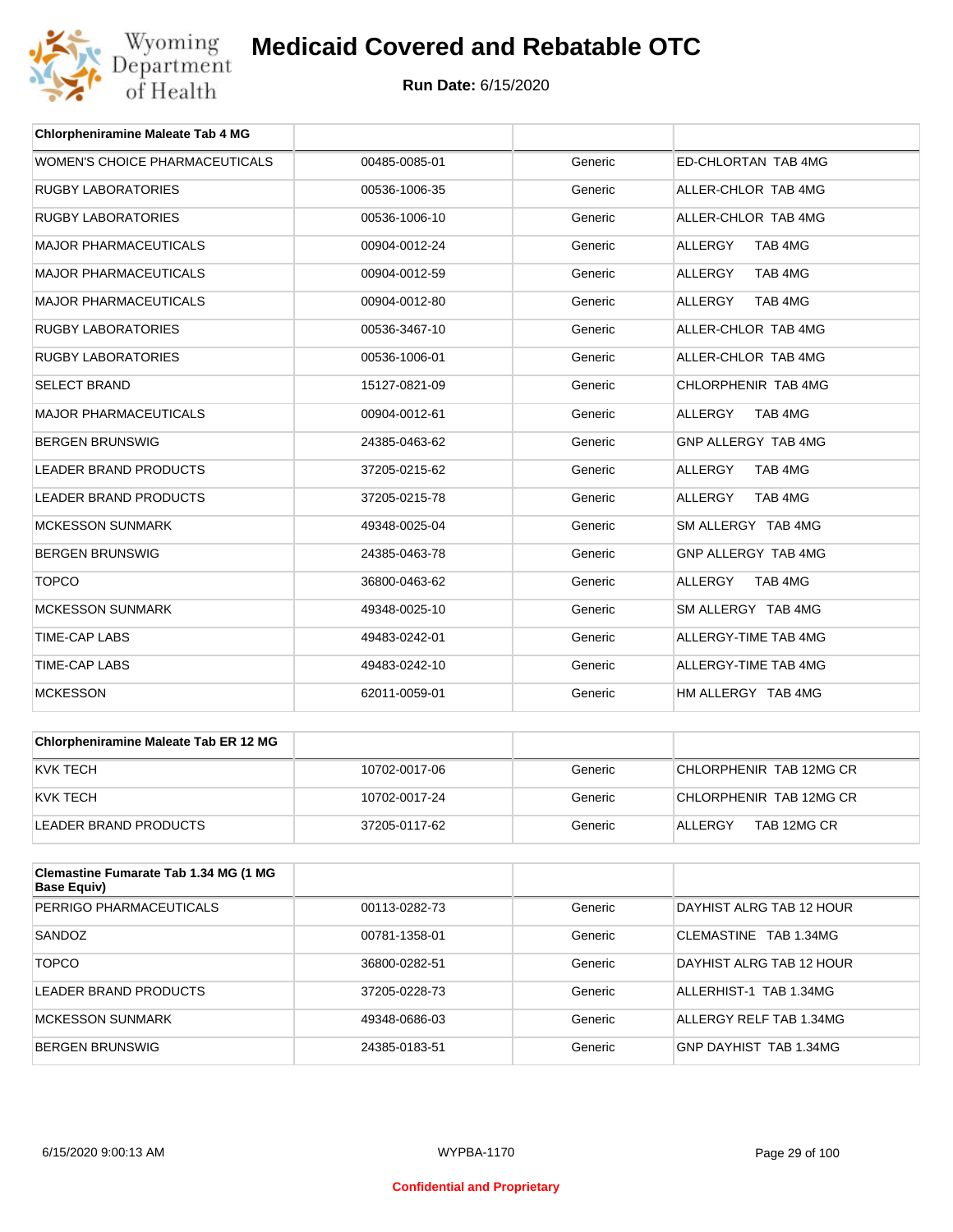| Chlorpheniramine Maleate Tab 4 MG | | | |
|---|---|---|---|
| WOMEN'S CHOICE PHARMACEUTICALS | 00485-0085-01 | Generic | ED-CHLORTAN TAB 4MG |
| RUGBY LABORATORIES | 00536-1006-35 | Generic | ALLER-CHLOR TAB 4MG |
| RUGBY LABORATORIES | 00536-1006-10 | Generic | ALLER-CHLOR TAB 4MG |
| MAJOR PHARMACEUTICALS | 00904-0012-24 | Generic | ALLERGY TAB 4MG |
| MAJOR PHARMACEUTICALS | 00904-0012-59 | Generic | ALLERGY TAB 4MG |
| MAJOR PHARMACEUTICALS | 00904-0012-80 | Generic | ALLERGY TAB 4MG |
| RUGBY LABORATORIES | 00536-3467-10 | Generic | ALLER-CHLOR TAB 4MG |
| RUGBY LABORATORIES | 00536-1006-01 | Generic | ALLER-CHLOR TAB 4MG |
| SELECT BRAND | 15127-0821-09 | Generic | CHLORPHENIR TAB 4MG |
| MAJOR PHARMACEUTICALS | 00904-0012-61 | Generic | ALLERGY TAB 4MG |
| BERGEN BRUNSWIG | 24385-0463-62 | Generic | GNP ALLERGY TAB 4MG |
| LEADER BRAND PRODUCTS | 37205-0215-62 | Generic | ALLERGY TAB 4MG |
| LEADER BRAND PRODUCTS | 37205-0215-78 | Generic | ALLERGY TAB 4MG |
| MCKESSON SUNMARK | 49348-0025-04 | Generic | SM ALLERGY TAB 4MG |
| BERGEN BRUNSWIG | 24385-0463-78 | Generic | GNP ALLERGY TAB 4MG |
| TOPCO | 36800-0463-62 | Generic | ALLERGY TAB 4MG |
| MCKESSON SUNMARK | 49348-0025-10 | Generic | SM ALLERGY TAB 4MG |
| TIME-CAP LABS | 49483-0242-01 | Generic | ALLERGY-TIME TAB 4MG |
| TIME-CAP LABS | 49483-0242-10 | Generic | ALLERGY-TIME TAB 4MG |
| MCKESSON | 62011-0059-01 | Generic | HM ALLERGY TAB 4MG |

| Chlorpheniramine Maleate Tab ER 12 MG | | | |
|---|---|---|---|
| KVK TECH | 10702-0017-06 | Generic | CHLORPHENIR TAB 12MG CR |
| KVK TECH | 10702-0017-24 | Generic | CHLORPHENIR TAB 12MG CR |
| LEADER BRAND PRODUCTS | 37205-0117-62 | Generic | ALLERGY TAB 12MG CR |

| Clemastine Fumarate Tab 1.34 MG (1 MG Base Equiv) | | | |
|---|---|---|---|
| PERRIGO PHARMACEUTICALS | 00113-0282-73 | Generic | DAYHIST ALRG TAB 12 HOUR |
| SANDOZ | 00781-1358-01 | Generic | CLEMASTINE TAB 1.34MG |
| TOPCO | 36800-0282-51 | Generic | DAYHIST ALRG TAB 12 HOUR |
| LEADER BRAND PRODUCTS | 37205-0228-73 | Generic | ALLERHIST-1 TAB 1.34MG |
| MCKESSON SUNMARK | 49348-0686-03 | Generic | ALLERGY RELF TAB 1.34MG |
| BERGEN BRUNSWIG | 24385-0183-51 | Generic | GNP DAYHIST TAB 1.34MG |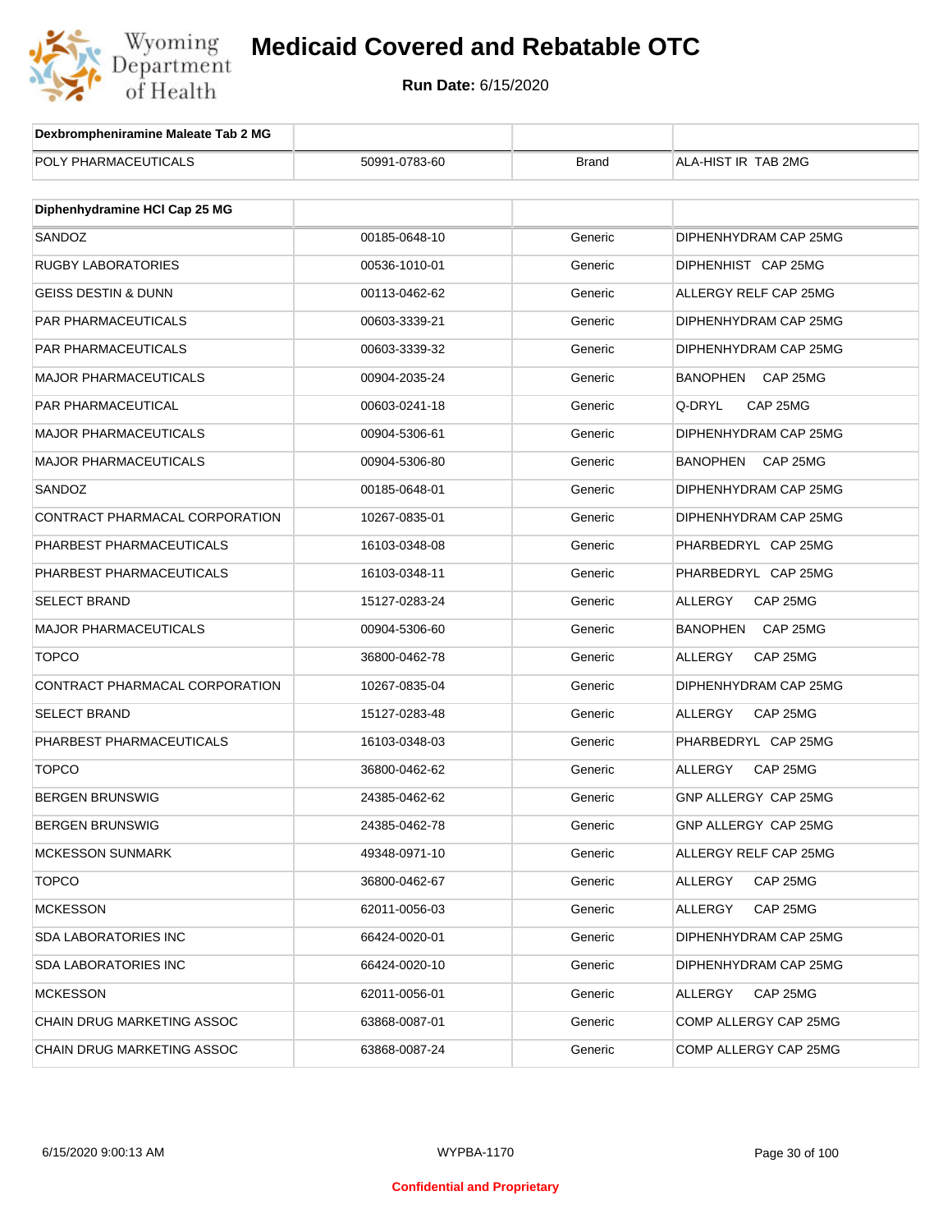# Medicaid Covered and Rebatable OTC

**Run Date:** 6/15/2020

| Dexbrompheniramine Maleate Tab 2 MG | | | |
|---|---|---|---|
| POLY PHARMACEUTICALS | 50991-0783-60 | Brand | ALA-HIST IR TAB 2MG |

| Diphenhydramine HCl Cap 25 MG | | | |
|---|---|---|---|
| SANDOZ | 00185-0648-10 | Generic | DIPHENHYDRAM CAP 25MG |
| RUGBY LABORATORIES | 00536-1010-01 | Generic | DIPHENHIST CAP 25MG |
| GEISS DESTIN & DUNN | 00113-0462-62 | Generic | ALLERGY RELF CAP 25MG |
| PAR PHARMACEUTICALS | 00603-3339-21 | Generic | DIPHENHYDRAM CAP 25MG |
| PAR PHARMACEUTICALS | 00603-3339-32 | Generic | DIPHENHYDRAM CAP 25MG |
| MAJOR PHARMACEUTICALS | 00904-2035-24 | Generic | BANOPHEN CAP 25MG |
| PAR PHARMACEUTICAL | 00603-0241-18 | Generic | Q-DRYL CAP 25MG |
| MAJOR PHARMACEUTICALS | 00904-5306-61 | Generic | DIPHENHYDRAM CAP 25MG |
| MAJOR PHARMACEUTICALS | 00904-5306-80 | Generic | BANOPHEN CAP 25MG |
| SANDOZ | 00185-0648-01 | Generic | DIPHENHYDRAM CAP 25MG |
| CONTRACT PHARMACAL CORPORATION | 10267-0835-01 | Generic | DIPHENHYDRAM CAP 25MG |
| PHARBEST PHARMACEUTICALS | 16103-0348-08 | Generic | PHARBEDRYL CAP 25MG |
| PHARBEST PHARMACEUTICALS | 16103-0348-11 | Generic | PHARBEDRYL CAP 25MG |
| SELECT BRAND | 15127-0283-24 | Generic | ALLERGY CAP 25MG |
| MAJOR PHARMACEUTICALS | 00904-5306-60 | Generic | BANOPHEN CAP 25MG |
| TOPCO | 36800-0462-78 | Generic | ALLERGY CAP 25MG |
| CONTRACT PHARMACAL CORPORATION | 10267-0835-04 | Generic | DIPHENHYDRAM CAP 25MG |
| SELECT BRAND | 15127-0283-48 | Generic | ALLERGY CAP 25MG |
| PHARBEST PHARMACEUTICALS | 16103-0348-03 | Generic | PHARBEDRYL CAP 25MG |
| TOPCO | 36800-0462-62 | Generic | ALLERGY CAP 25MG |
| BERGEN BRUNSWIG | 24385-0462-62 | Generic | GNP ALLERGY CAP 25MG |
| BERGEN BRUNSWIG | 24385-0462-78 | Generic | GNP ALLERGY CAP 25MG |
| MCKESSON SUNMARK | 49348-0971-10 | Generic | ALLERGY RELF CAP 25MG |
| TOPCO | 36800-0462-67 | Generic | ALLERGY CAP 25MG |
| MCKESSON | 62011-0056-03 | Generic | ALLERGY CAP 25MG |
| SDA LABORATORIES INC | 66424-0020-01 | Generic | DIPHENHYDRAM CAP 25MG |
| SDA LABORATORIES INC | 66424-0020-10 | Generic | DIPHENHYDRAM CAP 25MG |
| MCKESSON | 62011-0056-01 | Generic | ALLERGY CAP 25MG |
| CHAIN DRUG MARKETING ASSOC | 63868-0087-01 | Generic | COMP ALLERGY CAP 25MG |
| CHAIN DRUG MARKETING ASSOC | 63868-0087-24 | Generic | COMP ALLERGY CAP 25MG |

6/15/2020 9:00:13 AM WYPBA-1170

Confidential and Proprietary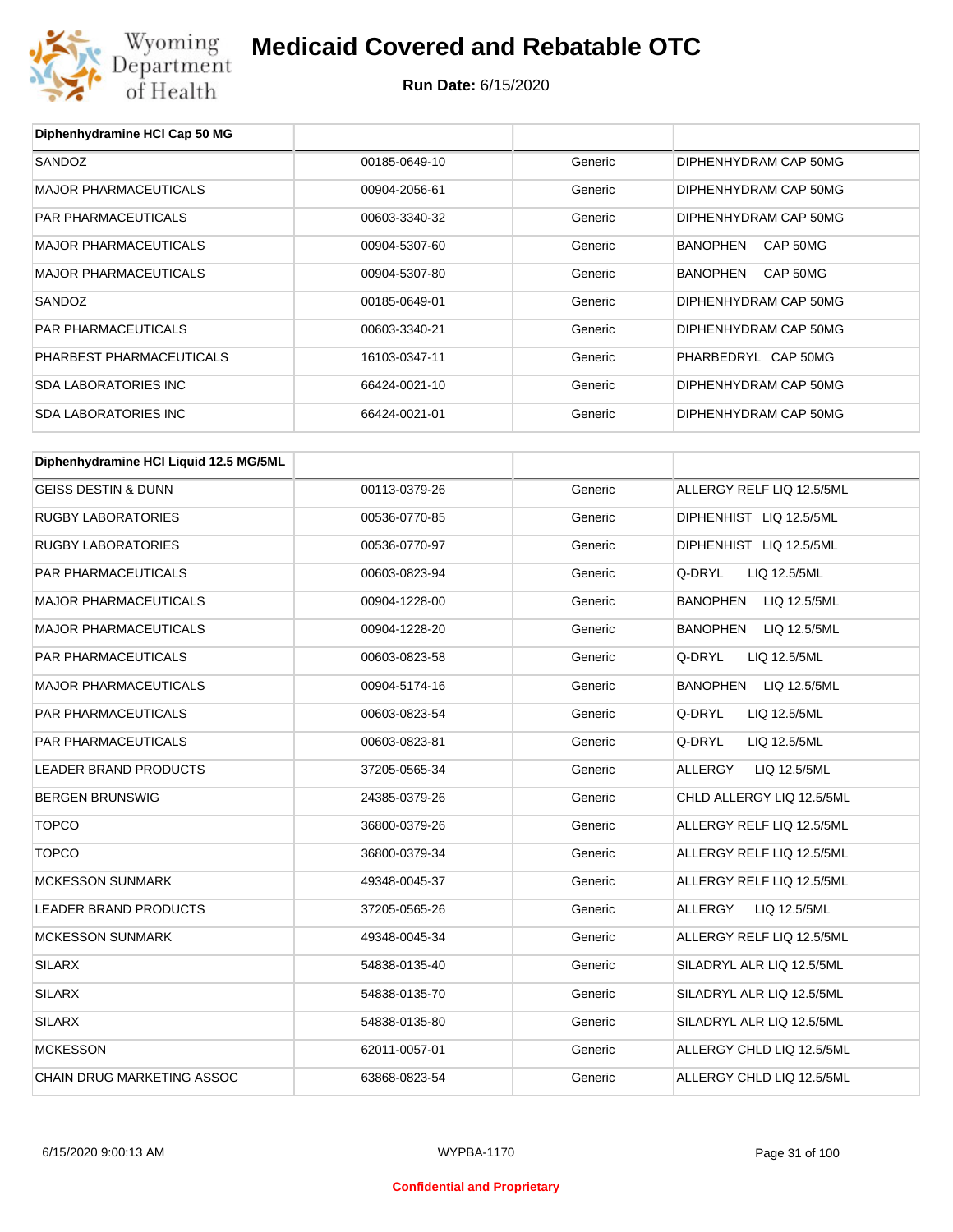# Medicaid Covered and Rebatable OTC

**Run Date:** 6/15/2020

| Diphenhydramine HCl Cap 50 MG | | | |
|---|---|---|---|
| SANDOZ | 00185-0649-10 | Generic | DIPHENHYDRAM CAP 50MG |
| MAJOR PHARMACEUTICALS | 00904-2056-61 | Generic | DIPHENHYDRAM CAP 50MG |
| PAR PHARMACEUTICALS | 00603-3340-32 | Generic | DIPHENHYDRAM CAP 50MG |
| MAJOR PHARMACEUTICALS | 00904-5307-60 | Generic | BANOPHEN CAP 50MG |
| MAJOR PHARMACEUTICALS | 00904-5307-80 | Generic | BANOPHEN CAP 50MG |
| SANDOZ | 00185-0649-01 | Generic | DIPHENHYDRAM CAP 50MG |
| PAR PHARMACEUTICALS | 00603-3340-21 | Generic | DIPHENHYDRAM CAP 50MG |
| PHARBEST PHARMACEUTICALS | 16103-0347-11 | Generic | PHARBEDRYL CAP 50MG |
| SDA LABORATORIES INC | 66424-0021-10 | Generic | DIPHENHYDRAM CAP 50MG |
| SDA LABORATORIES INC | 66424-0021-01 | Generic | DIPHENHYDRAM CAP 50MG |

| Diphenhydramine HCl Liquid 12.5 MG/5ML | | | |
|---|---|---|---|
| GEISS DESTIN & DUNN | 00113-0379-26 | Generic | ALLERGY RELF LIQ 12.5/5ML |
| RUGBY LABORATORIES | 00536-0770-85 | Generic | DIPHENHIST LIQ 12.5/5ML |
| RUGBY LABORATORIES | 00536-0770-97 | Generic | DIPHENHIST LIQ 12.5/5ML |
| PAR PHARMACEUTICALS | 00603-0823-94 | Generic | Q-DRYL LIQ 12.5/5ML |
| MAJOR PHARMACEUTICALS | 00904-1228-00 | Generic | BANOPHEN LIQ 12.5/5ML |
| MAJOR PHARMACEUTICALS | 00904-1228-20 | Generic | BANOPHEN LIQ 12.5/5ML |
| PAR PHARMACEUTICALS | 00603-0823-58 | Generic | Q-DRYL LIQ 12.5/5ML |
| MAJOR PHARMACEUTICALS | 00904-5174-16 | Generic | BANOPHEN LIQ 12.5/5ML |
| PAR PHARMACEUTICALS | 00603-0823-54 | Generic | Q-DRYL LIQ 12.5/5ML |
| PAR PHARMACEUTICALS | 00603-0823-81 | Generic | Q-DRYL LIQ 12.5/5ML |
| LEADER BRAND PRODUCTS | 37205-0565-34 | Generic | ALLERGY LIQ 12.5/5ML |
| BERGEN BRUNSWIG | 24385-0379-26 | Generic | CHLD ALLERGY LIQ 12.5/5ML |
| TOPCO | 36800-0379-26 | Generic | ALLERGY RELF LIQ 12.5/5ML |
| TOPCO | 36800-0379-34 | Generic | ALLERGY RELF LIQ 12.5/5ML |
| MCKESSON SUNMARK | 49348-0045-37 | Generic | ALLERGY RELF LIQ 12.5/5ML |
| LEADER BRAND PRODUCTS | 37205-0565-26 | Generic | ALLERGY LIQ 12.5/5ML |
| MCKESSON SUNMARK | 49348-0045-34 | Generic | ALLERGY RELF LIQ 12.5/5ML |
| SILARX | 54838-0135-40 | Generic | SILADRYL ALR LIQ 12.5/5ML |
| SILARX | 54838-0135-70 | Generic | SILADRYL ALR LIQ 12.5/5ML |
| SILARX | 54838-0135-80 | Generic | SILADRYL ALR LIQ 12.5/5ML |
| MCKESSON | 62011-0057-01 | Generic | ALLERGY CHLD LIQ 12.5/5ML |
| CHAIN DRUG MARKETING ASSOC | 63868-0823-54 | Generic | ALLERGY CHLD LIQ 12.5/5ML |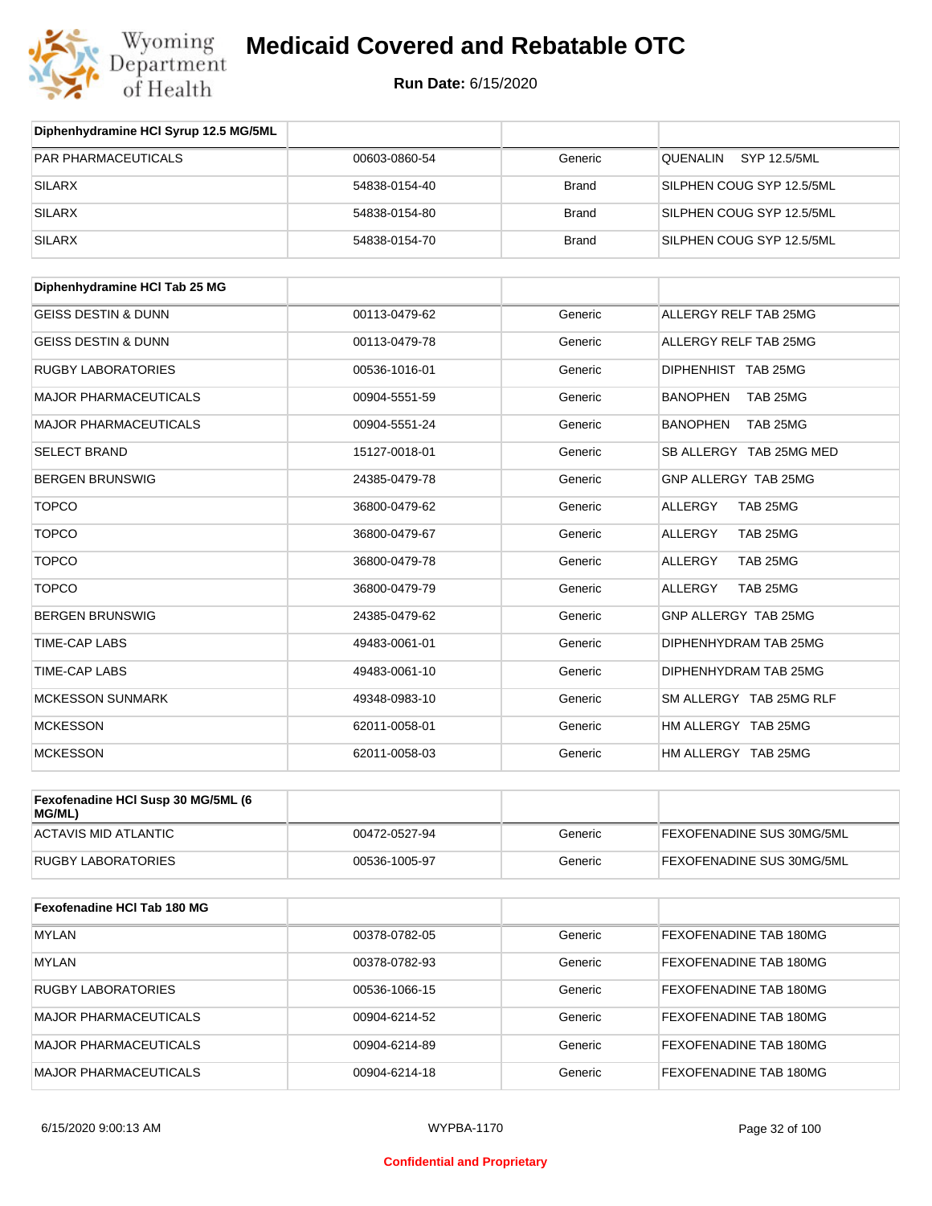# Medicaid Covered and Rebatable OTC

**Run Date:** 6/15/2020

| Diphenhydramine HCl Syrup 12.5 MG/5ML | | | |
|---|---|---|---|
| PAR PHARMACEUTICALS | 00603-0860-54 | Generic | QUENALIN SYP 12.5/5ML |
| SILARX | 54838-0154-40 | Brand | SILPHEN COUG SYP 12.5/5ML |
| SILARX | 54838-0154-80 | Brand | SILPHEN COUG SYP 12.5/5ML |
| SILARX | 54838-0154-70 | Brand | SILPHEN COUG SYP 12.5/5ML |

| Diphenhydramine HCl Tab 25 MG | | | |
|---|---|---|---|
| GEISS DESTIN & DUNN | 00113-0479-62 | Generic | ALLERGY RELF TAB 25MG |
| GEISS DESTIN & DUNN | 00113-0479-78 | Generic | ALLERGY RELF TAB 25MG |
| RUGBY LABORATORIES | 00536-1016-01 | Generic | DIPHENHIST TAB 25MG |
| MAJOR PHARMACEUTICALS | 00904-5551-59 | Generic | BANOPHEN TAB 25MG |
| MAJOR PHARMACEUTICALS | 00904-5551-24 | Generic | BANOPHEN TAB 25MG |
| SELECT BRAND | 15127-0018-01 | Generic | SB ALLERGY TAB 25MG MED |
| BERGEN BRUNSWIG | 24385-0479-78 | Generic | GNP ALLERGY TAB 25MG |
| TOPCO | 36800-0479-62 | Generic | ALLERGY TAB 25MG |
| TOPCO | 36800-0479-67 | Generic | ALLERGY TAB 25MG |
| TOPCO | 36800-0479-78 | Generic | ALLERGY TAB 25MG |
| TOPCO | 36800-0479-79 | Generic | ALLERGY TAB 25MG |
| BERGEN BRUNSWIG | 24385-0479-62 | Generic | GNP ALLERGY TAB 25MG |
| TIME-CAP LABS | 49483-0061-01 | Generic | DIPHENHYDRAM TAB 25MG |
| TIME-CAP LABS | 49483-0061-10 | Generic | DIPHENHYDRAM TAB 25MG |
| MCKESSON SUNMARK | 49348-0983-10 | Generic | SM ALLERGY TAB 25MG RLF |
| MCKESSON | 62011-0058-01 | Generic | HM ALLERGY TAB 25MG |
| MCKESSON | 62011-0058-03 | Generic | HM ALLERGY TAB 25MG |

| Fexofenadine HCl Susp 30 MG/5ML (6 MG/ML) | | | |
|---|---|---|---|
| ACTAVIS MID ATLANTIC | 00472-0527-94 | Generic | FEXOFENADINE SUS 30MG/5ML |
| RUGBY LABORATORIES | 00536-1005-97 | Generic | FEXOFENADINE SUS 30MG/5ML |

| Fexofenadine HCl Tab 180 MG | | | |
|---|---|---|---|
| MYLAN | 00378-0782-05 | Generic | FEXOFENADINE TAB 180MG |
| MYLAN | 00378-0782-93 | Generic | FEXOFENADINE TAB 180MG |
| RUGBY LABORATORIES | 00536-1066-15 | Generic | FEXOFENADINE TAB 180MG |
| MAJOR PHARMACEUTICALS | 00904-6214-52 | Generic | FEXOFENADINE TAB 180MG |
| MAJOR PHARMACEUTICALS | 00904-6214-89 | Generic | FEXOFENADINE TAB 180MG |
| MAJOR PHARMACEUTICALS | 00904-6214-18 | Generic | FEXOFENADINE TAB 180MG |

6/15/2020 9:00:13 AM WYPBA-1170

Confidential and Proprietary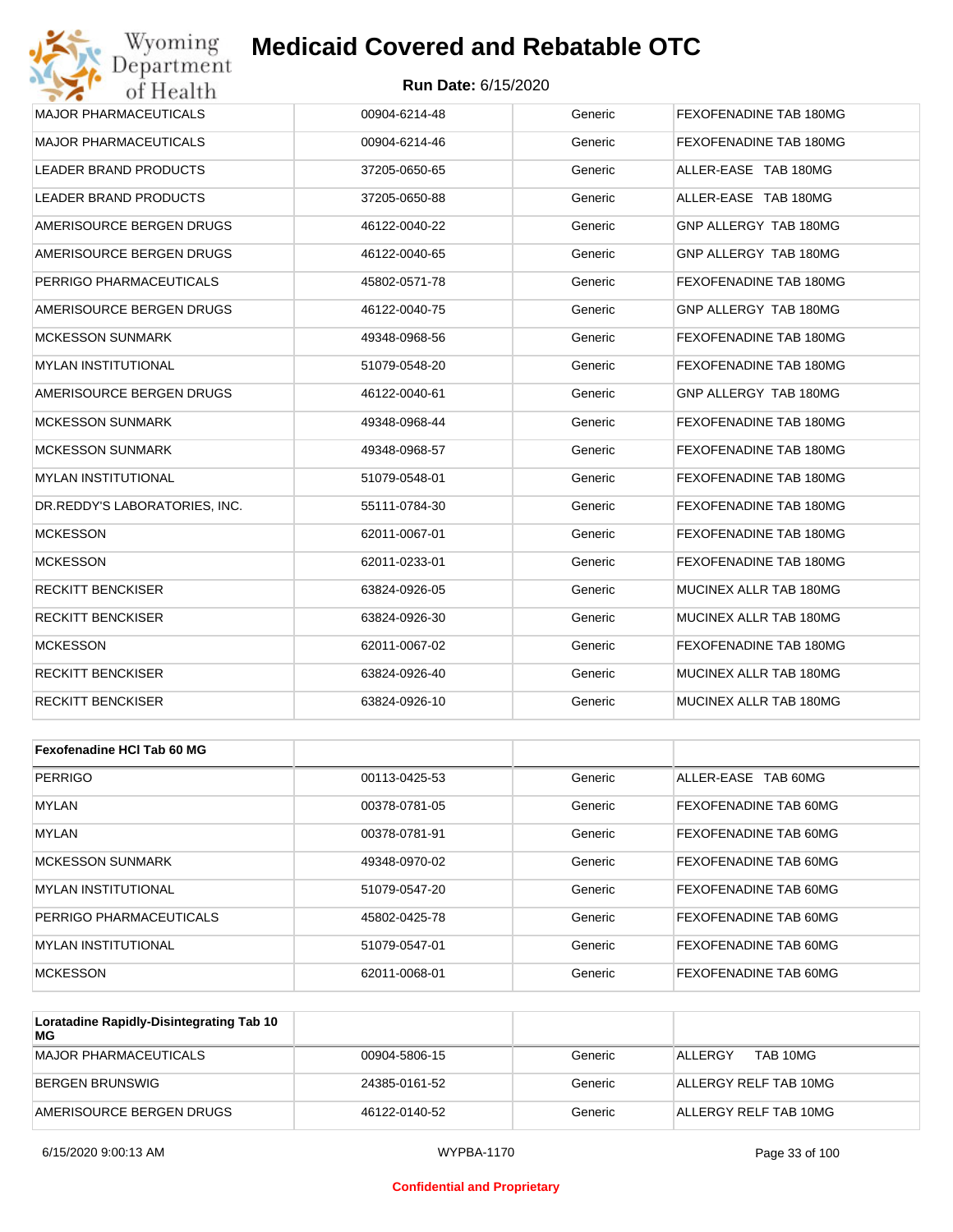| | | | |
|---|---|---|---|
| MAJOR PHARMACEUTICALS | 00904-6214-48 | Generic | FEXOFENADINE TAB 180MG |
| MAJOR PHARMACEUTICALS | 00904-6214-46 | Generic | FEXOFENADINE TAB 180MG |
| LEADER BRAND PRODUCTS | 37205-0650-65 | Generic | ALLER-EASE TAB 180MG |
| LEADER BRAND PRODUCTS | 37205-0650-88 | Generic | ALLER-EASE TAB 180MG |
| AMERISOURCE BERGEN DRUGS | 46122-0040-22 | Generic | GNP ALLERGY TAB 180MG |
| AMERISOURCE BERGEN DRUGS | 46122-0040-65 | Generic | GNP ALLERGY TAB 180MG |
| PERRIGO PHARMACEUTICALS | 45802-0571-78 | Generic | FEXOFENADINE TAB 180MG |
| AMERISOURCE BERGEN DRUGS | 46122-0040-75 | Generic | GNP ALLERGY TAB 180MG |
| MCKESSON SUNMARK | 49348-0968-56 | Generic | FEXOFENADINE TAB 180MG |
| MYLAN INSTITUTIONAL | 51079-0548-20 | Generic | FEXOFENADINE TAB 180MG |
| AMERISOURCE BERGEN DRUGS | 46122-0040-61 | Generic | GNP ALLERGY TAB 180MG |
| MCKESSON SUNMARK | 49348-0968-44 | Generic | FEXOFENADINE TAB 180MG |
| MCKESSON SUNMARK | 49348-0968-57 | Generic | FEXOFENADINE TAB 180MG |
| MYLAN INSTITUTIONAL | 51079-0548-01 | Generic | FEXOFENADINE TAB 180MG |
| DR.REDDY'S LABORATORIES, INC. | 55111-0784-30 | Generic | FEXOFENADINE TAB 180MG |
| MCKESSON | 62011-0067-01 | Generic | FEXOFENADINE TAB 180MG |
| MCKESSON | 62011-0233-01 | Generic | FEXOFENADINE TAB 180MG |
| RECKITT BENCKISER | 63824-0926-05 | Generic | MUCINEX ALLR TAB 180MG |
| RECKITT BENCKISER | 63824-0926-30 | Generic | MUCINEX ALLR TAB 180MG |
| MCKESSON | 62011-0067-02 | Generic | FEXOFENADINE TAB 180MG |
| RECKITT BENCKISER | 63824-0926-40 | Generic | MUCINEX ALLR TAB 180MG |
| RECKITT BENCKISER | 63824-0926-10 | Generic | MUCINEX ALLR TAB 180MG |

| **Fexofenadine HCl Tab 60 MG** | | | |
|---|---|---|---|
| PERRIGO | 00113-0425-53 | Generic | ALLER-EASE TAB 60MG |
| MYLAN | 00378-0781-05 | Generic | FEXOFENADINE TAB 60MG |
| MYLAN | 00378-0781-91 | Generic | FEXOFENADINE TAB 60MG |
| MCKESSON SUNMARK | 49348-0970-02 | Generic | FEXOFENADINE TAB 60MG |
| MYLAN INSTITUTIONAL | 51079-0547-20 | Generic | FEXOFENADINE TAB 60MG |
| PERRIGO PHARMACEUTICALS | 45802-0425-78 | Generic | FEXOFENADINE TAB 60MG |
| MYLAN INSTITUTIONAL | 51079-0547-01 | Generic | FEXOFENADINE TAB 60MG |
| MCKESSON | 62011-0068-01 | Generic | FEXOFENADINE TAB 60MG |

| **Loratadine Rapidly-Disintegrating Tab 10 MG** | | | |
|---|---|---|---|
| MAJOR PHARMACEUTICALS | 00904-5806-15 | Generic | ALLERGY TAB 10MG |
| BERGEN BRUNSWIG | 24385-0161-52 | Generic | ALLERGY RELF TAB 10MG |
| AMERISOURCE BERGEN DRUGS | 46122-0140-52 | Generic | ALLERGY RELF TAB 10MG |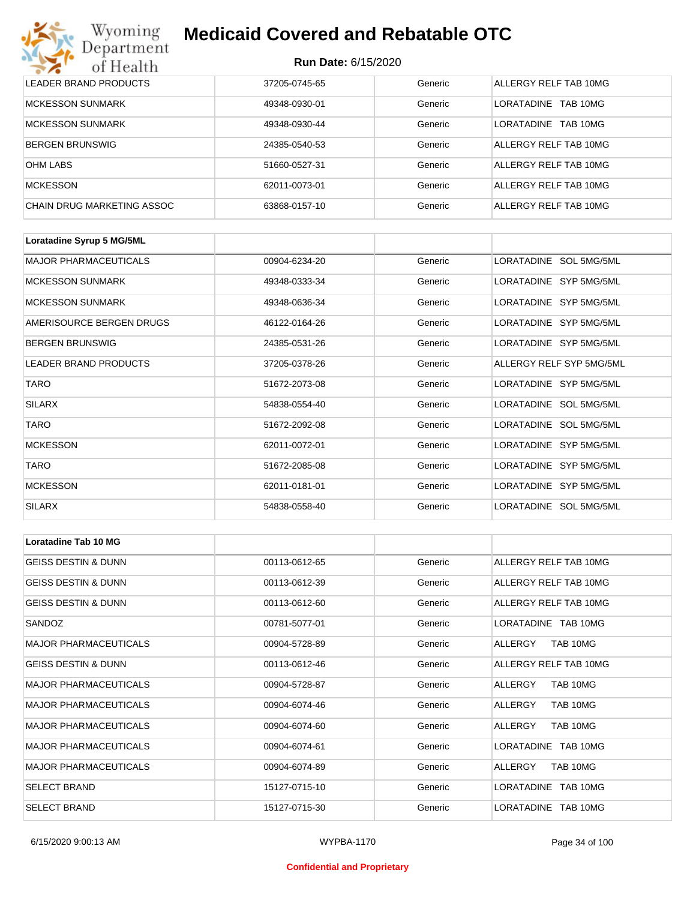| LEADER BRAND PRODUCTS | 37205-0745-65 | Generic | ALLERGY RELF TAB 10MG |
|---|---|---|---|
| MCKESSON SUNMARK | 49348-0930-01 | Generic | LORATADINE TAB 10MG |
| MCKESSON SUNMARK | 49348-0930-44 | Generic | LORATADINE TAB 10MG |
| BERGEN BRUNSWIG | 24385-0540-53 | Generic | ALLERGY RELF TAB 10MG |
| OHM LABS | 51660-0527-31 | Generic | ALLERGY RELF TAB 10MG |
| MCKESSON | 62011-0073-01 | Generic | ALLERGY RELF TAB 10MG |
| CHAIN DRUG MARKETING ASSOC | 63868-0157-10 | Generic | ALLERGY RELF TAB 10MG |

| Loratadine Syrup 5 MG/5ML | | | |
|---|---|---|---|
| MAJOR PHARMACEUTICALS | 00904-6234-20 | Generic | LORATADINE SOL 5MG/5ML |
| MCKESSON SUNMARK | 49348-0333-34 | Generic | LORATADINE SYP 5MG/5ML |
| MCKESSON SUNMARK | 49348-0636-34 | Generic | LORATADINE SYP 5MG/5ML |
| AMERISOURCE BERGEN DRUGS | 46122-0164-26 | Generic | LORATADINE SYP 5MG/5ML |
| BERGEN BRUNSWIG | 24385-0531-26 | Generic | LORATADINE SYP 5MG/5ML |
| LEADER BRAND PRODUCTS | 37205-0378-26 | Generic | ALLERGY RELF SYP 5MG/5ML |
| TARO | 51672-2073-08 | Generic | LORATADINE SYP 5MG/5ML |
| SILARX | 54838-0554-40 | Generic | LORATADINE SOL 5MG/5ML |
| TARO | 51672-2092-08 | Generic | LORATADINE SOL 5MG/5ML |
| MCKESSON | 62011-0072-01 | Generic | LORATADINE SYP 5MG/5ML |
| TARO | 51672-2085-08 | Generic | LORATADINE SYP 5MG/5ML |
| MCKESSON | 62011-0181-01 | Generic | LORATADINE SYP 5MG/5ML |
| SILARX | 54838-0558-40 | Generic | LORATADINE SOL 5MG/5ML |

| Loratadine Tab 10 MG | | | |
|---|---|---|---|
| GEISS DESTIN & DUNN | 00113-0612-65 | Generic | ALLERGY RELF TAB 10MG |
| GEISS DESTIN & DUNN | 00113-0612-39 | Generic | ALLERGY RELF TAB 10MG |
| GEISS DESTIN & DUNN | 00113-0612-60 | Generic | ALLERGY RELF TAB 10MG |
| SANDOZ | 00781-5077-01 | Generic | LORATADINE TAB 10MG |
| MAJOR PHARMACEUTICALS | 00904-5728-89 | Generic | ALLERGY TAB 10MG |
| GEISS DESTIN & DUNN | 00113-0612-46 | Generic | ALLERGY RELF TAB 10MG |
| MAJOR PHARMACEUTICALS | 00904-5728-87 | Generic | ALLERGY TAB 10MG |
| MAJOR PHARMACEUTICALS | 00904-6074-46 | Generic | ALLERGY TAB 10MG |
| MAJOR PHARMACEUTICALS | 00904-6074-60 | Generic | ALLERGY TAB 10MG |
| MAJOR PHARMACEUTICALS | 00904-6074-61 | Generic | LORATADINE TAB 10MG |
| MAJOR PHARMACEUTICALS | 00904-6074-89 | Generic | ALLERGY TAB 10MG |
| SELECT BRAND | 15127-0715-10 | Generic | LORATADINE TAB 10MG |
| SELECT BRAND | 15127-0715-30 | Generic | LORATADINE TAB 10MG |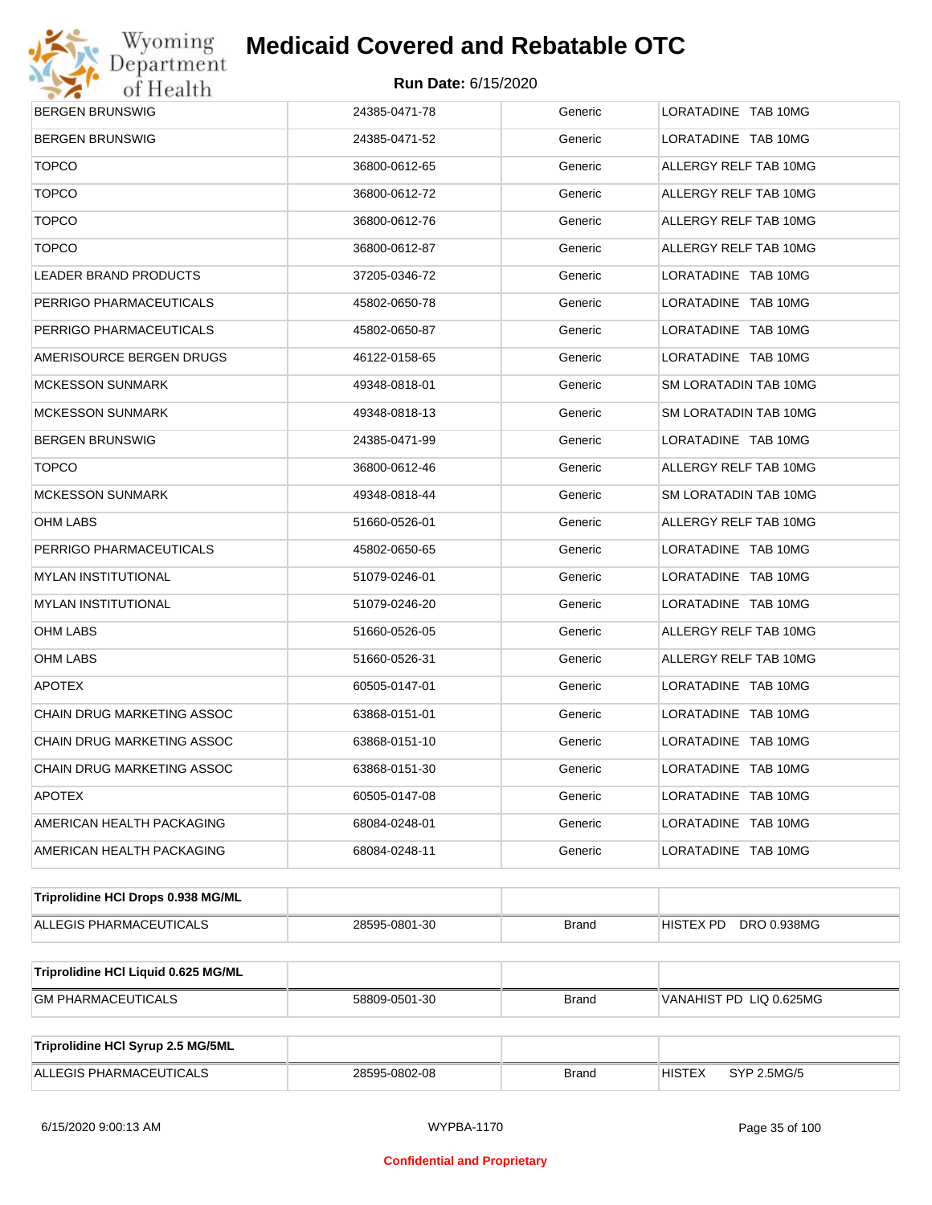| | | | |
|---|---|---|---|
| BERGEN BRUNSWIG | 24385-0471-78 | Generic | LORATADINE TAB 10MG |
| BERGEN BRUNSWIG | 24385-0471-52 | Generic | LORATADINE TAB 10MG |
| TOPCO | 36800-0612-65 | Generic | ALLERGY RELF TAB 10MG |
| TOPCO | 36800-0612-72 | Generic | ALLERGY RELF TAB 10MG |
| TOPCO | 36800-0612-76 | Generic | ALLERGY RELF TAB 10MG |
| TOPCO | 36800-0612-87 | Generic | ALLERGY RELF TAB 10MG |
| LEADER BRAND PRODUCTS | 37205-0346-72 | Generic | LORATADINE TAB 10MG |
| PERRIGO PHARMACEUTICALS | 45802-0650-78 | Generic | LORATADINE TAB 10MG |
| PERRIGO PHARMACEUTICALS | 45802-0650-87 | Generic | LORATADINE TAB 10MG |
| AMERISOURCE BERGEN DRUGS | 46122-0158-65 | Generic | LORATADINE TAB 10MG |
| MCKESSON SUNMARK | 49348-0818-01 | Generic | SM LORATADIN TAB 10MG |
| MCKESSON SUNMARK | 49348-0818-13 | Generic | SM LORATADIN TAB 10MG |
| BERGEN BRUNSWIG | 24385-0471-99 | Generic | LORATADINE TAB 10MG |
| TOPCO | 36800-0612-46 | Generic | ALLERGY RELF TAB 10MG |
| MCKESSON SUNMARK | 49348-0818-44 | Generic | SM LORATADIN TAB 10MG |
| OHM LABS | 51660-0526-01 | Generic | ALLERGY RELF TAB 10MG |
| PERRIGO PHARMACEUTICALS | 45802-0650-65 | Generic | LORATADINE TAB 10MG |
| MYLAN INSTITUTIONAL | 51079-0246-01 | Generic | LORATADINE TAB 10MG |
| MYLAN INSTITUTIONAL | 51079-0246-20 | Generic | LORATADINE TAB 10MG |
| OHM LABS | 51660-0526-05 | Generic | ALLERGY RELF TAB 10MG |
| OHM LABS | 51660-0526-31 | Generic | ALLERGY RELF TAB 10MG |
| APOTEX | 60505-0147-01 | Generic | LORATADINE TAB 10MG |
| CHAIN DRUG MARKETING ASSOC | 63868-0151-01 | Generic | LORATADINE TAB 10MG |
| CHAIN DRUG MARKETING ASSOC | 63868-0151-10 | Generic | LORATADINE TAB 10MG |
| CHAIN DRUG MARKETING ASSOC | 63868-0151-30 | Generic | LORATADINE TAB 10MG |
| APOTEX | 60505-0147-08 | Generic | LORATADINE TAB 10MG |
| AMERICAN HEALTH PACKAGING | 68084-0248-01 | Generic | LORATADINE TAB 10MG |
| AMERICAN HEALTH PACKAGING | 68084-0248-11 | Generic | LORATADINE TAB 10MG |

| **Triprolidine HCl Drops 0.938 MG/ML** | | | |
|---|---|---|---|
| ALLEGIS PHARMACEUTICALS | 28595-0801-30 | Brand | HISTEX PD DRO 0.938MG |

| **Triprolidine HCl Liquid 0.625 MG/ML** | | | |
|---|---|---|---|
| GM PHARMACEUTICALS | 58809-0501-30 | Brand | VANAHIST PD LIQ 0.625MG |

| **Triprolidine HCl Syrup 2.5 MG/5ML** | | | |
|---|---|---|---|
| ALLEGIS PHARMACEUTICALS | 28595-0802-08 | Brand | HISTEX SYP 2.5MG/5 |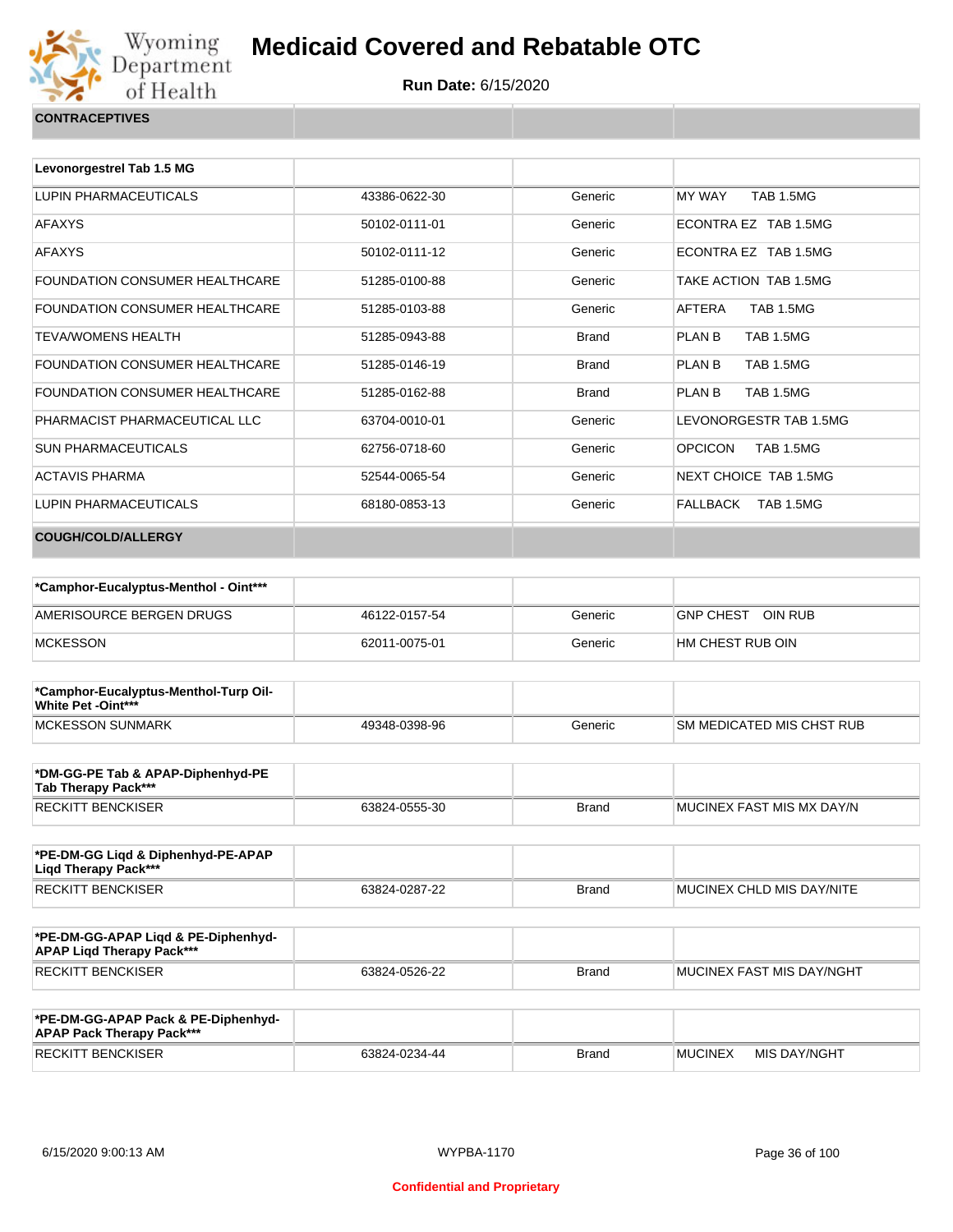# Medicaid Covered and Rebatable OTC

**Run Date:** 6/15/2020

## CONTRACEPTIVES

| Levonorgestrel Tab 1.5 MG | | | |
|---|---|---|---|
| LUPIN PHARMACEUTICALS | 43386-0622-30 | Generic | MY WAY TAB 1.5MG |
| AFAXYS | 50102-0111-01 | Generic | ECONTRA EZ TAB 1.5MG |
| AFAXYS | 50102-0111-12 | Generic | ECONTRA EZ TAB 1.5MG |
| FOUNDATION CONSUMER HEALTHCARE | 51285-0100-88 | Generic | TAKE ACTION TAB 1.5MG |
| FOUNDATION CONSUMER HEALTHCARE | 51285-0103-88 | Generic | AFTERA TAB 1.5MG |
| TEVA/WOMENS HEALTH | 51285-0943-88 | Brand | PLAN B TAB 1.5MG |
| FOUNDATION CONSUMER HEALTHCARE | 51285-0146-19 | Brand | PLAN B TAB 1.5MG |
| FOUNDATION CONSUMER HEALTHCARE | 51285-0162-88 | Brand | PLAN B TAB 1.5MG |
| PHARMACIST PHARMACEUTICAL LLC | 63704-0010-01 | Generic | LEVONORGESTR TAB 1.5MG |
| SUN PHARMACEUTICALS | 62756-0718-60 | Generic | OPCICON TAB 1.5MG |
| ACTAVIS PHARMA | 52544-0065-54 | Generic | NEXT CHOICE TAB 1.5MG |
| LUPIN PHARMACEUTICALS | 68180-0853-13 | Generic | FALLBACK TAB 1.5MG |

## COUGH/COLD/ALLERGY

| *Camphor-Eucalyptus-Menthol - Oint*** | | | |
|---|---|---|---|
| AMERISOURCE BERGEN DRUGS | 46122-0157-54 | Generic | GNP CHEST OIN RUB |
| MCKESSON | 62011-0075-01 | Generic | HM CHEST RUB OIN |

| *Camphor-Eucalyptus-Menthol-Turp Oil-White Pet -Oint*** | | | |
|---|---|---|---|
| MCKESSON SUNMARK | 49348-0398-96 | Generic | SM MEDICATED MIS CHST RUB |

| *DM-GG-PE Tab & APAP-Diphenhyd-PE Tab Therapy Pack*** | | | |
|---|---|---|---|
| RECKITT BENCKISER | 63824-0555-30 | Brand | MUCINEX FAST MIS MX DAY/N |

| *PE-DM-GG Liqd & Diphenhyd-PE-APAP Liqd Therapy Pack*** | | | |
|---|---|---|---|
| RECKITT BENCKISER | 63824-0287-22 | Brand | MUCINEX CHLD MIS DAY/NITE |

| *PE-DM-GG-APAP Liqd & PE-Diphenhyd-APAP Liqd Therapy Pack*** | | | |
|---|---|---|---|
| RECKITT BENCKISER | 63824-0526-22 | Brand | MUCINEX FAST MIS DAY/NGHT |

| *PE-DM-GG-APAP Pack & PE-Diphenhyd-APAP Pack Therapy Pack*** | | | |
|---|---|---|---|
| RECKITT BENCKISER | 63824-0234-44 | Brand | MUCINEX MIS DAY/NGHT |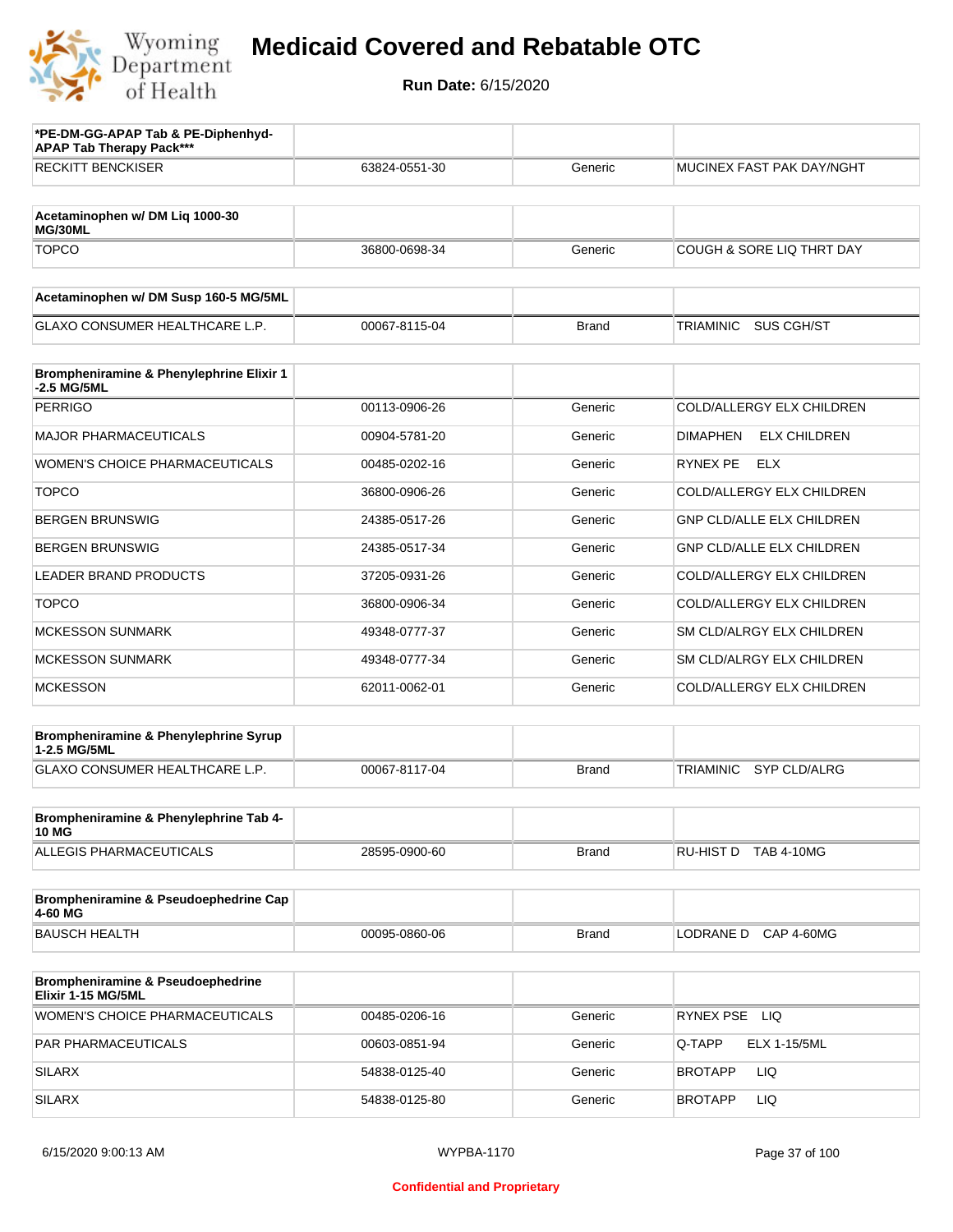# Medicaid Covered and Rebatable OTC

**Run Date:** 6/15/2020

| *PE-DM-GG-APAP Tab & PE-Diphenhyd-APAP Tab Therapy Pack*** | | | |
|---|---|---|---|
| RECKITT BENCKISER | 63824-0551-30 | Generic | MUCINEX FAST PAK DAY/NGHT |

| Acetaminophen w/ DM Liq 1000-30 MG/30ML | | | |
|---|---|---|---|
| TOPCO | 36800-0698-34 | Generic | COUGH & SORE LIQ THRT DAY |

| Acetaminophen w/ DM Susp 160-5 MG/5ML | | | |
|---|---|---|---|
| GLAXO CONSUMER HEALTHCARE L.P. | 00067-8115-04 | Brand | TRIAMINIC SUS CGH/ST |

| Brompheniramine & Phenylephrine Elixir 1-2.5 MG/5ML | | | |
|---|---|---|---|
| PERRIGO | 00113-0906-26 | Generic | COLD/ALLERGY ELX CHILDREN |
| MAJOR PHARMACEUTICALS | 00904-5781-20 | Generic | DIMAPHEN ELX CHILDREN |
| WOMEN'S CHOICE PHARMACEUTICALS | 00485-0202-16 | Generic | RYNEX PE ELX |
| TOPCO | 36800-0906-26 | Generic | COLD/ALLERGY ELX CHILDREN |
| BERGEN BRUNSWIG | 24385-0517-26 | Generic | GNP CLD/ALLE ELX CHILDREN |
| BERGEN BRUNSWIG | 24385-0517-34 | Generic | GNP CLD/ALLE ELX CHILDREN |
| LEADER BRAND PRODUCTS | 37205-0931-26 | Generic | COLD/ALLERGY ELX CHILDREN |
| TOPCO | 36800-0906-34 | Generic | COLD/ALLERGY ELX CHILDREN |
| MCKESSON SUNMARK | 49348-0777-37 | Generic | SM CLD/ALRGY ELX CHILDREN |
| MCKESSON SUNMARK | 49348-0777-34 | Generic | SM CLD/ALRGY ELX CHILDREN |
| MCKESSON | 62011-0062-01 | Generic | COLD/ALLERGY ELX CHILDREN |

| Brompheniramine & Phenylephrine Syrup 1-2.5 MG/5ML | | | |
|---|---|---|---|
| GLAXO CONSUMER HEALTHCARE L.P. | 00067-8117-04 | Brand | TRIAMINIC SYP CLD/ALRG |

| Brompheniramine & Phenylephrine Tab 4-10 MG | | | |
|---|---|---|---|
| ALLEGIS PHARMACEUTICALS | 28595-0900-60 | Brand | RU-HIST D TAB 4-10MG |

| Brompheniramine & Pseudoephedrine Cap 4-60 MG | | | |
|---|---|---|---|
| BAUSCH HEALTH | 00095-0860-06 | Brand | LODRANE D CAP 4-60MG |

| Brompheniramine & Pseudoephedrine Elixir 1-15 MG/5ML | | | |
|---|---|---|---|
| WOMEN'S CHOICE PHARMACEUTICALS | 00485-0206-16 | Generic | RYNEX PSE LIQ |
| PAR PHARMACEUTICALS | 00603-0851-94 | Generic | Q-TAPP ELX 1-15/5ML |
| SILARX | 54838-0125-40 | Generic | BROTAPP LIQ |
| SILARX | 54838-0125-80 | Generic | BROTAPP LIQ |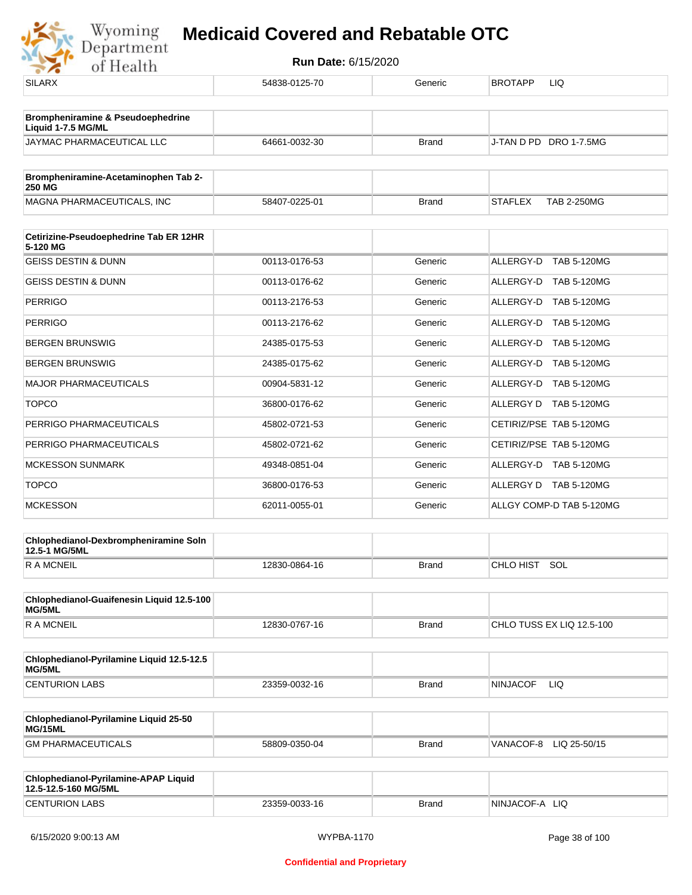| SILARX | 54838-0125-70 | Generic | BROTAPP LIQ |
|---|---|---|---|

| Brompheniramine & Pseudoephedrine Liquid 1-7.5 MG/ML | | | |
|---|---|---|---|
| JAYMAC PHARMACEUTICAL LLC | 64661-0032-30 | Brand | J-TAN D PD DRO 1-7.5MG |

| Brompheniramine-Acetaminophen Tab 2-250 MG | | | |
|---|---|---|---|
| MAGNA PHARMACEUTICALS, INC | 58407-0225-01 | Brand | STAFLEX TAB 2-250MG |

| Cetirizine-Pseudoephedrine Tab ER 12HR 5-120 MG | | | |
|---|---|---|---|
| GEISS DESTIN & DUNN | 00113-0176-53 | Generic | ALLERGY-D TAB 5-120MG |
| GEISS DESTIN & DUNN | 00113-0176-62 | Generic | ALLERGY-D TAB 5-120MG |
| PERRIGO | 00113-2176-53 | Generic | ALLERGY-D TAB 5-120MG |
| PERRIGO | 00113-2176-62 | Generic | ALLERGY-D TAB 5-120MG |
| BERGEN BRUNSWIG | 24385-0175-53 | Generic | ALLERGY-D TAB 5-120MG |
| BERGEN BRUNSWIG | 24385-0175-62 | Generic | ALLERGY-D TAB 5-120MG |
| MAJOR PHARMACEUTICALS | 00904-5831-12 | Generic | ALLERGY-D TAB 5-120MG |
| TOPCO | 36800-0176-62 | Generic | ALLERGY D TAB 5-120MG |
| PERRIGO PHARMACEUTICALS | 45802-0721-53 | Generic | CETIRIZ/PSE TAB 5-120MG |
| PERRIGO PHARMACEUTICALS | 45802-0721-62 | Generic | CETIRIZ/PSE TAB 5-120MG |
| MCKESSON SUNMARK | 49348-0851-04 | Generic | ALLERGY-D TAB 5-120MG |
| TOPCO | 36800-0176-53 | Generic | ALLERGY D TAB 5-120MG |
| MCKESSON | 62011-0055-01 | Generic | ALLGY COMP-D TAB 5-120MG |

| Chlophedianol-Dexbrompheniramine Soln 12.5-1 MG/5ML | | | |
|---|---|---|---|
| R A MCNEIL | 12830-0864-16 | Brand | CHLO HIST SOL |

| Chlophedianol-Guaifenesin Liquid 12.5-100 MG/5ML | | | |
|---|---|---|---|
| R A MCNEIL | 12830-0767-16 | Brand | CHLO TUSS EX LIQ 12.5-100 |

| Chlophedianol-Pyrilamine Liquid 12.5-12.5 MG/5ML | | | |
|---|---|---|---|
| CENTURION LABS | 23359-0032-16 | Brand | NINJACOF LIQ |

| Chlophedianol-Pyrilamine Liquid 25-50 MG/15ML | | | |
|---|---|---|---|
| GM PHARMACEUTICALS | 58809-0350-04 | Brand | VANACOF-8 LIQ 25-50/15 |

| Chlophedianol-Pyrilamine-APAP Liquid 12.5-12.5-160 MG/5ML | | | |
|---|---|---|---|
| CENTURION LABS | 23359-0033-16 | Brand | NINJACOF-A LIQ |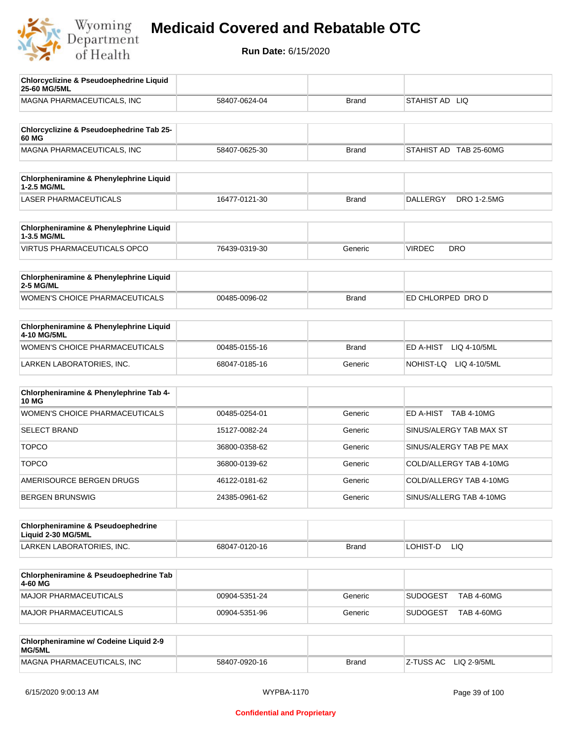# Medicaid Covered and Rebatable OTC

**Run Date:** 6/15/2020

| Chlorcyclizine & Pseudoephedrine Liquid 25-60 MG/5ML | | | |
|---|---|---|---|
| MAGNA PHARMACEUTICALS, INC | 58407-0624-04 | Brand | STAHIST AD LIQ |

| Chlorcyclizine & Pseudoephedrine Tab 25-60 MG | | | |
|---|---|---|---|
| MAGNA PHARMACEUTICALS, INC | 58407-0625-30 | Brand | STAHIST AD TAB 25-60MG |

| Chlorpheniramine & Phenylephrine Liquid 1-2.5 MG/ML | | | |
|---|---|---|---|
| LASER PHARMACEUTICALS | 16477-0121-30 | Brand | DALLERGY DRO 1-2.5MG |

| Chlorpheniramine & Phenylephrine Liquid 1-3.5 MG/ML | | | |
|---|---|---|---|
| VIRTUS PHARMACEUTICALS OPCO | 76439-0319-30 | Generic | VIRDEC DRO |

| Chlorpheniramine & Phenylephrine Liquid 2-5 MG/ML | | | |
|---|---|---|---|
| WOMEN'S CHOICE PHARMACEUTICALS | 00485-0096-02 | Brand | ED CHLORPED DRO D |

| Chlorpheniramine & Phenylephrine Liquid 4-10 MG/5ML | | | |
|---|---|---|---|
| WOMEN'S CHOICE PHARMACEUTICALS | 00485-0155-16 | Brand | ED A-HIST LIQ 4-10/5ML |
| LARKEN LABORATORIES, INC. | 68047-0185-16 | Generic | NOHIST-LQ LIQ 4-10/5ML |

| Chlorpheniramine & Phenylephrine Tab 4-10 MG | | | |
|---|---|---|---|
| WOMEN'S CHOICE PHARMACEUTICALS | 00485-0254-01 | Generic | ED A-HIST TAB 4-10MG |
| SELECT BRAND | 15127-0082-24 | Generic | SINUS/ALERGY TAB MAX ST |
| TOPCO | 36800-0358-62 | Generic | SINUS/ALERGY TAB PE MAX |
| TOPCO | 36800-0139-62 | Generic | COLD/ALLERGY TAB 4-10MG |
| AMERISOURCE BERGEN DRUGS | 46122-0181-62 | Generic | COLD/ALLERGY TAB 4-10MG |
| BERGEN BRUNSWIG | 24385-0961-62 | Generic | SINUS/ALLERG TAB 4-10MG |

| Chlorpheniramine & Pseudoephedrine Liquid 2-30 MG/5ML | | | |
|---|---|---|---|
| LARKEN LABORATORIES, INC. | 68047-0120-16 | Brand | LOHIST-D LIQ |

| Chlorpheniramine & Pseudoephedrine Tab 4-60 MG | | | |
|---|---|---|---|
| MAJOR PHARMACEUTICALS | 00904-5351-24 | Generic | SUDOGEST TAB 4-60MG |
| MAJOR PHARMACEUTICALS | 00904-5351-96 | Generic | SUDOGEST TAB 4-60MG |

| Chlorpheniramine w/ Codeine Liquid 2-9 MG/5ML | | | |
|---|---|---|---|
| MAGNA PHARMACEUTICALS, INC | 58407-0920-16 | Brand | Z-TUSS AC LIQ 2-9/5ML |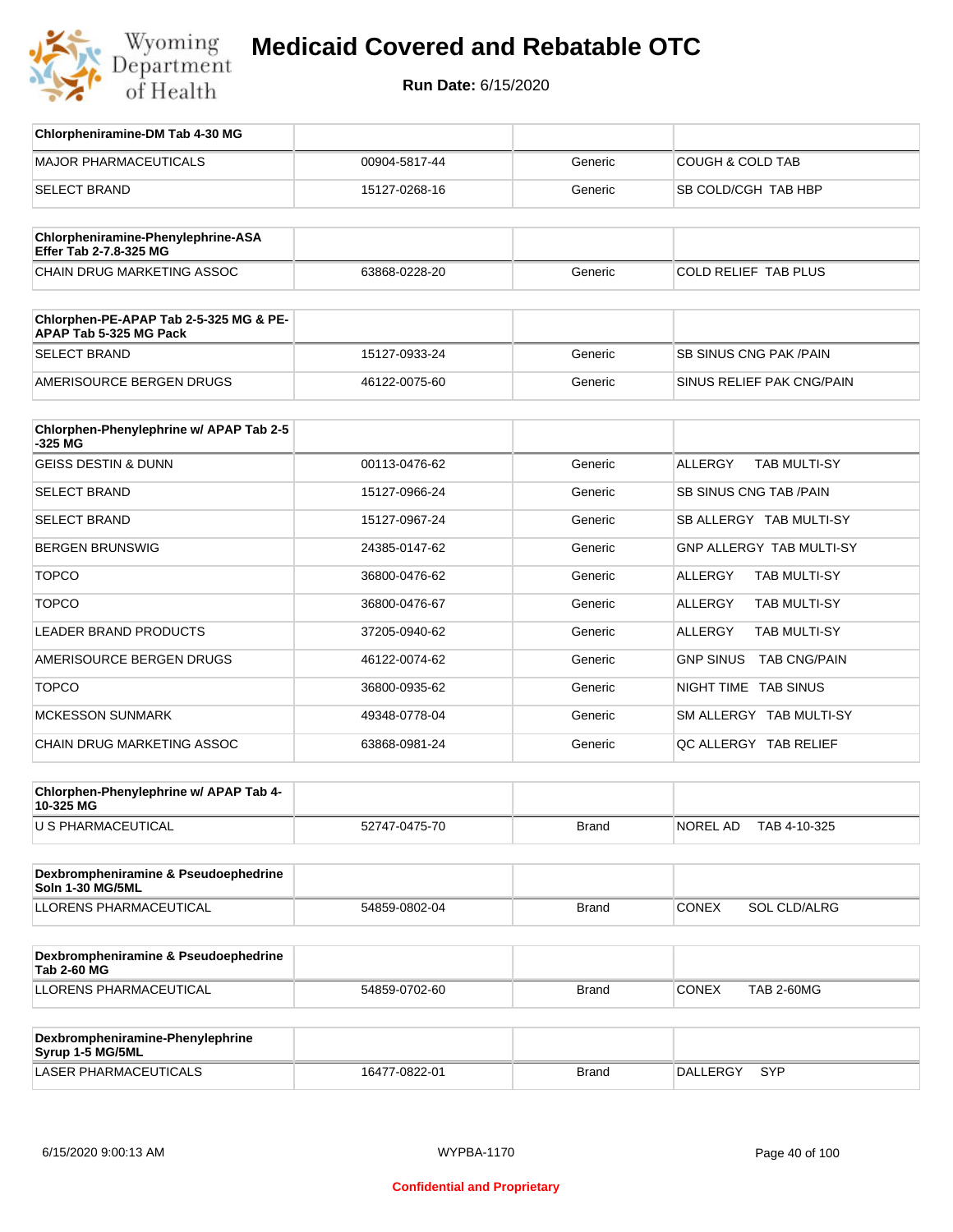# Medicaid Covered and Rebatable OTC

**Run Date:** 6/15/2020

| Chlorpheniramine-DM Tab 4-30 MG | | | |
|---|---|---|---|
| MAJOR PHARMACEUTICALS | 00904-5817-44 | Generic | COUGH & COLD TAB |
| SELECT BRAND | 15127-0268-16 | Generic | SB COLD/CGH TAB HBP |

| Chlorpheniramine-Phenylephrine-ASA Effer Tab 2-7.8-325 MG | | | |
|---|---|---|---|
| CHAIN DRUG MARKETING ASSOC | 63868-0228-20 | Generic | COLD RELIEF TAB PLUS |

| Chlorphen-PE-APAP Tab 2-5-325 MG & PE-APAP Tab 5-325 MG Pack | | | |
|---|---|---|---|
| SELECT BRAND | 15127-0933-24 | Generic | SB SINUS CNG PAK /PAIN |
| AMERISOURCE BERGEN DRUGS | 46122-0075-60 | Generic | SINUS RELIEF PAK CNG/PAIN |

| Chlorphen-Phenylephrine w/ APAP Tab 2-5-325 MG | | | |
|---|---|---|---|
| GEISS DESTIN & DUNN | 00113-0476-62 | Generic | ALLERGY TAB MULTI-SY |
| SELECT BRAND | 15127-0966-24 | Generic | SB SINUS CNG TAB /PAIN |
| SELECT BRAND | 15127-0967-24 | Generic | SB ALLERGY TAB MULTI-SY |
| BERGEN BRUNSWIG | 24385-0147-62 | Generic | GNP ALLERGY TAB MULTI-SY |
| TOPCO | 36800-0476-62 | Generic | ALLERGY TAB MULTI-SY |
| TOPCO | 36800-0476-67 | Generic | ALLERGY TAB MULTI-SY |
| LEADER BRAND PRODUCTS | 37205-0940-62 | Generic | ALLERGY TAB MULTI-SY |
| AMERISOURCE BERGEN DRUGS | 46122-0074-62 | Generic | GNP SINUS TAB CNG/PAIN |
| TOPCO | 36800-0935-62 | Generic | NIGHT TIME TAB SINUS |
| MCKESSON SUNMARK | 49348-0778-04 | Generic | SM ALLERGY TAB MULTI-SY |
| CHAIN DRUG MARKETING ASSOC | 63868-0981-24 | Generic | QC ALLERGY TAB RELIEF |

| Chlorphen-Phenylephrine w/ APAP Tab 4-10-325 MG | | | |
|---|---|---|---|
| U S PHARMACEUTICAL | 52747-0475-70 | Brand | NOREL AD TAB 4-10-325 |

| Dexbrompheniramine & Pseudoephedrine Soln 1-30 MG/5ML | | | |
|---|---|---|---|
| LLORENS PHARMACEUTICAL | 54859-0802-04 | Brand | CONEX SOL CLD/ALRG |

| Dexbrompheniramine & Pseudoephedrine Tab 2-60 MG | | | |
|---|---|---|---|
| LLORENS PHARMACEUTICAL | 54859-0702-60 | Brand | CONEX TAB 2-60MG |

| Dexbrompheniramine-Phenylephrine Syrup 1-5 MG/5ML | | | |
|---|---|---|---|
| LASER PHARMACEUTICALS | 16477-0822-01 | Brand | DALLERGY SYP |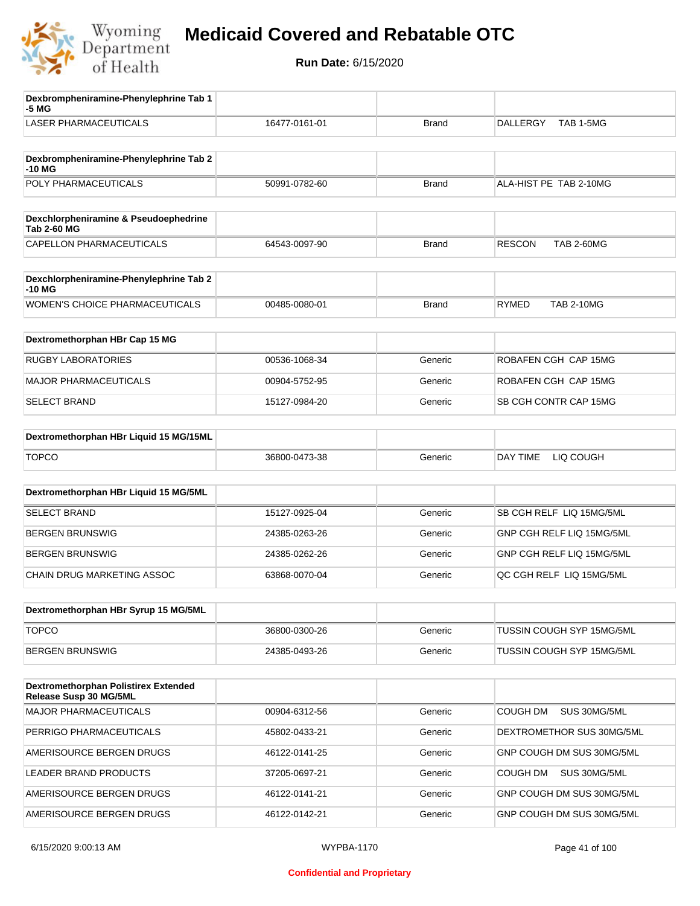# Medicaid Covered and Rebatable OTC

**Run Date:** 6/15/2020

| Dexbrompheniramine-Phenylephrine Tab 1-5 MG | | | |
|---|---|---|---|
| LASER PHARMACEUTICALS | 16477-0161-01 | Brand | DALLERGY TAB 1-5MG |

| Dexbrompheniramine-Phenylephrine Tab 2-10 MG | | | |
|---|---|---|---|
| POLY PHARMACEUTICALS | 50991-0782-60 | Brand | ALA-HIST PE TAB 2-10MG |

| Dexchlorpheniramine & Pseudoephedrine Tab 2-60 MG | | | |
|---|---|---|---|
| CAPELLON PHARMACEUTICALS | 64543-0097-90 | Brand | RESCON TAB 2-60MG |

| Dexchlorpheniramine-Phenylephrine Tab 2-10 MG | | | |
|---|---|---|---|
| WOMEN'S CHOICE PHARMACEUTICALS | 00485-0080-01 | Brand | RYMED TAB 2-10MG |

| Dextromethorphan HBr Cap 15 MG | | | |
|---|---|---|---|
| RUGBY LABORATORIES | 00536-1068-34 | Generic | ROBAFEN CGH CAP 15MG |
| MAJOR PHARMACEUTICALS | 00904-5752-95 | Generic | ROBAFEN CGH CAP 15MG |
| SELECT BRAND | 15127-0984-20 | Generic | SB CGH CONTR CAP 15MG |

| Dextromethorphan HBr Liquid 15 MG/15ML | | | |
|---|---|---|---|
| TOPCO | 36800-0473-38 | Generic | DAY TIME LIQ COUGH |

| Dextromethorphan HBr Liquid 15 MG/5ML | | | |
|---|---|---|---|
| SELECT BRAND | 15127-0925-04 | Generic | SB CGH RELF LIQ 15MG/5ML |
| BERGEN BRUNSWIG | 24385-0263-26 | Generic | GNP CGH RELF LIQ 15MG/5ML |
| BERGEN BRUNSWIG | 24385-0262-26 | Generic | GNP CGH RELF LIQ 15MG/5ML |
| CHAIN DRUG MARKETING ASSOC | 63868-0070-04 | Generic | QC CGH RELF LIQ 15MG/5ML |

| Dextromethorphan HBr Syrup 15 MG/5ML | | | |
|---|---|---|---|
| TOPCO | 36800-0300-26 | Generic | TUSSIN COUGH SYP 15MG/5ML |
| BERGEN BRUNSWIG | 24385-0493-26 | Generic | TUSSIN COUGH SYP 15MG/5ML |

| Dextromethorphan Polistirex Extended Release Susp 30 MG/5ML | | | |
|---|---|---|---|
| MAJOR PHARMACEUTICALS | 00904-6312-56 | Generic | COUGH DM SUS 30MG/5ML |
| PERRIGO PHARMACEUTICALS | 45802-0433-21 | Generic | DEXTROMETHOR SUS 30MG/5ML |
| AMERISOURCE BERGEN DRUGS | 46122-0141-25 | Generic | GNP COUGH DM SUS 30MG/5ML |
| LEADER BRAND PRODUCTS | 37205-0697-21 | Generic | COUGH DM SUS 30MG/5ML |
| AMERISOURCE BERGEN DRUGS | 46122-0141-21 | Generic | GNP COUGH DM SUS 30MG/5ML |
| AMERISOURCE BERGEN DRUGS | 46122-0142-21 | Generic | GNP COUGH DM SUS 30MG/5ML |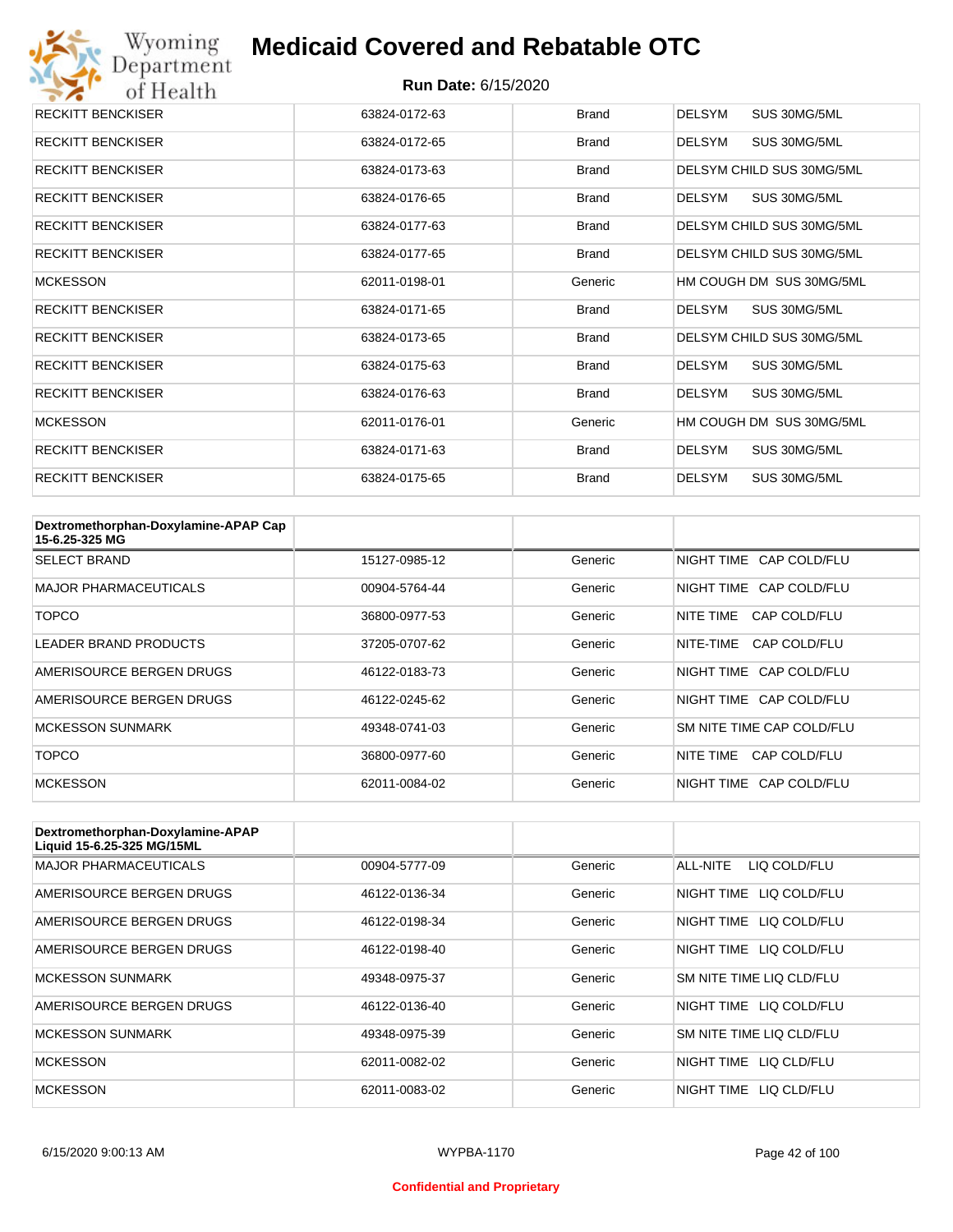| RECKITT BENCKISER | 63824-0172-63 | Brand | DELSYM SUS 30MG/5ML |
|---|---|---|---|
| RECKITT BENCKISER | 63824-0172-65 | Brand | DELSYM SUS 30MG/5ML |
| RECKITT BENCKISER | 63824-0173-63 | Brand | DELSYM CHILD SUS 30MG/5ML |
| RECKITT BENCKISER | 63824-0176-65 | Brand | DELSYM SUS 30MG/5ML |
| RECKITT BENCKISER | 63824-0177-63 | Brand | DELSYM CHILD SUS 30MG/5ML |
| RECKITT BENCKISER | 63824-0177-65 | Brand | DELSYM CHILD SUS 30MG/5ML |
| MCKESSON | 62011-0198-01 | Generic | HM COUGH DM SUS 30MG/5ML |
| RECKITT BENCKISER | 63824-0171-65 | Brand | DELSYM SUS 30MG/5ML |
| RECKITT BENCKISER | 63824-0173-65 | Brand | DELSYM CHILD SUS 30MG/5ML |
| RECKITT BENCKISER | 63824-0175-63 | Brand | DELSYM SUS 30MG/5ML |
| RECKITT BENCKISER | 63824-0176-63 | Brand | DELSYM SUS 30MG/5ML |
| MCKESSON | 62011-0176-01 | Generic | HM COUGH DM SUS 30MG/5ML |
| RECKITT BENCKISER | 63824-0171-63 | Brand | DELSYM SUS 30MG/5ML |
| RECKITT BENCKISER | 63824-0175-65 | Brand | DELSYM SUS 30MG/5ML |

| Dextromethorphan-Doxylamine-APAP Cap 15-6.25-325 MG | | | |
|---|---|---|---|
| SELECT BRAND | 15127-0985-12 | Generic | NIGHT TIME CAP COLD/FLU |
| MAJOR PHARMACEUTICALS | 00904-5764-44 | Generic | NIGHT TIME CAP COLD/FLU |
| TOPCO | 36800-0977-53 | Generic | NITE TIME CAP COLD/FLU |
| LEADER BRAND PRODUCTS | 37205-0707-62 | Generic | NITE-TIME CAP COLD/FLU |
| AMERISOURCE BERGEN DRUGS | 46122-0183-73 | Generic | NIGHT TIME CAP COLD/FLU |
| AMERISOURCE BERGEN DRUGS | 46122-0245-62 | Generic | NIGHT TIME CAP COLD/FLU |
| MCKESSON SUNMARK | 49348-0741-03 | Generic | SM NITE TIME CAP COLD/FLU |
| TOPCO | 36800-0977-60 | Generic | NITE TIME CAP COLD/FLU |
| MCKESSON | 62011-0084-02 | Generic | NIGHT TIME CAP COLD/FLU |

| Dextromethorphan-Doxylamine-APAP Liquid 15-6.25-325 MG/15ML | | | |
|---|---|---|---|
| MAJOR PHARMACEUTICALS | 00904-5777-09 | Generic | ALL-NITE LIQ COLD/FLU |
| AMERISOURCE BERGEN DRUGS | 46122-0136-34 | Generic | NIGHT TIME LIQ COLD/FLU |
| AMERISOURCE BERGEN DRUGS | 46122-0198-34 | Generic | NIGHT TIME LIQ COLD/FLU |
| AMERISOURCE BERGEN DRUGS | 46122-0198-40 | Generic | NIGHT TIME LIQ COLD/FLU |
| MCKESSON SUNMARK | 49348-0975-37 | Generic | SM NITE TIME LIQ CLD/FLU |
| AMERISOURCE BERGEN DRUGS | 46122-0136-40 | Generic | NIGHT TIME LIQ COLD/FLU |
| MCKESSON SUNMARK | 49348-0975-39 | Generic | SM NITE TIME LIQ CLD/FLU |
| MCKESSON | 62011-0082-02 | Generic | NIGHT TIME LIQ CLD/FLU |
| MCKESSON | 62011-0083-02 | Generic | NIGHT TIME LIQ CLD/FLU |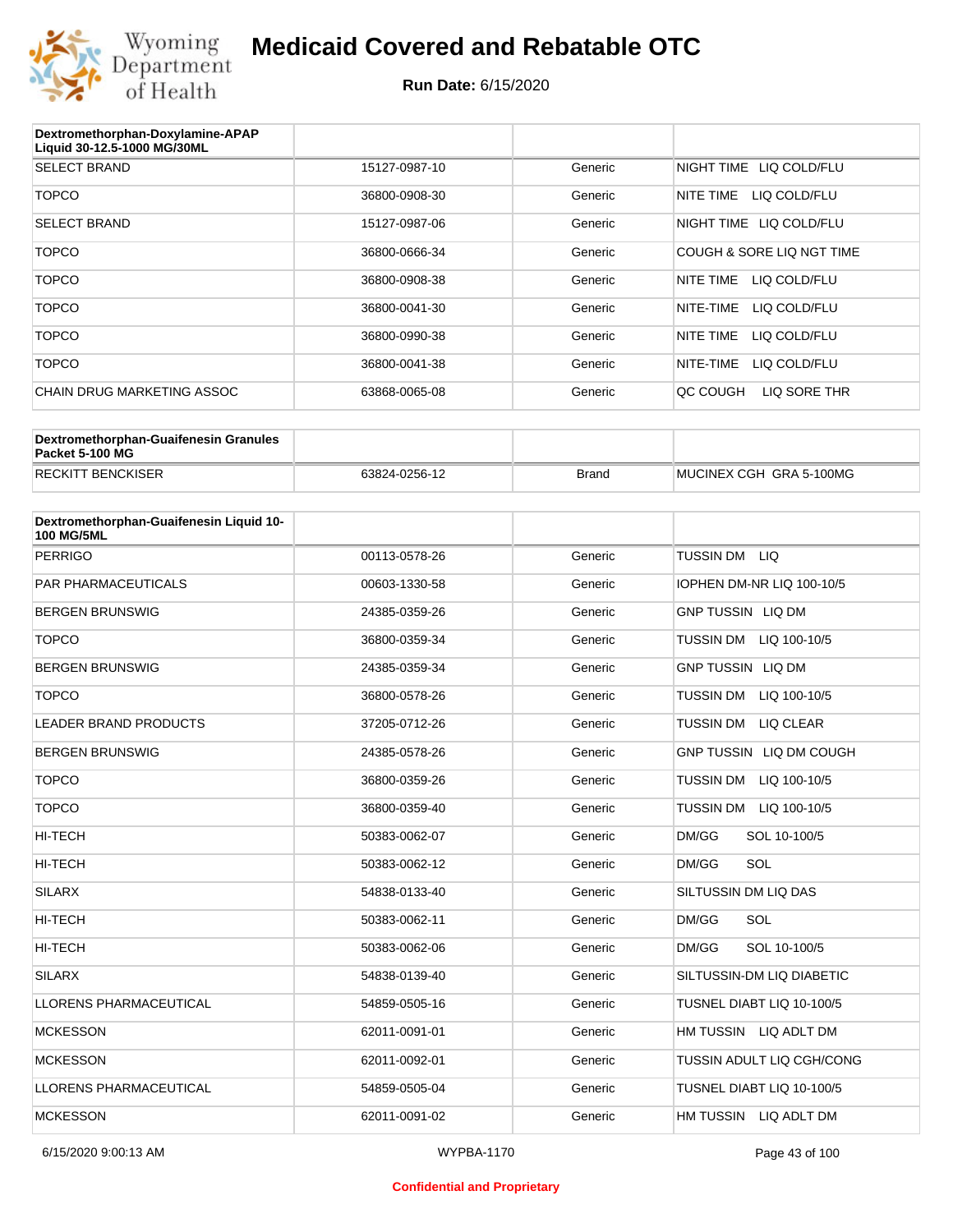# Medicaid Covered and Rebatable OTC

**Run Date:** 6/15/2020

| Dextromethorphan-Doxylamine-APAP Liquid 30-12.5-1000 MG/30ML | | | |
|---|---|---|---|
| SELECT BRAND | 15127-0987-10 | Generic | NIGHT TIME LIQ COLD/FLU |
| TOPCO | 36800-0908-30 | Generic | NITE TIME LIQ COLD/FLU |
| SELECT BRAND | 15127-0987-06 | Generic | NIGHT TIME LIQ COLD/FLU |
| TOPCO | 36800-0666-34 | Generic | COUGH & SORE LIQ NGT TIME |
| TOPCO | 36800-0908-38 | Generic | NITE TIME LIQ COLD/FLU |
| TOPCO | 36800-0041-30 | Generic | NITE-TIME LIQ COLD/FLU |
| TOPCO | 36800-0990-38 | Generic | NITE TIME LIQ COLD/FLU |
| TOPCO | 36800-0041-38 | Generic | NITE-TIME LIQ COLD/FLU |
| CHAIN DRUG MARKETING ASSOC | 63868-0065-08 | Generic | QC COUGH LIQ SORE THR |

| Dextromethorphan-Guaifenesin Granules Packet 5-100 MG | | | |
|---|---|---|---|
| RECKITT BENCKISER | 63824-0256-12 | Brand | MUCINEX CGH GRA 5-100MG |

| Dextromethorphan-Guaifenesin Liquid 10-100 MG/5ML | | | |
|---|---|---|---|
| PERRIGO | 00113-0578-26 | Generic | TUSSIN DM LIQ |
| PAR PHARMACEUTICALS | 00603-1330-58 | Generic | IOPHEN DM-NR LIQ 100-10/5 |
| BERGEN BRUNSWIG | 24385-0359-26 | Generic | GNP TUSSIN LIQ DM |
| TOPCO | 36800-0359-34 | Generic | TUSSIN DM LIQ 100-10/5 |
| BERGEN BRUNSWIG | 24385-0359-34 | Generic | GNP TUSSIN LIQ DM |
| TOPCO | 36800-0578-26 | Generic | TUSSIN DM LIQ 100-10/5 |
| LEADER BRAND PRODUCTS | 37205-0712-26 | Generic | TUSSIN DM LIQ CLEAR |
| BERGEN BRUNSWIG | 24385-0578-26 | Generic | GNP TUSSIN LIQ DM COUGH |
| TOPCO | 36800-0359-26 | Generic | TUSSIN DM LIQ 100-10/5 |
| TOPCO | 36800-0359-40 | Generic | TUSSIN DM LIQ 100-10/5 |
| HI-TECH | 50383-0062-07 | Generic | DM/GG SOL 10-100/5 |
| HI-TECH | 50383-0062-12 | Generic | DM/GG SOL |
| SILARX | 54838-0133-40 | Generic | SILTUSSIN DM LIQ DAS |
| HI-TECH | 50383-0062-11 | Generic | DM/GG SOL |
| HI-TECH | 50383-0062-06 | Generic | DM/GG SOL 10-100/5 |
| SILARX | 54838-0139-40 | Generic | SILTUSSIN-DM LIQ DIABETIC |
| LLORENS PHARMACEUTICAL | 54859-0505-16 | Generic | TUSNEL DIABT LIQ 10-100/5 |
| MCKESSON | 62011-0091-01 | Generic | HM TUSSIN LIQ ADLT DM |
| MCKESSON | 62011-0092-01 | Generic | TUSSIN ADULT LIQ CGH/CONG |
| LLORENS PHARMACEUTICAL | 54859-0505-04 | Generic | TUSNEL DIABT LIQ 10-100/5 |
| MCKESSON | 62011-0091-02 | Generic | HM TUSSIN LIQ ADLT DM |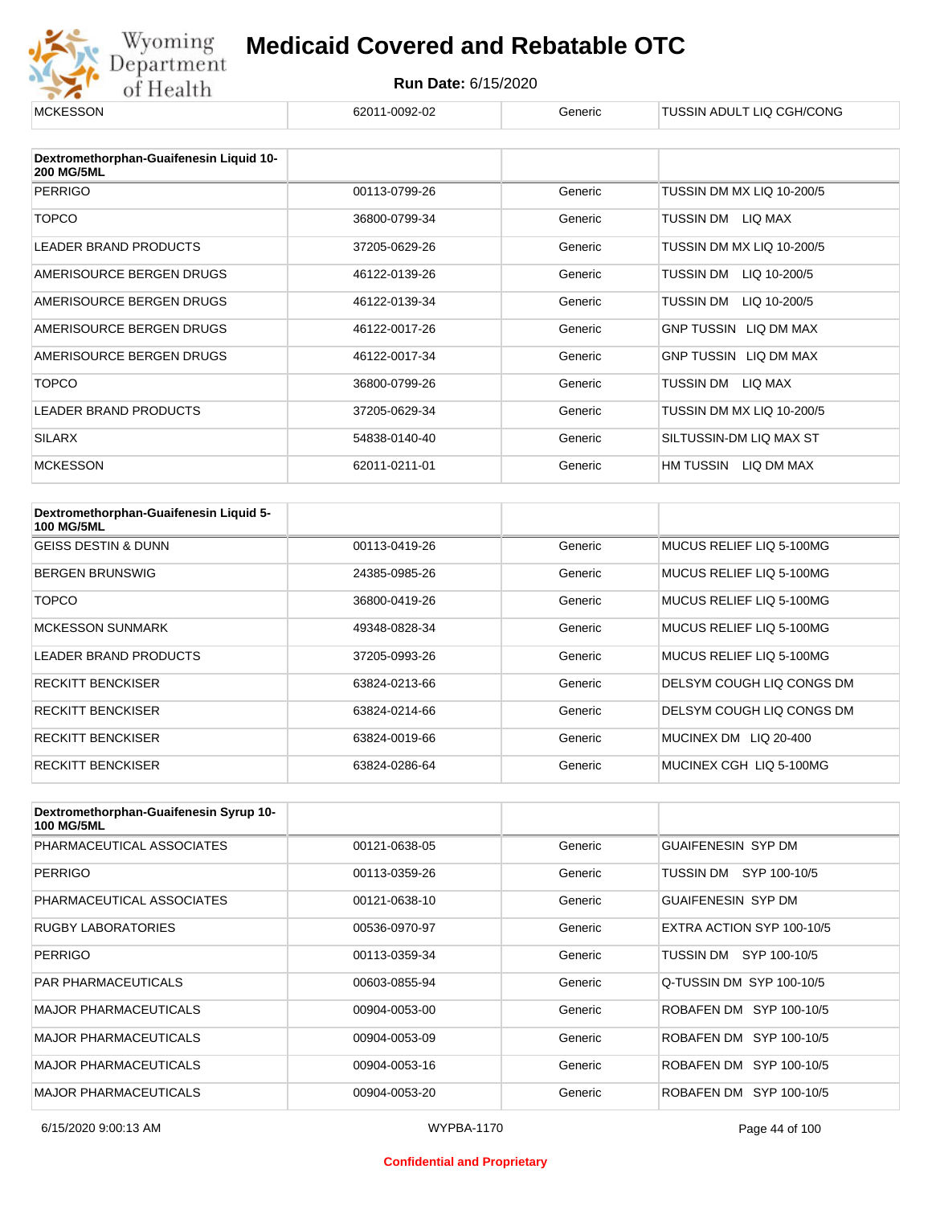| | | | |
|---|---|---|---|
| MCKESSON | 62011-0092-02 | Generic | TUSSIN ADULT LIQ CGH/CONG |

| Dextromethorphan-Guaifenesin Liquid 10-200 MG/5ML | | | |
|---|---|---|---|
| PERRIGO | 00113-0799-26 | Generic | TUSSIN DM MX LIQ 10-200/5 |
| TOPCO | 36800-0799-34 | Generic | TUSSIN DM LIQ MAX |
| LEADER BRAND PRODUCTS | 37205-0629-26 | Generic | TUSSIN DM MX LIQ 10-200/5 |
| AMERISOURCE BERGEN DRUGS | 46122-0139-26 | Generic | TUSSIN DM LIQ 10-200/5 |
| AMERISOURCE BERGEN DRUGS | 46122-0139-34 | Generic | TUSSIN DM LIQ 10-200/5 |
| AMERISOURCE BERGEN DRUGS | 46122-0017-26 | Generic | GNP TUSSIN LIQ DM MAX |
| AMERISOURCE BERGEN DRUGS | 46122-0017-34 | Generic | GNP TUSSIN LIQ DM MAX |
| TOPCO | 36800-0799-26 | Generic | TUSSIN DM LIQ MAX |
| LEADER BRAND PRODUCTS | 37205-0629-34 | Generic | TUSSIN DM MX LIQ 10-200/5 |
| SILARX | 54838-0140-40 | Generic | SILTUSSIN-DM LIQ MAX ST |
| MCKESSON | 62011-0211-01 | Generic | HM TUSSIN LIQ DM MAX |

| Dextromethorphan-Guaifenesin Liquid 5-100 MG/5ML | | | |
|---|---|---|---|
| GEISS DESTIN & DUNN | 00113-0419-26 | Generic | MUCUS RELIEF LIQ 5-100MG |
| BERGEN BRUNSWIG | 24385-0985-26 | Generic | MUCUS RELIEF LIQ 5-100MG |
| TOPCO | 36800-0419-26 | Generic | MUCUS RELIEF LIQ 5-100MG |
| MCKESSON SUNMARK | 49348-0828-34 | Generic | MUCUS RELIEF LIQ 5-100MG |
| LEADER BRAND PRODUCTS | 37205-0993-26 | Generic | MUCUS RELIEF LIQ 5-100MG |
| RECKITT BENCKISER | 63824-0213-66 | Generic | DELSYM COUGH LIQ CONGS DM |
| RECKITT BENCKISER | 63824-0214-66 | Generic | DELSYM COUGH LIQ CONGS DM |
| RECKITT BENCKISER | 63824-0019-66 | Generic | MUCINEX DM LIQ 20-400 |
| RECKITT BENCKISER | 63824-0286-64 | Generic | MUCINEX CGH LIQ 5-100MG |

| Dextromethorphan-Guaifenesin Syrup 10-100 MG/5ML | | | |
|---|---|---|---|
| PHARMACEUTICAL ASSOCIATES | 00121-0638-05 | Generic | GUAIFENESIN SYP DM |
| PERRIGO | 00113-0359-26 | Generic | TUSSIN DM SYP 100-10/5 |
| PHARMACEUTICAL ASSOCIATES | 00121-0638-10 | Generic | GUAIFENESIN SYP DM |
| RUGBY LABORATORIES | 00536-0970-97 | Generic | EXTRA ACTION SYP 100-10/5 |
| PERRIGO | 00113-0359-34 | Generic | TUSSIN DM SYP 100-10/5 |
| PAR PHARMACEUTICALS | 00603-0855-94 | Generic | Q-TUSSIN DM SYP 100-10/5 |
| MAJOR PHARMACEUTICALS | 00904-0053-00 | Generic | ROBAFEN DM SYP 100-10/5 |
| MAJOR PHARMACEUTICALS | 00904-0053-09 | Generic | ROBAFEN DM SYP 100-10/5 |
| MAJOR PHARMACEUTICALS | 00904-0053-16 | Generic | ROBAFEN DM SYP 100-10/5 |
| MAJOR PHARMACEUTICALS | 00904-0053-20 | Generic | ROBAFEN DM SYP 100-10/5 |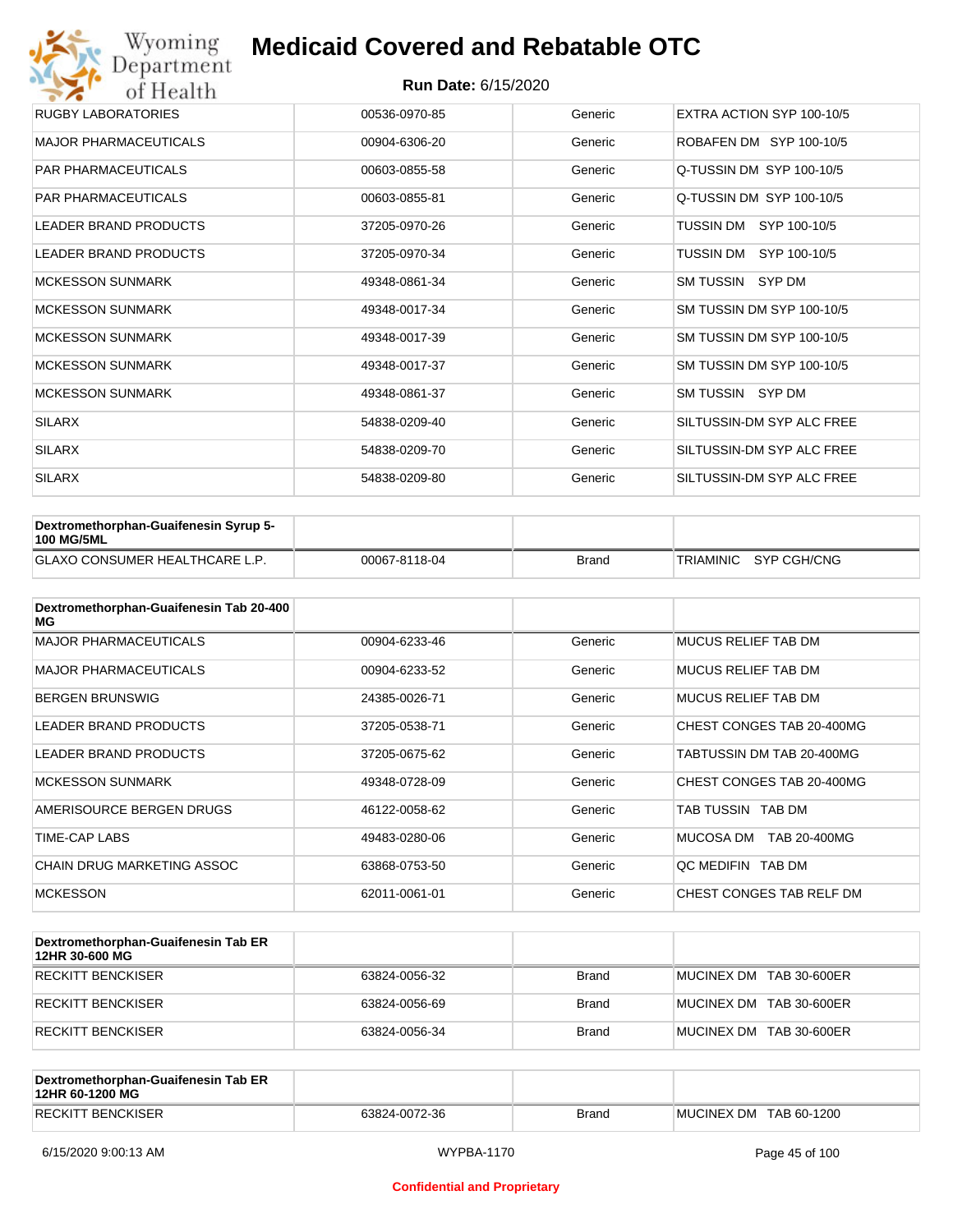| | | | |
|---|---|---|---|
| RUGBY LABORATORIES | 00536-0970-85 | Generic | EXTRA ACTION SYP 100-10/5 |
| MAJOR PHARMACEUTICALS | 00904-6306-20 | Generic | ROBAFEN DM SYP 100-10/5 |
| PAR PHARMACEUTICALS | 00603-0855-58 | Generic | Q-TUSSIN DM SYP 100-10/5 |
| PAR PHARMACEUTICALS | 00603-0855-81 | Generic | Q-TUSSIN DM SYP 100-10/5 |
| LEADER BRAND PRODUCTS | 37205-0970-26 | Generic | TUSSIN DM SYP 100-10/5 |
| LEADER BRAND PRODUCTS | 37205-0970-34 | Generic | TUSSIN DM SYP 100-10/5 |
| MCKESSON SUNMARK | 49348-0861-34 | Generic | SM TUSSIN SYP DM |
| MCKESSON SUNMARK | 49348-0017-34 | Generic | SM TUSSIN DM SYP 100-10/5 |
| MCKESSON SUNMARK | 49348-0017-39 | Generic | SM TUSSIN DM SYP 100-10/5 |
| MCKESSON SUNMARK | 49348-0017-37 | Generic | SM TUSSIN DM SYP 100-10/5 |
| MCKESSON SUNMARK | 49348-0861-37 | Generic | SM TUSSIN SYP DM |
| SILARX | 54838-0209-40 | Generic | SILTUSSIN-DM SYP ALC FREE |
| SILARX | 54838-0209-70 | Generic | SILTUSSIN-DM SYP ALC FREE |
| SILARX | 54838-0209-80 | Generic | SILTUSSIN-DM SYP ALC FREE |

| Dextromethorphan-Guaifenesin Syrup 5-100 MG/5ML | | | |
|---|---|---|---|
| GLAXO CONSUMER HEALTHCARE L.P. | 00067-8118-04 | Brand | TRIAMINIC SYP CGH/CNG |

| Dextromethorphan-Guaifenesin Tab 20-400 MG | | | |
|---|---|---|---|
| MAJOR PHARMACEUTICALS | 00904-6233-46 | Generic | MUCUS RELIEF TAB DM |
| MAJOR PHARMACEUTICALS | 00904-6233-52 | Generic | MUCUS RELIEF TAB DM |
| BERGEN BRUNSWIG | 24385-0026-71 | Generic | MUCUS RELIEF TAB DM |
| LEADER BRAND PRODUCTS | 37205-0538-71 | Generic | CHEST CONGES TAB 20-400MG |
| LEADER BRAND PRODUCTS | 37205-0675-62 | Generic | TABTUSSIN DM TAB 20-400MG |
| MCKESSON SUNMARK | 49348-0728-09 | Generic | CHEST CONGES TAB 20-400MG |
| AMERISOURCE BERGEN DRUGS | 46122-0058-62 | Generic | TAB TUSSIN TAB DM |
| TIME-CAP LABS | 49483-0280-06 | Generic | MUCOSA DM TAB 20-400MG |
| CHAIN DRUG MARKETING ASSOC | 63868-0753-50 | Generic | QC MEDIFIN TAB DM |
| MCKESSON | 62011-0061-01 | Generic | CHEST CONGES TAB RELF DM |

| Dextromethorphan-Guaifenesin Tab ER 12HR 30-600 MG | | | |
|---|---|---|---|
| RECKITT BENCKISER | 63824-0056-32 | Brand | MUCINEX DM TAB 30-600ER |
| RECKITT BENCKISER | 63824-0056-69 | Brand | MUCINEX DM TAB 30-600ER |
| RECKITT BENCKISER | 63824-0056-34 | Brand | MUCINEX DM TAB 30-600ER |

| Dextromethorphan-Guaifenesin Tab ER 12HR 60-1200 MG | | | |
|---|---|---|---|
| RECKITT BENCKISER | 63824-0072-36 | Brand | MUCINEX DM TAB 60-1200 |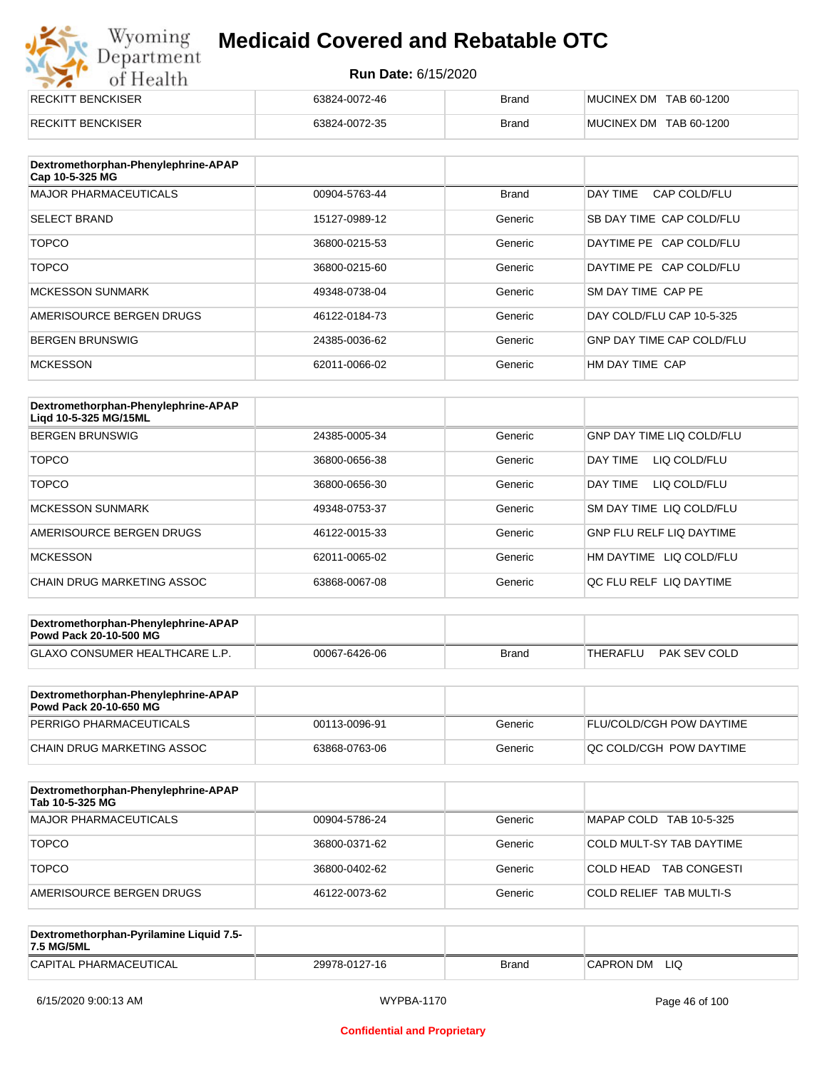| | | | |
|---|---|---|---|
| RECKITT BENCKISER | 63824-0072-46 | Brand | MUCINEX DM TAB 60-1200 |
| RECKITT BENCKISER | 63824-0072-35 | Brand | MUCINEX DM TAB 60-1200 |

| Dextromethorphan-Phenylephrine-APAP Cap 10-5-325 MG | | | |
|---|---|---|---|
| MAJOR PHARMACEUTICALS | 00904-5763-44 | Brand | DAY TIME CAP COLD/FLU |
| SELECT BRAND | 15127-0989-12 | Generic | SB DAY TIME CAP COLD/FLU |
| TOPCO | 36800-0215-53 | Generic | DAYTIME PE CAP COLD/FLU |
| TOPCO | 36800-0215-60 | Generic | DAYTIME PE CAP COLD/FLU |
| MCKESSON SUNMARK | 49348-0738-04 | Generic | SM DAY TIME CAP PE |
| AMERISOURCE BERGEN DRUGS | 46122-0184-73 | Generic | DAY COLD/FLU CAP 10-5-325 |
| BERGEN BRUNSWIG | 24385-0036-62 | Generic | GNP DAY TIME CAP COLD/FLU |
| MCKESSON | 62011-0066-02 | Generic | HM DAY TIME CAP |

| Dextromethorphan-Phenylephrine-APAP Liqd 10-5-325 MG/15ML | | | |
|---|---|---|---|
| BERGEN BRUNSWIG | 24385-0005-34 | Generic | GNP DAY TIME LIQ COLD/FLU |
| TOPCO | 36800-0656-38 | Generic | DAY TIME LIQ COLD/FLU |
| TOPCO | 36800-0656-30 | Generic | DAY TIME LIQ COLD/FLU |
| MCKESSON SUNMARK | 49348-0753-37 | Generic | SM DAY TIME LIQ COLD/FLU |
| AMERISOURCE BERGEN DRUGS | 46122-0015-33 | Generic | GNP FLU RELF LIQ DAYTIME |
| MCKESSON | 62011-0065-02 | Generic | HM DAYTIME LIQ COLD/FLU |
| CHAIN DRUG MARKETING ASSOC | 63868-0067-08 | Generic | QC FLU RELF LIQ DAYTIME |

| Dextromethorphan-Phenylephrine-APAP Powd Pack 20-10-500 MG | | | |
|---|---|---|---|
| GLAXO CONSUMER HEALTHCARE L.P. | 00067-6426-06 | Brand | THERAFLU PAK SEV COLD |

| Dextromethorphan-Phenylephrine-APAP Powd Pack 20-10-650 MG | | | |
|---|---|---|---|
| PERRIGO PHARMACEUTICALS | 00113-0096-91 | Generic | FLU/COLD/CGH POW DAYTIME |
| CHAIN DRUG MARKETING ASSOC | 63868-0763-06 | Generic | QC COLD/CGH POW DAYTIME |

| Dextromethorphan-Phenylephrine-APAP Tab 10-5-325 MG | | | |
|---|---|---|---|
| MAJOR PHARMACEUTICALS | 00904-5786-24 | Generic | MAPAP COLD TAB 10-5-325 |
| TOPCO | 36800-0371-62 | Generic | COLD MULT-SY TAB DAYTIME |
| TOPCO | 36800-0402-62 | Generic | COLD HEAD TAB CONGESTI |
| AMERISOURCE BERGEN DRUGS | 46122-0073-62 | Generic | COLD RELIEF TAB MULTI-S |

| Dextromethorphan-Pyrilamine Liquid 7.5-7.5 MG/5ML | | | |
|---|---|---|---|
| CAPITAL PHARMACEUTICAL | 29978-0127-16 | Brand | CAPRON DM LIQ |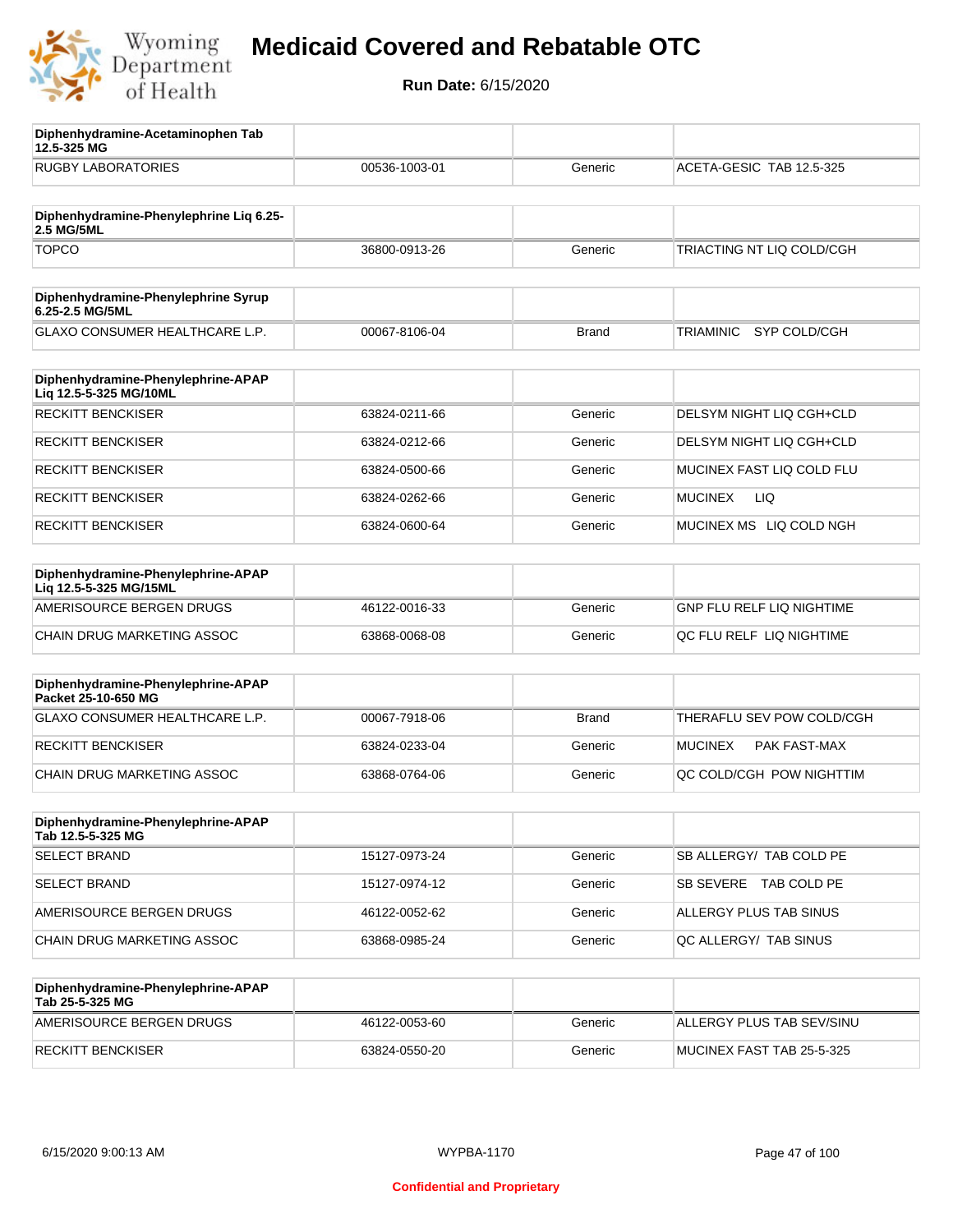# Medicaid Covered and Rebatable OTC

**Run Date:** 6/15/2020

| Diphenhydramine-Acetaminophen Tab 12.5-325 MG | | | |
|---|---|---|---|
| RUGBY LABORATORIES | 00536-1003-01 | Generic | ACETA-GESIC TAB 12.5-325 |

| Diphenhydramine-Phenylephrine Liq 6.25-2.5 MG/5ML | | | |
|---|---|---|---|
| TOPCO | 36800-0913-26 | Generic | TRIACTING NT LIQ COLD/CGH |

| Diphenhydramine-Phenylephrine Syrup 6.25-2.5 MG/5ML | | | |
|---|---|---|---|
| GLAXO CONSUMER HEALTHCARE L.P. | 00067-8106-04 | Brand | TRIAMINIC SYP COLD/CGH |

| Diphenhydramine-Phenylephrine-APAP Liq 12.5-5-325 MG/10ML | | | |
|---|---|---|---|
| RECKITT BENCKISER | 63824-0211-66 | Generic | DELSYM NIGHT LIQ CGH+CLD |
| RECKITT BENCKISER | 63824-0212-66 | Generic | DELSYM NIGHT LIQ CGH+CLD |
| RECKITT BENCKISER | 63824-0500-66 | Generic | MUCINEX FAST LIQ COLD FLU |
| RECKITT BENCKISER | 63824-0262-66 | Generic | MUCINEX LIQ |
| RECKITT BENCKISER | 63824-0600-64 | Generic | MUCINEX MS LIQ COLD NGH |

| Diphenhydramine-Phenylephrine-APAP Liq 12.5-5-325 MG/15ML | | | |
|---|---|---|---|
| AMERISOURCE BERGEN DRUGS | 46122-0016-33 | Generic | GNP FLU RELF LIQ NIGHTIME |
| CHAIN DRUG MARKETING ASSOC | 63868-0068-08 | Generic | QC FLU RELF LIQ NIGHTIME |

| Diphenhydramine-Phenylephrine-APAP Packet 25-10-650 MG | | | |
|---|---|---|---|
| GLAXO CONSUMER HEALTHCARE L.P. | 00067-7918-06 | Brand | THERAFLU SEV POW COLD/CGH |
| RECKITT BENCKISER | 63824-0233-04 | Generic | MUCINEX PAK FAST-MAX |
| CHAIN DRUG MARKETING ASSOC | 63868-0764-06 | Generic | QC COLD/CGH POW NIGHTTIM |

| Diphenhydramine-Phenylephrine-APAP Tab 12.5-5-325 MG | | | |
|---|---|---|---|
| SELECT BRAND | 15127-0973-24 | Generic | SB ALLERGY/ TAB COLD PE |
| SELECT BRAND | 15127-0974-12 | Generic | SB SEVERE TAB COLD PE |
| AMERISOURCE BERGEN DRUGS | 46122-0052-62 | Generic | ALLERGY PLUS TAB SINUS |
| CHAIN DRUG MARKETING ASSOC | 63868-0985-24 | Generic | QC ALLERGY/ TAB SINUS |

| Diphenhydramine-Phenylephrine-APAP Tab 25-5-325 MG | | | |
|---|---|---|---|
| AMERISOURCE BERGEN DRUGS | 46122-0053-60 | Generic | ALLERGY PLUS TAB SEV/SINU |
| RECKITT BENCKISER | 63824-0550-20 | Generic | MUCINEX FAST TAB 25-5-325 |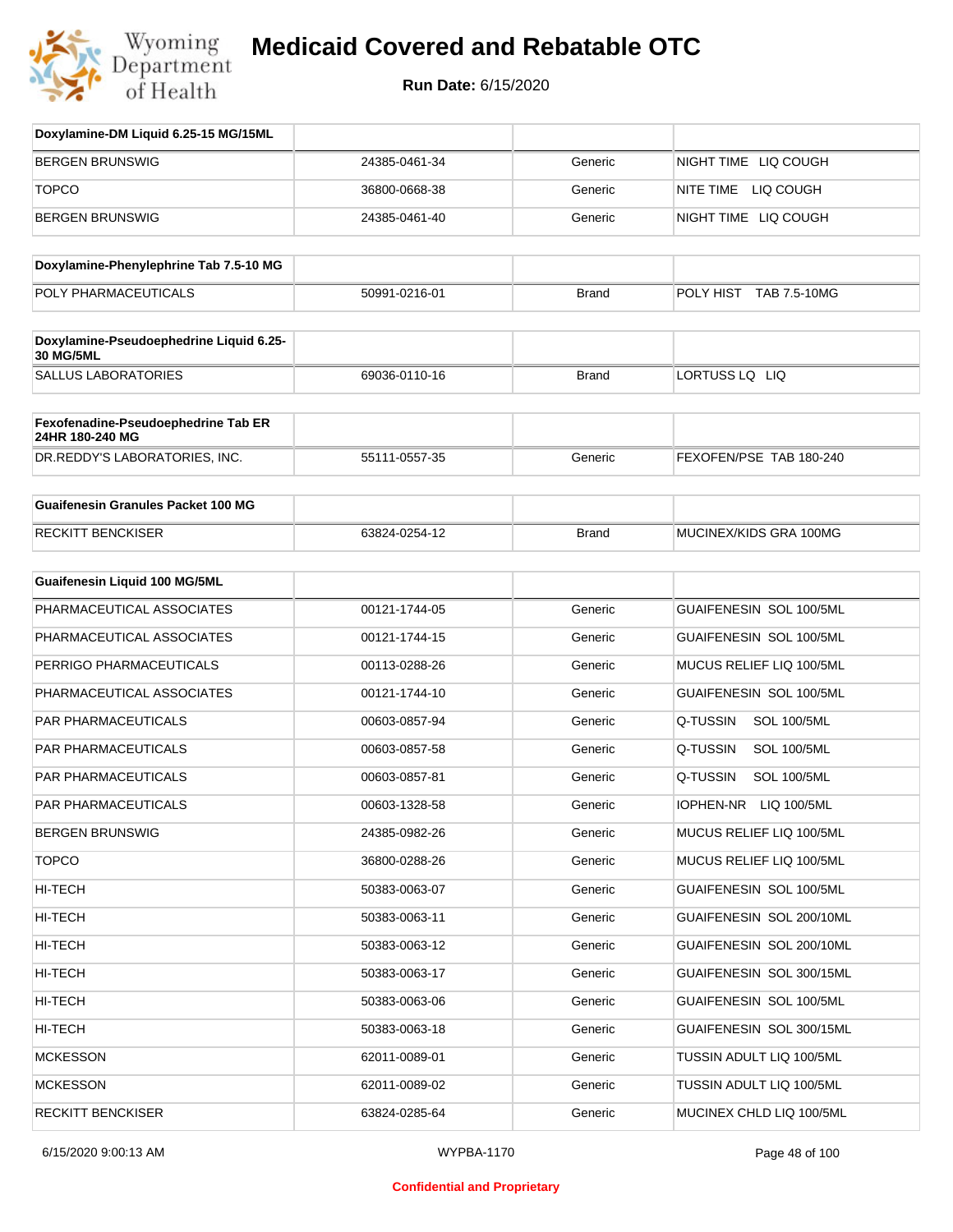# Medicaid Covered and Rebatable OTC

**Run Date:** 6/15/2020

| Doxylamine-DM Liquid 6.25-15 MG/15ML | | | |
|---|---|---|---|
| BERGEN BRUNSWIG | 24385-0461-34 | Generic | NIGHT TIME LIQ COUGH |
| TOPCO | 36800-0668-38 | Generic | NITE TIME LIQ COUGH |
| BERGEN BRUNSWIG | 24385-0461-40 | Generic | NIGHT TIME LIQ COUGH |

| Doxylamine-Phenylephrine Tab 7.5-10 MG | | | |
|---|---|---|---|
| POLY PHARMACEUTICALS | 50991-0216-01 | Brand | POLY HIST TAB 7.5-10MG |

| Doxylamine-Pseudoephedrine Liquid 6.25-30 MG/5ML | | | |
|---|---|---|---|
| SALLUS LABORATORIES | 69036-0110-16 | Brand | LORTUSS LQ LIQ |

| Fexofenadine-Pseudoephedrine Tab ER 24HR 180-240 MG | | | |
|---|---|---|---|
| DR.REDDY'S LABORATORIES, INC. | 55111-0557-35 | Generic | FEXOFEN/PSE TAB 180-240 |

| Guaifenesin Granules Packet 100 MG | | | |
|---|---|---|---|
| RECKITT BENCKISER | 63824-0254-12 | Brand | MUCINEX/KIDS GRA 100MG |

| Guaifenesin Liquid 100 MG/5ML | | | |
|---|---|---|---|
| PHARMACEUTICAL ASSOCIATES | 00121-1744-05 | Generic | GUAIFENESIN SOL 100/5ML |
| PHARMACEUTICAL ASSOCIATES | 00121-1744-15 | Generic | GUAIFENESIN SOL 100/5ML |
| PERRIGO PHARMACEUTICALS | 00113-0288-26 | Generic | MUCUS RELIEF LIQ 100/5ML |
| PHARMACEUTICAL ASSOCIATES | 00121-1744-10 | Generic | GUAIFENESIN SOL 100/5ML |
| PAR PHARMACEUTICALS | 00603-0857-94 | Generic | Q-TUSSIN SOL 100/5ML |
| PAR PHARMACEUTICALS | 00603-0857-58 | Generic | Q-TUSSIN SOL 100/5ML |
| PAR PHARMACEUTICALS | 00603-0857-81 | Generic | Q-TUSSIN SOL 100/5ML |
| PAR PHARMACEUTICALS | 00603-1328-58 | Generic | IOPHEN-NR LIQ 100/5ML |
| BERGEN BRUNSWIG | 24385-0982-26 | Generic | MUCUS RELIEF LIQ 100/5ML |
| TOPCO | 36800-0288-26 | Generic | MUCUS RELIEF LIQ 100/5ML |
| HI-TECH | 50383-0063-07 | Generic | GUAIFENESIN SOL 100/5ML |
| HI-TECH | 50383-0063-11 | Generic | GUAIFENESIN SOL 200/10ML |
| HI-TECH | 50383-0063-12 | Generic | GUAIFENESIN SOL 200/10ML |
| HI-TECH | 50383-0063-17 | Generic | GUAIFENESIN SOL 300/15ML |
| HI-TECH | 50383-0063-06 | Generic | GUAIFENESIN SOL 100/5ML |
| HI-TECH | 50383-0063-18 | Generic | GUAIFENESIN SOL 300/15ML |
| MCKESSON | 62011-0089-01 | Generic | TUSSIN ADULT LIQ 100/5ML |
| MCKESSON | 62011-0089-02 | Generic | TUSSIN ADULT LIQ 100/5ML |
| RECKITT BENCKISER | 63824-0285-64 | Generic | MUCINEX CHLD LIQ 100/5ML |

Confidential and Proprietary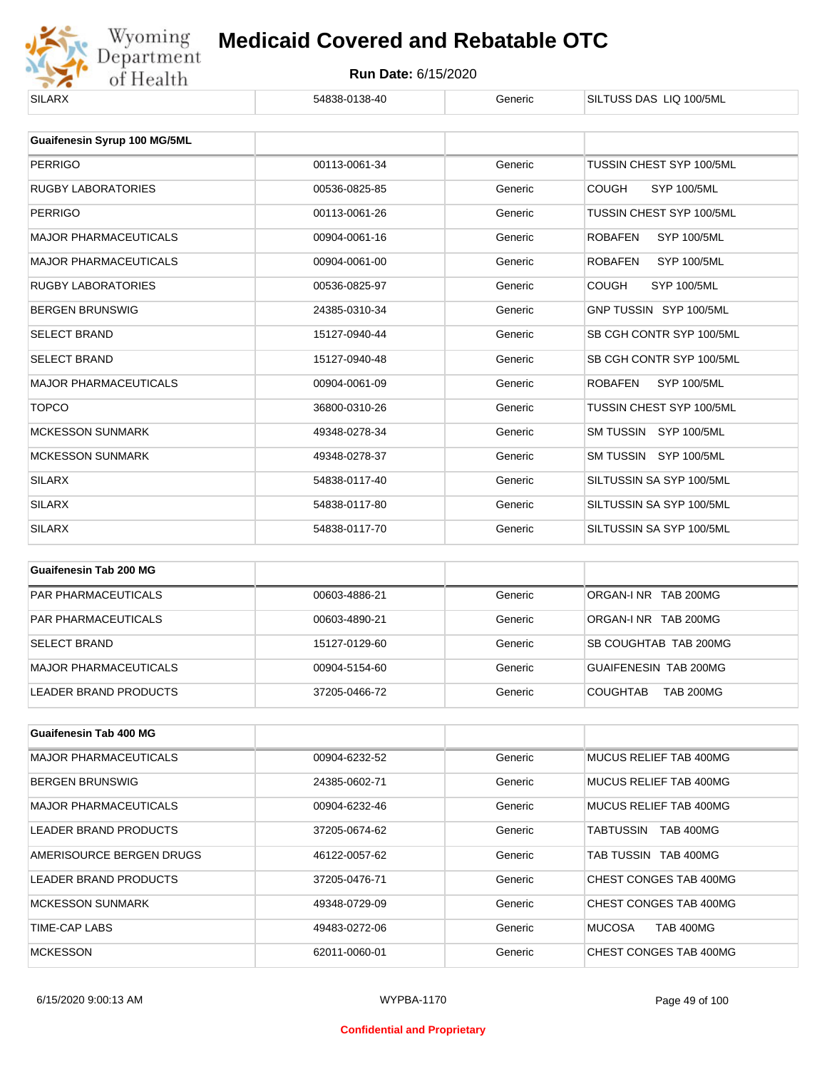| | | | |
|---|---|---|---|
| SILARX | 54838-0138-40 | Generic | SILTUSS DAS LIQ 100/5ML |

| Guaifenesin Syrup 100 MG/5ML | | | |
|---|---|---|---|
| PERRIGO | 00113-0061-34 | Generic | TUSSIN CHEST SYP 100/5ML |
| RUGBY LABORATORIES | 00536-0825-85 | Generic | COUGH SYP 100/5ML |
| PERRIGO | 00113-0061-26 | Generic | TUSSIN CHEST SYP 100/5ML |
| MAJOR PHARMACEUTICALS | 00904-0061-16 | Generic | ROBAFEN SYP 100/5ML |
| MAJOR PHARMACEUTICALS | 00904-0061-00 | Generic | ROBAFEN SYP 100/5ML |
| RUGBY LABORATORIES | 00536-0825-97 | Generic | COUGH SYP 100/5ML |
| BERGEN BRUNSWIG | 24385-0310-34 | Generic | GNP TUSSIN SYP 100/5ML |
| SELECT BRAND | 15127-0940-44 | Generic | SB CGH CONTR SYP 100/5ML |
| SELECT BRAND | 15127-0940-48 | Generic | SB CGH CONTR SYP 100/5ML |
| MAJOR PHARMACEUTICALS | 00904-0061-09 | Generic | ROBAFEN SYP 100/5ML |
| TOPCO | 36800-0310-26 | Generic | TUSSIN CHEST SYP 100/5ML |
| MCKESSON SUNMARK | 49348-0278-34 | Generic | SM TUSSIN SYP 100/5ML |
| MCKESSON SUNMARK | 49348-0278-37 | Generic | SM TUSSIN SYP 100/5ML |
| SILARX | 54838-0117-40 | Generic | SILTUSSIN SA SYP 100/5ML |
| SILARX | 54838-0117-80 | Generic | SILTUSSIN SA SYP 100/5ML |
| SILARX | 54838-0117-70 | Generic | SILTUSSIN SA SYP 100/5ML |

| Guaifenesin Tab 200 MG | | | |
|---|---|---|---|
| PAR PHARMACEUTICALS | 00603-4886-21 | Generic | ORGAN-I NR TAB 200MG |
| PAR PHARMACEUTICALS | 00603-4890-21 | Generic | ORGAN-I NR TAB 200MG |
| SELECT BRAND | 15127-0129-60 | Generic | SB COUGHTAB TAB 200MG |
| MAJOR PHARMACEUTICALS | 00904-5154-60 | Generic | GUAIFENESIN TAB 200MG |
| LEADER BRAND PRODUCTS | 37205-0466-72 | Generic | COUGHTAB TAB 200MG |

| Guaifenesin Tab 400 MG | | | |
|---|---|---|---|
| MAJOR PHARMACEUTICALS | 00904-6232-52 | Generic | MUCUS RELIEF TAB 400MG |
| BERGEN BRUNSWIG | 24385-0602-71 | Generic | MUCUS RELIEF TAB 400MG |
| MAJOR PHARMACEUTICALS | 00904-6232-46 | Generic | MUCUS RELIEF TAB 400MG |
| LEADER BRAND PRODUCTS | 37205-0674-62 | Generic | TABTUSSIN TAB 400MG |
| AMERISOURCE BERGEN DRUGS | 46122-0057-62 | Generic | TAB TUSSIN TAB 400MG |
| LEADER BRAND PRODUCTS | 37205-0476-71 | Generic | CHEST CONGES TAB 400MG |
| MCKESSON SUNMARK | 49348-0729-09 | Generic | CHEST CONGES TAB 400MG |
| TIME-CAP LABS | 49483-0272-06 | Generic | MUCOSA TAB 400MG |
| MCKESSON | 62011-0060-01 | Generic | CHEST CONGES TAB 400MG |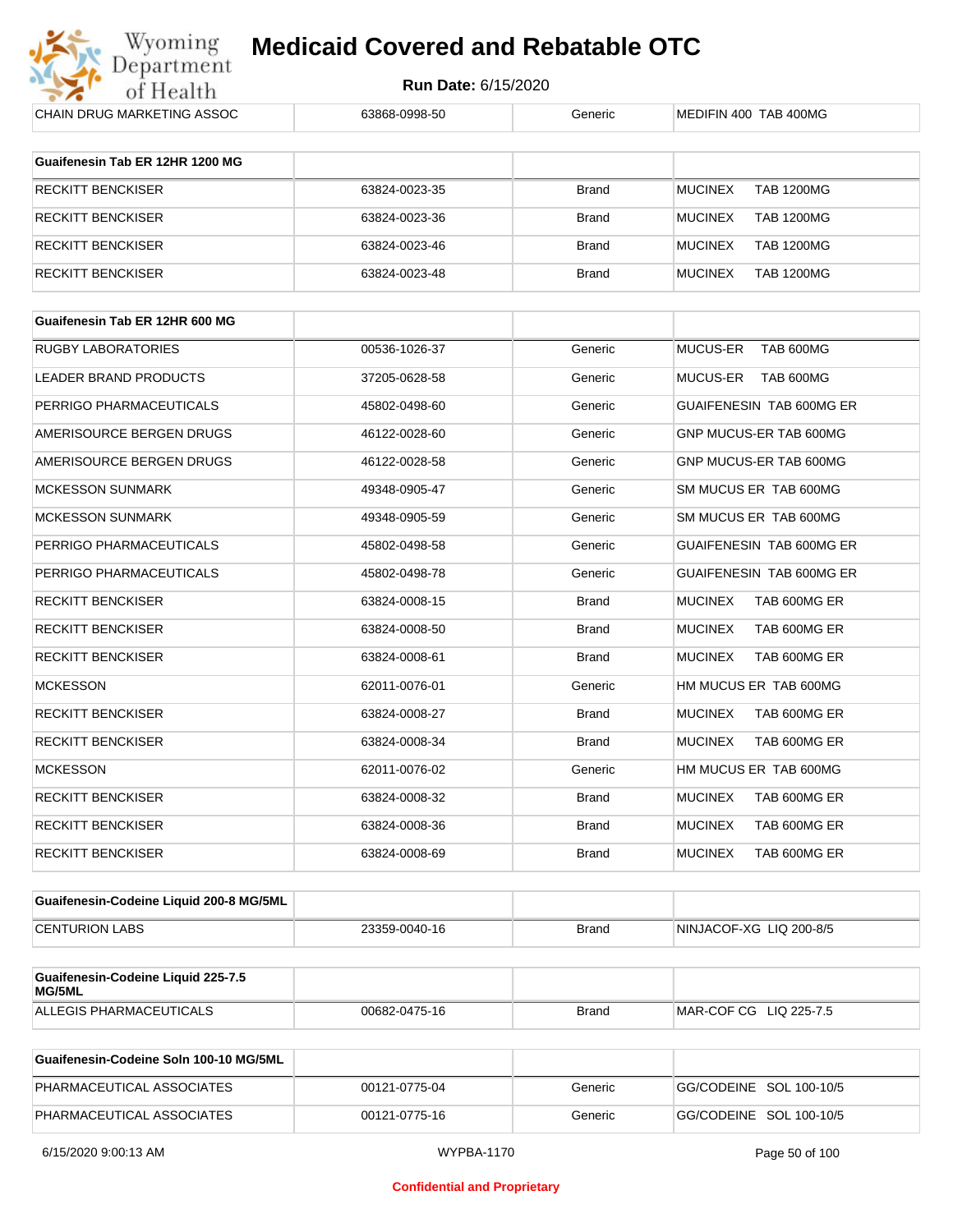| CHAIN DRUG MARKETING ASSOC | 63868-0998-50 | Generic | MEDIFIN 400 TAB 400MG |
|---|---|---|---|

| Guaifenesin Tab ER 12HR 1200 MG | | | |
|---|---|---|---|
| RECKITT BENCKISER | 63824-0023-35 | Brand | MUCINEX TAB 1200MG |
| RECKITT BENCKISER | 63824-0023-36 | Brand | MUCINEX TAB 1200MG |
| RECKITT BENCKISER | 63824-0023-46 | Brand | MUCINEX TAB 1200MG |
| RECKITT BENCKISER | 63824-0023-48 | Brand | MUCINEX TAB 1200MG |

| Guaifenesin Tab ER 12HR 600 MG | | | |
|---|---|---|---|
| RUGBY LABORATORIES | 00536-1026-37 | Generic | MUCUS-ER TAB 600MG |
| LEADER BRAND PRODUCTS | 37205-0628-58 | Generic | MUCUS-ER TAB 600MG |
| PERRIGO PHARMACEUTICALS | 45802-0498-60 | Generic | GUAIFENESIN TAB 600MG ER |
| AMERISOURCE BERGEN DRUGS | 46122-0028-60 | Generic | GNP MUCUS-ER TAB 600MG |
| AMERISOURCE BERGEN DRUGS | 46122-0028-58 | Generic | GNP MUCUS-ER TAB 600MG |
| MCKESSON SUNMARK | 49348-0905-47 | Generic | SM MUCUS ER TAB 600MG |
| MCKESSON SUNMARK | 49348-0905-59 | Generic | SM MUCUS ER TAB 600MG |
| PERRIGO PHARMACEUTICALS | 45802-0498-58 | Generic | GUAIFENESIN TAB 600MG ER |
| PERRIGO PHARMACEUTICALS | 45802-0498-78 | Generic | GUAIFENESIN TAB 600MG ER |
| RECKITT BENCKISER | 63824-0008-15 | Brand | MUCINEX TAB 600MG ER |
| RECKITT BENCKISER | 63824-0008-50 | Brand | MUCINEX TAB 600MG ER |
| RECKITT BENCKISER | 63824-0008-61 | Brand | MUCINEX TAB 600MG ER |
| MCKESSON | 62011-0076-01 | Generic | HM MUCUS ER TAB 600MG |
| RECKITT BENCKISER | 63824-0008-27 | Brand | MUCINEX TAB 600MG ER |
| RECKITT BENCKISER | 63824-0008-34 | Brand | MUCINEX TAB 600MG ER |
| MCKESSON | 62011-0076-02 | Generic | HM MUCUS ER TAB 600MG |
| RECKITT BENCKISER | 63824-0008-32 | Brand | MUCINEX TAB 600MG ER |
| RECKITT BENCKISER | 63824-0008-36 | Brand | MUCINEX TAB 600MG ER |
| RECKITT BENCKISER | 63824-0008-69 | Brand | MUCINEX TAB 600MG ER |

| Guaifenesin-Codeine Liquid 200-8 MG/5ML | | | |
|---|---|---|---|
| CENTURION LABS | 23359-0040-16 | Brand | NINJACOF-XG LIQ 200-8/5 |

| Guaifenesin-Codeine Liquid 225-7.5 MG/5ML | | | |
|---|---|---|---|
| ALLEGIS PHARMACEUTICALS | 00682-0475-16 | Brand | MAR-COF CG LIQ 225-7.5 |

| Guaifenesin-Codeine Soln 100-10 MG/5ML | | | |
|---|---|---|---|
| PHARMACEUTICAL ASSOCIATES | 00121-0775-04 | Generic | GG/CODEINE SOL 100-10/5 |
| PHARMACEUTICAL ASSOCIATES | 00121-0775-16 | Generic | GG/CODEINE SOL 100-10/5 |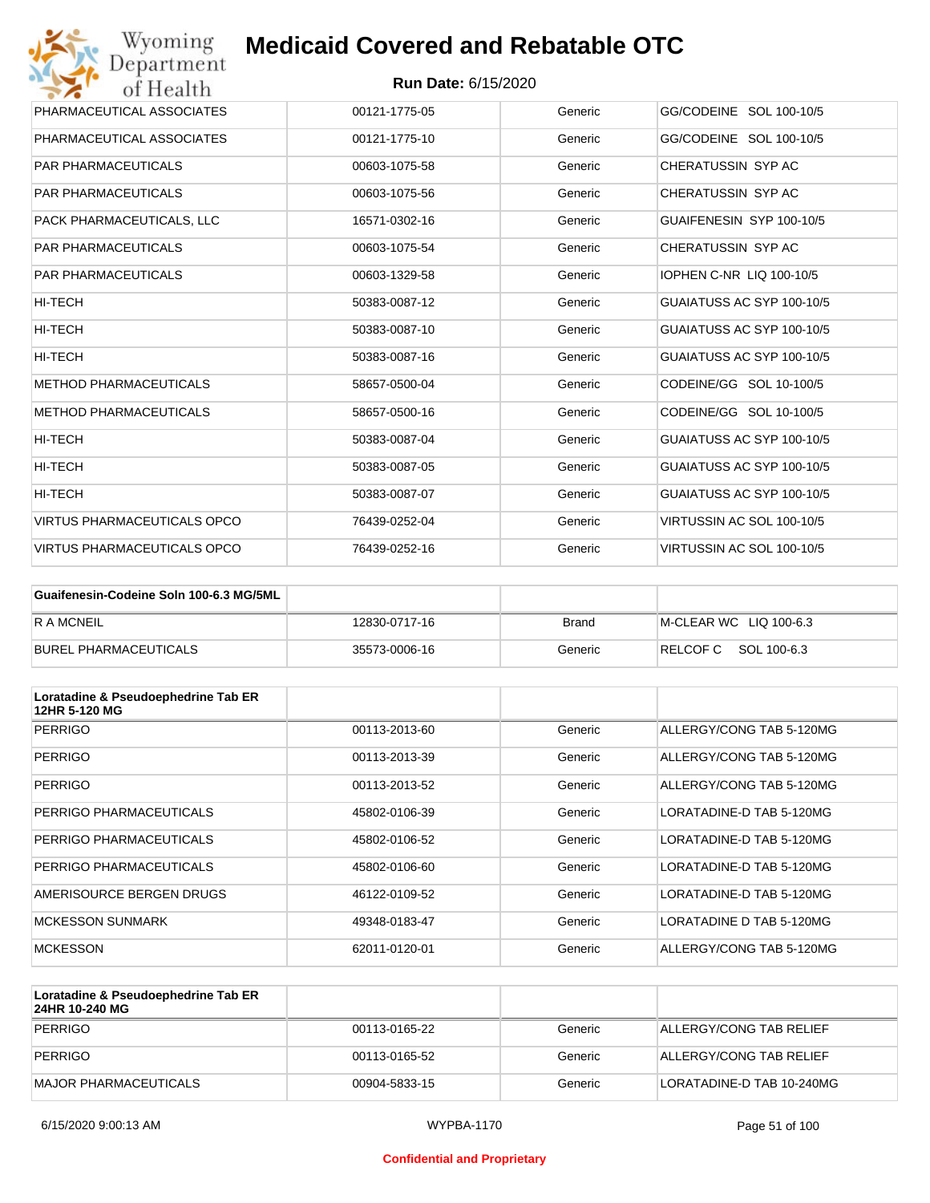| | | | |
|---|---|---|---|
| PHARMACEUTICAL ASSOCIATES | 00121-1775-05 | Generic | GG/CODEINE SOL 100-10/5 |
| PHARMACEUTICAL ASSOCIATES | 00121-1775-10 | Generic | GG/CODEINE SOL 100-10/5 |
| PAR PHARMACEUTICALS | 00603-1075-58 | Generic | CHERATUSSIN SYP AC |
| PAR PHARMACEUTICALS | 00603-1075-56 | Generic | CHERATUSSIN SYP AC |
| PACK PHARMACEUTICALS, LLC | 16571-0302-16 | Generic | GUAIFENESIN SYP 100-10/5 |
| PAR PHARMACEUTICALS | 00603-1075-54 | Generic | CHERATUSSIN SYP AC |
| PAR PHARMACEUTICALS | 00603-1329-58 | Generic | IOPHEN C-NR LIQ 100-10/5 |
| HI-TECH | 50383-0087-12 | Generic | GUAIATUSS AC SYP 100-10/5 |
| HI-TECH | 50383-0087-10 | Generic | GUAIATUSS AC SYP 100-10/5 |
| HI-TECH | 50383-0087-16 | Generic | GUAIATUSS AC SYP 100-10/5 |
| METHOD PHARMACEUTICALS | 58657-0500-04 | Generic | CODEINE/GG SOL 10-100/5 |
| METHOD PHARMACEUTICALS | 58657-0500-16 | Generic | CODEINE/GG SOL 10-100/5 |
| HI-TECH | 50383-0087-04 | Generic | GUAIATUSS AC SYP 100-10/5 |
| HI-TECH | 50383-0087-05 | Generic | GUAIATUSS AC SYP 100-10/5 |
| HI-TECH | 50383-0087-07 | Generic | GUAIATUSS AC SYP 100-10/5 |
| VIRTUS PHARMACEUTICALS OPCO | 76439-0252-04 | Generic | VIRTUSSIN AC SOL 100-10/5 |
| VIRTUS PHARMACEUTICALS OPCO | 76439-0252-16 | Generic | VIRTUSSIN AC SOL 100-10/5 |

| Guaifenesin-Codeine Soln 100-6.3 MG/5ML | | | |
|---|---|---|---|
| R A MCNEIL | 12830-0717-16 | Brand | M-CLEAR WC LIQ 100-6.3 |
| BUREL PHARMACEUTICALS | 35573-0006-16 | Generic | RELCOF C SOL 100-6.3 |

| Loratadine & Pseudoephedrine Tab ER 12HR 5-120 MG | | | |
|---|---|---|---|
| PERRIGO | 00113-2013-60 | Generic | ALLERGY/CONG TAB 5-120MG |
| PERRIGO | 00113-2013-39 | Generic | ALLERGY/CONG TAB 5-120MG |
| PERRIGO | 00113-2013-52 | Generic | ALLERGY/CONG TAB 5-120MG |
| PERRIGO PHARMACEUTICALS | 45802-0106-39 | Generic | LORATADINE-D TAB 5-120MG |
| PERRIGO PHARMACEUTICALS | 45802-0106-52 | Generic | LORATADINE-D TAB 5-120MG |
| PERRIGO PHARMACEUTICALS | 45802-0106-60 | Generic | LORATADINE-D TAB 5-120MG |
| AMERISOURCE BERGEN DRUGS | 46122-0109-52 | Generic | LORATADINE-D TAB 5-120MG |
| MCKESSON SUNMARK | 49348-0183-47 | Generic | LORATADINE D TAB 5-120MG |
| MCKESSON | 62011-0120-01 | Generic | ALLERGY/CONG TAB 5-120MG |

| Loratadine & Pseudoephedrine Tab ER 24HR 10-240 MG | | | |
|---|---|---|---|
| PERRIGO | 00113-0165-22 | Generic | ALLERGY/CONG TAB RELIEF |
| PERRIGO | 00113-0165-52 | Generic | ALLERGY/CONG TAB RELIEF |
| MAJOR PHARMACEUTICALS | 00904-5833-15 | Generic | LORATADINE-D TAB 10-240MG |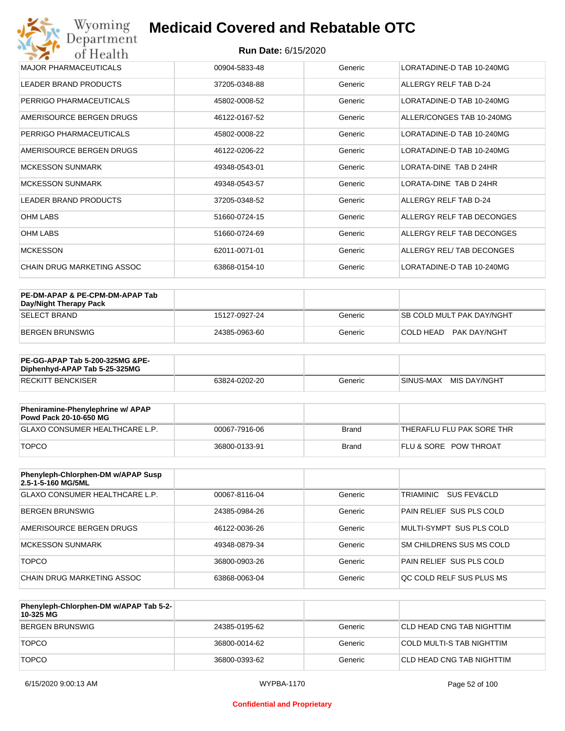| | | | |
|---|---|---|---|
| MAJOR PHARMACEUTICALS | 00904-5833-48 | Generic | LORATADINE-D TAB 10-240MG |
| LEADER BRAND PRODUCTS | 37205-0348-88 | Generic | ALLERGY RELF TAB D-24 |
| PERRIGO PHARMACEUTICALS | 45802-0008-52 | Generic | LORATADINE-D TAB 10-240MG |
| AMERISOURCE BERGEN DRUGS | 46122-0167-52 | Generic | ALLER/CONGES TAB 10-240MG |
| PERRIGO PHARMACEUTICALS | 45802-0008-22 | Generic | LORATADINE-D TAB 10-240MG |
| AMERISOURCE BERGEN DRUGS | 46122-0206-22 | Generic | LORATADINE-D TAB 10-240MG |
| MCKESSON SUNMARK | 49348-0543-01 | Generic | LORATA-DINE TAB D 24HR |
| MCKESSON SUNMARK | 49348-0543-57 | Generic | LORATA-DINE TAB D 24HR |
| LEADER BRAND PRODUCTS | 37205-0348-52 | Generic | ALLERGY RELF TAB D-24 |
| OHM LABS | 51660-0724-15 | Generic | ALLERGY RELF TAB DECONGES |
| OHM LABS | 51660-0724-69 | Generic | ALLERGY RELF TAB DECONGES |
| MCKESSON | 62011-0071-01 | Generic | ALLERGY REL/ TAB DECONGES |
| CHAIN DRUG MARKETING ASSOC | 63868-0154-10 | Generic | LORATADINE-D TAB 10-240MG |

| **PE-DM-APAP & PE-CPM-DM-APAP Tab Day/Night Therapy Pack** | | | |
|---|---|---|---|
| SELECT BRAND | 15127-0927-24 | Generic | SB COLD MULT PAK DAY/NGHT |
| BERGEN BRUNSWIG | 24385-0963-60 | Generic | COLD HEAD PAK DAY/NGHT |

| **PE-GG-APAP Tab 5-200-325MG &PE-Diphenhyd-APAP Tab 5-25-325MG** | | | |
|---|---|---|---|
| RECKITT BENCKISER | 63824-0202-20 | Generic | SINUS-MAX MIS DAY/NGHT |

| **Pheniramine-Phenylephrine w/ APAP Powd Pack 20-10-650 MG** | | | |
|---|---|---|---|
| GLAXO CONSUMER HEALTHCARE L.P. | 00067-7916-06 | Brand | THERAFLU FLU PAK SORE THR |
| TOPCO | 36800-0133-91 | Brand | FLU & SORE POW THROAT |

| **Phenyleph-Chlorphen-DM w/APAP Susp 2.5-1-5-160 MG/5ML** | | | |
|---|---|---|---|
| GLAXO CONSUMER HEALTHCARE L.P. | 00067-8116-04 | Generic | TRIAMINIC SUS FEV&CLD |
| BERGEN BRUNSWIG | 24385-0984-26 | Generic | PAIN RELIEF SUS PLS COLD |
| AMERISOURCE BERGEN DRUGS | 46122-0036-26 | Generic | MULTI-SYMPT SUS PLS COLD |
| MCKESSON SUNMARK | 49348-0879-34 | Generic | SM CHILDRENS SUS MS COLD |
| TOPCO | 36800-0903-26 | Generic | PAIN RELIEF SUS PLS COLD |
| CHAIN DRUG MARKETING ASSOC | 63868-0063-04 | Generic | QC COLD RELF SUS PLUS MS |

| **Phenyleph-Chlorphen-DM w/APAP Tab 5-2-10-325 MG** | | | |
|---|---|---|---|
| BERGEN BRUNSWIG | 24385-0195-62 | Generic | CLD HEAD CNG TAB NIGHTTIM |
| TOPCO | 36800-0014-62 | Generic | COLD MULTI-S TAB NIGHTTIM |
| TOPCO | 36800-0393-62 | Generic | CLD HEAD CNG TAB NIGHTTIM |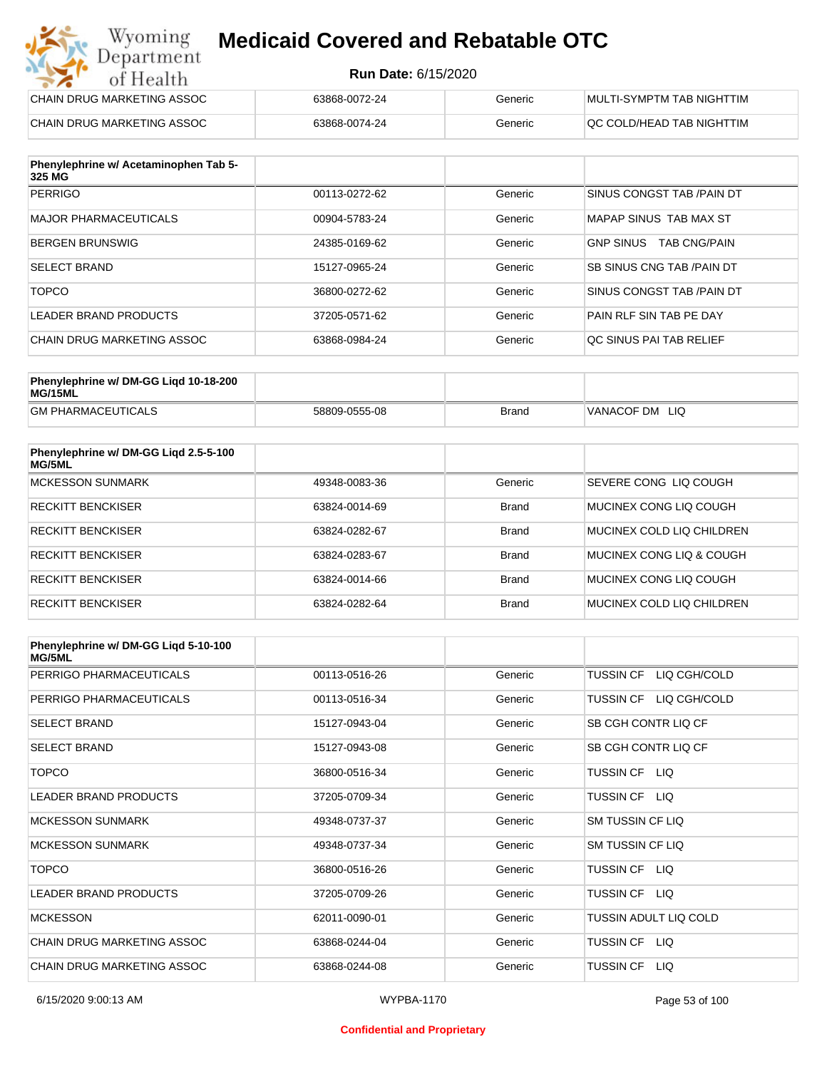| | | | |
|---|---|---|---|
| CHAIN DRUG MARKETING ASSOC | 63868-0072-24 | Generic | MULTI-SYMPTM TAB NIGHTTIM |
| CHAIN DRUG MARKETING ASSOC | 63868-0074-24 | Generic | QC COLD/HEAD TAB NIGHTTIM |

| Phenylephrine w/ Acetaminophen Tab 5-325 MG | | | |
|---|---|---|---|
| PERRIGO | 00113-0272-62 | Generic | SINUS CONGST TAB /PAIN DT |
| MAJOR PHARMACEUTICALS | 00904-5783-24 | Generic | MAPAP SINUS TAB MAX ST |
| BERGEN BRUNSWIG | 24385-0169-62 | Generic | GNP SINUS TAB CNG/PAIN |
| SELECT BRAND | 15127-0965-24 | Generic | SB SINUS CNG TAB /PAIN DT |
| TOPCO | 36800-0272-62 | Generic | SINUS CONGST TAB /PAIN DT |
| LEADER BRAND PRODUCTS | 37205-0571-62 | Generic | PAIN RLF SIN TAB PE DAY |
| CHAIN DRUG MARKETING ASSOC | 63868-0984-24 | Generic | QC SINUS PAI TAB RELIEF |

| Phenylephrine w/ DM-GG Liqd 10-18-200 MG/15ML | | | |
|---|---|---|---|
| GM PHARMACEUTICALS | 58809-0555-08 | Brand | VANACOF DM LIQ |

| Phenylephrine w/ DM-GG Liqd 2.5-5-100 MG/5ML | | | |
|---|---|---|---|
| MCKESSON SUNMARK | 49348-0083-36 | Generic | SEVERE CONG LIQ COUGH |
| RECKITT BENCKISER | 63824-0014-69 | Brand | MUCINEX CONG LIQ COUGH |
| RECKITT BENCKISER | 63824-0282-67 | Brand | MUCINEX COLD LIQ CHILDREN |
| RECKITT BENCKISER | 63824-0283-67 | Brand | MUCINEX CONG LIQ & COUGH |
| RECKITT BENCKISER | 63824-0014-66 | Brand | MUCINEX CONG LIQ COUGH |
| RECKITT BENCKISER | 63824-0282-64 | Brand | MUCINEX COLD LIQ CHILDREN |

| Phenylephrine w/ DM-GG Liqd 5-10-100 MG/5ML | | | |
|---|---|---|---|
| PERRIGO PHARMACEUTICALS | 00113-0516-26 | Generic | TUSSIN CF LIQ CGH/COLD |
| PERRIGO PHARMACEUTICALS | 00113-0516-34 | Generic | TUSSIN CF LIQ CGH/COLD |
| SELECT BRAND | 15127-0943-04 | Generic | SB CGH CONTR LIQ CF |
| SELECT BRAND | 15127-0943-08 | Generic | SB CGH CONTR LIQ CF |
| TOPCO | 36800-0516-34 | Generic | TUSSIN CF LIQ |
| LEADER BRAND PRODUCTS | 37205-0709-34 | Generic | TUSSIN CF LIQ |
| MCKESSON SUNMARK | 49348-0737-37 | Generic | SM TUSSIN CF LIQ |
| MCKESSON SUNMARK | 49348-0737-34 | Generic | SM TUSSIN CF LIQ |
| TOPCO | 36800-0516-26 | Generic | TUSSIN CF LIQ |
| LEADER BRAND PRODUCTS | 37205-0709-26 | Generic | TUSSIN CF LIQ |
| MCKESSON | 62011-0090-01 | Generic | TUSSIN ADULT LIQ COLD |
| CHAIN DRUG MARKETING ASSOC | 63868-0244-04 | Generic | TUSSIN CF LIQ |
| CHAIN DRUG MARKETING ASSOC | 63868-0244-08 | Generic | TUSSIN CF LIQ |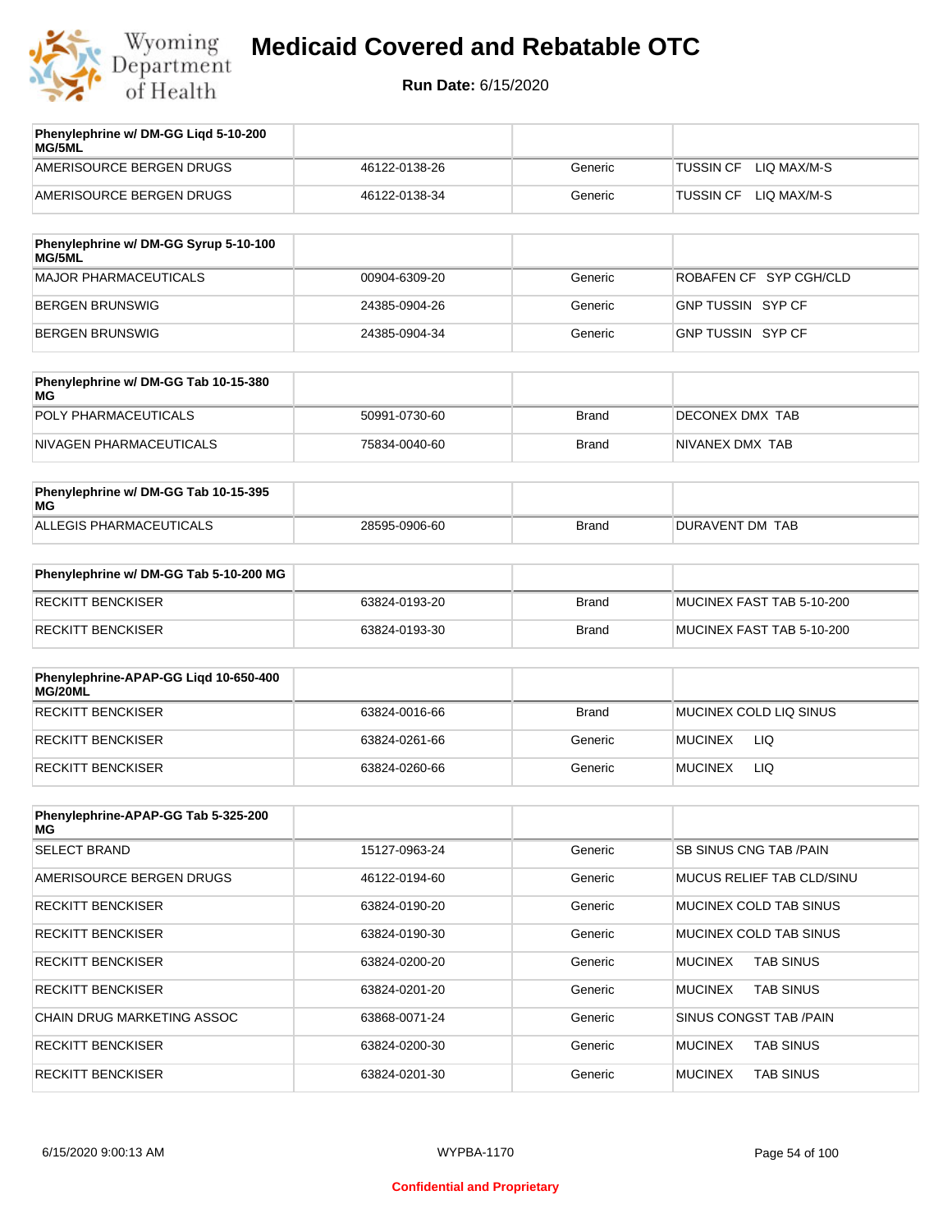| Phenylephrine w/ DM-GG Liqd 5-10-200 MG/5ML | | | |
|---|---|---|---|
| AMERISOURCE BERGEN DRUGS | 46122-0138-26 | Generic | TUSSIN CF LIQ MAX/M-S |
| AMERISOURCE BERGEN DRUGS | 46122-0138-34 | Generic | TUSSIN CF LIQ MAX/M-S |

| Phenylephrine w/ DM-GG Syrup 5-10-100 MG/5ML | | | |
|---|---|---|---|
| MAJOR PHARMACEUTICALS | 00904-6309-20 | Generic | ROBAFEN CF SYP CGH/CLD |
| BERGEN BRUNSWIG | 24385-0904-26 | Generic | GNP TUSSIN SYP CF |
| BERGEN BRUNSWIG | 24385-0904-34 | Generic | GNP TUSSIN SYP CF |

| Phenylephrine w/ DM-GG Tab 10-15-380 MG | | | |
|---|---|---|---|
| POLY PHARMACEUTICALS | 50991-0730-60 | Brand | DECONEX DMX TAB |
| NIVAGEN PHARMACEUTICALS | 75834-0040-60 | Brand | NIVANEX DMX TAB |

| Phenylephrine w/ DM-GG Tab 10-15-395 MG | | | |
|---|---|---|---|
| ALLEGIS PHARMACEUTICALS | 28595-0906-60 | Brand | DURAVENT DM TAB |

| Phenylephrine w/ DM-GG Tab 5-10-200 MG | | | |
|---|---|---|---|
| RECKITT BENCKISER | 63824-0193-20 | Brand | MUCINEX FAST TAB 5-10-200 |
| RECKITT BENCKISER | 63824-0193-30 | Brand | MUCINEX FAST TAB 5-10-200 |

| Phenylephrine-APAP-GG Liqd 10-650-400 MG/20ML | | | |
|---|---|---|---|
| RECKITT BENCKISER | 63824-0016-66 | Brand | MUCINEX COLD LIQ SINUS |
| RECKITT BENCKISER | 63824-0261-66 | Generic | MUCINEX LIQ |
| RECKITT BENCKISER | 63824-0260-66 | Generic | MUCINEX LIQ |

| Phenylephrine-APAP-GG Tab 5-325-200 MG | | | |
|---|---|---|---|
| SELECT BRAND | 15127-0963-24 | Generic | SB SINUS CNG TAB /PAIN |
| AMERISOURCE BERGEN DRUGS | 46122-0194-60 | Generic | MUCUS RELIEF TAB CLD/SINU |
| RECKITT BENCKISER | 63824-0190-20 | Generic | MUCINEX COLD TAB SINUS |
| RECKITT BENCKISER | 63824-0190-30 | Generic | MUCINEX COLD TAB SINUS |
| RECKITT BENCKISER | 63824-0200-20 | Generic | MUCINEX TAB SINUS |
| RECKITT BENCKISER | 63824-0201-20 | Generic | MUCINEX TAB SINUS |
| CHAIN DRUG MARKETING ASSOC | 63868-0071-24 | Generic | SINUS CONGST TAB /PAIN |
| RECKITT BENCKISER | 63824-0200-30 | Generic | MUCINEX TAB SINUS |
| RECKITT BENCKISER | 63824-0201-30 | Generic | MUCINEX TAB SINUS |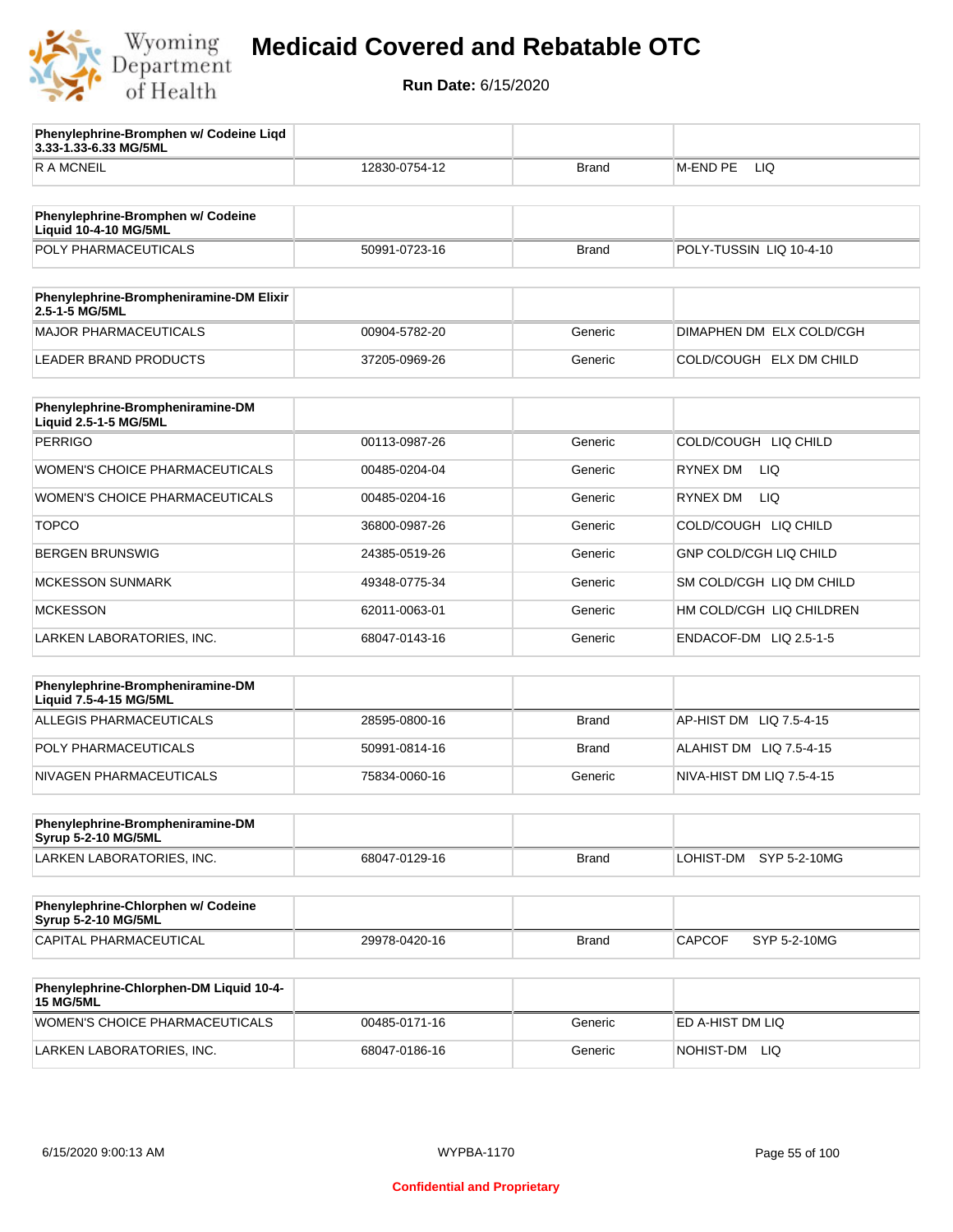# Medicaid Covered and Rebatable OTC

**Run Date:** 6/15/2020

| Phenylephrine-Bromphen w/ Codeine Liqd 3.33-1.33-6.33 MG/5ML | | | |
|---|---|---|---|
| R A MCNEIL | 12830-0754-12 | Brand | M-END PE LIQ |

| Phenylephrine-Bromphen w/ Codeine Liquid 10-4-10 MG/5ML | | | |
|---|---|---|---|
| POLY PHARMACEUTICALS | 50991-0723-16 | Brand | POLY-TUSSIN LIQ 10-4-10 |

| Phenylephrine-Brompheniramine-DM Elixir 2.5-1-5 MG/5ML | | | |
|---|---|---|---|
| MAJOR PHARMACEUTICALS | 00904-5782-20 | Generic | DIMAPHEN DM ELX COLD/CGH |
| LEADER BRAND PRODUCTS | 37205-0969-26 | Generic | COLD/COUGH ELX DM CHILD |

| Phenylephrine-Brompheniramine-DM Liquid 2.5-1-5 MG/5ML | | | |
|---|---|---|---|
| PERRIGO | 00113-0987-26 | Generic | COLD/COUGH LIQ CHILD |
| WOMEN'S CHOICE PHARMACEUTICALS | 00485-0204-04 | Generic | RYNEX DM LIQ |
| WOMEN'S CHOICE PHARMACEUTICALS | 00485-0204-16 | Generic | RYNEX DM LIQ |
| TOPCO | 36800-0987-26 | Generic | COLD/COUGH LIQ CHILD |
| BERGEN BRUNSWIG | 24385-0519-26 | Generic | GNP COLD/CGH LIQ CHILD |
| MCKESSON SUNMARK | 49348-0775-34 | Generic | SM COLD/CGH LIQ DM CHILD |
| MCKESSON | 62011-0063-01 | Generic | HM COLD/CGH LIQ CHILDREN |
| LARKEN LABORATORIES, INC. | 68047-0143-16 | Generic | ENDACOF-DM LIQ 2.5-1-5 |

| Phenylephrine-Brompheniramine-DM Liquid 7.5-4-15 MG/5ML | | | |
|---|---|---|---|
| ALLEGIS PHARMACEUTICALS | 28595-0800-16 | Brand | AP-HIST DM LIQ 7.5-4-15 |
| POLY PHARMACEUTICALS | 50991-0814-16 | Brand | ALAHIST DM LIQ 7.5-4-15 |
| NIVAGEN PHARMACEUTICALS | 75834-0060-16 | Generic | NIVA-HIST DM LIQ 7.5-4-15 |

| Phenylephrine-Brompheniramine-DM Syrup 5-2-10 MG/5ML | | | |
|---|---|---|---|
| LARKEN LABORATORIES, INC. | 68047-0129-16 | Brand | LOHIST-DM SYP 5-2-10MG |

| Phenylephrine-Chlorphen w/ Codeine Syrup 5-2-10 MG/5ML | | | |
|---|---|---|---|
| CAPITAL PHARMACEUTICAL | 29978-0420-16 | Brand | CAPCOF SYP 5-2-10MG |

| Phenylephrine-Chlorphen-DM Liquid 10-4-15 MG/5ML | | | |
|---|---|---|---|
| WOMEN'S CHOICE PHARMACEUTICALS | 00485-0171-16 | Generic | ED A-HIST DM LIQ |
| LARKEN LABORATORIES, INC. | 68047-0186-16 | Generic | NOHIST-DM LIQ |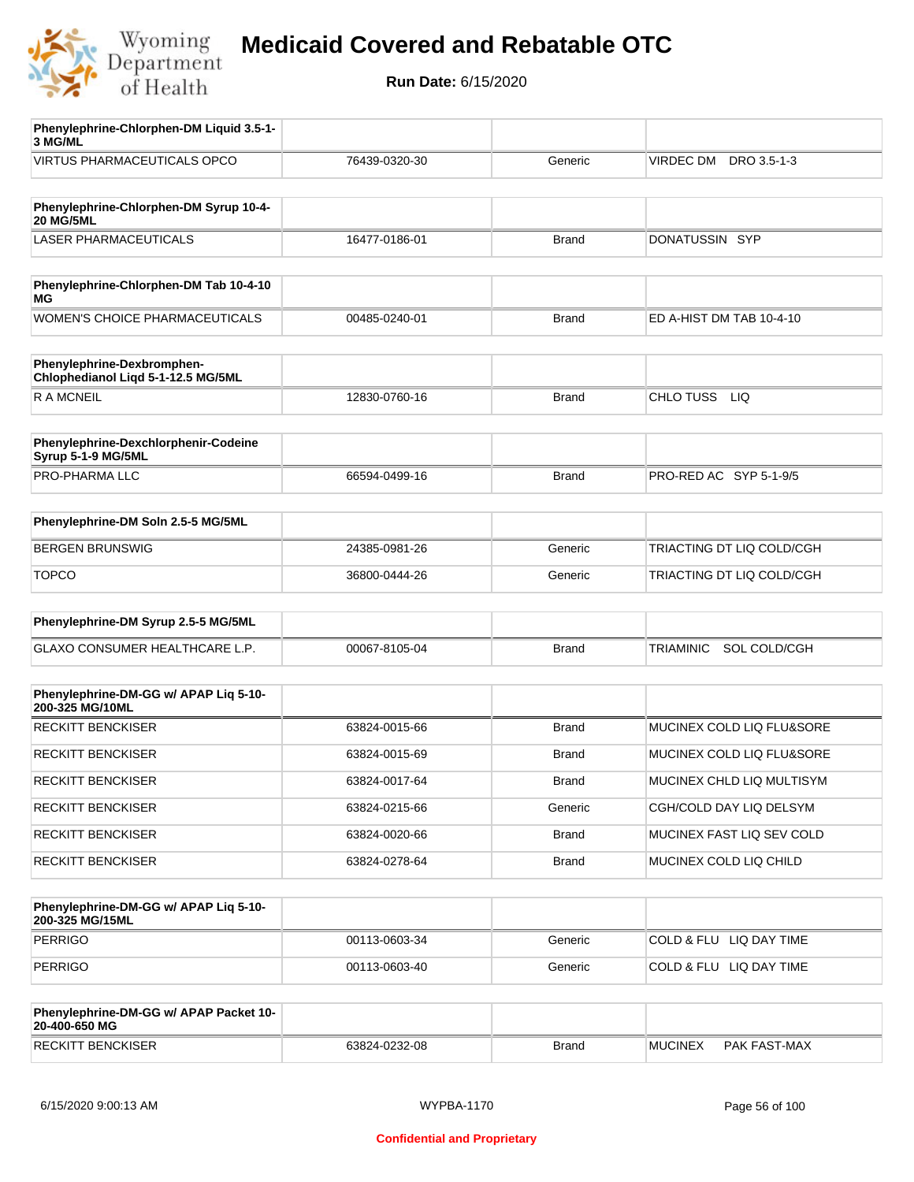| Phenylephrine-Chlorphen-DM Liquid 3.5-1-3 MG/ML | | | |
|---|---|---|---|
| VIRTUS PHARMACEUTICALS OPCO | 76439-0320-30 | Generic | VIRDEC DM DRO 3.5-1-3 |

| Phenylephrine-Chlorphen-DM Syrup 10-4-20 MG/5ML | | | |
|---|---|---|---|
| LASER PHARMACEUTICALS | 16477-0186-01 | Brand | DONATUSSIN SYP |

| Phenylephrine-Chlorphen-DM Tab 10-4-10 MG | | | |
|---|---|---|---|
| WOMEN'S CHOICE PHARMACEUTICALS | 00485-0240-01 | Brand | ED A-HIST DM TAB 10-4-10 |

| Phenylephrine-Dexbromphen-Chlophedianol Liqd 5-1-12.5 MG/5ML | | | |
|---|---|---|---|
| R A MCNEIL | 12830-0760-16 | Brand | CHLO TUSS LIQ |

| Phenylephrine-Dexchlorphenir-Codeine Syrup 5-1-9 MG/5ML | | | |
|---|---|---|---|
| PRO-PHARMA LLC | 66594-0499-16 | Brand | PRO-RED AC SYP 5-1-9/5 |

| Phenylephrine-DM Soln 2.5-5 MG/5ML | | | |
|---|---|---|---|
| BERGEN BRUNSWIG | 24385-0981-26 | Generic | TRIACTING DT LIQ COLD/CGH |
| TOPCO | 36800-0444-26 | Generic | TRIACTING DT LIQ COLD/CGH |

| Phenylephrine-DM Syrup 2.5-5 MG/5ML | | | |
|---|---|---|---|
| GLAXO CONSUMER HEALTHCARE L.P. | 00067-8105-04 | Brand | TRIAMINIC SOL COLD/CGH |

| Phenylephrine-DM-GG w/ APAP Liq 5-10-200-325 MG/10ML | | | |
|---|---|---|---|
| RECKITT BENCKISER | 63824-0015-66 | Brand | MUCINEX COLD LIQ FLU&SORE |
| RECKITT BENCKISER | 63824-0015-69 | Brand | MUCINEX COLD LIQ FLU&SORE |
| RECKITT BENCKISER | 63824-0017-64 | Brand | MUCINEX CHLD LIQ MULTISYM |
| RECKITT BENCKISER | 63824-0215-66 | Generic | CGH/COLD DAY LIQ DELSYM |
| RECKITT BENCKISER | 63824-0020-66 | Brand | MUCINEX FAST LIQ SEV COLD |
| RECKITT BENCKISER | 63824-0278-64 | Brand | MUCINEX COLD LIQ CHILD |

| Phenylephrine-DM-GG w/ APAP Liq 5-10-200-325 MG/15ML | | | |
|---|---|---|---|
| PERRIGO | 00113-0603-34 | Generic | COLD & FLU LIQ DAY TIME |
| PERRIGO | 00113-0603-40 | Generic | COLD & FLU LIQ DAY TIME |

| Phenylephrine-DM-GG w/ APAP Packet 10-20-400-650 MG | | | |
|---|---|---|---|
| RECKITT BENCKISER | 63824-0232-08 | Brand | MUCINEX PAK FAST-MAX |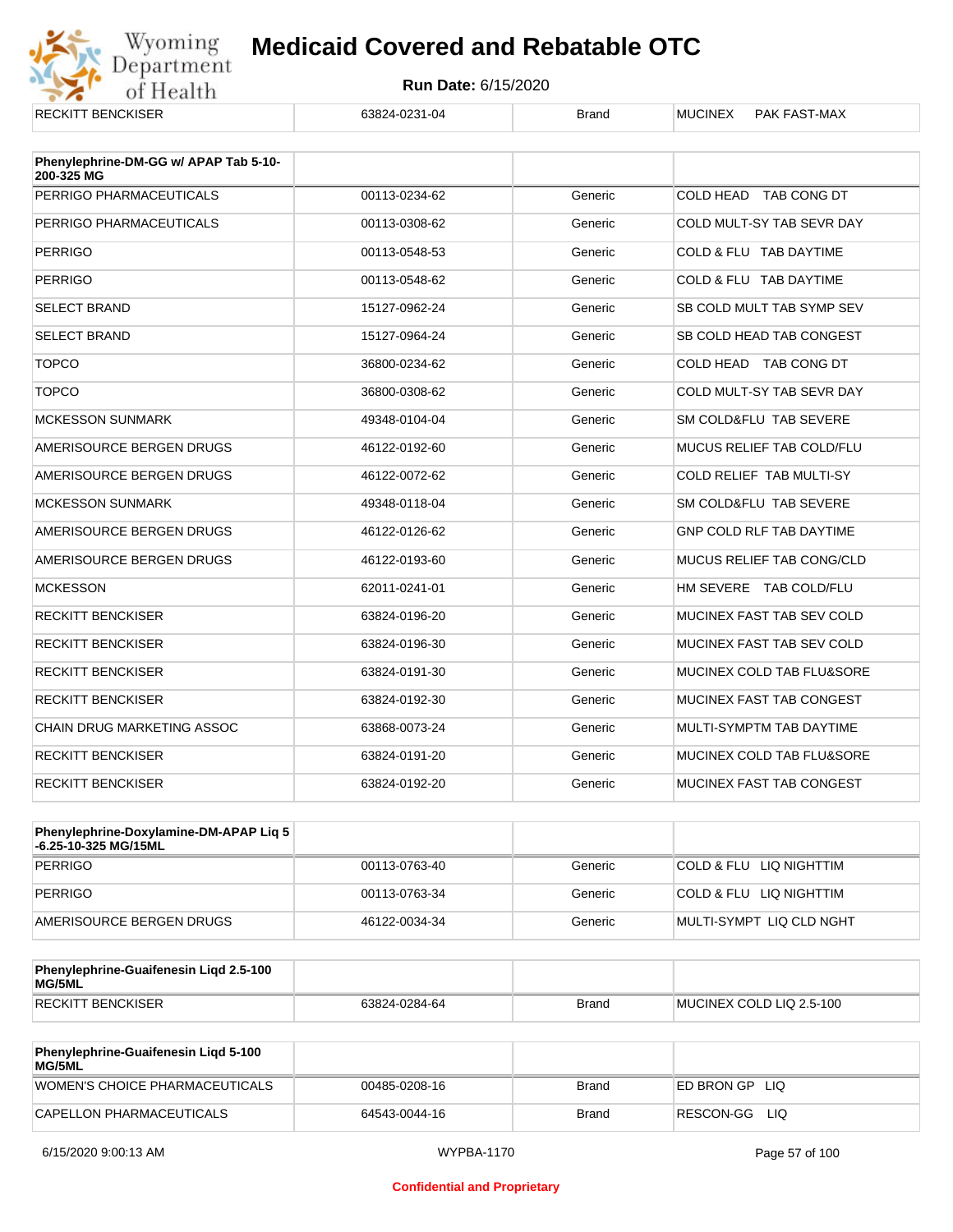| RECKITT BENCKISER | 63824-0231-04 | Brand | MUCINEX PAK FAST-MAX |
|---|---|---|---|

| Phenylephrine-DM-GG w/ APAP Tab 5-10-200-325 MG | | | |
|---|---|---|---|
| PERRIGO PHARMACEUTICALS | 00113-0234-62 | Generic | COLD HEAD TAB CONG DT |
| PERRIGO PHARMACEUTICALS | 00113-0308-62 | Generic | COLD MULT-SY TAB SEVR DAY |
| PERRIGO | 00113-0548-53 | Generic | COLD & FLU TAB DAYTIME |
| PERRIGO | 00113-0548-62 | Generic | COLD & FLU TAB DAYTIME |
| SELECT BRAND | 15127-0962-24 | Generic | SB COLD MULT TAB SYMP SEV |
| SELECT BRAND | 15127-0964-24 | Generic | SB COLD HEAD TAB CONGEST |
| TOPCO | 36800-0234-62 | Generic | COLD HEAD TAB CONG DT |
| TOPCO | 36800-0308-62 | Generic | COLD MULT-SY TAB SEVR DAY |
| MCKESSON SUNMARK | 49348-0104-04 | Generic | SM COLD&FLU TAB SEVERE |
| AMERISOURCE BERGEN DRUGS | 46122-0192-60 | Generic | MUCUS RELIEF TAB COLD/FLU |
| AMERISOURCE BERGEN DRUGS | 46122-0072-62 | Generic | COLD RELIEF TAB MULTI-SY |
| MCKESSON SUNMARK | 49348-0118-04 | Generic | SM COLD&FLU TAB SEVERE |
| AMERISOURCE BERGEN DRUGS | 46122-0126-62 | Generic | GNP COLD RLF TAB DAYTIME |
| AMERISOURCE BERGEN DRUGS | 46122-0193-60 | Generic | MUCUS RELIEF TAB CONG/CLD |
| MCKESSON | 62011-0241-01 | Generic | HM SEVERE TAB COLD/FLU |
| RECKITT BENCKISER | 63824-0196-20 | Generic | MUCINEX FAST TAB SEV COLD |
| RECKITT BENCKISER | 63824-0196-30 | Generic | MUCINEX FAST TAB SEV COLD |
| RECKITT BENCKISER | 63824-0191-30 | Generic | MUCINEX COLD TAB FLU&SORE |
| RECKITT BENCKISER | 63824-0192-30 | Generic | MUCINEX FAST TAB CONGEST |
| CHAIN DRUG MARKETING ASSOC | 63868-0073-24 | Generic | MULTI-SYMPTM TAB DAYTIME |
| RECKITT BENCKISER | 63824-0191-20 | Generic | MUCINEX COLD TAB FLU&SORE |
| RECKITT BENCKISER | 63824-0192-20 | Generic | MUCINEX FAST TAB CONGEST |

| Phenylephrine-Doxylamine-DM-APAP Liq 5-6.25-10-325 MG/15ML | | | |
|---|---|---|---|
| PERRIGO | 00113-0763-40 | Generic | COLD & FLU LIQ NIGHTTIM |
| PERRIGO | 00113-0763-34 | Generic | COLD & FLU LIQ NIGHTTIM |
| AMERISOURCE BERGEN DRUGS | 46122-0034-34 | Generic | MULTI-SYMPT LIQ CLD NGHT |

| Phenylephrine-Guaifenesin Liqd 2.5-100 MG/5ML | | | |
|---|---|---|---|
| RECKITT BENCKISER | 63824-0284-64 | Brand | MUCINEX COLD LIQ 2.5-100 |

| Phenylephrine-Guaifenesin Liqd 5-100 MG/5ML | | | |
|---|---|---|---|
| WOMEN'S CHOICE PHARMACEUTICALS | 00485-0208-16 | Brand | ED BRON GP LIQ |
| CAPELLON PHARMACEUTICALS | 64543-0044-16 | Brand | RESCON-GG LIQ |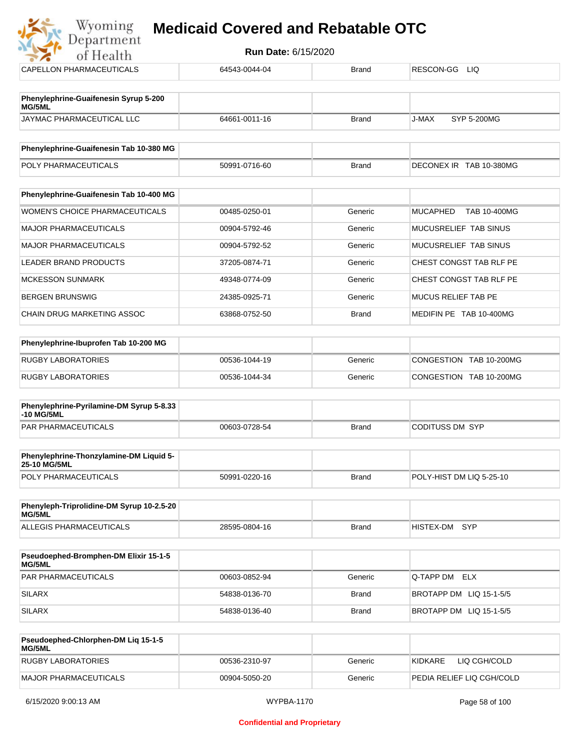| CAPELLON PHARMACEUTICALS | 64543-0044-04 | Brand | RESCON-GG LIQ |
|---|---|---|---|

| **Phenylephrine-Guaifenesin Syrup 5-200 MG/5ML** | | | |
|---|---|---|---|
| JAYMAC PHARMACEUTICAL LLC | 64661-0011-16 | Brand | J-MAX SYP 5-200MG |

| **Phenylephrine-Guaifenesin Tab 10-380 MG** | | | |
|---|---|---|---|
| POLY PHARMACEUTICALS | 50991-0716-60 | Brand | DECONEX IR TAB 10-380MG |

| **Phenylephrine-Guaifenesin Tab 10-400 MG** | | | |
|---|---|---|---|
| WOMEN'S CHOICE PHARMACEUTICALS | 00485-0250-01 | Generic | MUCAPHED TAB 10-400MG |
| MAJOR PHARMACEUTICALS | 00904-5792-46 | Generic | MUCUSRELIEF TAB SINUS |
| MAJOR PHARMACEUTICALS | 00904-5792-52 | Generic | MUCUSRELIEF TAB SINUS |
| LEADER BRAND PRODUCTS | 37205-0874-71 | Generic | CHEST CONGST TAB RLF PE |
| MCKESSON SUNMARK | 49348-0774-09 | Generic | CHEST CONGST TAB RLF PE |
| BERGEN BRUNSWIG | 24385-0925-71 | Generic | MUCUS RELIEF TAB PE |
| CHAIN DRUG MARKETING ASSOC | 63868-0752-50 | Brand | MEDIFIN PE TAB 10-400MG |

| **Phenylephrine-Ibuprofen Tab 10-200 MG** | | | |
|---|---|---|---|
| RUGBY LABORATORIES | 00536-1044-19 | Generic | CONGESTION TAB 10-200MG |
| RUGBY LABORATORIES | 00536-1044-34 | Generic | CONGESTION TAB 10-200MG |

| **Phenylephrine-Pyrilamine-DM Syrup 5-8.33 -10 MG/5ML** | | | |
|---|---|---|---|
| PAR PHARMACEUTICALS | 00603-0728-54 | Brand | CODITUSS DM SYP |

| **Phenylephrine-Thonzylamine-DM Liquid 5-25-10 MG/5ML** | | | |
|---|---|---|---|
| POLY PHARMACEUTICALS | 50991-0220-16 | Brand | POLY-HIST DM LIQ 5-25-10 |

| **Phenyleph-Triprolidine-DM Syrup 10-2.5-20 MG/5ML** | | | |
|---|---|---|---|
| ALLEGIS PHARMACEUTICALS | 28595-0804-16 | Brand | HISTEX-DM SYP |

| **Pseudoephed-Bromphen-DM Elixir 15-1-5 MG/5ML** | | | |
|---|---|---|---|
| PAR PHARMACEUTICALS | 00603-0852-94 | Generic | Q-TAPP DM ELX |
| SILARX | 54838-0136-70 | Brand | BROTAPP DM LIQ 15-1-5/5 |
| SILARX | 54838-0136-40 | Brand | BROTAPP DM LIQ 15-1-5/5 |

| **Pseudoephed-Chlorphen-DM Liq 15-1-5 MG/5ML** | | | |
|---|---|---|---|
| RUGBY LABORATORIES | 00536-2310-97 | Generic | KIDKARE LIQ CGH/COLD |
| MAJOR PHARMACEUTICALS | 00904-5050-20 | Generic | PEDIA RELIEF LIQ CGH/COLD |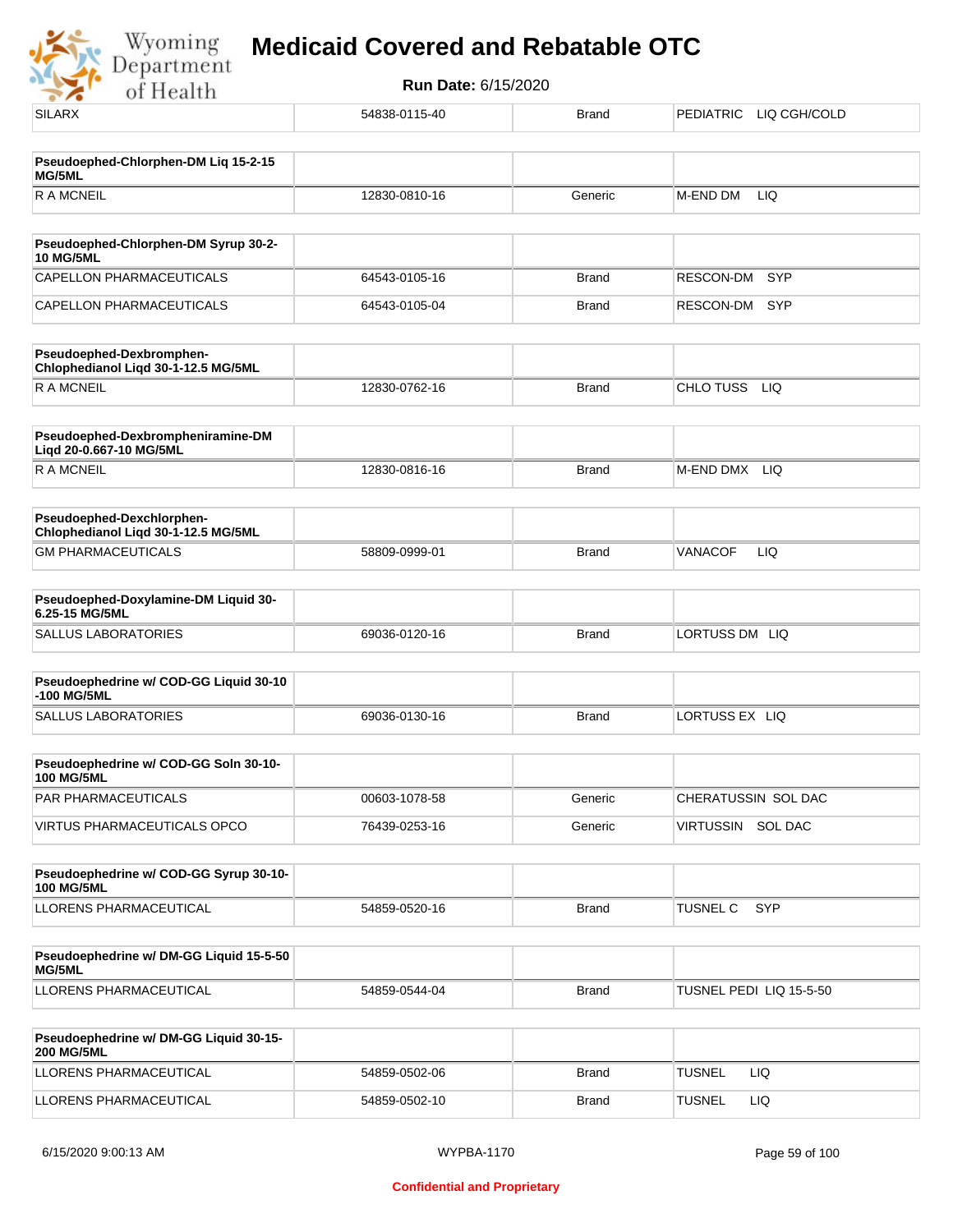| SILARX | 54838-0115-40 | Brand | PEDIATRIC LIQ CGH/COLD |
|---|---|---|---|

| **Pseudoephed-Chlorphen-DM Liq 15-2-15 MG/5ML** | | | |
|---|---|---|---|
| R A MCNEIL | 12830-0810-16 | Generic | M-END DM LIQ |

| **Pseudoephed-Chlorphen-DM Syrup 30-2-10 MG/5ML** | | | |
|---|---|---|---|
| CAPELLON PHARMACEUTICALS | 64543-0105-16 | Brand | RESCON-DM SYP |
| CAPELLON PHARMACEUTICALS | 64543-0105-04 | Brand | RESCON-DM SYP |

| **Pseudoephed-Dexbromphen-Chlophedianol Liqd 30-1-12.5 MG/5ML** | | | |
|---|---|---|---|
| R A MCNEIL | 12830-0762-16 | Brand | CHLO TUSS LIQ |

| **Pseudoephed-Dexbrompheniramine-DM Liqd 20-0.667-10 MG/5ML** | | | |
|---|---|---|---|
| R A MCNEIL | 12830-0816-16 | Brand | M-END DMX LIQ |

| **Pseudoephed-Dexchlorphen-Chlophedianol Liqd 30-1-12.5 MG/5ML** | | | |
|---|---|---|---|
| GM PHARMACEUTICALS | 58809-0999-01 | Brand | VANACOF LIQ |

| **Pseudoephed-Doxylamine-DM Liquid 30-6.25-15 MG/5ML** | | | |
|---|---|---|---|
| SALLUS LABORATORIES | 69036-0120-16 | Brand | LORTUSS DM LIQ |

| **Pseudoephedrine w/ COD-GG Liquid 30-10-100 MG/5ML** | | | |
|---|---|---|---|
| SALLUS LABORATORIES | 69036-0130-16 | Brand | LORTUSS EX LIQ |

| **Pseudoephedrine w/ COD-GG Soln 30-10-100 MG/5ML** | | | |
|---|---|---|---|
| PAR PHARMACEUTICALS | 00603-1078-58 | Generic | CHERATUSSIN SOL DAC |
| VIRTUS PHARMACEUTICALS OPCO | 76439-0253-16 | Generic | VIRTUSSIN SOL DAC |

| **Pseudoephedrine w/ COD-GG Syrup 30-10-100 MG/5ML** | | | |
|---|---|---|---|
| LLORENS PHARMACEUTICAL | 54859-0520-16 | Brand | TUSNEL C SYP |

| **Pseudoephedrine w/ DM-GG Liquid 15-5-50 MG/5ML** | | | |
|---|---|---|---|
| LLORENS PHARMACEUTICAL | 54859-0544-04 | Brand | TUSNEL PEDI LIQ 15-5-50 |

| **Pseudoephedrine w/ DM-GG Liquid 30-15-200 MG/5ML** | | | |
|---|---|---|---|
| LLORENS PHARMACEUTICAL | 54859-0502-06 | Brand | TUSNEL LIQ |
| LLORENS PHARMACEUTICAL | 54859-0502-10 | Brand | TUSNEL LIQ |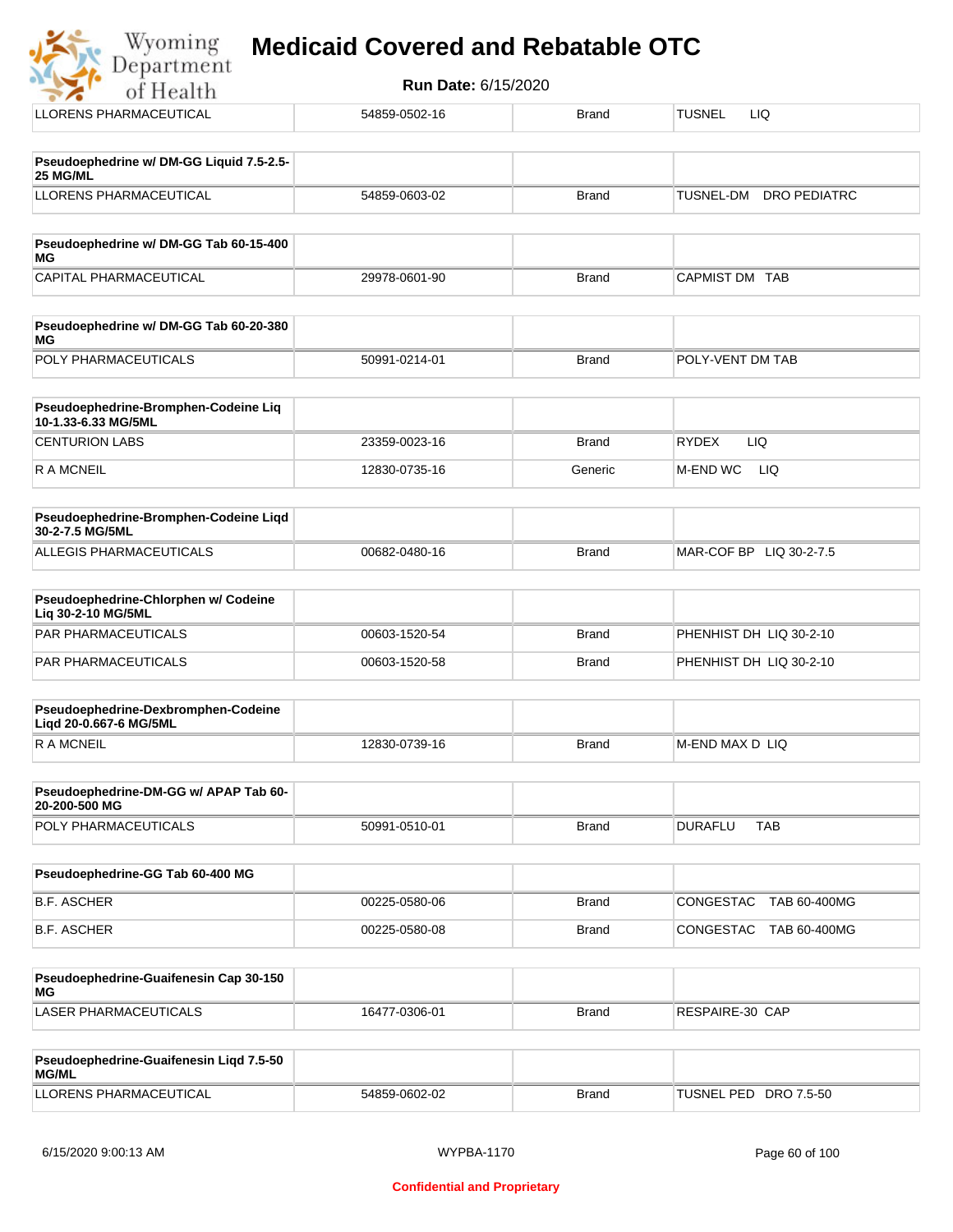| LLORENS PHARMACEUTICAL | 54859-0502-16 | Brand | TUSNEL LIQ |
|---|---|---|---|

| Pseudoephedrine w/ DM-GG Liquid 7.5-2.5-25 MG/ML | | | |
|---|---|---|---|
| LLORENS PHARMACEUTICAL | 54859-0603-02 | Brand | TUSNEL-DM DRO PEDIATRC |

| Pseudoephedrine w/ DM-GG Tab 60-15-400 MG | | | |
|---|---|---|---|
| CAPITAL PHARMACEUTICAL | 29978-0601-90 | Brand | CAPMIST DM TAB |

| Pseudoephedrine w/ DM-GG Tab 60-20-380 MG | | | |
|---|---|---|---|
| POLY PHARMACEUTICALS | 50991-0214-01 | Brand | POLY-VENT DM TAB |

| Pseudoephedrine-Bromphen-Codeine Liq 10-1.33-6.33 MG/5ML | | | |
|---|---|---|---|
| CENTURION LABS | 23359-0023-16 | Brand | RYDEX LIQ |
| R A MCNEIL | 12830-0735-16 | Generic | M-END WC LIQ |

| Pseudoephedrine-Bromphen-Codeine Liqd 30-2-7.5 MG/5ML | | | |
|---|---|---|---|
| ALLEGIS PHARMACEUTICALS | 00682-0480-16 | Brand | MAR-COF BP LIQ 30-2-7.5 |

| Pseudoephedrine-Chlorphen w/ Codeine Liq 30-2-10 MG/5ML | | | |
|---|---|---|---|
| PAR PHARMACEUTICALS | 00603-1520-54 | Brand | PHENHIST DH LIQ 30-2-10 |
| PAR PHARMACEUTICALS | 00603-1520-58 | Brand | PHENHIST DH LIQ 30-2-10 |

| Pseudoephedrine-Dexbromphen-Codeine Liqd 20-0.667-6 MG/5ML | | | |
|---|---|---|---|
| R A MCNEIL | 12830-0739-16 | Brand | M-END MAX D LIQ |

| Pseudoephedrine-DM-GG w/ APAP Tab 60-20-200-500 MG | | | |
|---|---|---|---|
| POLY PHARMACEUTICALS | 50991-0510-01 | Brand | DURAFLU TAB |

| Pseudoephedrine-GG Tab 60-400 MG | | | |
|---|---|---|---|
| B.F. ASCHER | 00225-0580-06 | Brand | CONGESTAC TAB 60-400MG |
| B.F. ASCHER | 00225-0580-08 | Brand | CONGESTAC TAB 60-400MG |

| Pseudoephedrine-Guaifenesin Cap 30-150 MG | | | |
|---|---|---|---|
| LASER PHARMACEUTICALS | 16477-0306-01 | Brand | RESPAIRE-30 CAP |

| Pseudoephedrine-Guaifenesin Liqd 7.5-50 MG/ML | | | |
|---|---|---|---|
| LLORENS PHARMACEUTICAL | 54859-0602-02 | Brand | TUSNEL PED DRO 7.5-50 |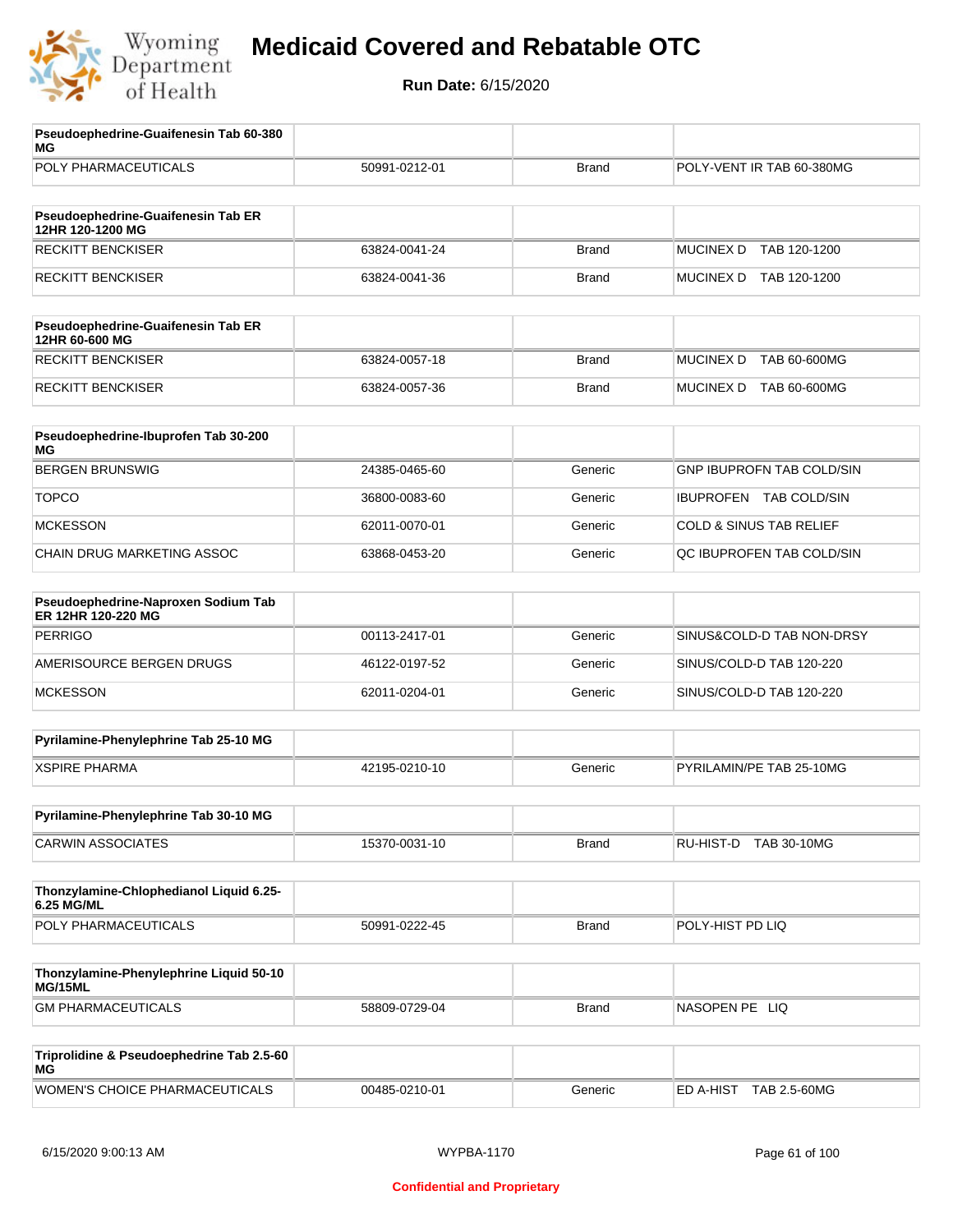# Medicaid Covered and Rebatable OTC

**Run Date:** 6/15/2020

| Pseudoephedrine-Guaifenesin Tab 60-380 MG | | | |
|---|---|---|---|
| POLY PHARMACEUTICALS | 50991-0212-01 | Brand | POLY-VENT IR TAB 60-380MG |

| Pseudoephedrine-Guaifenesin Tab ER 12HR 120-1200 MG | | | |
|---|---|---|---|
| RECKITT BENCKISER | 63824-0041-24 | Brand | MUCINEX D TAB 120-1200 |
| RECKITT BENCKISER | 63824-0041-36 | Brand | MUCINEX D TAB 120-1200 |

| Pseudoephedrine-Guaifenesin Tab ER 12HR 60-600 MG | | | |
|---|---|---|---|
| RECKITT BENCKISER | 63824-0057-18 | Brand | MUCINEX D TAB 60-600MG |
| RECKITT BENCKISER | 63824-0057-36 | Brand | MUCINEX D TAB 60-600MG |

| Pseudoephedrine-Ibuprofen Tab 30-200 MG | | | |
|---|---|---|---|
| BERGEN BRUNSWIG | 24385-0465-60 | Generic | GNP IBUPROFN TAB COLD/SIN |
| TOPCO | 36800-0083-60 | Generic | IBUPROFEN TAB COLD/SIN |
| MCKESSON | 62011-0070-01 | Generic | COLD & SINUS TAB RELIEF |
| CHAIN DRUG MARKETING ASSOC | 63868-0453-20 | Generic | QC IBUPROFEN TAB COLD/SIN |

| Pseudoephedrine-Naproxen Sodium Tab ER 12HR 120-220 MG | | | |
|---|---|---|---|
| PERRIGO | 00113-2417-01 | Generic | SINUS&COLD-D TAB NON-DRSY |
| AMERISOURCE BERGEN DRUGS | 46122-0197-52 | Generic | SINUS/COLD-D TAB 120-220 |
| MCKESSON | 62011-0204-01 | Generic | SINUS/COLD-D TAB 120-220 |

| Pyrilamine-Phenylephrine Tab 25-10 MG | | | |
|---|---|---|---|
| XSPIRE PHARMA | 42195-0210-10 | Generic | PYRILAMIN/PE TAB 25-10MG |

| Pyrilamine-Phenylephrine Tab 30-10 MG | | | |
|---|---|---|---|
| CARWIN ASSOCIATES | 15370-0031-10 | Brand | RU-HIST-D TAB 30-10MG |

| Thonzylamine-Chlophedianol Liquid 6.25-6.25 MG/ML | | | |
|---|---|---|---|
| POLY PHARMACEUTICALS | 50991-0222-45 | Brand | POLY-HIST PD LIQ |

| Thonzylamine-Phenylephrine Liquid 50-10 MG/15ML | | | |
|---|---|---|---|
| GM PHARMACEUTICALS | 58809-0729-04 | Brand | NASOPEN PE LIQ |

| Triprolidine & Pseudoephedrine Tab 2.5-60 MG | | | |
|---|---|---|---|
| WOMEN'S CHOICE PHARMACEUTICALS | 00485-0210-01 | Generic | ED A-HIST TAB 2.5-60MG |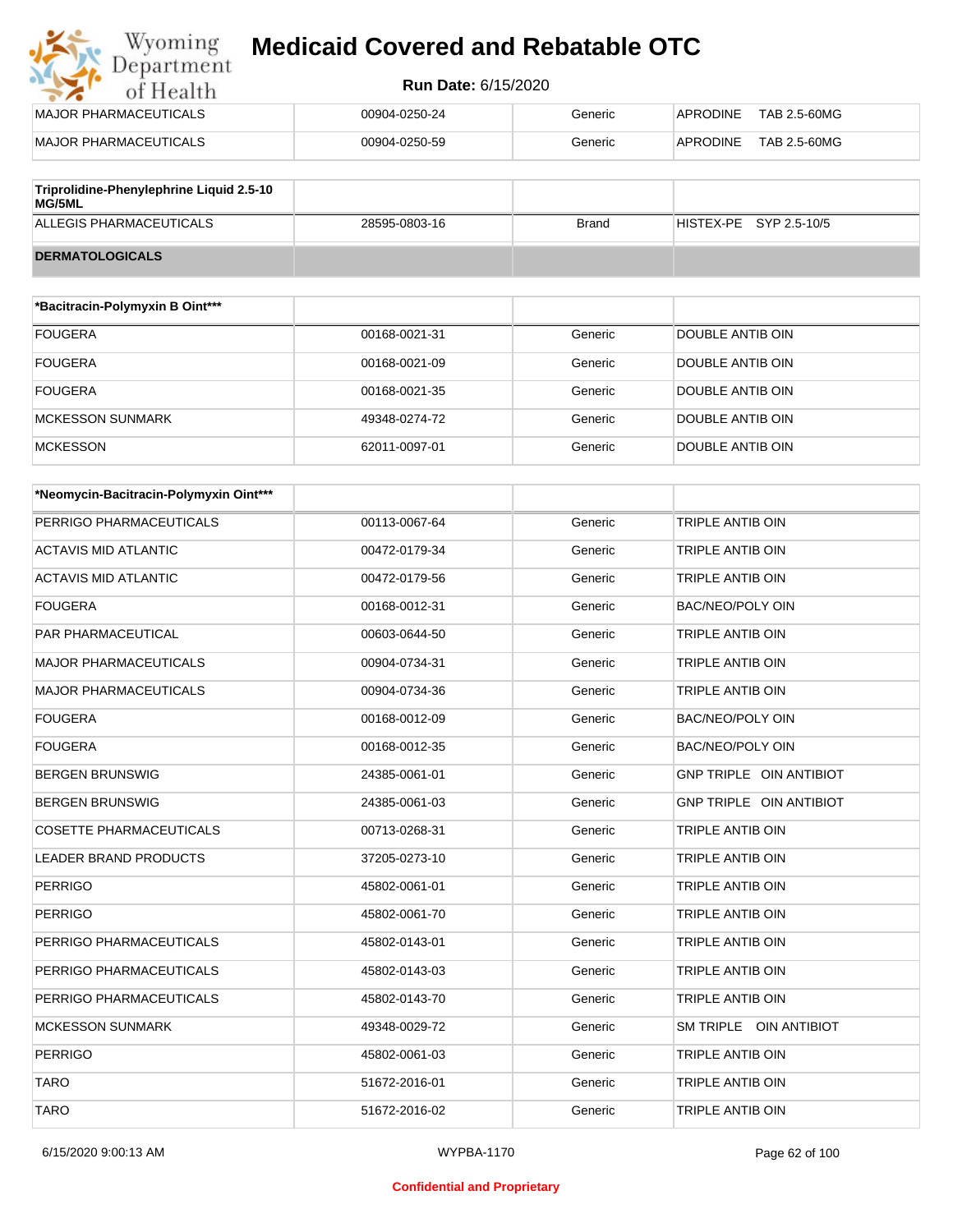| MAJOR PHARMACEUTICALS | 00904-0250-24 | Generic | APRODINE TAB 2.5-60MG |
|---|---|---|---|
| MAJOR PHARMACEUTICALS | 00904-0250-59 | Generic | APRODINE TAB 2.5-60MG |

| Triprolidine-Phenylephrine Liquid 2.5-10 MG/5ML | | | |
|---|---|---|---|
| ALLEGIS PHARMACEUTICALS | 28595-0803-16 | Brand | HISTEX-PE SYP 2.5-10/5 |

| DERMATOLOGICALS | | | |
|---|---|---|---|

| *Bacitracin-Polymyxin B Oint*** | | | |
|---|---|---|---|
| FOUGERA | 00168-0021-31 | Generic | DOUBLE ANTIB OIN |
| FOUGERA | 00168-0021-09 | Generic | DOUBLE ANTIB OIN |
| FOUGERA | 00168-0021-35 | Generic | DOUBLE ANTIB OIN |
| MCKESSON SUNMARK | 49348-0274-72 | Generic | DOUBLE ANTIB OIN |
| MCKESSON | 62011-0097-01 | Generic | DOUBLE ANTIB OIN |

| *Neomycin-Bacitracin-Polymyxin Oint*** | | | |
|---|---|---|---|
| PERRIGO PHARMACEUTICALS | 00113-0067-64 | Generic | TRIPLE ANTIB OIN |
| ACTAVIS MID ATLANTIC | 00472-0179-34 | Generic | TRIPLE ANTIB OIN |
| ACTAVIS MID ATLANTIC | 00472-0179-56 | Generic | TRIPLE ANTIB OIN |
| FOUGERA | 00168-0012-31 | Generic | BAC/NEO/POLY OIN |
| PAR PHARMACEUTICAL | 00603-0644-50 | Generic | TRIPLE ANTIB OIN |
| MAJOR PHARMACEUTICALS | 00904-0734-31 | Generic | TRIPLE ANTIB OIN |
| MAJOR PHARMACEUTICALS | 00904-0734-36 | Generic | TRIPLE ANTIB OIN |
| FOUGERA | 00168-0012-09 | Generic | BAC/NEO/POLY OIN |
| FOUGERA | 00168-0012-35 | Generic | BAC/NEO/POLY OIN |
| BERGEN BRUNSWIG | 24385-0061-01 | Generic | GNP TRIPLE OIN ANTIBIOT |
| BERGEN BRUNSWIG | 24385-0061-03 | Generic | GNP TRIPLE OIN ANTIBIOT |
| COSETTE PHARMACEUTICALS | 00713-0268-31 | Generic | TRIPLE ANTIB OIN |
| LEADER BRAND PRODUCTS | 37205-0273-10 | Generic | TRIPLE ANTIB OIN |
| PERRIGO | 45802-0061-01 | Generic | TRIPLE ANTIB OIN |
| PERRIGO | 45802-0061-70 | Generic | TRIPLE ANTIB OIN |
| PERRIGO PHARMACEUTICALS | 45802-0143-01 | Generic | TRIPLE ANTIB OIN |
| PERRIGO PHARMACEUTICALS | 45802-0143-03 | Generic | TRIPLE ANTIB OIN |
| PERRIGO PHARMACEUTICALS | 45802-0143-70 | Generic | TRIPLE ANTIB OIN |
| MCKESSON SUNMARK | 49348-0029-72 | Generic | SM TRIPLE OIN ANTIBIOT |
| PERRIGO | 45802-0061-03 | Generic | TRIPLE ANTIB OIN |
| TARO | 51672-2016-01 | Generic | TRIPLE ANTIB OIN |
| TARO | 51672-2016-02 | Generic | TRIPLE ANTIB OIN |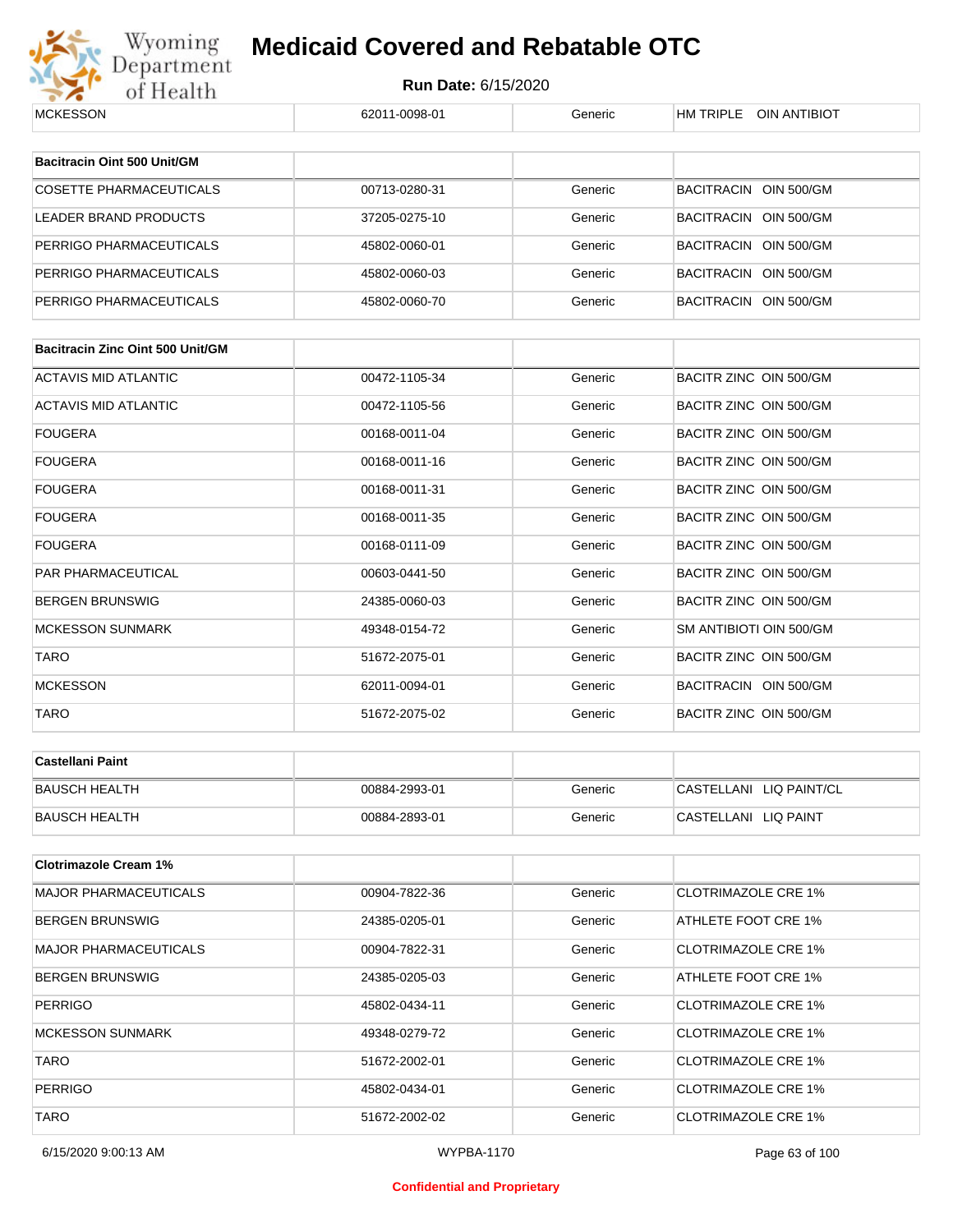| MCKESSON | 62011-0098-01 | Generic | HM TRIPLE OIN ANTIBIOT |
|---|---|---|---|

| Bacitracin Oint 500 Unit/GM | | | |
|---|---|---|---|
| COSETTE PHARMACEUTICALS | 00713-0280-31 | Generic | BACITRACIN OIN 500/GM |
| LEADER BRAND PRODUCTS | 37205-0275-10 | Generic | BACITRACIN OIN 500/GM |
| PERRIGO PHARMACEUTICALS | 45802-0060-01 | Generic | BACITRACIN OIN 500/GM |
| PERRIGO PHARMACEUTICALS | 45802-0060-03 | Generic | BACITRACIN OIN 500/GM |
| PERRIGO PHARMACEUTICALS | 45802-0060-70 | Generic | BACITRACIN OIN 500/GM |

| Bacitracin Zinc Oint 500 Unit/GM | | | |
|---|---|---|---|
| ACTAVIS MID ATLANTIC | 00472-1105-34 | Generic | BACITR ZINC OIN 500/GM |
| ACTAVIS MID ATLANTIC | 00472-1105-56 | Generic | BACITR ZINC OIN 500/GM |
| FOUGERA | 00168-0011-04 | Generic | BACITR ZINC OIN 500/GM |
| FOUGERA | 00168-0011-16 | Generic | BACITR ZINC OIN 500/GM |
| FOUGERA | 00168-0011-31 | Generic | BACITR ZINC OIN 500/GM |
| FOUGERA | 00168-0011-35 | Generic | BACITR ZINC OIN 500/GM |
| FOUGERA | 00168-0111-09 | Generic | BACITR ZINC OIN 500/GM |
| PAR PHARMACEUTICAL | 00603-0441-50 | Generic | BACITR ZINC OIN 500/GM |
| BERGEN BRUNSWIG | 24385-0060-03 | Generic | BACITR ZINC OIN 500/GM |
| MCKESSON SUNMARK | 49348-0154-72 | Generic | SM ANTIBIOTI OIN 500/GM |
| TARO | 51672-2075-01 | Generic | BACITR ZINC OIN 500/GM |
| MCKESSON | 62011-0094-01 | Generic | BACITRACIN OIN 500/GM |
| TARO | 51672-2075-02 | Generic | BACITR ZINC OIN 500/GM |

| Castellani Paint | | | |
|---|---|---|---|
| BAUSCH HEALTH | 00884-2993-01 | Generic | CASTELLANI LIQ PAINT/CL |
| BAUSCH HEALTH | 00884-2893-01 | Generic | CASTELLANI LIQ PAINT |

| Clotrimazole Cream 1% | | | |
|---|---|---|---|
| MAJOR PHARMACEUTICALS | 00904-7822-36 | Generic | CLOTRIMAZOLE CRE 1% |
| BERGEN BRUNSWIG | 24385-0205-01 | Generic | ATHLETE FOOT CRE 1% |
| MAJOR PHARMACEUTICALS | 00904-7822-31 | Generic | CLOTRIMAZOLE CRE 1% |
| BERGEN BRUNSWIG | 24385-0205-03 | Generic | ATHLETE FOOT CRE 1% |
| PERRIGO | 45802-0434-11 | Generic | CLOTRIMAZOLE CRE 1% |
| MCKESSON SUNMARK | 49348-0279-72 | Generic | CLOTRIMAZOLE CRE 1% |
| TARO | 51672-2002-01 | Generic | CLOTRIMAZOLE CRE 1% |
| PERRIGO | 45802-0434-01 | Generic | CLOTRIMAZOLE CRE 1% |
| TARO | 51672-2002-02 | Generic | CLOTRIMAZOLE CRE 1% |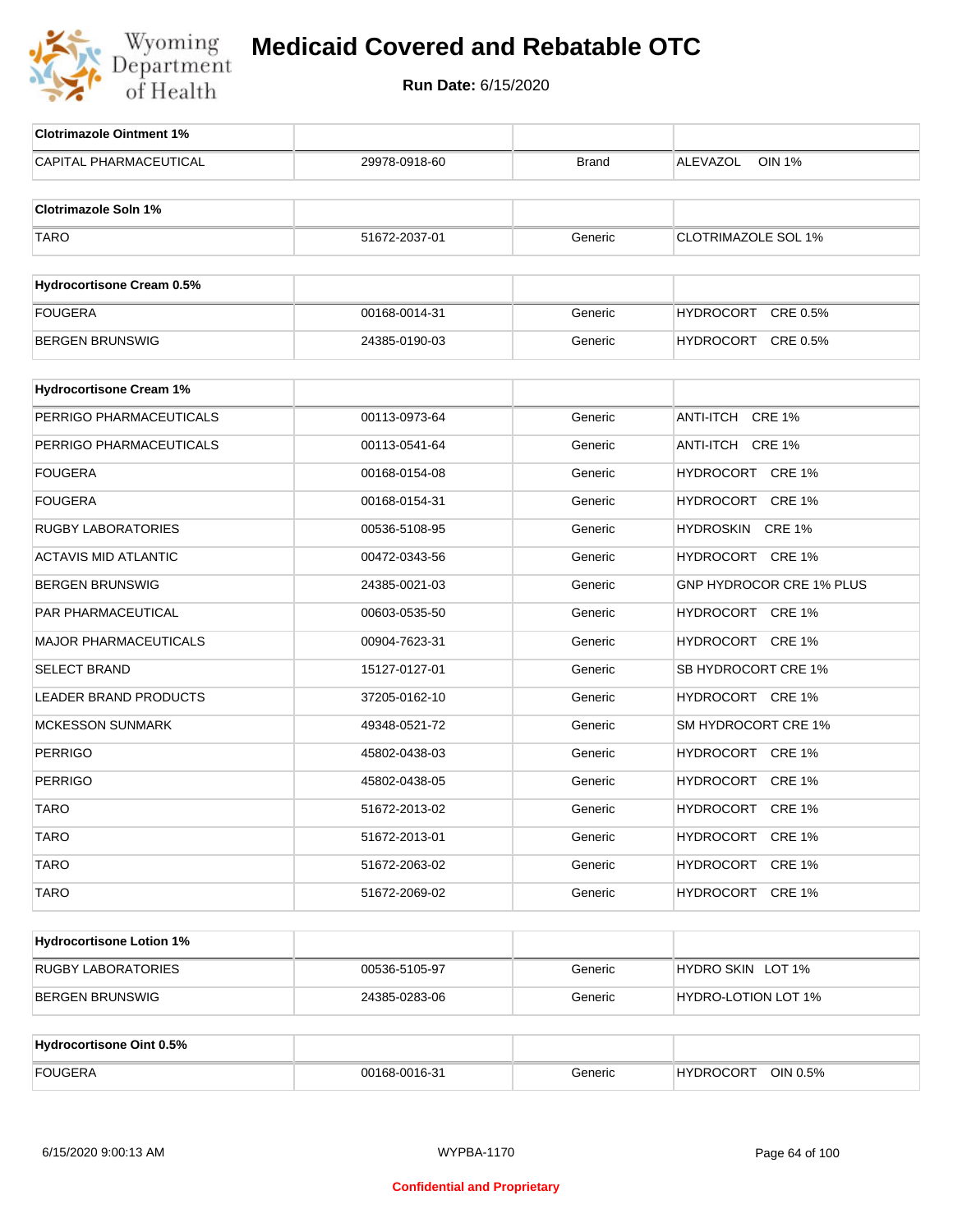# Medicaid Covered and Rebatable OTC

**Run Date:** 6/15/2020

| Clotrimazole Ointment 1% | | | |
|---|---|---|---|
| CAPITAL PHARMACEUTICAL | 29978-0918-60 | Brand | ALEVAZOL OIN 1% |

| Clotrimazole Soln 1% | | | |
|---|---|---|---|
| TARO | 51672-2037-01 | Generic | CLOTRIMAZOLE SOL 1% |

| Hydrocortisone Cream 0.5% | | | |
|---|---|---|---|
| FOUGERA | 00168-0014-31 | Generic | HYDROCORT CRE 0.5% |
| BERGEN BRUNSWIG | 24385-0190-03 | Generic | HYDROCORT CRE 0.5% |

| Hydrocortisone Cream 1% | | | |
|---|---|---|---|
| PERRIGO PHARMACEUTICALS | 00113-0973-64 | Generic | ANTI-ITCH CRE 1% |
| PERRIGO PHARMACEUTICALS | 00113-0541-64 | Generic | ANTI-ITCH CRE 1% |
| FOUGERA | 00168-0154-08 | Generic | HYDROCORT CRE 1% |
| FOUGERA | 00168-0154-31 | Generic | HYDROCORT CRE 1% |
| RUGBY LABORATORIES | 00536-5108-95 | Generic | HYDROSKIN CRE 1% |
| ACTAVIS MID ATLANTIC | 00472-0343-56 | Generic | HYDROCORT CRE 1% |
| BERGEN BRUNSWIG | 24385-0021-03 | Generic | GNP HYDROCOR CRE 1% PLUS |
| PAR PHARMACEUTICAL | 00603-0535-50 | Generic | HYDROCORT CRE 1% |
| MAJOR PHARMACEUTICALS | 00904-7623-31 | Generic | HYDROCORT CRE 1% |
| SELECT BRAND | 15127-0127-01 | Generic | SB HYDROCORT CRE 1% |
| LEADER BRAND PRODUCTS | 37205-0162-10 | Generic | HYDROCORT CRE 1% |
| MCKESSON SUNMARK | 49348-0521-72 | Generic | SM HYDROCORT CRE 1% |
| PERRIGO | 45802-0438-03 | Generic | HYDROCORT CRE 1% |
| PERRIGO | 45802-0438-05 | Generic | HYDROCORT CRE 1% |
| TARO | 51672-2013-02 | Generic | HYDROCORT CRE 1% |
| TARO | 51672-2013-01 | Generic | HYDROCORT CRE 1% |
| TARO | 51672-2063-02 | Generic | HYDROCORT CRE 1% |
| TARO | 51672-2069-02 | Generic | HYDROCORT CRE 1% |

| Hydrocortisone Lotion 1% | | | |
|---|---|---|---|
| RUGBY LABORATORIES | 00536-5105-97 | Generic | HYDRO SKIN LOT 1% |
| BERGEN BRUNSWIG | 24385-0283-06 | Generic | HYDRO-LOTION LOT 1% |

| Hydrocortisone Oint 0.5% | | | |
|---|---|---|---|
| FOUGERA | 00168-0016-31 | Generic | HYDROCORT OIN 0.5% |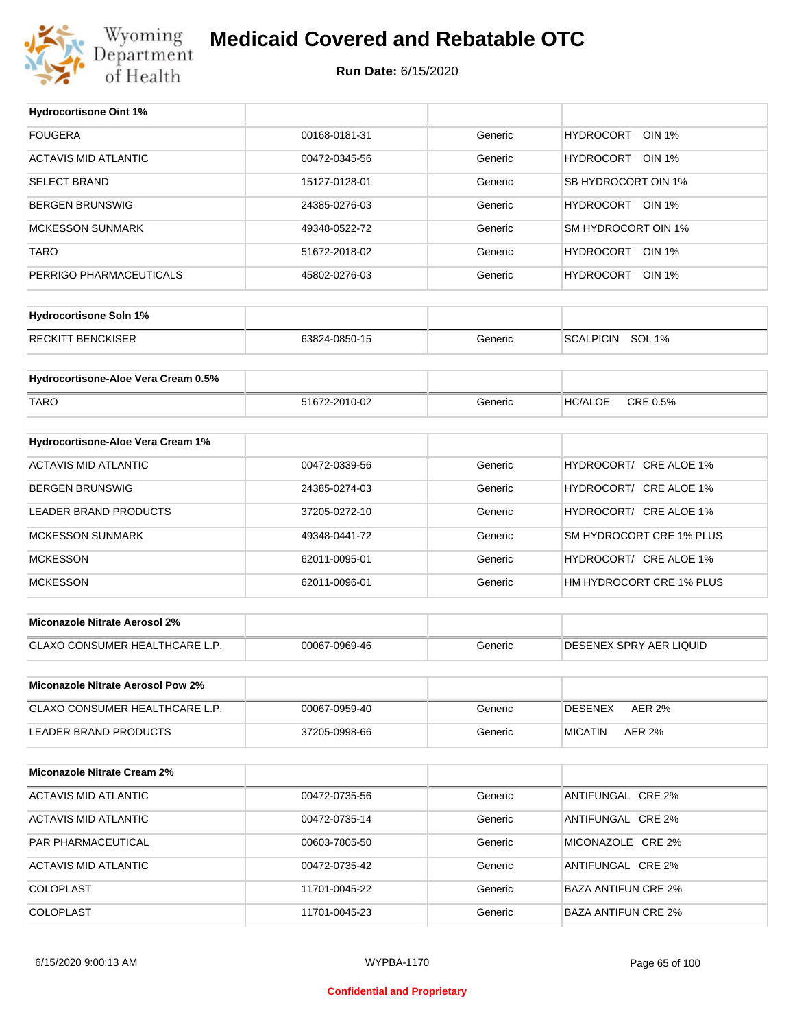# Medicaid Covered and Rebatable OTC

**Run Date:** 6/15/2020

| Hydrocortisone Oint 1% | | | |
|---|---|---|---|
| FOUGERA | 00168-0181-31 | Generic | HYDROCORT OIN 1% |
| ACTAVIS MID ATLANTIC | 00472-0345-56 | Generic | HYDROCORT OIN 1% |
| SELECT BRAND | 15127-0128-01 | Generic | SB HYDROCORT OIN 1% |
| BERGEN BRUNSWIG | 24385-0276-03 | Generic | HYDROCORT OIN 1% |
| MCKESSON SUNMARK | 49348-0522-72 | Generic | SM HYDROCORT OIN 1% |
| TARO | 51672-2018-02 | Generic | HYDROCORT OIN 1% |
| PERRIGO PHARMACEUTICALS | 45802-0276-03 | Generic | HYDROCORT OIN 1% |

| Hydrocortisone Soln 1% | | | |
|---|---|---|---|
| RECKITT BENCKISER | 63824-0850-15 | Generic | SCALPICIN SOL 1% |

| Hydrocortisone-Aloe Vera Cream 0.5% | | | |
|---|---|---|---|
| TARO | 51672-2010-02 | Generic | HC/ALOE CRE 0.5% |

| Hydrocortisone-Aloe Vera Cream 1% | | | |
|---|---|---|---|
| ACTAVIS MID ATLANTIC | 00472-0339-56 | Generic | HYDROCORT/ CRE ALOE 1% |
| BERGEN BRUNSWIG | 24385-0274-03 | Generic | HYDROCORT/ CRE ALOE 1% |
| LEADER BRAND PRODUCTS | 37205-0272-10 | Generic | HYDROCORT/ CRE ALOE 1% |
| MCKESSON SUNMARK | 49348-0441-72 | Generic | SM HYDROCORT CRE 1% PLUS |
| MCKESSON | 62011-0095-01 | Generic | HYDROCORT/ CRE ALOE 1% |
| MCKESSON | 62011-0096-01 | Generic | HM HYDROCORT CRE 1% PLUS |

| Miconazole Nitrate Aerosol 2% | | | |
|---|---|---|---|
| GLAXO CONSUMER HEALTHCARE L.P. | 00067-0969-46 | Generic | DESENEX SPRY AER LIQUID |

| Miconazole Nitrate Aerosol Pow 2% | | | |
|---|---|---|---|
| GLAXO CONSUMER HEALTHCARE L.P. | 00067-0959-40 | Generic | DESENEX AER 2% |
| LEADER BRAND PRODUCTS | 37205-0998-66 | Generic | MICATIN AER 2% |

| Miconazole Nitrate Cream 2% | | | |
|---|---|---|---|
| ACTAVIS MID ATLANTIC | 00472-0735-56 | Generic | ANTIFUNGAL CRE 2% |
| ACTAVIS MID ATLANTIC | 00472-0735-14 | Generic | ANTIFUNGAL CRE 2% |
| PAR PHARMACEUTICAL | 00603-7805-50 | Generic | MICONAZOLE CRE 2% |
| ACTAVIS MID ATLANTIC | 00472-0735-42 | Generic | ANTIFUNGAL CRE 2% |
| COLOPLAST | 11701-0045-22 | Generic | BAZA ANTIFUN CRE 2% |
| COLOPLAST | 11701-0045-23 | Generic | BAZA ANTIFUN CRE 2% |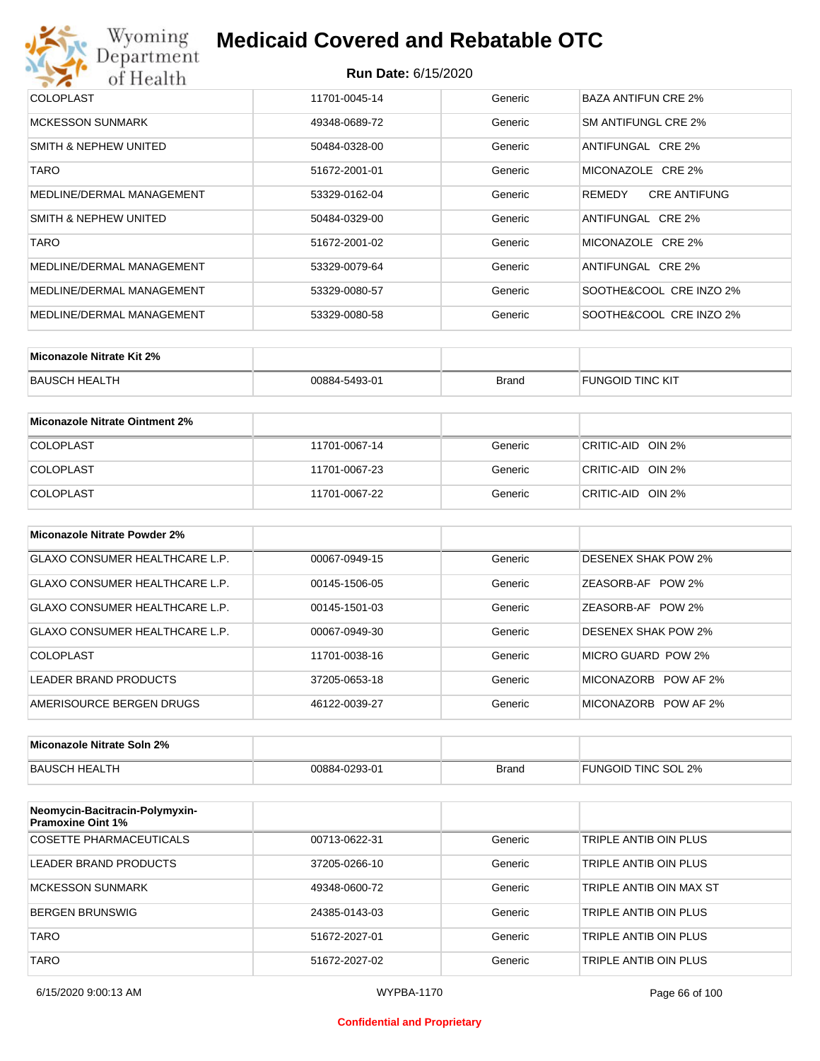# Medicaid Covered and Rebatable OTC

**Run Date:** 6/15/2020

| | | | |
|---|---|---|---|
| COLOPLAST | 11701-0045-14 | Generic | BAZA ANTIFUN CRE 2% |
| MCKESSON SUNMARK | 49348-0689-72 | Generic | SM ANTIFUNGL CRE 2% |
| SMITH & NEPHEW UNITED | 50484-0328-00 | Generic | ANTIFUNGAL CRE 2% |
| TARO | 51672-2001-01 | Generic | MICONAZOLE CRE 2% |
| MEDLINE/DERMAL MANAGEMENT | 53329-0162-04 | Generic | REMEDY CRE ANTIFUNG |
| SMITH & NEPHEW UNITED | 50484-0329-00 | Generic | ANTIFUNGAL CRE 2% |
| TARO | 51672-2001-02 | Generic | MICONAZOLE CRE 2% |
| MEDLINE/DERMAL MANAGEMENT | 53329-0079-64 | Generic | ANTIFUNGAL CRE 2% |
| MEDLINE/DERMAL MANAGEMENT | 53329-0080-57 | Generic | SOOTHE&COOL CRE INZO 2% |
| MEDLINE/DERMAL MANAGEMENT | 53329-0080-58 | Generic | SOOTHE&COOL CRE INZO 2% |

| **Miconazole Nitrate Kit 2%** | | | |
|---|---|---|---|
| BAUSCH HEALTH | 00884-5493-01 | Brand | FUNGOID TINC KIT |

| **Miconazole Nitrate Ointment 2%** | | | |
|---|---|---|---|
| COLOPLAST | 11701-0067-14 | Generic | CRITIC-AID OIN 2% |
| COLOPLAST | 11701-0067-23 | Generic | CRITIC-AID OIN 2% |
| COLOPLAST | 11701-0067-22 | Generic | CRITIC-AID OIN 2% |

| **Miconazole Nitrate Powder 2%** | | | |
|---|---|---|---|
| GLAXO CONSUMER HEALTHCARE L.P. | 00067-0949-15 | Generic | DESENEX SHAK POW 2% |
| GLAXO CONSUMER HEALTHCARE L.P. | 00145-1506-05 | Generic | ZEASORB-AF POW 2% |
| GLAXO CONSUMER HEALTHCARE L.P. | 00145-1501-03 | Generic | ZEASORB-AF POW 2% |
| GLAXO CONSUMER HEALTHCARE L.P. | 00067-0949-30 | Generic | DESENEX SHAK POW 2% |
| COLOPLAST | 11701-0038-16 | Generic | MICRO GUARD POW 2% |
| LEADER BRAND PRODUCTS | 37205-0653-18 | Generic | MICONAZORB POW AF 2% |
| AMERISOURCE BERGEN DRUGS | 46122-0039-27 | Generic | MICONAZORB POW AF 2% |

| **Miconazole Nitrate Soln 2%** | | | |
|---|---|---|---|
| BAUSCH HEALTH | 00884-0293-01 | Brand | FUNGOID TINC SOL 2% |

| **Neomycin-Bacitracin-Polymyxin-Pramoxine Oint 1%** | | | |
|---|---|---|---|
| COSETTE PHARMACEUTICALS | 00713-0622-31 | Generic | TRIPLE ANTIB OIN PLUS |
| LEADER BRAND PRODUCTS | 37205-0266-10 | Generic | TRIPLE ANTIB OIN PLUS |
| MCKESSON SUNMARK | 49348-0600-72 | Generic | TRIPLE ANTIB OIN MAX ST |
| BERGEN BRUNSWIG | 24385-0143-03 | Generic | TRIPLE ANTIB OIN PLUS |
| TARO | 51672-2027-01 | Generic | TRIPLE ANTIB OIN PLUS |
| TARO | 51672-2027-02 | Generic | TRIPLE ANTIB OIN PLUS |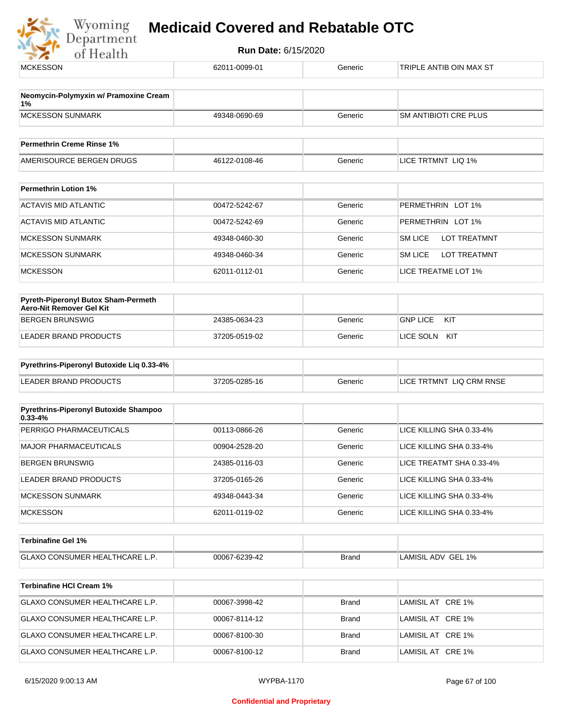| MCKESSON | 62011-0099-01 | Generic | TRIPLE ANTIB OIN MAX ST |
|---|---|---|---|

| Neomycin-Polymyxin w/ Pramoxine Cream 1% | | | |
|---|---|---|---|
| MCKESSON SUNMARK | 49348-0690-69 | Generic | SM ANTIBIOTI CRE PLUS |

| Permethrin Creme Rinse 1% | | | |
|---|---|---|---|
| AMERISOURCE BERGEN DRUGS | 46122-0108-46 | Generic | LICE TRTMNT LIQ 1% |

| Permethrin Lotion 1% | | | |
|---|---|---|---|
| ACTAVIS MID ATLANTIC | 00472-5242-67 | Generic | PERMETHRIN LOT 1% |
| ACTAVIS MID ATLANTIC | 00472-5242-69 | Generic | PERMETHRIN LOT 1% |
| MCKESSON SUNMARK | 49348-0460-30 | Generic | SM LICE LOT TREATMNT |
| MCKESSON SUNMARK | 49348-0460-34 | Generic | SM LICE LOT TREATMNT |
| MCKESSON | 62011-0112-01 | Generic | LICE TREATME LOT 1% |

| Pyreth-Piperonyl Butox Sham-Permeth Aero-Nit Remover Gel Kit | | | |
|---|---|---|---|
| BERGEN BRUNSWIG | 24385-0634-23 | Generic | GNP LICE KIT |
| LEADER BRAND PRODUCTS | 37205-0519-02 | Generic | LICE SOLN KIT |

| Pyrethrins-Piperonyl Butoxide Liq 0.33-4% | | | |
|---|---|---|---|
| LEADER BRAND PRODUCTS | 37205-0285-16 | Generic | LICE TRTMNT LIQ CRM RNSE |

| Pyrethrins-Piperonyl Butoxide Shampoo 0.33-4% | | | |
|---|---|---|---|
| PERRIGO PHARMACEUTICALS | 00113-0866-26 | Generic | LICE KILLING SHA 0.33-4% |
| MAJOR PHARMACEUTICALS | 00904-2528-20 | Generic | LICE KILLING SHA 0.33-4% |
| BERGEN BRUNSWIG | 24385-0116-03 | Generic | LICE TREATMT SHA 0.33-4% |
| LEADER BRAND PRODUCTS | 37205-0165-26 | Generic | LICE KILLING SHA 0.33-4% |
| MCKESSON SUNMARK | 49348-0443-34 | Generic | LICE KILLING SHA 0.33-4% |
| MCKESSON | 62011-0119-02 | Generic | LICE KILLING SHA 0.33-4% |

| Terbinafine Gel 1% | | | |
|---|---|---|---|
| GLAXO CONSUMER HEALTHCARE L.P. | 00067-6239-42 | Brand | LAMISIL ADV GEL 1% |

| Terbinafine HCl Cream 1% | | | |
|---|---|---|---|
| GLAXO CONSUMER HEALTHCARE L.P. | 00067-3998-42 | Brand | LAMISIL AT CRE 1% |
| GLAXO CONSUMER HEALTHCARE L.P. | 00067-8114-12 | Brand | LAMISIL AT CRE 1% |
| GLAXO CONSUMER HEALTHCARE L.P. | 00067-8100-30 | Brand | LAMISIL AT CRE 1% |
| GLAXO CONSUMER HEALTHCARE L.P. | 00067-8100-12 | Brand | LAMISIL AT CRE 1% |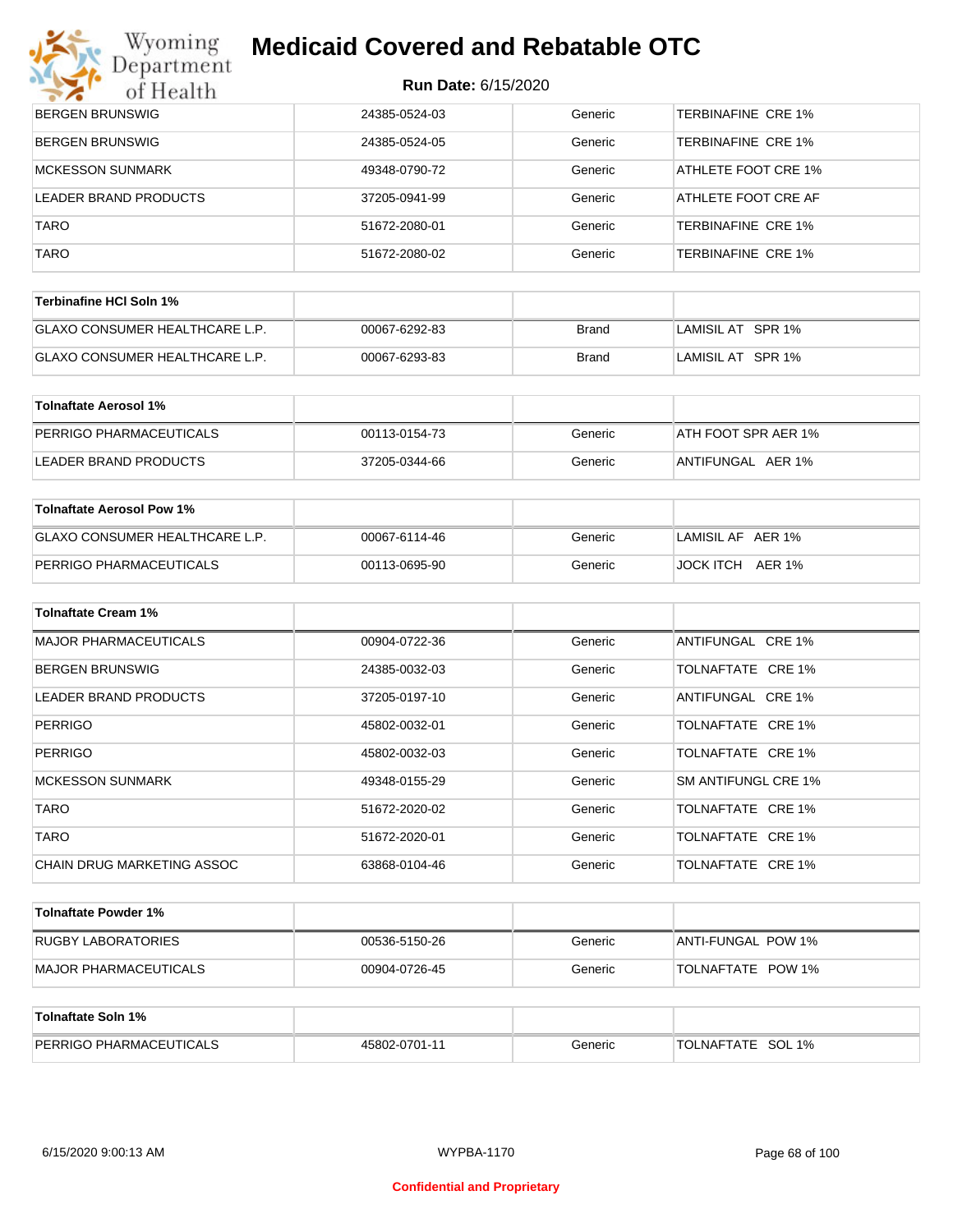# Medicaid Covered and Rebatable OTC

**Run Date:** 6/15/2020

| | | | |
|---|---|---|---|
| BERGEN BRUNSWIG | 24385-0524-03 | Generic | TERBINAFINE CRE 1% |
| BERGEN BRUNSWIG | 24385-0524-05 | Generic | TERBINAFINE CRE 1% |
| MCKESSON SUNMARK | 49348-0790-72 | Generic | ATHLETE FOOT CRE 1% |
| LEADER BRAND PRODUCTS | 37205-0941-99 | Generic | ATHLETE FOOT CRE AF |
| TARO | 51672-2080-01 | Generic | TERBINAFINE CRE 1% |
| TARO | 51672-2080-02 | Generic | TERBINAFINE CRE 1% |

| **Terbinafine HCl Soln 1%** | | | |
|---|---|---|---|
| GLAXO CONSUMER HEALTHCARE L.P. | 00067-6292-83 | Brand | LAMISIL AT SPR 1% |
| GLAXO CONSUMER HEALTHCARE L.P. | 00067-6293-83 | Brand | LAMISIL AT SPR 1% |

| **Tolnaftate Aerosol 1%** | | | |
|---|---|---|---|
| PERRIGO PHARMACEUTICALS | 00113-0154-73 | Generic | ATH FOOT SPR AER 1% |
| LEADER BRAND PRODUCTS | 37205-0344-66 | Generic | ANTIFUNGAL AER 1% |

| **Tolnaftate Aerosol Pow 1%** | | | |
|---|---|---|---|
| GLAXO CONSUMER HEALTHCARE L.P. | 00067-6114-46 | Generic | LAMISIL AF AER 1% |
| PERRIGO PHARMACEUTICALS | 00113-0695-90 | Generic | JOCK ITCH AER 1% |

| **Tolnaftate Cream 1%** | | | |
|---|---|---|---|
| MAJOR PHARMACEUTICALS | 00904-0722-36 | Generic | ANTIFUNGAL CRE 1% |
| BERGEN BRUNSWIG | 24385-0032-03 | Generic | TOLNAFTATE CRE 1% |
| LEADER BRAND PRODUCTS | 37205-0197-10 | Generic | ANTIFUNGAL CRE 1% |
| PERRIGO | 45802-0032-01 | Generic | TOLNAFTATE CRE 1% |
| PERRIGO | 45802-0032-03 | Generic | TOLNAFTATE CRE 1% |
| MCKESSON SUNMARK | 49348-0155-29 | Generic | SM ANTIFUNGL CRE 1% |
| TARO | 51672-2020-02 | Generic | TOLNAFTATE CRE 1% |
| TARO | 51672-2020-01 | Generic | TOLNAFTATE CRE 1% |
| CHAIN DRUG MARKETING ASSOC | 63868-0104-46 | Generic | TOLNAFTATE CRE 1% |

| **Tolnaftate Powder 1%** | | | |
|---|---|---|---|
| RUGBY LABORATORIES | 00536-5150-26 | Generic | ANTI-FUNGAL POW 1% |
| MAJOR PHARMACEUTICALS | 00904-0726-45 | Generic | TOLNAFTATE POW 1% |

| **Tolnaftate Soln 1%** | | | |
|---|---|---|---|
| PERRIGO PHARMACEUTICALS | 45802-0701-11 | Generic | TOLNAFTATE SOL 1% |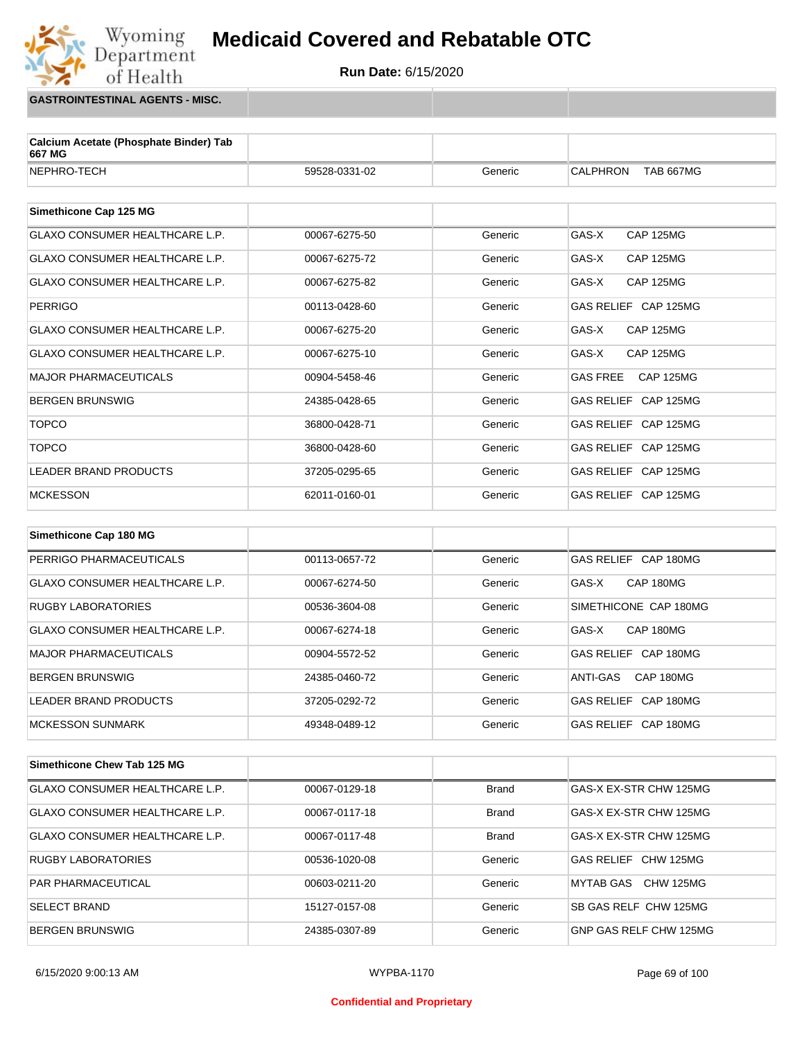# Medicaid Covered and Rebatable OTC

**Run Date:** 6/15/2020

## GASTROINTESTINAL AGENTS - MISC.

| Calcium Acetate (Phosphate Binder) Tab 667 MG | | | |
|---|---|---|---|
| NEPHRO-TECH | 59528-0331-02 | Generic | CALPHRON TAB 667MG |

| Simethicone Cap 125 MG | | | |
|---|---|---|---|
| GLAXO CONSUMER HEALTHCARE L.P. | 00067-6275-50 | Generic | GAS-X CAP 125MG |
| GLAXO CONSUMER HEALTHCARE L.P. | 00067-6275-72 | Generic | GAS-X CAP 125MG |
| GLAXO CONSUMER HEALTHCARE L.P. | 00067-6275-82 | Generic | GAS-X CAP 125MG |
| PERRIGO | 00113-0428-60 | Generic | GAS RELIEF CAP 125MG |
| GLAXO CONSUMER HEALTHCARE L.P. | 00067-6275-20 | Generic | GAS-X CAP 125MG |
| GLAXO CONSUMER HEALTHCARE L.P. | 00067-6275-10 | Generic | GAS-X CAP 125MG |
| MAJOR PHARMACEUTICALS | 00904-5458-46 | Generic | GAS FREE CAP 125MG |
| BERGEN BRUNSWIG | 24385-0428-65 | Generic | GAS RELIEF CAP 125MG |
| TOPCO | 36800-0428-71 | Generic | GAS RELIEF CAP 125MG |
| TOPCO | 36800-0428-60 | Generic | GAS RELIEF CAP 125MG |
| LEADER BRAND PRODUCTS | 37205-0295-65 | Generic | GAS RELIEF CAP 125MG |
| MCKESSON | 62011-0160-01 | Generic | GAS RELIEF CAP 125MG |

| Simethicone Cap 180 MG | | | |
|---|---|---|---|
| PERRIGO PHARMACEUTICALS | 00113-0657-72 | Generic | GAS RELIEF CAP 180MG |
| GLAXO CONSUMER HEALTHCARE L.P. | 00067-6274-50 | Generic | GAS-X CAP 180MG |
| RUGBY LABORATORIES | 00536-3604-08 | Generic | SIMETHICONE CAP 180MG |
| GLAXO CONSUMER HEALTHCARE L.P. | 00067-6274-18 | Generic | GAS-X CAP 180MG |
| MAJOR PHARMACEUTICALS | 00904-5572-52 | Generic | GAS RELIEF CAP 180MG |
| BERGEN BRUNSWIG | 24385-0460-72 | Generic | ANTI-GAS CAP 180MG |
| LEADER BRAND PRODUCTS | 37205-0292-72 | Generic | GAS RELIEF CAP 180MG |
| MCKESSON SUNMARK | 49348-0489-12 | Generic | GAS RELIEF CAP 180MG |

| Simethicone Chew Tab 125 MG | | | |
|---|---|---|---|
| GLAXO CONSUMER HEALTHCARE L.P. | 00067-0129-18 | Brand | GAS-X EX-STR CHW 125MG |
| GLAXO CONSUMER HEALTHCARE L.P. | 00067-0117-18 | Brand | GAS-X EX-STR CHW 125MG |
| GLAXO CONSUMER HEALTHCARE L.P. | 00067-0117-48 | Brand | GAS-X EX-STR CHW 125MG |
| RUGBY LABORATORIES | 00536-1020-08 | Generic | GAS RELIEF CHW 125MG |
| PAR PHARMACEUTICAL | 00603-0211-20 | Generic | MYTAB GAS CHW 125MG |
| SELECT BRAND | 15127-0157-08 | Generic | SB GAS RELF CHW 125MG |
| BERGEN BRUNSWIG | 24385-0307-89 | Generic | GNP GAS RELF CHW 125MG |

6/15/2020 9:00:13 AM WYPBA-1170

Confidential and Proprietary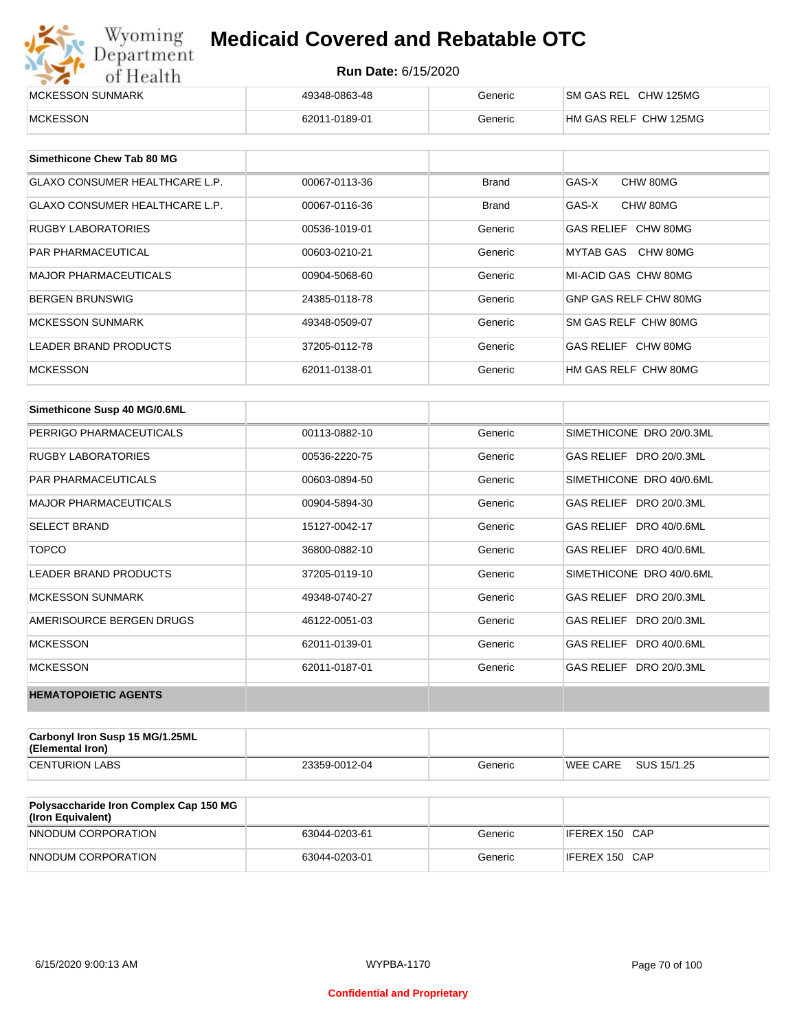| | | | |
|---|---|---|---|
| MCKESSON SUNMARK | 49348-0863-48 | Generic | SM GAS REL CHW 125MG |
| MCKESSON | 62011-0189-01 | Generic | HM GAS RELF CHW 125MG |

| Simethicone Chew Tab 80 MG | | | |
|---|---|---|---|
| GLAXO CONSUMER HEALTHCARE L.P. | 00067-0113-36 | Brand | GAS-X CHW 80MG |
| GLAXO CONSUMER HEALTHCARE L.P. | 00067-0116-36 | Brand | GAS-X CHW 80MG |
| RUGBY LABORATORIES | 00536-1019-01 | Generic | GAS RELIEF CHW 80MG |
| PAR PHARMACEUTICAL | 00603-0210-21 | Generic | MYTAB GAS CHW 80MG |
| MAJOR PHARMACEUTICALS | 00904-5068-60 | Generic | MI-ACID GAS CHW 80MG |
| BERGEN BRUNSWIG | 24385-0118-78 | Generic | GNP GAS RELF CHW 80MG |
| MCKESSON SUNMARK | 49348-0509-07 | Generic | SM GAS RELF CHW 80MG |
| LEADER BRAND PRODUCTS | 37205-0112-78 | Generic | GAS RELIEF CHW 80MG |
| MCKESSON | 62011-0138-01 | Generic | HM GAS RELF CHW 80MG |

| Simethicone Susp 40 MG/0.6ML | | | |
|---|---|---|---|
| PERRIGO PHARMACEUTICALS | 00113-0882-10 | Generic | SIMETHICONE DRO 20/0.3ML |
| RUGBY LABORATORIES | 00536-2220-75 | Generic | GAS RELIEF DRO 20/0.3ML |
| PAR PHARMACEUTICALS | 00603-0894-50 | Generic | SIMETHICONE DRO 40/0.6ML |
| MAJOR PHARMACEUTICALS | 00904-5894-30 | Generic | GAS RELIEF DRO 20/0.3ML |
| SELECT BRAND | 15127-0042-17 | Generic | GAS RELIEF DRO 40/0.6ML |
| TOPCO | 36800-0882-10 | Generic | GAS RELIEF DRO 40/0.6ML |
| LEADER BRAND PRODUCTS | 37205-0119-10 | Generic | SIMETHICONE DRO 40/0.6ML |
| MCKESSON SUNMARK | 49348-0740-27 | Generic | GAS RELIEF DRO 20/0.3ML |
| AMERISOURCE BERGEN DRUGS | 46122-0051-03 | Generic | GAS RELIEF DRO 20/0.3ML |
| MCKESSON | 62011-0139-01 | Generic | GAS RELIEF DRO 40/0.6ML |
| MCKESSON | 62011-0187-01 | Generic | GAS RELIEF DRO 20/0.3ML |
| **HEMATOPOIETIC AGENTS** | | | |

| Carbonyl Iron Susp 15 MG/1.25ML (Elemental Iron) | | | |
|---|---|---|---|
| CENTURION LABS | 23359-0012-04 | Generic | WEE CARE SUS 15/1.25 |

| Polysaccharide Iron Complex Cap 150 MG (Iron Equivalent) | | | |
|---|---|---|---|
| NNODUM CORPORATION | 63044-0203-61 | Generic | IFEREX 150 CAP |
| NNODUM CORPORATION | 63044-0203-01 | Generic | IFEREX 150 CAP |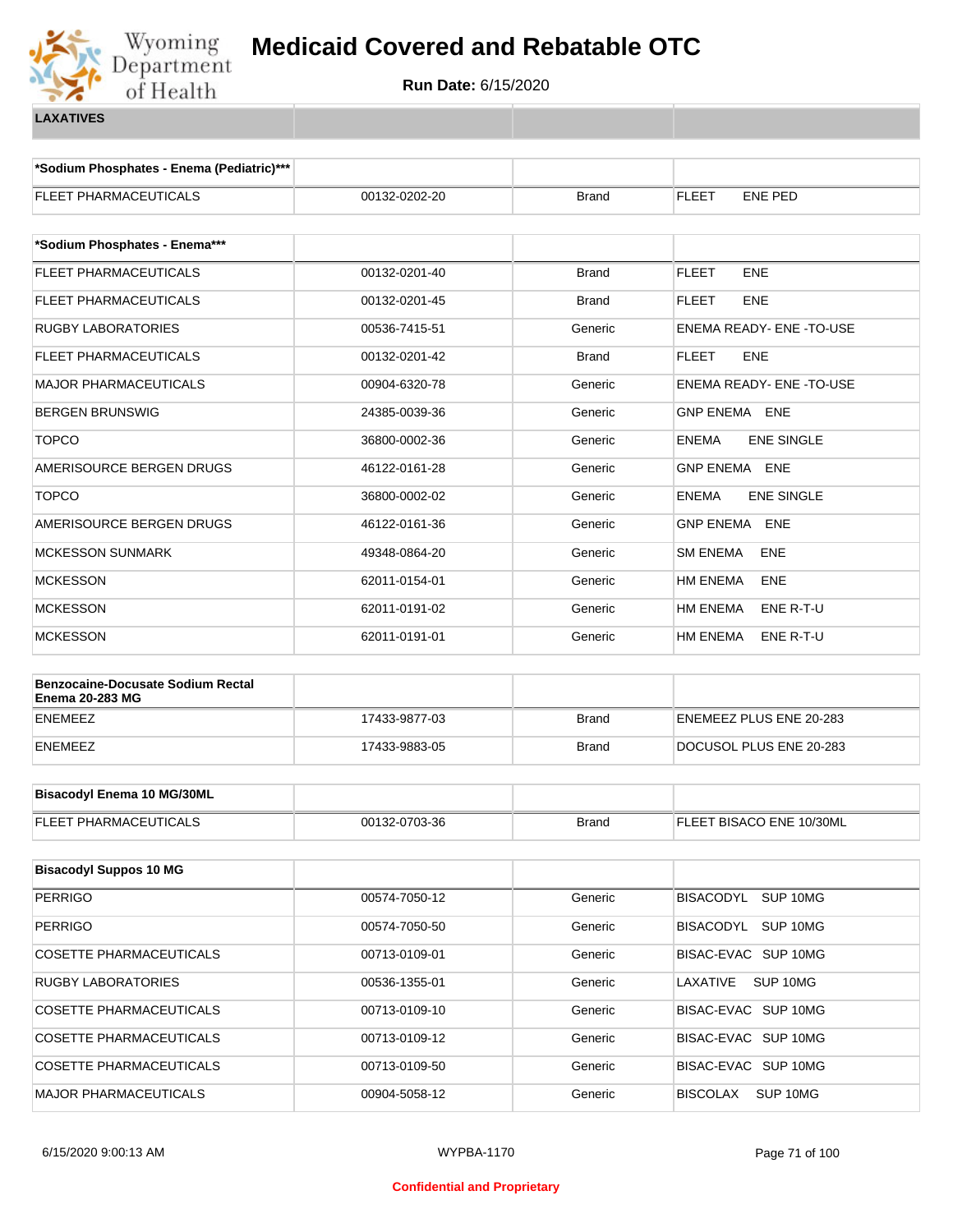# Medicaid Covered and Rebatable OTC

**Run Date:** 6/15/2020

**LAXATIVES**

| *Sodium Phosphates - Enema (Pediatric)*** | | | |
|---|---|---|---|
| FLEET PHARMACEUTICALS | 00132-0202-20 | Brand | FLEET ENE PED |

| *Sodium Phosphates - Enema*** | | | |
|---|---|---|---|
| FLEET PHARMACEUTICALS | 00132-0201-40 | Brand | FLEET ENE |
| FLEET PHARMACEUTICALS | 00132-0201-45 | Brand | FLEET ENE |
| RUGBY LABORATORIES | 00536-7415-51 | Generic | ENEMA READY- ENE -TO-USE |
| FLEET PHARMACEUTICALS | 00132-0201-42 | Brand | FLEET ENE |
| MAJOR PHARMACEUTICALS | 00904-6320-78 | Generic | ENEMA READY- ENE -TO-USE |
| BERGEN BRUNSWIG | 24385-0039-36 | Generic | GNP ENEMA ENE |
| TOPCO | 36800-0002-36 | Generic | ENEMA ENE SINGLE |
| AMERISOURCE BERGEN DRUGS | 46122-0161-28 | Generic | GNP ENEMA ENE |
| TOPCO | 36800-0002-02 | Generic | ENEMA ENE SINGLE |
| AMERISOURCE BERGEN DRUGS | 46122-0161-36 | Generic | GNP ENEMA ENE |
| MCKESSON SUNMARK | 49348-0864-20 | Generic | SM ENEMA ENE |
| MCKESSON | 62011-0154-01 | Generic | HM ENEMA ENE |
| MCKESSON | 62011-0191-02 | Generic | HM ENEMA ENE R-T-U |
| MCKESSON | 62011-0191-01 | Generic | HM ENEMA ENE R-T-U |

| Benzocaine-Docusate Sodium Rectal Enema 20-283 MG | | | |
|---|---|---|---|
| ENEMEEZ | 17433-9877-03 | Brand | ENEMEEZ PLUS ENE 20-283 |
| ENEMEEZ | 17433-9883-05 | Brand | DOCUSOL PLUS ENE 20-283 |

| Bisacodyl Enema 10 MG/30ML | | | |
|---|---|---|---|
| FLEET PHARMACEUTICALS | 00132-0703-36 | Brand | FLEET BISACO ENE 10/30ML |

| Bisacodyl Suppos 10 MG | | | |
|---|---|---|---|
| PERRIGO | 00574-7050-12 | Generic | BISACODYL SUP 10MG |
| PERRIGO | 00574-7050-50 | Generic | BISACODYL SUP 10MG |
| COSETTE PHARMACEUTICALS | 00713-0109-01 | Generic | BISAC-EVAC SUP 10MG |
| RUGBY LABORATORIES | 00536-1355-01 | Generic | LAXATIVE SUP 10MG |
| COSETTE PHARMACEUTICALS | 00713-0109-10 | Generic | BISAC-EVAC SUP 10MG |
| COSETTE PHARMACEUTICALS | 00713-0109-12 | Generic | BISAC-EVAC SUP 10MG |
| COSETTE PHARMACEUTICALS | 00713-0109-50 | Generic | BISAC-EVAC SUP 10MG |
| MAJOR PHARMACEUTICALS | 00904-5058-12 | Generic | BISCOLAX SUP 10MG |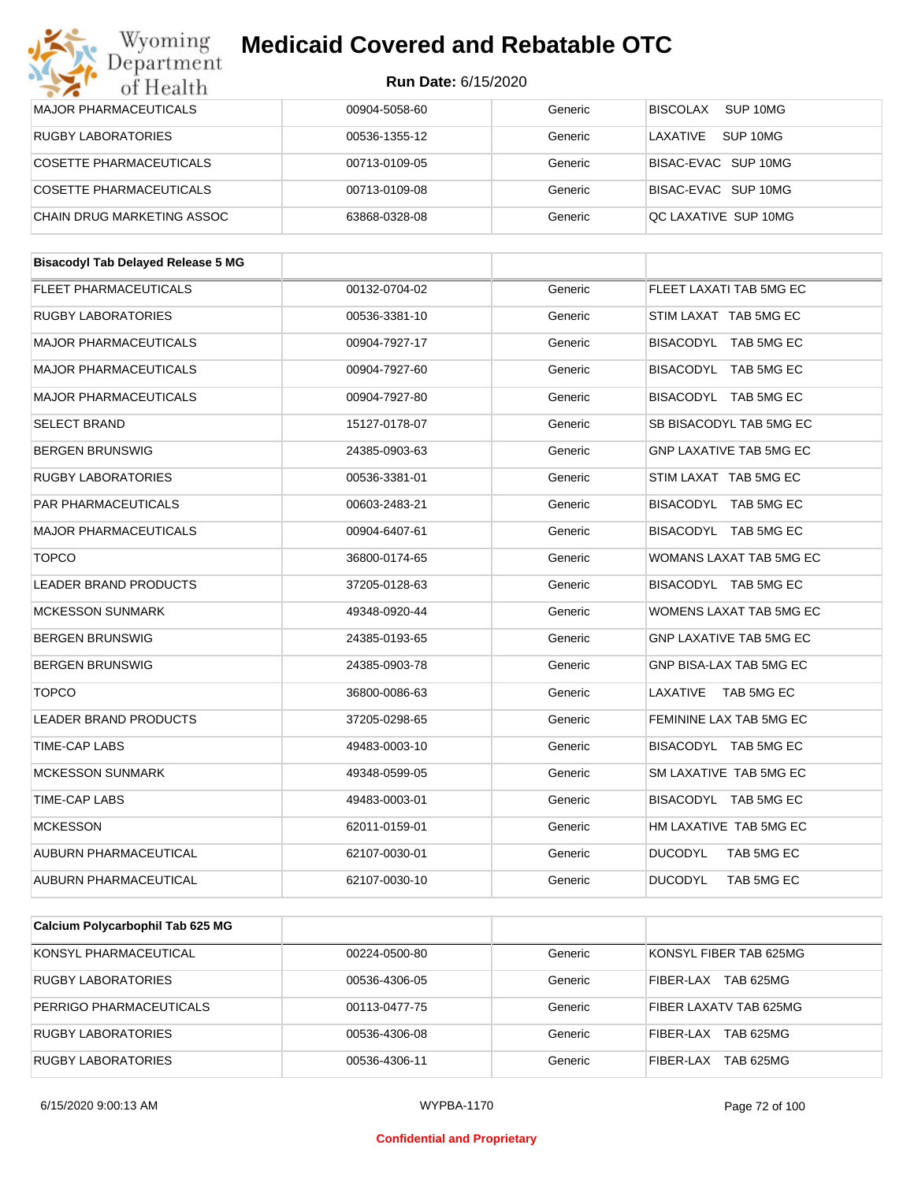| | | | |
|---|---|---|---|
| MAJOR PHARMACEUTICALS | 00904-5058-60 | Generic | BISCOLAX SUP 10MG |
| RUGBY LABORATORIES | 00536-1355-12 | Generic | LAXATIVE SUP 10MG |
| COSETTE PHARMACEUTICALS | 00713-0109-05 | Generic | BISAC-EVAC SUP 10MG |
| COSETTE PHARMACEUTICALS | 00713-0109-08 | Generic | BISAC-EVAC SUP 10MG |
| CHAIN DRUG MARKETING ASSOC | 63868-0328-08 | Generic | QC LAXATIVE SUP 10MG |

| **Bisacodyl Tab Delayed Release 5 MG** | | | |
|---|---|---|---|
| FLEET PHARMACEUTICALS | 00132-0704-02 | Generic | FLEET LAXATI TAB 5MG EC |
| RUGBY LABORATORIES | 00536-3381-10 | Generic | STIM LAXAT TAB 5MG EC |
| MAJOR PHARMACEUTICALS | 00904-7927-17 | Generic | BISACODYL TAB 5MG EC |
| MAJOR PHARMACEUTICALS | 00904-7927-60 | Generic | BISACODYL TAB 5MG EC |
| MAJOR PHARMACEUTICALS | 00904-7927-80 | Generic | BISACODYL TAB 5MG EC |
| SELECT BRAND | 15127-0178-07 | Generic | SB BISACODYL TAB 5MG EC |
| BERGEN BRUNSWIG | 24385-0903-63 | Generic | GNP LAXATIVE TAB 5MG EC |
| RUGBY LABORATORIES | 00536-3381-01 | Generic | STIM LAXAT TAB 5MG EC |
| PAR PHARMACEUTICALS | 00603-2483-21 | Generic | BISACODYL TAB 5MG EC |
| MAJOR PHARMACEUTICALS | 00904-6407-61 | Generic | BISACODYL TAB 5MG EC |
| TOPCO | 36800-0174-65 | Generic | WOMANS LAXAT TAB 5MG EC |
| LEADER BRAND PRODUCTS | 37205-0128-63 | Generic | BISACODYL TAB 5MG EC |
| MCKESSON SUNMARK | 49348-0920-44 | Generic | WOMENS LAXAT TAB 5MG EC |
| BERGEN BRUNSWIG | 24385-0193-65 | Generic | GNP LAXATIVE TAB 5MG EC |
| BERGEN BRUNSWIG | 24385-0903-78 | Generic | GNP BISA-LAX TAB 5MG EC |
| TOPCO | 36800-0086-63 | Generic | LAXATIVE TAB 5MG EC |
| LEADER BRAND PRODUCTS | 37205-0298-65 | Generic | FEMININE LAX TAB 5MG EC |
| TIME-CAP LABS | 49483-0003-10 | Generic | BISACODYL TAB 5MG EC |
| MCKESSON SUNMARK | 49348-0599-05 | Generic | SM LAXATIVE TAB 5MG EC |
| TIME-CAP LABS | 49483-0003-01 | Generic | BISACODYL TAB 5MG EC |
| MCKESSON | 62011-0159-01 | Generic | HM LAXATIVE TAB 5MG EC |
| AUBURN PHARMACEUTICAL | 62107-0030-01 | Generic | DUCODYL TAB 5MG EC |
| AUBURN PHARMACEUTICAL | 62107-0030-10 | Generic | DUCODYL TAB 5MG EC |

| **Calcium Polycarbophil Tab 625 MG** | | | |
|---|---|---|---|
| KONSYL PHARMACEUTICAL | 00224-0500-80 | Generic | KONSYL FIBER TAB 625MG |
| RUGBY LABORATORIES | 00536-4306-05 | Generic | FIBER-LAX TAB 625MG |
| PERRIGO PHARMACEUTICALS | 00113-0477-75 | Generic | FIBER LAXATV TAB 625MG |
| RUGBY LABORATORIES | 00536-4306-08 | Generic | FIBER-LAX TAB 625MG |
| RUGBY LABORATORIES | 00536-4306-11 | Generic | FIBER-LAX TAB 625MG |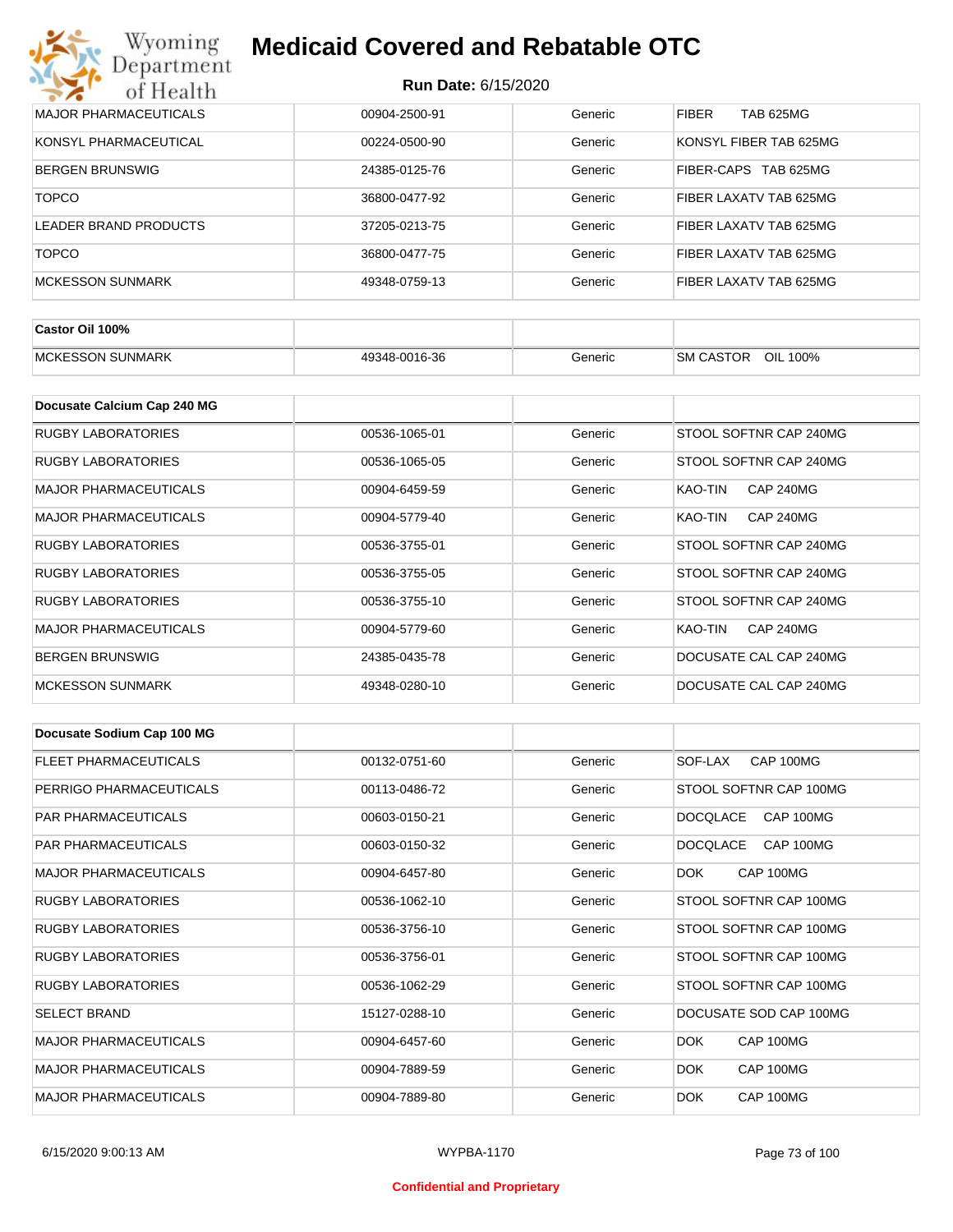| | | | |
|---|---|---|---|
| MAJOR PHARMACEUTICALS | 00904-2500-91 | Generic | FIBER TAB 625MG |
| KONSYL PHARMACEUTICAL | 00224-0500-90 | Generic | KONSYL FIBER TAB 625MG |
| BERGEN BRUNSWIG | 24385-0125-76 | Generic | FIBER-CAPS TAB 625MG |
| TOPCO | 36800-0477-92 | Generic | FIBER LAXATV TAB 625MG |
| LEADER BRAND PRODUCTS | 37205-0213-75 | Generic | FIBER LAXATV TAB 625MG |
| TOPCO | 36800-0477-75 | Generic | FIBER LAXATV TAB 625MG |
| MCKESSON SUNMARK | 49348-0759-13 | Generic | FIBER LAXATV TAB 625MG |

| Castor Oil 100% | | | |
|---|---|---|---|
| MCKESSON SUNMARK | 49348-0016-36 | Generic | SM CASTOR OIL 100% |

| Docusate Calcium Cap 240 MG | | | |
|---|---|---|---|
| RUGBY LABORATORIES | 00536-1065-01 | Generic | STOOL SOFTNR CAP 240MG |
| RUGBY LABORATORIES | 00536-1065-05 | Generic | STOOL SOFTNR CAP 240MG |
| MAJOR PHARMACEUTICALS | 00904-6459-59 | Generic | KAO-TIN CAP 240MG |
| MAJOR PHARMACEUTICALS | 00904-5779-40 | Generic | KAO-TIN CAP 240MG |
| RUGBY LABORATORIES | 00536-3755-01 | Generic | STOOL SOFTNR CAP 240MG |
| RUGBY LABORATORIES | 00536-3755-05 | Generic | STOOL SOFTNR CAP 240MG |
| RUGBY LABORATORIES | 00536-3755-10 | Generic | STOOL SOFTNR CAP 240MG |
| MAJOR PHARMACEUTICALS | 00904-5779-60 | Generic | KAO-TIN CAP 240MG |
| BERGEN BRUNSWIG | 24385-0435-78 | Generic | DOCUSATE CAL CAP 240MG |
| MCKESSON SUNMARK | 49348-0280-10 | Generic | DOCUSATE CAL CAP 240MG |

| Docusate Sodium Cap 100 MG | | | |
|---|---|---|---|
| FLEET PHARMACEUTICALS | 00132-0751-60 | Generic | SOF-LAX CAP 100MG |
| PERRIGO PHARMACEUTICALS | 00113-0486-72 | Generic | STOOL SOFTNR CAP 100MG |
| PAR PHARMACEUTICALS | 00603-0150-21 | Generic | DOCQLACE CAP 100MG |
| PAR PHARMACEUTICALS | 00603-0150-32 | Generic | DOCQLACE CAP 100MG |
| MAJOR PHARMACEUTICALS | 00904-6457-80 | Generic | DOK CAP 100MG |
| RUGBY LABORATORIES | 00536-1062-10 | Generic | STOOL SOFTNR CAP 100MG |
| RUGBY LABORATORIES | 00536-3756-10 | Generic | STOOL SOFTNR CAP 100MG |
| RUGBY LABORATORIES | 00536-3756-01 | Generic | STOOL SOFTNR CAP 100MG |
| RUGBY LABORATORIES | 00536-1062-29 | Generic | STOOL SOFTNR CAP 100MG |
| SELECT BRAND | 15127-0288-10 | Generic | DOCUSATE SOD CAP 100MG |
| MAJOR PHARMACEUTICALS | 00904-6457-60 | Generic | DOK CAP 100MG |
| MAJOR PHARMACEUTICALS | 00904-7889-59 | Generic | DOK CAP 100MG |
| MAJOR PHARMACEUTICALS | 00904-7889-80 | Generic | DOK CAP 100MG |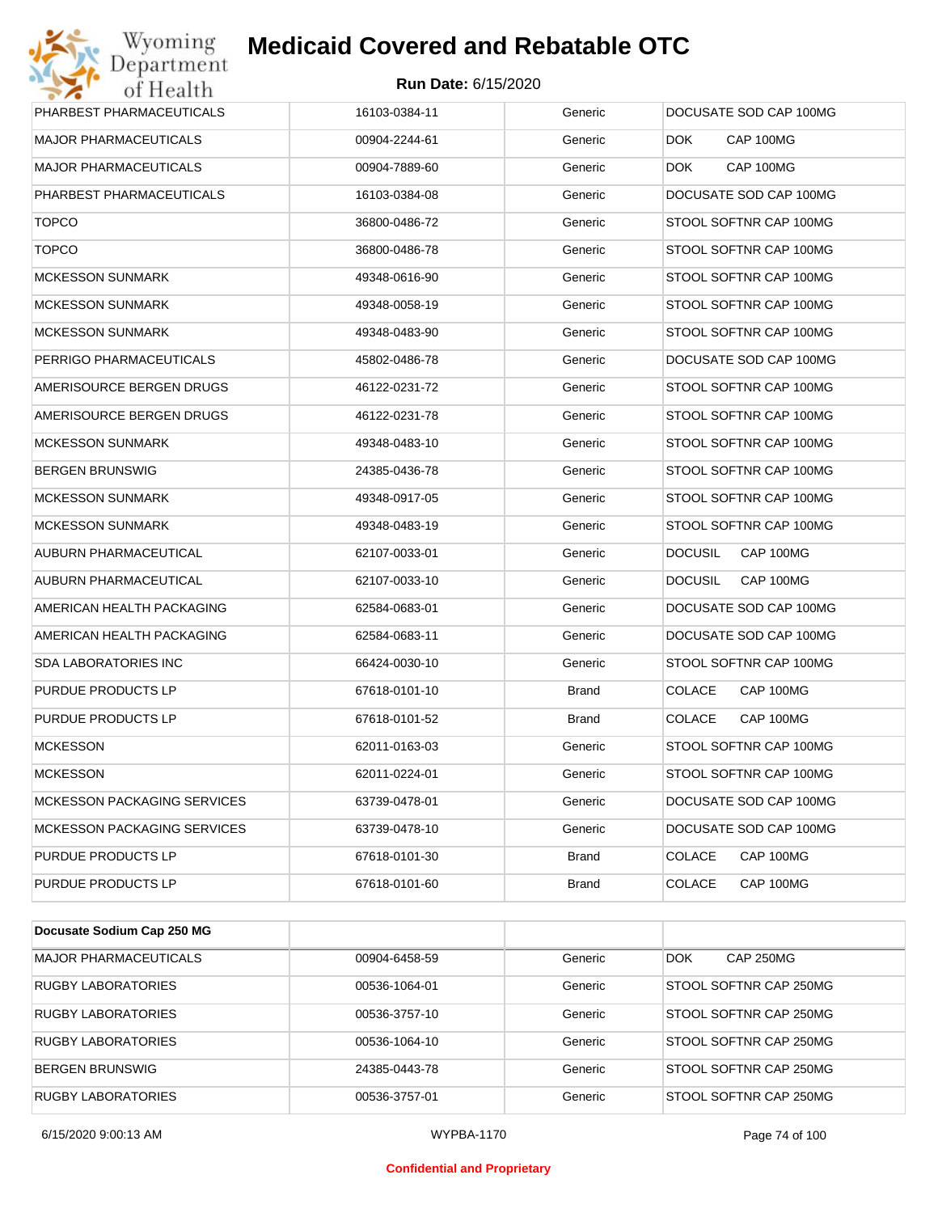| | | | |
|---|---|---|---|
| PHARBEST PHARMACEUTICALS | 16103-0384-11 | Generic | DOCUSATE SOD CAP 100MG |
| MAJOR PHARMACEUTICALS | 00904-2244-61 | Generic | DOK CAP 100MG |
| MAJOR PHARMACEUTICALS | 00904-7889-60 | Generic | DOK CAP 100MG |
| PHARBEST PHARMACEUTICALS | 16103-0384-08 | Generic | DOCUSATE SOD CAP 100MG |
| TOPCO | 36800-0486-72 | Generic | STOOL SOFTNR CAP 100MG |
| TOPCO | 36800-0486-78 | Generic | STOOL SOFTNR CAP 100MG |
| MCKESSON SUNMARK | 49348-0616-90 | Generic | STOOL SOFTNR CAP 100MG |
| MCKESSON SUNMARK | 49348-0058-19 | Generic | STOOL SOFTNR CAP 100MG |
| MCKESSON SUNMARK | 49348-0483-90 | Generic | STOOL SOFTNR CAP 100MG |
| PERRIGO PHARMACEUTICALS | 45802-0486-78 | Generic | DOCUSATE SOD CAP 100MG |
| AMERISOURCE BERGEN DRUGS | 46122-0231-72 | Generic | STOOL SOFTNR CAP 100MG |
| AMERISOURCE BERGEN DRUGS | 46122-0231-78 | Generic | STOOL SOFTNR CAP 100MG |
| MCKESSON SUNMARK | 49348-0483-10 | Generic | STOOL SOFTNR CAP 100MG |
| BERGEN BRUNSWIG | 24385-0436-78 | Generic | STOOL SOFTNR CAP 100MG |
| MCKESSON SUNMARK | 49348-0917-05 | Generic | STOOL SOFTNR CAP 100MG |
| MCKESSON SUNMARK | 49348-0483-19 | Generic | STOOL SOFTNR CAP 100MG |
| AUBURN PHARMACEUTICAL | 62107-0033-01 | Generic | DOCUSIL CAP 100MG |
| AUBURN PHARMACEUTICAL | 62107-0033-10 | Generic | DOCUSIL CAP 100MG |
| AMERICAN HEALTH PACKAGING | 62584-0683-01 | Generic | DOCUSATE SOD CAP 100MG |
| AMERICAN HEALTH PACKAGING | 62584-0683-11 | Generic | DOCUSATE SOD CAP 100MG |
| SDA LABORATORIES INC | 66424-0030-10 | Generic | STOOL SOFTNR CAP 100MG |
| PURDUE PRODUCTS LP | 67618-0101-10 | Brand | COLACE CAP 100MG |
| PURDUE PRODUCTS LP | 67618-0101-52 | Brand | COLACE CAP 100MG |
| MCKESSON | 62011-0163-03 | Generic | STOOL SOFTNR CAP 100MG |
| MCKESSON | 62011-0224-01 | Generic | STOOL SOFTNR CAP 100MG |
| MCKESSON PACKAGING SERVICES | 63739-0478-01 | Generic | DOCUSATE SOD CAP 100MG |
| MCKESSON PACKAGING SERVICES | 63739-0478-10 | Generic | DOCUSATE SOD CAP 100MG |
| PURDUE PRODUCTS LP | 67618-0101-30 | Brand | COLACE CAP 100MG |
| PURDUE PRODUCTS LP | 67618-0101-60 | Brand | COLACE CAP 100MG |

| **Docusate Sodium Cap 250 MG** | | | |
|---|---|---|---|
| MAJOR PHARMACEUTICALS | 00904-6458-59 | Generic | DOK CAP 250MG |
| RUGBY LABORATORIES | 00536-1064-01 | Generic | STOOL SOFTNR CAP 250MG |
| RUGBY LABORATORIES | 00536-3757-10 | Generic | STOOL SOFTNR CAP 250MG |
| RUGBY LABORATORIES | 00536-1064-10 | Generic | STOOL SOFTNR CAP 250MG |
| BERGEN BRUNSWIG | 24385-0443-78 | Generic | STOOL SOFTNR CAP 250MG |
| RUGBY LABORATORIES | 00536-3757-01 | Generic | STOOL SOFTNR CAP 250MG |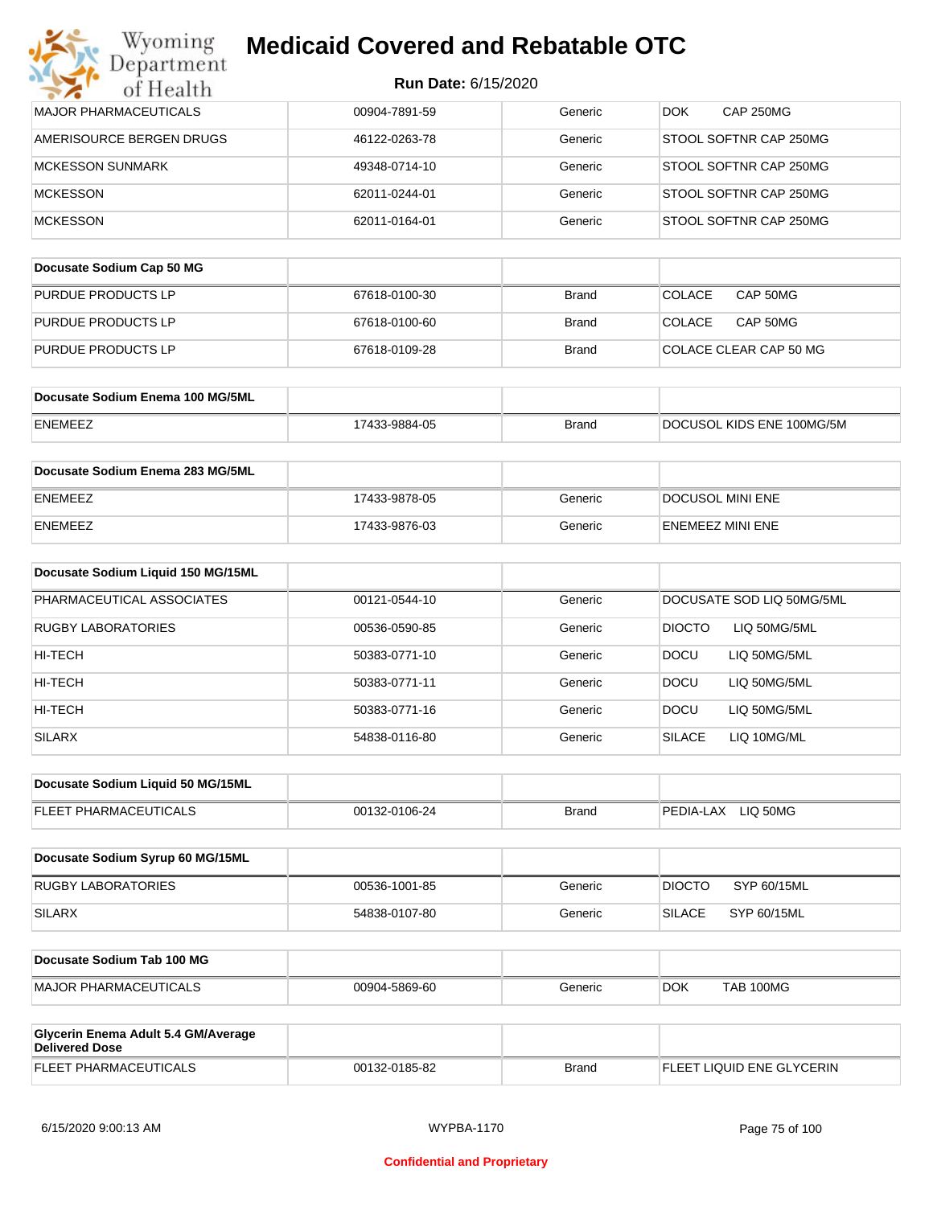| | | | |
|---|---|---|---|
| MAJOR PHARMACEUTICALS | 00904-7891-59 | Generic | DOK CAP 250MG |
| AMERISOURCE BERGEN DRUGS | 46122-0263-78 | Generic | STOOL SOFTNR CAP 250MG |
| MCKESSON SUNMARK | 49348-0714-10 | Generic | STOOL SOFTNR CAP 250MG |
| MCKESSON | 62011-0244-01 | Generic | STOOL SOFTNR CAP 250MG |
| MCKESSON | 62011-0164-01 | Generic | STOOL SOFTNR CAP 250MG |

| **Docusate Sodium Cap 50 MG** | | | |
|---|---|---|---|
| PURDUE PRODUCTS LP | 67618-0100-30 | Brand | COLACE CAP 50MG |
| PURDUE PRODUCTS LP | 67618-0100-60 | Brand | COLACE CAP 50MG |
| PURDUE PRODUCTS LP | 67618-0109-28 | Brand | COLACE CLEAR CAP 50 MG |

| **Docusate Sodium Enema 100 MG/5ML** | | | |
|---|---|---|---|
| ENEMEEZ | 17433-9884-05 | Brand | DOCUSOL KIDS ENE 100MG/5M |

| **Docusate Sodium Enema 283 MG/5ML** | | | |
|---|---|---|---|
| ENEMEEZ | 17433-9878-05 | Generic | DOCUSOL MINI ENE |
| ENEMEEZ | 17433-9876-03 | Generic | ENEMEEZ MINI ENE |

| **Docusate Sodium Liquid 150 MG/15ML** | | | |
|---|---|---|---|
| PHARMACEUTICAL ASSOCIATES | 00121-0544-10 | Generic | DOCUSATE SOD LIQ 50MG/5ML |
| RUGBY LABORATORIES | 00536-0590-85 | Generic | DIOCTO LIQ 50MG/5ML |
| HI-TECH | 50383-0771-10 | Generic | DOCU LIQ 50MG/5ML |
| HI-TECH | 50383-0771-11 | Generic | DOCU LIQ 50MG/5ML |
| HI-TECH | 50383-0771-16 | Generic | DOCU LIQ 50MG/5ML |
| SILARX | 54838-0116-80 | Generic | SILACE LIQ 10MG/ML |

| **Docusate Sodium Liquid 50 MG/15ML** | | | |
|---|---|---|---|
| FLEET PHARMACEUTICALS | 00132-0106-24 | Brand | PEDIA-LAX LIQ 50MG |

| **Docusate Sodium Syrup 60 MG/15ML** | | | |
|---|---|---|---|
| RUGBY LABORATORIES | 00536-1001-85 | Generic | DIOCTO SYP 60/15ML |
| SILARX | 54838-0107-80 | Generic | SILACE SYP 60/15ML |

| **Docusate Sodium Tab 100 MG** | | | |
|---|---|---|---|
| MAJOR PHARMACEUTICALS | 00904-5869-60 | Generic | DOK TAB 100MG |

| **Glycerin Enema Adult 5.4 GM/Average Delivered Dose** | | | |
|---|---|---|---|
| FLEET PHARMACEUTICALS | 00132-0185-82 | Brand | FLEET LIQUID ENE GLYCERIN |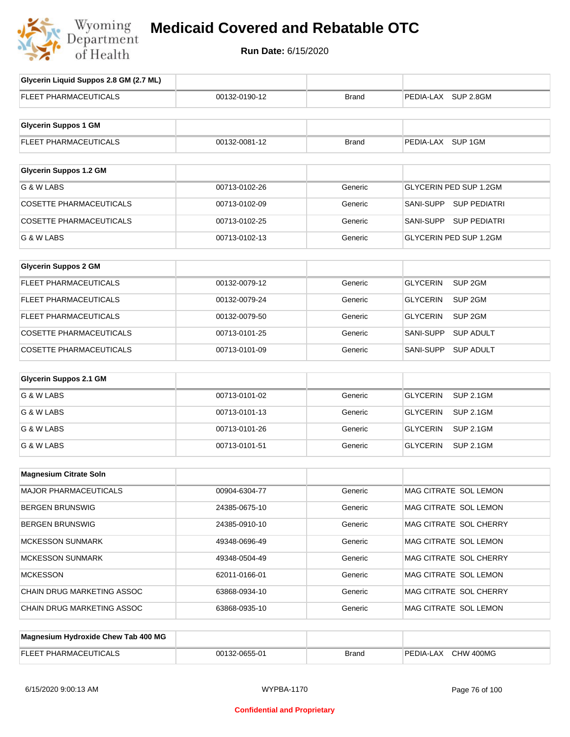| Glycerin Liquid Suppos 2.8 GM (2.7 ML) | | | |
|---|---|---|---|
| FLEET PHARMACEUTICALS | 00132-0190-12 | Brand | PEDIA-LAX SUP 2.8GM |

| Glycerin Suppos 1 GM | | | |
|---|---|---|---|
| FLEET PHARMACEUTICALS | 00132-0081-12 | Brand | PEDIA-LAX SUP 1GM |

| Glycerin Suppos 1.2 GM | | | |
|---|---|---|---|
| G & W LABS | 00713-0102-26 | Generic | GLYCERIN PED SUP 1.2GM |
| COSETTE PHARMACEUTICALS | 00713-0102-09 | Generic | SANI-SUPP SUP PEDIATRI |
| COSETTE PHARMACEUTICALS | 00713-0102-25 | Generic | SANI-SUPP SUP PEDIATRI |
| G & W LABS | 00713-0102-13 | Generic | GLYCERIN PED SUP 1.2GM |

| Glycerin Suppos 2 GM | | | |
|---|---|---|---|
| FLEET PHARMACEUTICALS | 00132-0079-12 | Generic | GLYCERIN SUP 2GM |
| FLEET PHARMACEUTICALS | 00132-0079-24 | Generic | GLYCERIN SUP 2GM |
| FLEET PHARMACEUTICALS | 00132-0079-50 | Generic | GLYCERIN SUP 2GM |
| COSETTE PHARMACEUTICALS | 00713-0101-25 | Generic | SANI-SUPP SUP ADULT |
| COSETTE PHARMACEUTICALS | 00713-0101-09 | Generic | SANI-SUPP SUP ADULT |

| Glycerin Suppos 2.1 GM | | | |
|---|---|---|---|
| G & W LABS | 00713-0101-02 | Generic | GLYCERIN SUP 2.1GM |
| G & W LABS | 00713-0101-13 | Generic | GLYCERIN SUP 2.1GM |
| G & W LABS | 00713-0101-26 | Generic | GLYCERIN SUP 2.1GM |
| G & W LABS | 00713-0101-51 | Generic | GLYCERIN SUP 2.1GM |

| Magnesium Citrate Soln | | | |
|---|---|---|---|
| MAJOR PHARMACEUTICALS | 00904-6304-77 | Generic | MAG CITRATE SOL LEMON |
| BERGEN BRUNSWIG | 24385-0675-10 | Generic | MAG CITRATE SOL LEMON |
| BERGEN BRUNSWIG | 24385-0910-10 | Generic | MAG CITRATE SOL CHERRY |
| MCKESSON SUNMARK | 49348-0696-49 | Generic | MAG CITRATE SOL LEMON |
| MCKESSON SUNMARK | 49348-0504-49 | Generic | MAG CITRATE SOL CHERRY |
| MCKESSON | 62011-0166-01 | Generic | MAG CITRATE SOL LEMON |
| CHAIN DRUG MARKETING ASSOC | 63868-0934-10 | Generic | MAG CITRATE SOL CHERRY |
| CHAIN DRUG MARKETING ASSOC | 63868-0935-10 | Generic | MAG CITRATE SOL LEMON |

| Magnesium Hydroxide Chew Tab 400 MG | | | |
|---|---|---|---|
| FLEET PHARMACEUTICALS | 00132-0655-01 | Brand | PEDIA-LAX CHW 400MG |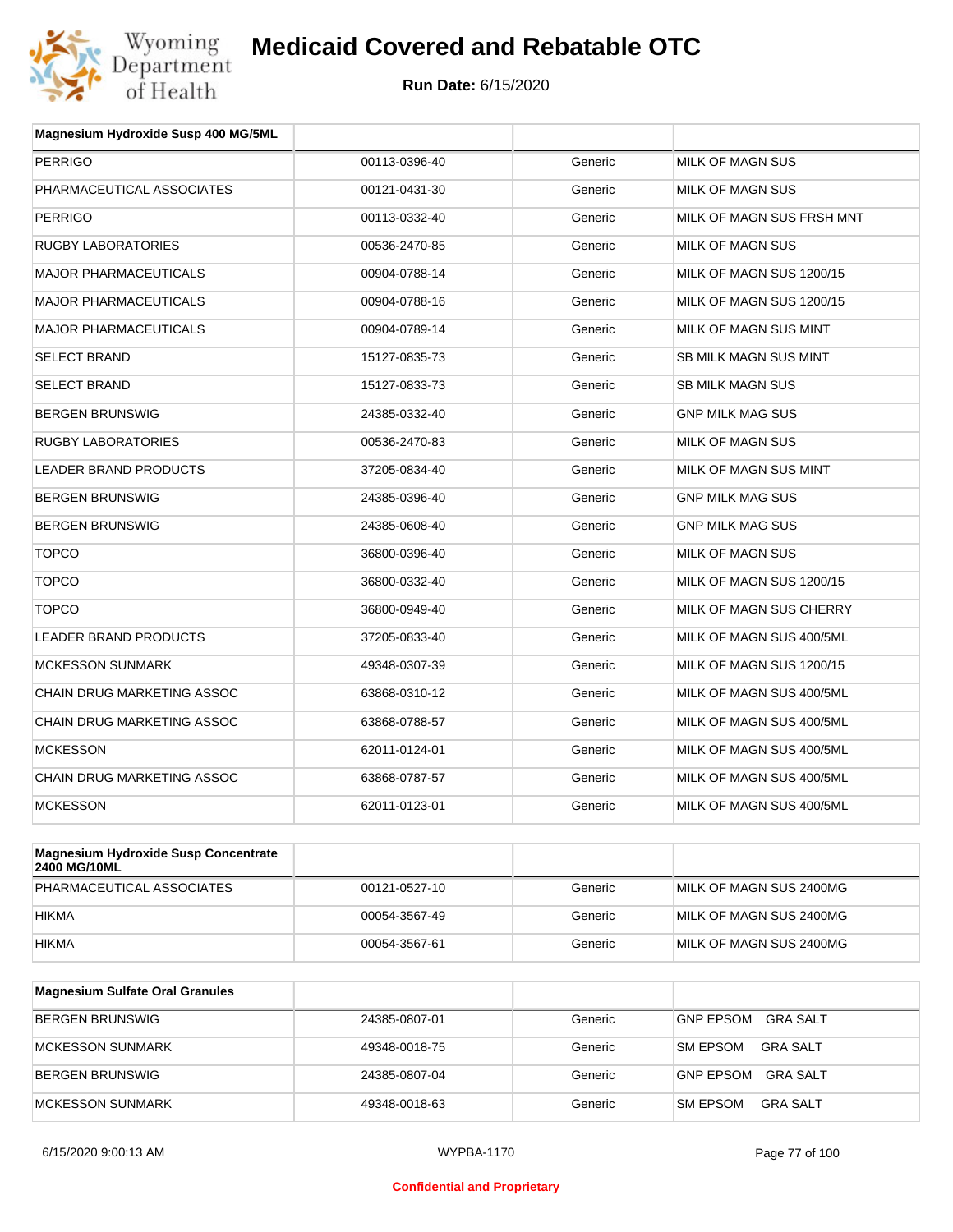# Medicaid Covered and Rebatable OTC

**Run Date:** 6/15/2020

| Magnesium Hydroxide Susp 400 MG/5ML | | | |
|---|---|---|---|
| PERRIGO | 00113-0396-40 | Generic | MILK OF MAGN SUS |
| PHARMACEUTICAL ASSOCIATES | 00121-0431-30 | Generic | MILK OF MAGN SUS |
| PERRIGO | 00113-0332-40 | Generic | MILK OF MAGN SUS FRSH MNT |
| RUGBY LABORATORIES | 00536-2470-85 | Generic | MILK OF MAGN SUS |
| MAJOR PHARMACEUTICALS | 00904-0788-14 | Generic | MILK OF MAGN SUS 1200/15 |
| MAJOR PHARMACEUTICALS | 00904-0788-16 | Generic | MILK OF MAGN SUS 1200/15 |
| MAJOR PHARMACEUTICALS | 00904-0789-14 | Generic | MILK OF MAGN SUS MINT |
| SELECT BRAND | 15127-0835-73 | Generic | SB MILK MAGN SUS MINT |
| SELECT BRAND | 15127-0833-73 | Generic | SB MILK MAGN SUS |
| BERGEN BRUNSWIG | 24385-0332-40 | Generic | GNP MILK MAG SUS |
| RUGBY LABORATORIES | 00536-2470-83 | Generic | MILK OF MAGN SUS |
| LEADER BRAND PRODUCTS | 37205-0834-40 | Generic | MILK OF MAGN SUS MINT |
| BERGEN BRUNSWIG | 24385-0396-40 | Generic | GNP MILK MAG SUS |
| BERGEN BRUNSWIG | 24385-0608-40 | Generic | GNP MILK MAG SUS |
| TOPCO | 36800-0396-40 | Generic | MILK OF MAGN SUS |
| TOPCO | 36800-0332-40 | Generic | MILK OF MAGN SUS 1200/15 |
| TOPCO | 36800-0949-40 | Generic | MILK OF MAGN SUS CHERRY |
| LEADER BRAND PRODUCTS | 37205-0833-40 | Generic | MILK OF MAGN SUS 400/5ML |
| MCKESSON SUNMARK | 49348-0307-39 | Generic | MILK OF MAGN SUS 1200/15 |
| CHAIN DRUG MARKETING ASSOC | 63868-0310-12 | Generic | MILK OF MAGN SUS 400/5ML |
| CHAIN DRUG MARKETING ASSOC | 63868-0788-57 | Generic | MILK OF MAGN SUS 400/5ML |
| MCKESSON | 62011-0124-01 | Generic | MILK OF MAGN SUS 400/5ML |
| CHAIN DRUG MARKETING ASSOC | 63868-0787-57 | Generic | MILK OF MAGN SUS 400/5ML |
| MCKESSON | 62011-0123-01 | Generic | MILK OF MAGN SUS 400/5ML |

| Magnesium Hydroxide Susp Concentrate 2400 MG/10ML | | | |
|---|---|---|---|
| PHARMACEUTICAL ASSOCIATES | 00121-0527-10 | Generic | MILK OF MAGN SUS 2400MG |
| HIKMA | 00054-3567-49 | Generic | MILK OF MAGN SUS 2400MG |
| HIKMA | 00054-3567-61 | Generic | MILK OF MAGN SUS 2400MG |

| Magnesium Sulfate Oral Granules | | | |
|---|---|---|---|
| BERGEN BRUNSWIG | 24385-0807-01 | Generic | GNP EPSOM GRA SALT |
| MCKESSON SUNMARK | 49348-0018-75 | Generic | SM EPSOM GRA SALT |
| BERGEN BRUNSWIG | 24385-0807-04 | Generic | GNP EPSOM GRA SALT |
| MCKESSON SUNMARK | 49348-0018-63 | Generic | SM EPSOM GRA SALT |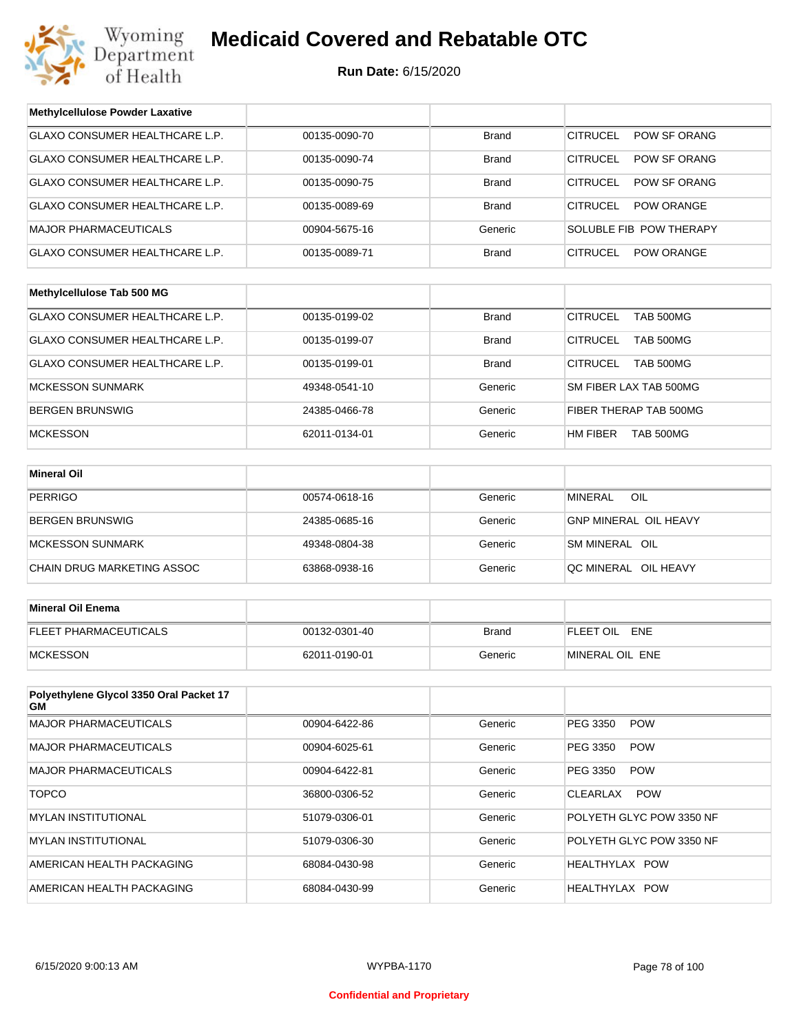# Medicaid Covered and Rebatable OTC

**Run Date:** 6/15/2020

| Methylcellulose Powder Laxative | | | |
|---|---|---|---|
| GLAXO CONSUMER HEALTHCARE L.P. | 00135-0090-70 | Brand | CITRUCEL POW SF ORANG |
| GLAXO CONSUMER HEALTHCARE L.P. | 00135-0090-74 | Brand | CITRUCEL POW SF ORANG |
| GLAXO CONSUMER HEALTHCARE L.P. | 00135-0090-75 | Brand | CITRUCEL POW SF ORANG |
| GLAXO CONSUMER HEALTHCARE L.P. | 00135-0089-69 | Brand | CITRUCEL POW ORANGE |
| MAJOR PHARMACEUTICALS | 00904-5675-16 | Generic | SOLUBLE FIB POW THERAPY |
| GLAXO CONSUMER HEALTHCARE L.P. | 00135-0089-71 | Brand | CITRUCEL POW ORANGE |

| Methylcellulose Tab 500 MG | | | |
|---|---|---|---|
| GLAXO CONSUMER HEALTHCARE L.P. | 00135-0199-02 | Brand | CITRUCEL TAB 500MG |
| GLAXO CONSUMER HEALTHCARE L.P. | 00135-0199-07 | Brand | CITRUCEL TAB 500MG |
| GLAXO CONSUMER HEALTHCARE L.P. | 00135-0199-01 | Brand | CITRUCEL TAB 500MG |
| MCKESSON SUNMARK | 49348-0541-10 | Generic | SM FIBER LAX TAB 500MG |
| BERGEN BRUNSWIG | 24385-0466-78 | Generic | FIBER THERAP TAB 500MG |
| MCKESSON | 62011-0134-01 | Generic | HM FIBER TAB 500MG |

| Mineral Oil | | | |
|---|---|---|---|
| PERRIGO | 00574-0618-16 | Generic | MINERAL OIL |
| BERGEN BRUNSWIG | 24385-0685-16 | Generic | GNP MINERAL OIL HEAVY |
| MCKESSON SUNMARK | 49348-0804-38 | Generic | SM MINERAL OIL |
| CHAIN DRUG MARKETING ASSOC | 63868-0938-16 | Generic | QC MINERAL OIL HEAVY |

| Mineral Oil Enema | | | |
|---|---|---|---|
| FLEET PHARMACEUTICALS | 00132-0301-40 | Brand | FLEET OIL ENE |
| MCKESSON | 62011-0190-01 | Generic | MINERAL OIL ENE |

| Polyethylene Glycol 3350 Oral Packet 17 GM | | | |
|---|---|---|---|
| MAJOR PHARMACEUTICALS | 00904-6422-86 | Generic | PEG 3350 POW |
| MAJOR PHARMACEUTICALS | 00904-6025-61 | Generic | PEG 3350 POW |
| MAJOR PHARMACEUTICALS | 00904-6422-81 | Generic | PEG 3350 POW |
| TOPCO | 36800-0306-52 | Generic | CLEARLAX POW |
| MYLAN INSTITUTIONAL | 51079-0306-01 | Generic | POLYETH GLYC POW 3350 NF |
| MYLAN INSTITUTIONAL | 51079-0306-30 | Generic | POLYETH GLYC POW 3350 NF |
| AMERICAN HEALTH PACKAGING | 68084-0430-98 | Generic | HEALTHYLAX POW |
| AMERICAN HEALTH PACKAGING | 68084-0430-99 | Generic | HEALTHYLAX POW |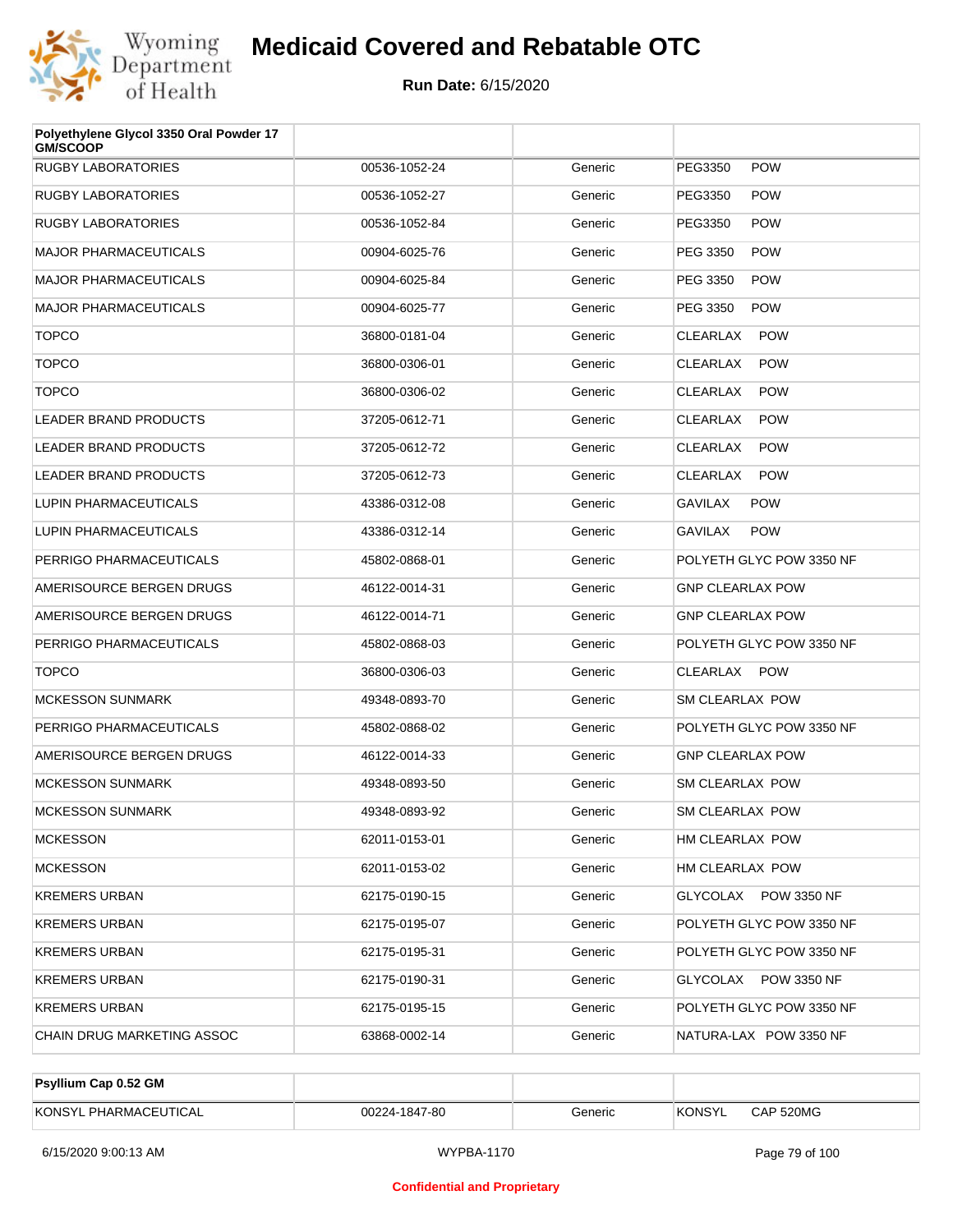| Polyethylene Glycol 3350 Oral Powder 17 GM/SCOOP | | | |
|---|---|---|---|
| RUGBY LABORATORIES | 00536-1052-24 | Generic | PEG3350 POW |
| RUGBY LABORATORIES | 00536-1052-27 | Generic | PEG3350 POW |
| RUGBY LABORATORIES | 00536-1052-84 | Generic | PEG3350 POW |
| MAJOR PHARMACEUTICALS | 00904-6025-76 | Generic | PEG 3350 POW |
| MAJOR PHARMACEUTICALS | 00904-6025-84 | Generic | PEG 3350 POW |
| MAJOR PHARMACEUTICALS | 00904-6025-77 | Generic | PEG 3350 POW |
| TOPCO | 36800-0181-04 | Generic | CLEARLAX POW |
| TOPCO | 36800-0306-01 | Generic | CLEARLAX POW |
| TOPCO | 36800-0306-02 | Generic | CLEARLAX POW |
| LEADER BRAND PRODUCTS | 37205-0612-71 | Generic | CLEARLAX POW |
| LEADER BRAND PRODUCTS | 37205-0612-72 | Generic | CLEARLAX POW |
| LEADER BRAND PRODUCTS | 37205-0612-73 | Generic | CLEARLAX POW |
| LUPIN PHARMACEUTICALS | 43386-0312-08 | Generic | GAVILAX POW |
| LUPIN PHARMACEUTICALS | 43386-0312-14 | Generic | GAVILAX POW |
| PERRIGO PHARMACEUTICALS | 45802-0868-01 | Generic | POLYETH GLYC POW 3350 NF |
| AMERISOURCE BERGEN DRUGS | 46122-0014-31 | Generic | GNP CLEARLAX POW |
| AMERISOURCE BERGEN DRUGS | 46122-0014-71 | Generic | GNP CLEARLAX POW |
| PERRIGO PHARMACEUTICALS | 45802-0868-03 | Generic | POLYETH GLYC POW 3350 NF |
| TOPCO | 36800-0306-03 | Generic | CLEARLAX POW |
| MCKESSON SUNMARK | 49348-0893-70 | Generic | SM CLEARLAX POW |
| PERRIGO PHARMACEUTICALS | 45802-0868-02 | Generic | POLYETH GLYC POW 3350 NF |
| AMERISOURCE BERGEN DRUGS | 46122-0014-33 | Generic | GNP CLEARLAX POW |
| MCKESSON SUNMARK | 49348-0893-50 | Generic | SM CLEARLAX POW |
| MCKESSON SUNMARK | 49348-0893-92 | Generic | SM CLEARLAX POW |
| MCKESSON | 62011-0153-01 | Generic | HM CLEARLAX POW |
| MCKESSON | 62011-0153-02 | Generic | HM CLEARLAX POW |
| KREMERS URBAN | 62175-0190-15 | Generic | GLYCOLAX POW 3350 NF |
| KREMERS URBAN | 62175-0195-07 | Generic | POLYETH GLYC POW 3350 NF |
| KREMERS URBAN | 62175-0195-31 | Generic | POLYETH GLYC POW 3350 NF |
| KREMERS URBAN | 62175-0190-31 | Generic | GLYCOLAX POW 3350 NF |
| KREMERS URBAN | 62175-0195-15 | Generic | POLYETH GLYC POW 3350 NF |
| CHAIN DRUG MARKETING ASSOC | 63868-0002-14 | Generic | NATURA-LAX POW 3350 NF |

| Psyllium Cap 0.52 GM | | | |
|---|---|---|---|
| KONSYL PHARMACEUTICAL | 00224-1847-80 | Generic | KONSYL CAP 520MG |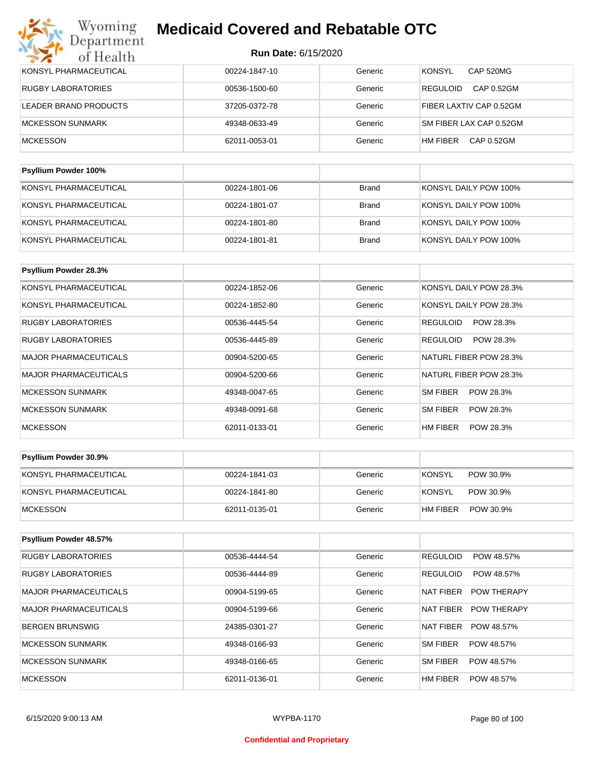| | | | |
|---|---|---|---|
| KONSYL PHARMACEUTICAL | 00224-1847-10 | Generic | KONSYL CAP 520MG |
| RUGBY LABORATORIES | 00536-1500-60 | Generic | REGULOID CAP 0.52GM |
| LEADER BRAND PRODUCTS | 37205-0372-78 | Generic | FIBER LAXTIV CAP 0.52GM |
| MCKESSON SUNMARK | 49348-0633-49 | Generic | SM FIBER LAX CAP 0.52GM |
| MCKESSON | 62011-0053-01 | Generic | HM FIBER CAP 0.52GM |

| **Psyllium Powder 100%** | | | |
|---|---|---|---|
| KONSYL PHARMACEUTICAL | 00224-1801-06 | Brand | KONSYL DAILY POW 100% |
| KONSYL PHARMACEUTICAL | 00224-1801-07 | Brand | KONSYL DAILY POW 100% |
| KONSYL PHARMACEUTICAL | 00224-1801-80 | Brand | KONSYL DAILY POW 100% |
| KONSYL PHARMACEUTICAL | 00224-1801-81 | Brand | KONSYL DAILY POW 100% |

| **Psyllium Powder 28.3%** | | | |
|---|---|---|---|
| KONSYL PHARMACEUTICAL | 00224-1852-06 | Generic | KONSYL DAILY POW 28.3% |
| KONSYL PHARMACEUTICAL | 00224-1852-80 | Generic | KONSYL DAILY POW 28.3% |
| RUGBY LABORATORIES | 00536-4445-54 | Generic | REGULOID POW 28.3% |
| RUGBY LABORATORIES | 00536-4445-89 | Generic | REGULOID POW 28.3% |
| MAJOR PHARMACEUTICALS | 00904-5200-65 | Generic | NATURL FIBER POW 28.3% |
| MAJOR PHARMACEUTICALS | 00904-5200-66 | Generic | NATURL FIBER POW 28.3% |
| MCKESSON SUNMARK | 49348-0047-65 | Generic | SM FIBER POW 28.3% |
| MCKESSON SUNMARK | 49348-0091-68 | Generic | SM FIBER POW 28.3% |
| MCKESSON | 62011-0133-01 | Generic | HM FIBER POW 28.3% |

| **Psyllium Powder 30.9%** | | | |
|---|---|---|---|
| KONSYL PHARMACEUTICAL | 00224-1841-03 | Generic | KONSYL POW 30.9% |
| KONSYL PHARMACEUTICAL | 00224-1841-80 | Generic | KONSYL POW 30.9% |
| MCKESSON | 62011-0135-01 | Generic | HM FIBER POW 30.9% |

| **Psyllium Powder 48.57%** | | | |
|---|---|---|---|
| RUGBY LABORATORIES | 00536-4444-54 | Generic | REGULOID POW 48.57% |
| RUGBY LABORATORIES | 00536-4444-89 | Generic | REGULOID POW 48.57% |
| MAJOR PHARMACEUTICALS | 00904-5199-65 | Generic | NAT FIBER POW THERAPY |
| MAJOR PHARMACEUTICALS | 00904-5199-66 | Generic | NAT FIBER POW THERAPY |
| BERGEN BRUNSWIG | 24385-0301-27 | Generic | NAT FIBER POW 48.57% |
| MCKESSON SUNMARK | 49348-0166-93 | Generic | SM FIBER POW 48.57% |
| MCKESSON SUNMARK | 49348-0166-65 | Generic | SM FIBER POW 48.57% |
| MCKESSON | 62011-0136-01 | Generic | HM FIBER POW 48.57% |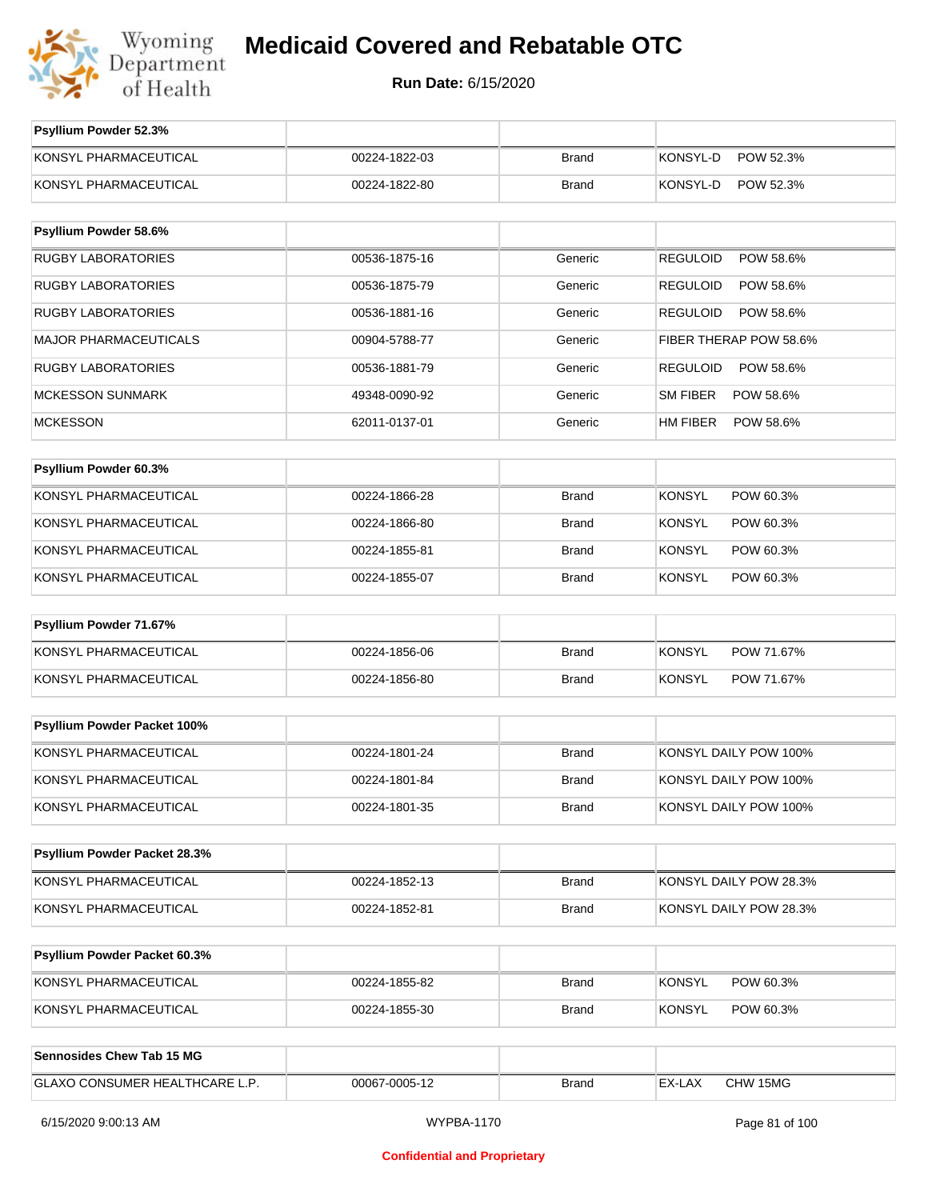# Medicaid Covered and Rebatable OTC

**Run Date:** 6/15/2020

| Psyllium Powder 52.3% | | | |
|---|---|---|---|
| KONSYL PHARMACEUTICAL | 00224-1822-03 | Brand | KONSYL-D POW 52.3% |
| KONSYL PHARMACEUTICAL | 00224-1822-80 | Brand | KONSYL-D POW 52.3% |

| Psyllium Powder 58.6% | | | |
|---|---|---|---|
| RUGBY LABORATORIES | 00536-1875-16 | Generic | REGULOID POW 58.6% |
| RUGBY LABORATORIES | 00536-1875-79 | Generic | REGULOID POW 58.6% |
| RUGBY LABORATORIES | 00536-1881-16 | Generic | REGULOID POW 58.6% |
| MAJOR PHARMACEUTICALS | 00904-5788-77 | Generic | FIBER THERAP POW 58.6% |
| RUGBY LABORATORIES | 00536-1881-79 | Generic | REGULOID POW 58.6% |
| MCKESSON SUNMARK | 49348-0090-92 | Generic | SM FIBER POW 58.6% |
| MCKESSON | 62011-0137-01 | Generic | HM FIBER POW 58.6% |

| Psyllium Powder 60.3% | | | |
|---|---|---|---|
| KONSYL PHARMACEUTICAL | 00224-1866-28 | Brand | KONSYL POW 60.3% |
| KONSYL PHARMACEUTICAL | 00224-1866-80 | Brand | KONSYL POW 60.3% |
| KONSYL PHARMACEUTICAL | 00224-1855-81 | Brand | KONSYL POW 60.3% |
| KONSYL PHARMACEUTICAL | 00224-1855-07 | Brand | KONSYL POW 60.3% |

| Psyllium Powder 71.67% | | | |
|---|---|---|---|
| KONSYL PHARMACEUTICAL | 00224-1856-06 | Brand | KONSYL POW 71.67% |
| KONSYL PHARMACEUTICAL | 00224-1856-80 | Brand | KONSYL POW 71.67% |

| Psyllium Powder Packet 100% | | | |
|---|---|---|---|
| KONSYL PHARMACEUTICAL | 00224-1801-24 | Brand | KONSYL DAILY POW 100% |
| KONSYL PHARMACEUTICAL | 00224-1801-84 | Brand | KONSYL DAILY POW 100% |
| KONSYL PHARMACEUTICAL | 00224-1801-35 | Brand | KONSYL DAILY POW 100% |

| Psyllium Powder Packet 28.3% | | | |
|---|---|---|---|
| KONSYL PHARMACEUTICAL | 00224-1852-13 | Brand | KONSYL DAILY POW 28.3% |
| KONSYL PHARMACEUTICAL | 00224-1852-81 | Brand | KONSYL DAILY POW 28.3% |

| Psyllium Powder Packet 60.3% | | | |
|---|---|---|---|
| KONSYL PHARMACEUTICAL | 00224-1855-82 | Brand | KONSYL POW 60.3% |
| KONSYL PHARMACEUTICAL | 00224-1855-30 | Brand | KONSYL POW 60.3% |

| Sennosides Chew Tab 15 MG | | | |
|---|---|---|---|
| GLAXO CONSUMER HEALTHCARE L.P. | 00067-0005-12 | Brand | EX-LAX CHW 15MG |

6/15/2020 9:00:13 AM WYPBA-1170

Confidential and Proprietary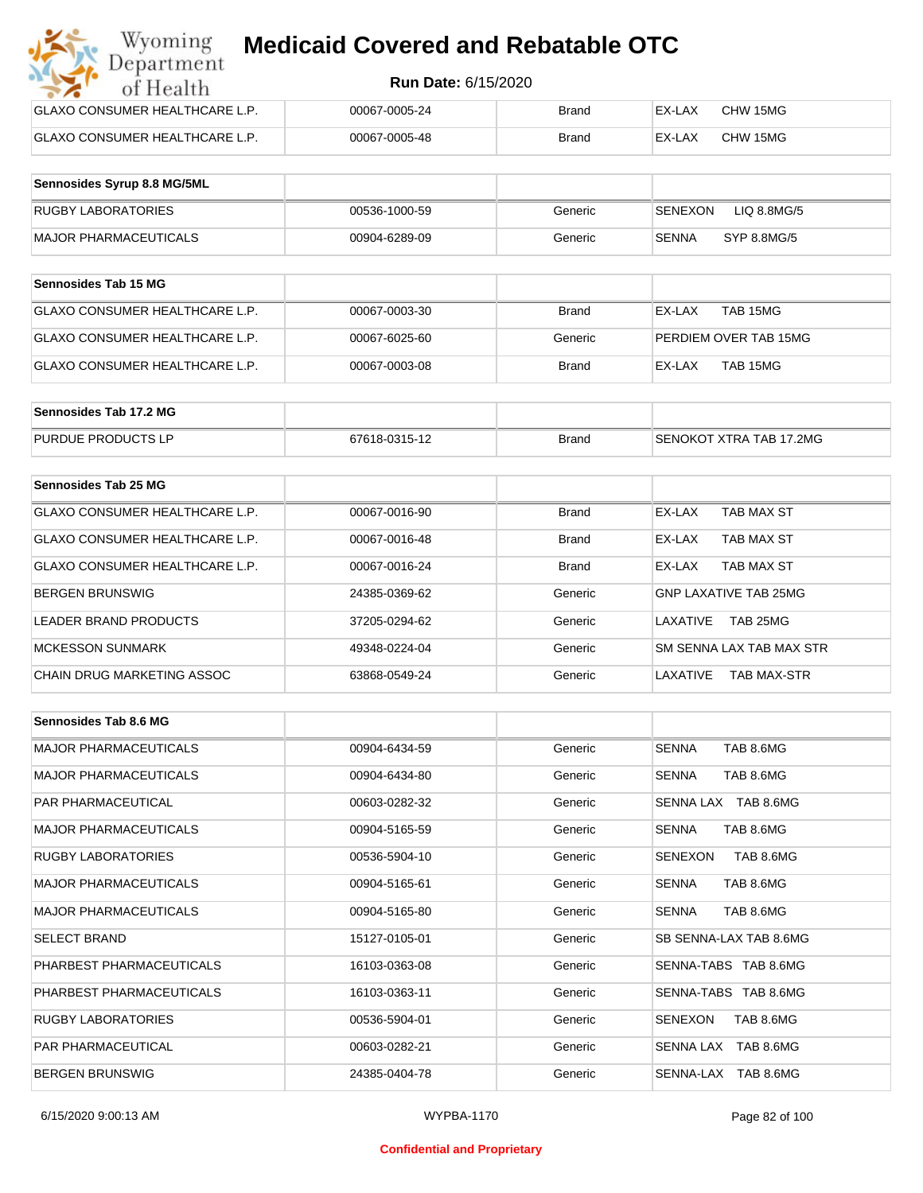| GLAXO CONSUMER HEALTHCARE L.P. | 00067-0005-24 | Brand | EX-LAX CHW 15MG |
|---|---|---|---|
| GLAXO CONSUMER HEALTHCARE L.P. | 00067-0005-48 | Brand | EX-LAX CHW 15MG |

| Sennosides Syrup 8.8 MG/5ML | | | |
|---|---|---|---|
| RUGBY LABORATORIES | 00536-1000-59 | Generic | SENEXON LIQ 8.8MG/5 |
| MAJOR PHARMACEUTICALS | 00904-6289-09 | Generic | SENNA SYP 8.8MG/5 |

| Sennosides Tab 15 MG | | | |
|---|---|---|---|
| GLAXO CONSUMER HEALTHCARE L.P. | 00067-0003-30 | Brand | EX-LAX TAB 15MG |
| GLAXO CONSUMER HEALTHCARE L.P. | 00067-6025-60 | Generic | PERDIEM OVER TAB 15MG |
| GLAXO CONSUMER HEALTHCARE L.P. | 00067-0003-08 | Brand | EX-LAX TAB 15MG |

| Sennosides Tab 17.2 MG | | | |
|---|---|---|---|
| PURDUE PRODUCTS LP | 67618-0315-12 | Brand | SENOKOT XTRA TAB 17.2MG |

| Sennosides Tab 25 MG | | | |
|---|---|---|---|
| GLAXO CONSUMER HEALTHCARE L.P. | 00067-0016-90 | Brand | EX-LAX TAB MAX ST |
| GLAXO CONSUMER HEALTHCARE L.P. | 00067-0016-48 | Brand | EX-LAX TAB MAX ST |
| GLAXO CONSUMER HEALTHCARE L.P. | 00067-0016-24 | Brand | EX-LAX TAB MAX ST |
| BERGEN BRUNSWIG | 24385-0369-62 | Generic | GNP LAXATIVE TAB 25MG |
| LEADER BRAND PRODUCTS | 37205-0294-62 | Generic | LAXATIVE TAB 25MG |
| MCKESSON SUNMARK | 49348-0224-04 | Generic | SM SENNA LAX TAB MAX STR |
| CHAIN DRUG MARKETING ASSOC | 63868-0549-24 | Generic | LAXATIVE TAB MAX-STR |

| Sennosides Tab 8.6 MG | | | |
|---|---|---|---|
| MAJOR PHARMACEUTICALS | 00904-6434-59 | Generic | SENNA TAB 8.6MG |
| MAJOR PHARMACEUTICALS | 00904-6434-80 | Generic | SENNA TAB 8.6MG |
| PAR PHARMACEUTICAL | 00603-0282-32 | Generic | SENNA LAX TAB 8.6MG |
| MAJOR PHARMACEUTICALS | 00904-5165-59 | Generic | SENNA TAB 8.6MG |
| RUGBY LABORATORIES | 00536-5904-10 | Generic | SENEXON TAB 8.6MG |
| MAJOR PHARMACEUTICALS | 00904-5165-61 | Generic | SENNA TAB 8.6MG |
| MAJOR PHARMACEUTICALS | 00904-5165-80 | Generic | SENNA TAB 8.6MG |
| SELECT BRAND | 15127-0105-01 | Generic | SB SENNA-LAX TAB 8.6MG |
| PHARBEST PHARMACEUTICALS | 16103-0363-08 | Generic | SENNA-TABS TAB 8.6MG |
| PHARBEST PHARMACEUTICALS | 16103-0363-11 | Generic | SENNA-TABS TAB 8.6MG |
| RUGBY LABORATORIES | 00536-5904-01 | Generic | SENEXON TAB 8.6MG |
| PAR PHARMACEUTICAL | 00603-0282-21 | Generic | SENNA LAX TAB 8.6MG |
| BERGEN BRUNSWIG | 24385-0404-78 | Generic | SENNA-LAX TAB 8.6MG |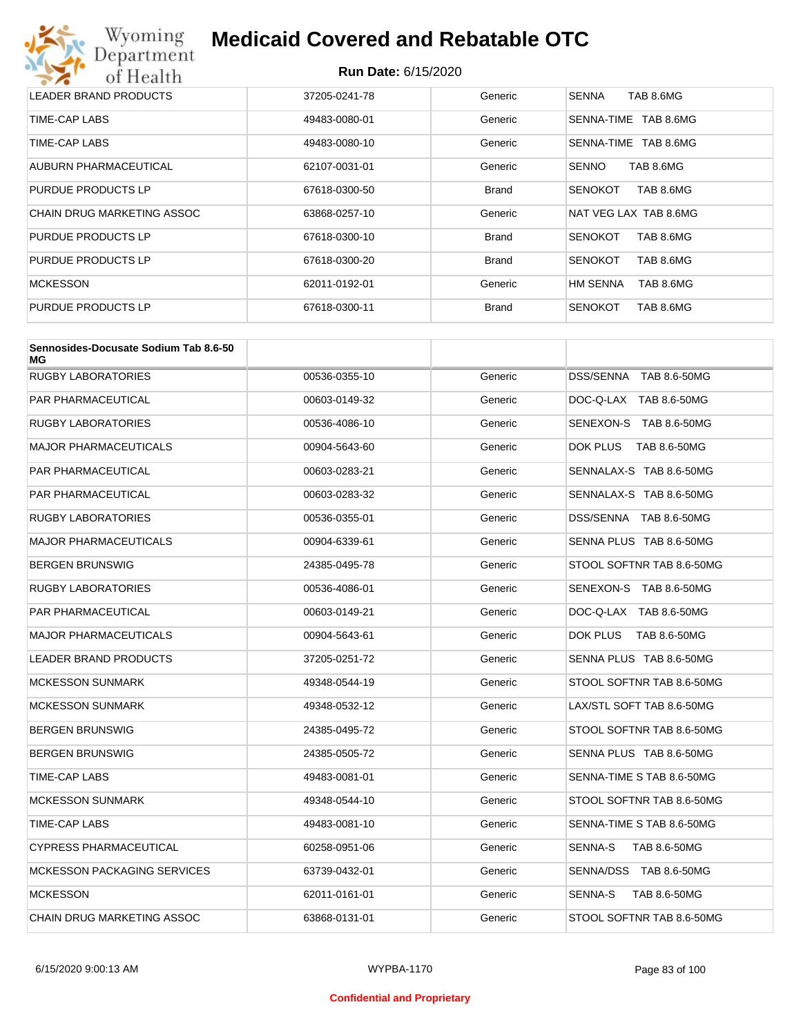| | | | |
|---|---|---|---|
| LEADER BRAND PRODUCTS | 37205-0241-78 | Generic | SENNA TAB 8.6MG |
| TIME-CAP LABS | 49483-0080-01 | Generic | SENNA-TIME TAB 8.6MG |
| TIME-CAP LABS | 49483-0080-10 | Generic | SENNA-TIME TAB 8.6MG |
| AUBURN PHARMACEUTICAL | 62107-0031-01 | Generic | SENNO TAB 8.6MG |
| PURDUE PRODUCTS LP | 67618-0300-50 | Brand | SENOKOT TAB 8.6MG |
| CHAIN DRUG MARKETING ASSOC | 63868-0257-10 | Generic | NAT VEG LAX TAB 8.6MG |
| PURDUE PRODUCTS LP | 67618-0300-10 | Brand | SENOKOT TAB 8.6MG |
| PURDUE PRODUCTS LP | 67618-0300-20 | Brand | SENOKOT TAB 8.6MG |
| MCKESSON | 62011-0192-01 | Generic | HM SENNA TAB 8.6MG |
| PURDUE PRODUCTS LP | 67618-0300-11 | Brand | SENOKOT TAB 8.6MG |

| Sennosides-Docusate Sodium Tab 8.6-50 MG | | | |
|---|---|---|---|
| RUGBY LABORATORIES | 00536-0355-10 | Generic | DSS/SENNA TAB 8.6-50MG |
| PAR PHARMACEUTICAL | 00603-0149-32 | Generic | DOC-Q-LAX TAB 8.6-50MG |
| RUGBY LABORATORIES | 00536-4086-10 | Generic | SENEXON-S TAB 8.6-50MG |
| MAJOR PHARMACEUTICALS | 00904-5643-60 | Generic | DOK PLUS TAB 8.6-50MG |
| PAR PHARMACEUTICAL | 00603-0283-21 | Generic | SENNALAX-S TAB 8.6-50MG |
| PAR PHARMACEUTICAL | 00603-0283-32 | Generic | SENNALAX-S TAB 8.6-50MG |
| RUGBY LABORATORIES | 00536-0355-01 | Generic | DSS/SENNA TAB 8.6-50MG |
| MAJOR PHARMACEUTICALS | 00904-6339-61 | Generic | SENNA PLUS TAB 8.6-50MG |
| BERGEN BRUNSWIG | 24385-0495-78 | Generic | STOOL SOFTNR TAB 8.6-50MG |
| RUGBY LABORATORIES | 00536-4086-01 | Generic | SENEXON-S TAB 8.6-50MG |
| PAR PHARMACEUTICAL | 00603-0149-21 | Generic | DOC-Q-LAX TAB 8.6-50MG |
| MAJOR PHARMACEUTICALS | 00904-5643-61 | Generic | DOK PLUS TAB 8.6-50MG |
| LEADER BRAND PRODUCTS | 37205-0251-72 | Generic | SENNA PLUS TAB 8.6-50MG |
| MCKESSON SUNMARK | 49348-0544-19 | Generic | STOOL SOFTNR TAB 8.6-50MG |
| MCKESSON SUNMARK | 49348-0532-12 | Generic | LAX/STL SOFT TAB 8.6-50MG |
| BERGEN BRUNSWIG | 24385-0495-72 | Generic | STOOL SOFTNR TAB 8.6-50MG |
| BERGEN BRUNSWIG | 24385-0505-72 | Generic | SENNA PLUS TAB 8.6-50MG |
| TIME-CAP LABS | 49483-0081-01 | Generic | SENNA-TIME S TAB 8.6-50MG |
| MCKESSON SUNMARK | 49348-0544-10 | Generic | STOOL SOFTNR TAB 8.6-50MG |
| TIME-CAP LABS | 49483-0081-10 | Generic | SENNA-TIME S TAB 8.6-50MG |
| CYPRESS PHARMACEUTICAL | 60258-0951-06 | Generic | SENNA-S TAB 8.6-50MG |
| MCKESSON PACKAGING SERVICES | 63739-0432-01 | Generic | SENNA/DSS TAB 8.6-50MG |
| MCKESSON | 62011-0161-01 | Generic | SENNA-S TAB 8.6-50MG |
| CHAIN DRUG MARKETING ASSOC | 63868-0131-01 | Generic | STOOL SOFTNR TAB 8.6-50MG |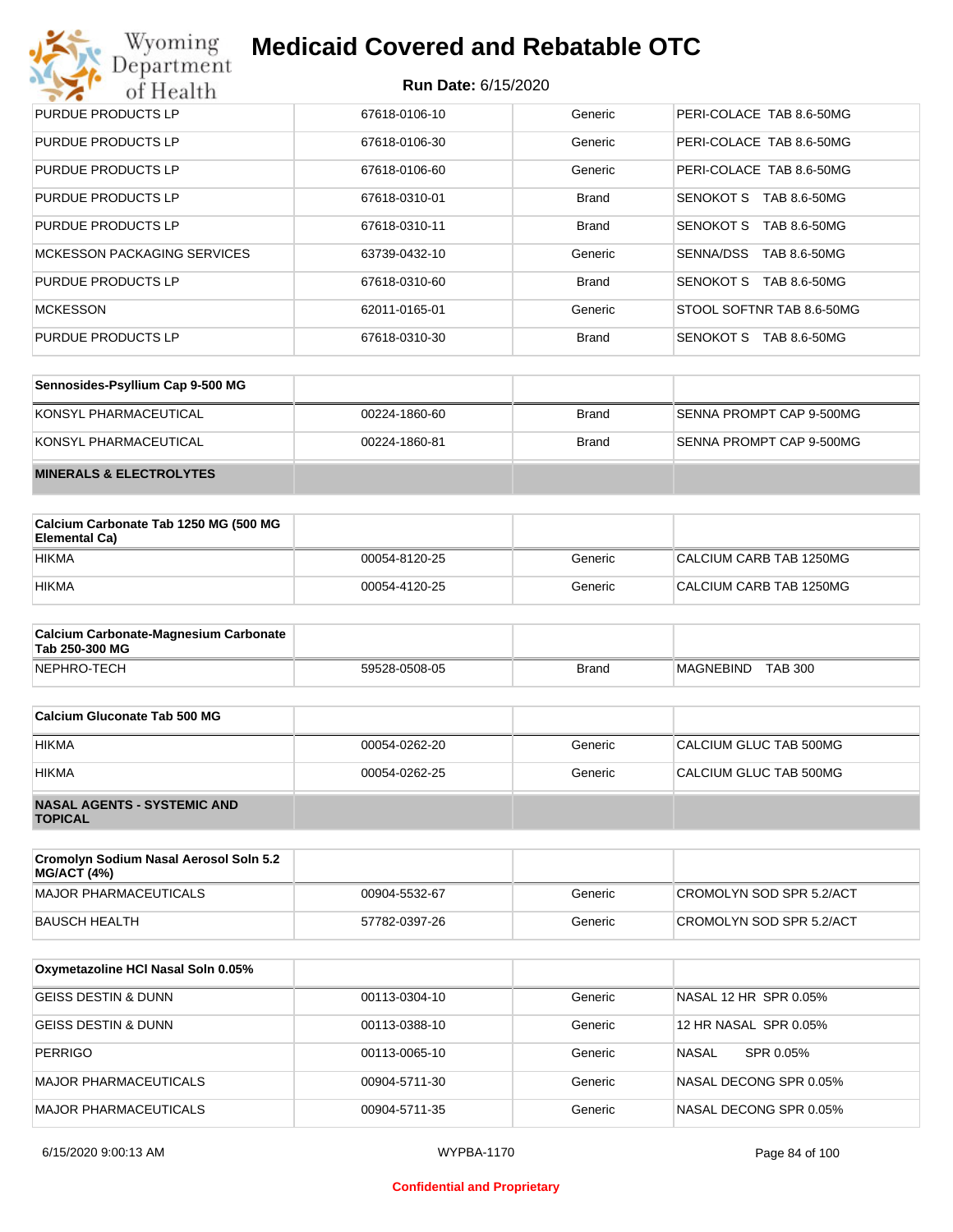| | | | |
|---|---|---|---|
| PURDUE PRODUCTS LP | 67618-0106-10 | Generic | PERI-COLACE TAB 8.6-50MG |
| PURDUE PRODUCTS LP | 67618-0106-30 | Generic | PERI-COLACE TAB 8.6-50MG |
| PURDUE PRODUCTS LP | 67618-0106-60 | Generic | PERI-COLACE TAB 8.6-50MG |
| PURDUE PRODUCTS LP | 67618-0310-01 | Brand | SENOKOT S TAB 8.6-50MG |
| PURDUE PRODUCTS LP | 67618-0310-11 | Brand | SENOKOT S TAB 8.6-50MG |
| MCKESSON PACKAGING SERVICES | 63739-0432-10 | Generic | SENNA/DSS TAB 8.6-50MG |
| PURDUE PRODUCTS LP | 67618-0310-60 | Brand | SENOKOT S TAB 8.6-50MG |
| MCKESSON | 62011-0165-01 | Generic | STOOL SOFTNR TAB 8.6-50MG |
| PURDUE PRODUCTS LP | 67618-0310-30 | Brand | SENOKOT S TAB 8.6-50MG |

| **Sennosides-Psyllium Cap 9-500 MG** | | | |
|---|---|---|---|
| KONSYL PHARMACEUTICAL | 00224-1860-60 | Brand | SENNA PROMPT CAP 9-500MG |
| KONSYL PHARMACEUTICAL | 00224-1860-81 | Brand | SENNA PROMPT CAP 9-500MG |
| **MINERALS & ELECTROLYTES** | | | |

| **Calcium Carbonate Tab 1250 MG (500 MG Elemental Ca)** | | | |
|---|---|---|---|
| HIKMA | 00054-8120-25 | Generic | CALCIUM CARB TAB 1250MG |
| HIKMA | 00054-4120-25 | Generic | CALCIUM CARB TAB 1250MG |

| **Calcium Carbonate-Magnesium Carbonate Tab 250-300 MG** | | | |
|---|---|---|---|
| NEPHRO-TECH | 59528-0508-05 | Brand | MAGNEBIND TAB 300 |

| **Calcium Gluconate Tab 500 MG** | | | |
|---|---|---|---|
| HIKMA | 00054-0262-20 | Generic | CALCIUM GLUC TAB 500MG |
| HIKMA | 00054-0262-25 | Generic | CALCIUM GLUC TAB 500MG |
| **NASAL AGENTS - SYSTEMIC AND TOPICAL** | | | |

| **Cromolyn Sodium Nasal Aerosol Soln 5.2 MG/ACT (4%)** | | | |
|---|---|---|---|
| MAJOR PHARMACEUTICALS | 00904-5532-67 | Generic | CROMOLYN SOD SPR 5.2/ACT |
| BAUSCH HEALTH | 57782-0397-26 | Generic | CROMOLYN SOD SPR 5.2/ACT |

| **Oxymetazoline HCl Nasal Soln 0.05%** | | | |
|---|---|---|---|
| GEISS DESTIN & DUNN | 00113-0304-10 | Generic | NASAL 12 HR SPR 0.05% |
| GEISS DESTIN & DUNN | 00113-0388-10 | Generic | 12 HR NASAL SPR 0.05% |
| PERRIGO | 00113-0065-10 | Generic | NASAL SPR 0.05% |
| MAJOR PHARMACEUTICALS | 00904-5711-30 | Generic | NASAL DECONG SPR 0.05% |
| MAJOR PHARMACEUTICALS | 00904-5711-35 | Generic | NASAL DECONG SPR 0.05% |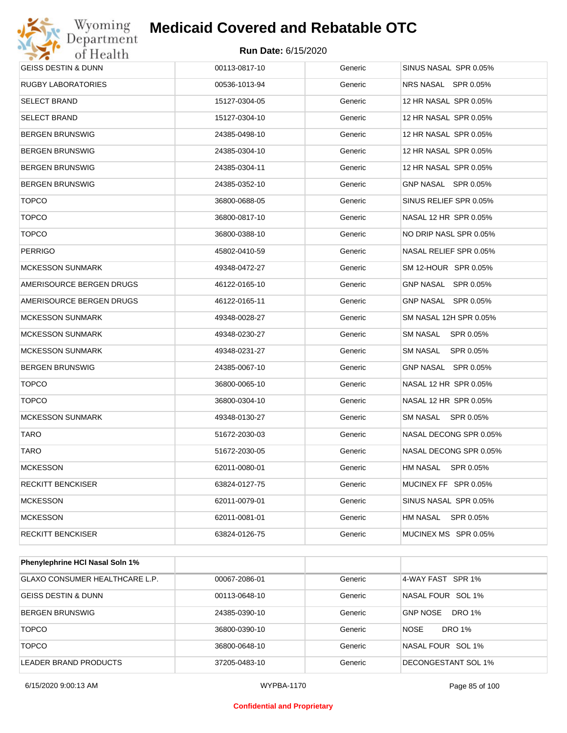# Medicaid Covered and Rebatable OTC

**Run Date:** 6/15/2020

| | | | |
|---|---|---|---|
| GEISS DESTIN & DUNN | 00113-0817-10 | Generic | SINUS NASAL SPR 0.05% |
| RUGBY LABORATORIES | 00536-1013-94 | Generic | NRS NASAL SPR 0.05% |
| SELECT BRAND | 15127-0304-05 | Generic | 12 HR NASAL SPR 0.05% |
| SELECT BRAND | 15127-0304-10 | Generic | 12 HR NASAL SPR 0.05% |
| BERGEN BRUNSWIG | 24385-0498-10 | Generic | 12 HR NASAL SPR 0.05% |
| BERGEN BRUNSWIG | 24385-0304-10 | Generic | 12 HR NASAL SPR 0.05% |
| BERGEN BRUNSWIG | 24385-0304-11 | Generic | 12 HR NASAL SPR 0.05% |
| BERGEN BRUNSWIG | 24385-0352-10 | Generic | GNP NASAL SPR 0.05% |
| TOPCO | 36800-0688-05 | Generic | SINUS RELIEF SPR 0.05% |
| TOPCO | 36800-0817-10 | Generic | NASAL 12 HR SPR 0.05% |
| TOPCO | 36800-0388-10 | Generic | NO DRIP NASL SPR 0.05% |
| PERRIGO | 45802-0410-59 | Generic | NASAL RELIEF SPR 0.05% |
| MCKESSON SUNMARK | 49348-0472-27 | Generic | SM 12-HOUR SPR 0.05% |
| AMERISOURCE BERGEN DRUGS | 46122-0165-10 | Generic | GNP NASAL SPR 0.05% |
| AMERISOURCE BERGEN DRUGS | 46122-0165-11 | Generic | GNP NASAL SPR 0.05% |
| MCKESSON SUNMARK | 49348-0028-27 | Generic | SM NASAL 12H SPR 0.05% |
| MCKESSON SUNMARK | 49348-0230-27 | Generic | SM NASAL SPR 0.05% |
| MCKESSON SUNMARK | 49348-0231-27 | Generic | SM NASAL SPR 0.05% |
| BERGEN BRUNSWIG | 24385-0067-10 | Generic | GNP NASAL SPR 0.05% |
| TOPCO | 36800-0065-10 | Generic | NASAL 12 HR SPR 0.05% |
| TOPCO | 36800-0304-10 | Generic | NASAL 12 HR SPR 0.05% |
| MCKESSON SUNMARK | 49348-0130-27 | Generic | SM NASAL SPR 0.05% |
| TARO | 51672-2030-03 | Generic | NASAL DECONG SPR 0.05% |
| TARO | 51672-2030-05 | Generic | NASAL DECONG SPR 0.05% |
| MCKESSON | 62011-0080-01 | Generic | HM NASAL SPR 0.05% |
| RECKITT BENCKISER | 63824-0127-75 | Generic | MUCINEX FF SPR 0.05% |
| MCKESSON | 62011-0079-01 | Generic | SINUS NASAL SPR 0.05% |
| MCKESSON | 62011-0081-01 | Generic | HM NASAL SPR 0.05% |
| RECKITT BENCKISER | 63824-0126-75 | Generic | MUCINEX MS SPR 0.05% |

| **Phenylephrine HCl Nasal Soln 1%** | | | |
|---|---|---|---|
| GLAXO CONSUMER HEALTHCARE L.P. | 00067-2086-01 | Generic | 4-WAY FAST SPR 1% |
| GEISS DESTIN & DUNN | 00113-0648-10 | Generic | NASAL FOUR SOL 1% |
| BERGEN BRUNSWIG | 24385-0390-10 | Generic | GNP NOSE DRO 1% |
| TOPCO | 36800-0390-10 | Generic | NOSE DRO 1% |
| TOPCO | 36800-0648-10 | Generic | NASAL FOUR SOL 1% |
| LEADER BRAND PRODUCTS | 37205-0483-10 | Generic | DECONGESTANT SOL 1% |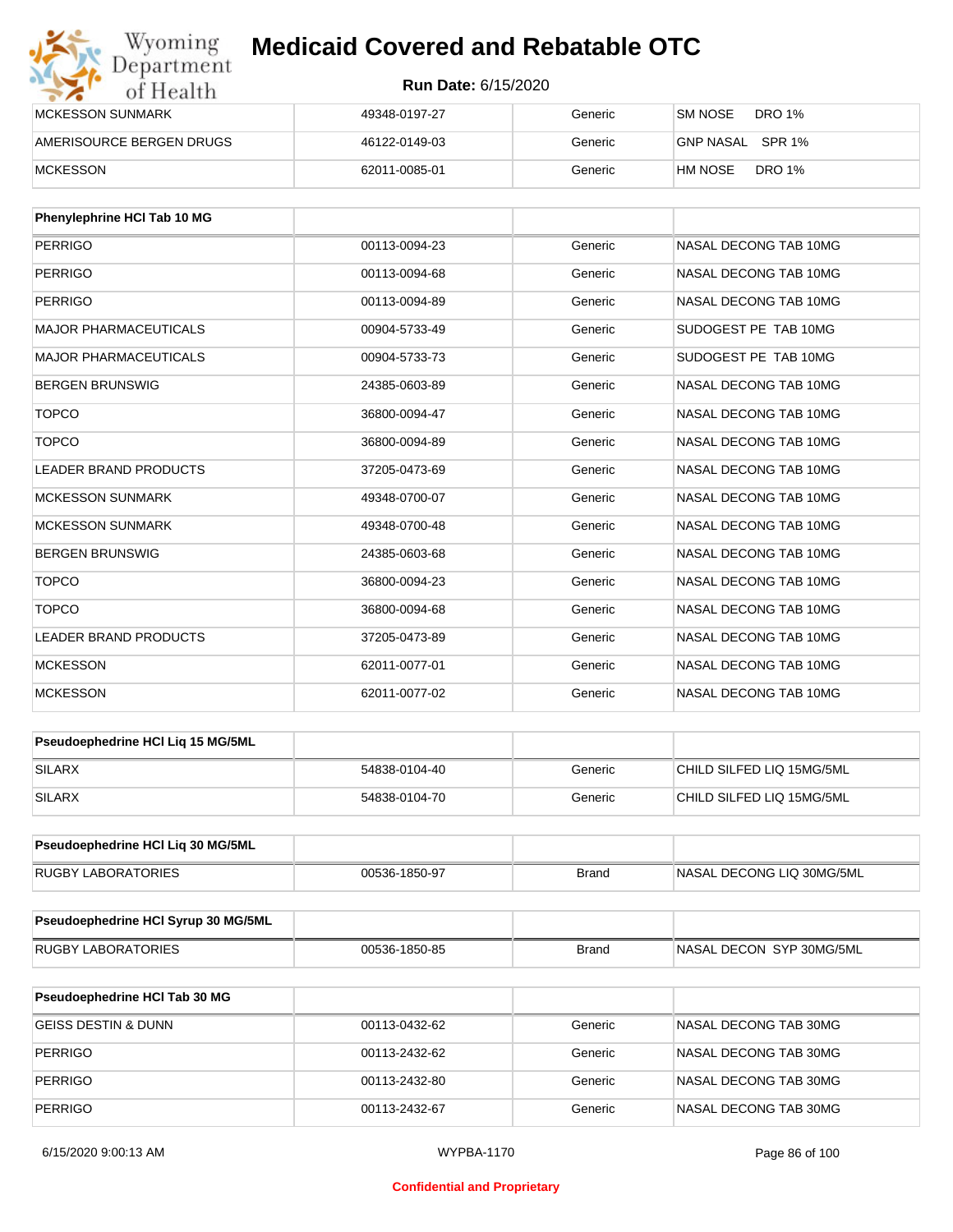| | | | |
|---|---|---|---|
| MCKESSON SUNMARK | 49348-0197-27 | Generic | SM NOSE DRO 1% |
| AMERISOURCE BERGEN DRUGS | 46122-0149-03 | Generic | GNP NASAL SPR 1% |
| MCKESSON | 62011-0085-01 | Generic | HM NOSE DRO 1% |

| Phenylephrine HCl Tab 10 MG | | | |
|---|---|---|---|
| PERRIGO | 00113-0094-23 | Generic | NASAL DECONG TAB 10MG |
| PERRIGO | 00113-0094-68 | Generic | NASAL DECONG TAB 10MG |
| PERRIGO | 00113-0094-89 | Generic | NASAL DECONG TAB 10MG |
| MAJOR PHARMACEUTICALS | 00904-5733-49 | Generic | SUDOGEST PE TAB 10MG |
| MAJOR PHARMACEUTICALS | 00904-5733-73 | Generic | SUDOGEST PE TAB 10MG |
| BERGEN BRUNSWIG | 24385-0603-89 | Generic | NASAL DECONG TAB 10MG |
| TOPCO | 36800-0094-47 | Generic | NASAL DECONG TAB 10MG |
| TOPCO | 36800-0094-89 | Generic | NASAL DECONG TAB 10MG |
| LEADER BRAND PRODUCTS | 37205-0473-69 | Generic | NASAL DECONG TAB 10MG |
| MCKESSON SUNMARK | 49348-0700-07 | Generic | NASAL DECONG TAB 10MG |
| MCKESSON SUNMARK | 49348-0700-48 | Generic | NASAL DECONG TAB 10MG |
| BERGEN BRUNSWIG | 24385-0603-68 | Generic | NASAL DECONG TAB 10MG |
| TOPCO | 36800-0094-23 | Generic | NASAL DECONG TAB 10MG |
| TOPCO | 36800-0094-68 | Generic | NASAL DECONG TAB 10MG |
| LEADER BRAND PRODUCTS | 37205-0473-89 | Generic | NASAL DECONG TAB 10MG |
| MCKESSON | 62011-0077-01 | Generic | NASAL DECONG TAB 10MG |
| MCKESSON | 62011-0077-02 | Generic | NASAL DECONG TAB 10MG |

| Pseudoephedrine HCl Liq 15 MG/5ML | | | |
|---|---|---|---|
| SILARX | 54838-0104-40 | Generic | CHILD SILFED LIQ 15MG/5ML |
| SILARX | 54838-0104-70 | Generic | CHILD SILFED LIQ 15MG/5ML |

| Pseudoephedrine HCl Liq 30 MG/5ML | | | |
|---|---|---|---|
| RUGBY LABORATORIES | 00536-1850-97 | Brand | NASAL DECONG LIQ 30MG/5ML |

| Pseudoephedrine HCl Syrup 30 MG/5ML | | | |
|---|---|---|---|
| RUGBY LABORATORIES | 00536-1850-85 | Brand | NASAL DECON SYP 30MG/5ML |

| Pseudoephedrine HCl Tab 30 MG | | | |
|---|---|---|---|
| GEISS DESTIN & DUNN | 00113-0432-62 | Generic | NASAL DECONG TAB 30MG |
| PERRIGO | 00113-2432-62 | Generic | NASAL DECONG TAB 30MG |
| PERRIGO | 00113-2432-80 | Generic | NASAL DECONG TAB 30MG |
| PERRIGO | 00113-2432-67 | Generic | NASAL DECONG TAB 30MG |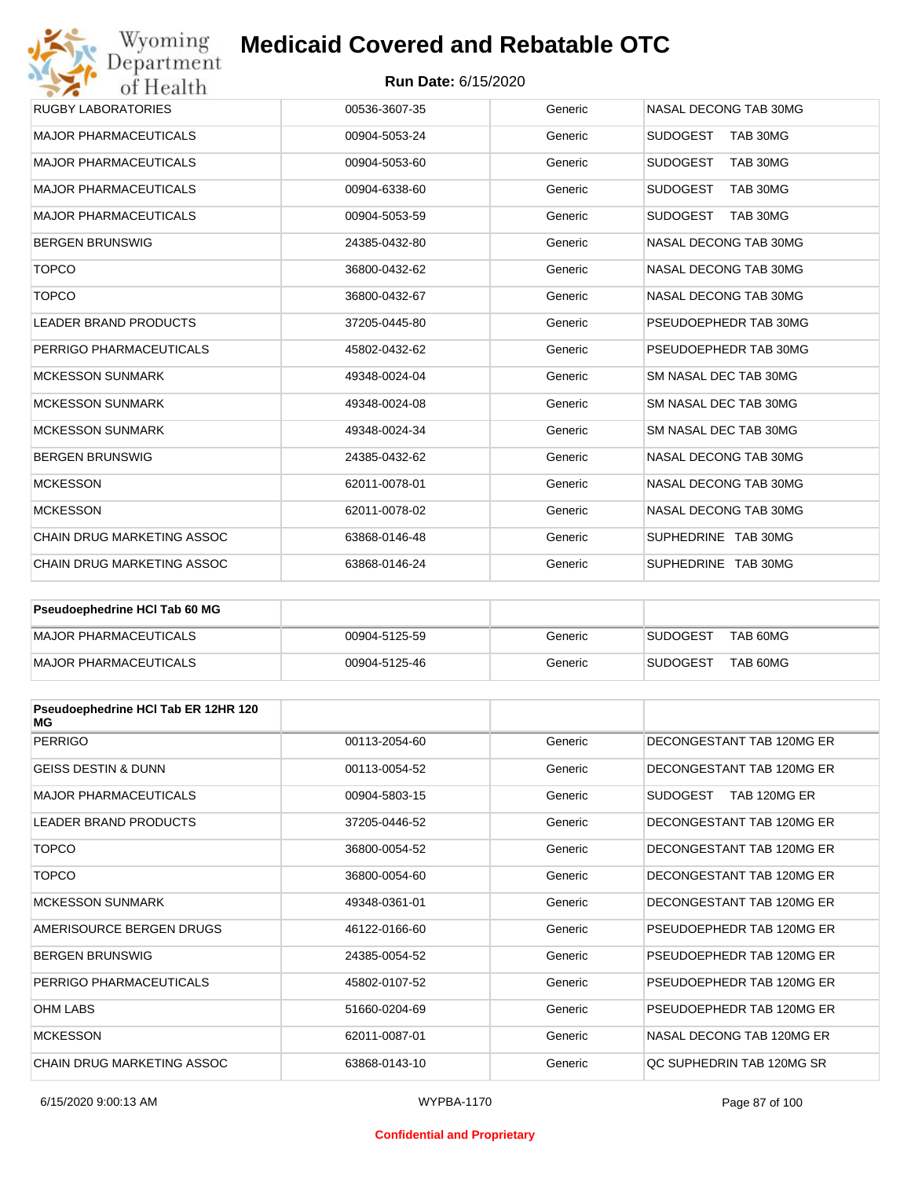| RUGBY LABORATORIES | 00536-3607-35 | Generic | NASAL DECONG TAB 30MG |
|---|---|---|---|
| MAJOR PHARMACEUTICALS | 00904-5053-24 | Generic | SUDOGEST TAB 30MG |
| MAJOR PHARMACEUTICALS | 00904-5053-60 | Generic | SUDOGEST TAB 30MG |
| MAJOR PHARMACEUTICALS | 00904-6338-60 | Generic | SUDOGEST TAB 30MG |
| MAJOR PHARMACEUTICALS | 00904-5053-59 | Generic | SUDOGEST TAB 30MG |
| BERGEN BRUNSWIG | 24385-0432-80 | Generic | NASAL DECONG TAB 30MG |
| TOPCO | 36800-0432-62 | Generic | NASAL DECONG TAB 30MG |
| TOPCO | 36800-0432-67 | Generic | NASAL DECONG TAB 30MG |
| LEADER BRAND PRODUCTS | 37205-0445-80 | Generic | PSEUDOEPHEDR TAB 30MG |
| PERRIGO PHARMACEUTICALS | 45802-0432-62 | Generic | PSEUDOEPHEDR TAB 30MG |
| MCKESSON SUNMARK | 49348-0024-04 | Generic | SM NASAL DEC TAB 30MG |
| MCKESSON SUNMARK | 49348-0024-08 | Generic | SM NASAL DEC TAB 30MG |
| MCKESSON SUNMARK | 49348-0024-34 | Generic | SM NASAL DEC TAB 30MG |
| BERGEN BRUNSWIG | 24385-0432-62 | Generic | NASAL DECONG TAB 30MG |
| MCKESSON | 62011-0078-01 | Generic | NASAL DECONG TAB 30MG |
| MCKESSON | 62011-0078-02 | Generic | NASAL DECONG TAB 30MG |
| CHAIN DRUG MARKETING ASSOC | 63868-0146-48 | Generic | SUPHEDRINE TAB 30MG |
| CHAIN DRUG MARKETING ASSOC | 63868-0146-24 | Generic | SUPHEDRINE TAB 30MG |

| **Pseudoephedrine HCl Tab 60 MG** | | | |
|---|---|---|---|
| MAJOR PHARMACEUTICALS | 00904-5125-59 | Generic | SUDOGEST TAB 60MG |
| MAJOR PHARMACEUTICALS | 00904-5125-46 | Generic | SUDOGEST TAB 60MG |

| **Pseudoephedrine HCl Tab ER 12HR 120 MG** | | | |
|---|---|---|---|
| PERRIGO | 00113-2054-60 | Generic | DECONGESTANT TAB 120MG ER |
| GEISS DESTIN & DUNN | 00113-0054-52 | Generic | DECONGESTANT TAB 120MG ER |
| MAJOR PHARMACEUTICALS | 00904-5803-15 | Generic | SUDOGEST TAB 120MG ER |
| LEADER BRAND PRODUCTS | 37205-0446-52 | Generic | DECONGESTANT TAB 120MG ER |
| TOPCO | 36800-0054-52 | Generic | DECONGESTANT TAB 120MG ER |
| TOPCO | 36800-0054-60 | Generic | DECONGESTANT TAB 120MG ER |
| MCKESSON SUNMARK | 49348-0361-01 | Generic | DECONGESTANT TAB 120MG ER |
| AMERISOURCE BERGEN DRUGS | 46122-0166-60 | Generic | PSEUDOEPHEDR TAB 120MG ER |
| BERGEN BRUNSWIG | 24385-0054-52 | Generic | PSEUDOEPHEDR TAB 120MG ER |
| PERRIGO PHARMACEUTICALS | 45802-0107-52 | Generic | PSEUDOEPHEDR TAB 120MG ER |
| OHM LABS | 51660-0204-69 | Generic | PSEUDOEPHEDR TAB 120MG ER |
| MCKESSON | 62011-0087-01 | Generic | NASAL DECONG TAB 120MG ER |
| CHAIN DRUG MARKETING ASSOC | 63868-0143-10 | Generic | QC SUPHEDRIN TAB 120MG SR |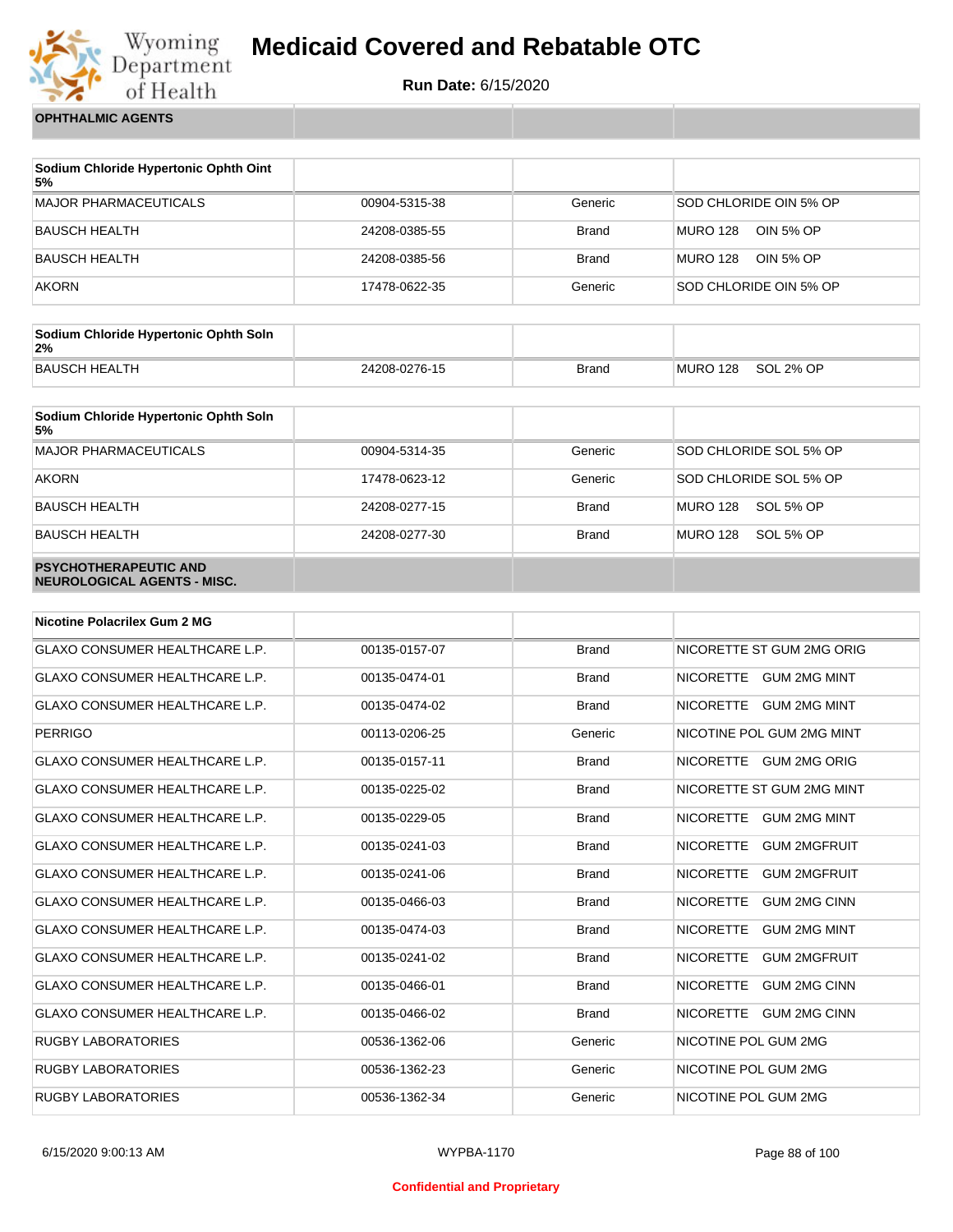## OPHTHALMIC AGENTS

| Sodium Chloride Hypertonic Ophth Oint 5% | | | |
|---|---|---|---|
| MAJOR PHARMACEUTICALS | 00904-5315-38 | Generic | SOD CHLORIDE OIN 5% OP |
| BAUSCH HEALTH | 24208-0385-55 | Brand | MURO 128 OIN 5% OP |
| BAUSCH HEALTH | 24208-0385-56 | Brand | MURO 128 OIN 5% OP |
| AKORN | 17478-0622-35 | Generic | SOD CHLORIDE OIN 5% OP |

| Sodium Chloride Hypertonic Ophth Soln 2% | | | |
|---|---|---|---|
| BAUSCH HEALTH | 24208-0276-15 | Brand | MURO 128 SOL 2% OP |

| Sodium Chloride Hypertonic Ophth Soln 5% | | | |
|---|---|---|---|
| MAJOR PHARMACEUTICALS | 00904-5314-35 | Generic | SOD CHLORIDE SOL 5% OP |
| AKORN | 17478-0623-12 | Generic | SOD CHLORIDE SOL 5% OP |
| BAUSCH HEALTH | 24208-0277-15 | Brand | MURO 128 SOL 5% OP |
| BAUSCH HEALTH | 24208-0277-30 | Brand | MURO 128 SOL 5% OP |

## PSYCHOTHERAPEUTIC AND NEUROLOGICAL AGENTS - MISC.

| Nicotine Polacrilex Gum 2 MG | | | |
|---|---|---|---|
| GLAXO CONSUMER HEALTHCARE L.P. | 00135-0157-07 | Brand | NICORETTE ST GUM 2MG ORIG |
| GLAXO CONSUMER HEALTHCARE L.P. | 00135-0474-01 | Brand | NICORETTE GUM 2MG MINT |
| GLAXO CONSUMER HEALTHCARE L.P. | 00135-0474-02 | Brand | NICORETTE GUM 2MG MINT |
| PERRIGO | 00113-0206-25 | Generic | NICOTINE POL GUM 2MG MINT |
| GLAXO CONSUMER HEALTHCARE L.P. | 00135-0157-11 | Brand | NICORETTE GUM 2MG ORIG |
| GLAXO CONSUMER HEALTHCARE L.P. | 00135-0225-02 | Brand | NICORETTE ST GUM 2MG MINT |
| GLAXO CONSUMER HEALTHCARE L.P. | 00135-0229-05 | Brand | NICORETTE GUM 2MG MINT |
| GLAXO CONSUMER HEALTHCARE L.P. | 00135-0241-03 | Brand | NICORETTE GUM 2MGFRUIT |
| GLAXO CONSUMER HEALTHCARE L.P. | 00135-0241-06 | Brand | NICORETTE GUM 2MGFRUIT |
| GLAXO CONSUMER HEALTHCARE L.P. | 00135-0466-03 | Brand | NICORETTE GUM 2MG CINN |
| GLAXO CONSUMER HEALTHCARE L.P. | 00135-0474-03 | Brand | NICORETTE GUM 2MG MINT |
| GLAXO CONSUMER HEALTHCARE L.P. | 00135-0241-02 | Brand | NICORETTE GUM 2MGFRUIT |
| GLAXO CONSUMER HEALTHCARE L.P. | 00135-0466-01 | Brand | NICORETTE GUM 2MG CINN |
| GLAXO CONSUMER HEALTHCARE L.P. | 00135-0466-02 | Brand | NICORETTE GUM 2MG CINN |
| RUGBY LABORATORIES | 00536-1362-06 | Generic | NICOTINE POL GUM 2MG |
| RUGBY LABORATORIES | 00536-1362-23 | Generic | NICOTINE POL GUM 2MG |
| RUGBY LABORATORIES | 00536-1362-34 | Generic | NICOTINE POL GUM 2MG |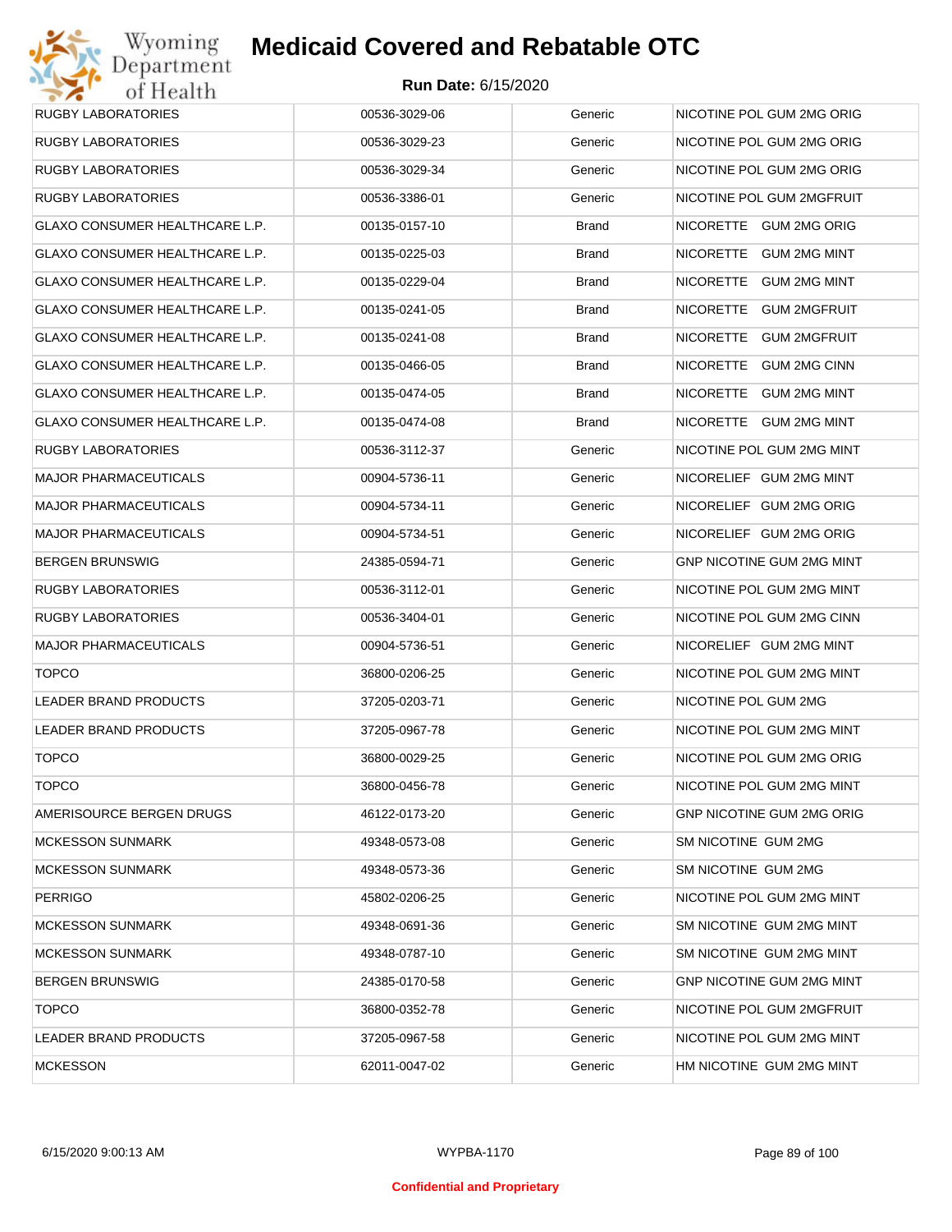| RUGBY LABORATORIES | 00536-3029-06 | Generic | NICOTINE POL GUM 2MG ORIG |
|---|---|---|---|
| RUGBY LABORATORIES | 00536-3029-23 | Generic | NICOTINE POL GUM 2MG ORIG |
| RUGBY LABORATORIES | 00536-3029-34 | Generic | NICOTINE POL GUM 2MG ORIG |
| RUGBY LABORATORIES | 00536-3386-01 | Generic | NICOTINE POL GUM 2MGFRUIT |
| GLAXO CONSUMER HEALTHCARE L.P. | 00135-0157-10 | Brand | NICORETTE GUM 2MG ORIG |
| GLAXO CONSUMER HEALTHCARE L.P. | 00135-0225-03 | Brand | NICORETTE GUM 2MG MINT |
| GLAXO CONSUMER HEALTHCARE L.P. | 00135-0229-04 | Brand | NICORETTE GUM 2MG MINT |
| GLAXO CONSUMER HEALTHCARE L.P. | 00135-0241-05 | Brand | NICORETTE GUM 2MGFRUIT |
| GLAXO CONSUMER HEALTHCARE L.P. | 00135-0241-08 | Brand | NICORETTE GUM 2MGFRUIT |
| GLAXO CONSUMER HEALTHCARE L.P. | 00135-0466-05 | Brand | NICORETTE GUM 2MG CINN |
| GLAXO CONSUMER HEALTHCARE L.P. | 00135-0474-05 | Brand | NICORETTE GUM 2MG MINT |
| GLAXO CONSUMER HEALTHCARE L.P. | 00135-0474-08 | Brand | NICORETTE GUM 2MG MINT |
| RUGBY LABORATORIES | 00536-3112-37 | Generic | NICOTINE POL GUM 2MG MINT |
| MAJOR PHARMACEUTICALS | 00904-5736-11 | Generic | NICORELIEF GUM 2MG MINT |
| MAJOR PHARMACEUTICALS | 00904-5734-11 | Generic | NICORELIEF GUM 2MG ORIG |
| MAJOR PHARMACEUTICALS | 00904-5734-51 | Generic | NICORELIEF GUM 2MG ORIG |
| BERGEN BRUNSWIG | 24385-0594-71 | Generic | GNP NICOTINE GUM 2MG MINT |
| RUGBY LABORATORIES | 00536-3112-01 | Generic | NICOTINE POL GUM 2MG MINT |
| RUGBY LABORATORIES | 00536-3404-01 | Generic | NICOTINE POL GUM 2MG CINN |
| MAJOR PHARMACEUTICALS | 00904-5736-51 | Generic | NICORELIEF GUM 2MG MINT |
| TOPCO | 36800-0206-25 | Generic | NICOTINE POL GUM 2MG MINT |
| LEADER BRAND PRODUCTS | 37205-0203-71 | Generic | NICOTINE POL GUM 2MG |
| LEADER BRAND PRODUCTS | 37205-0967-78 | Generic | NICOTINE POL GUM 2MG MINT |
| TOPCO | 36800-0029-25 | Generic | NICOTINE POL GUM 2MG ORIG |
| TOPCO | 36800-0456-78 | Generic | NICOTINE POL GUM 2MG MINT |
| AMERISOURCE BERGEN DRUGS | 46122-0173-20 | Generic | GNP NICOTINE GUM 2MG ORIG |
| MCKESSON SUNMARK | 49348-0573-08 | Generic | SM NICOTINE GUM 2MG |
| MCKESSON SUNMARK | 49348-0573-36 | Generic | SM NICOTINE GUM 2MG |
| PERRIGO | 45802-0206-25 | Generic | NICOTINE POL GUM 2MG MINT |
| MCKESSON SUNMARK | 49348-0691-36 | Generic | SM NICOTINE GUM 2MG MINT |
| MCKESSON SUNMARK | 49348-0787-10 | Generic | SM NICOTINE GUM 2MG MINT |
| BERGEN BRUNSWIG | 24385-0170-58 | Generic | GNP NICOTINE GUM 2MG MINT |
| TOPCO | 36800-0352-78 | Generic | NICOTINE POL GUM 2MGFRUIT |
| LEADER BRAND PRODUCTS | 37205-0967-58 | Generic | NICOTINE POL GUM 2MG MINT |
| MCKESSON | 62011-0047-02 | Generic | HM NICOTINE GUM 2MG MINT |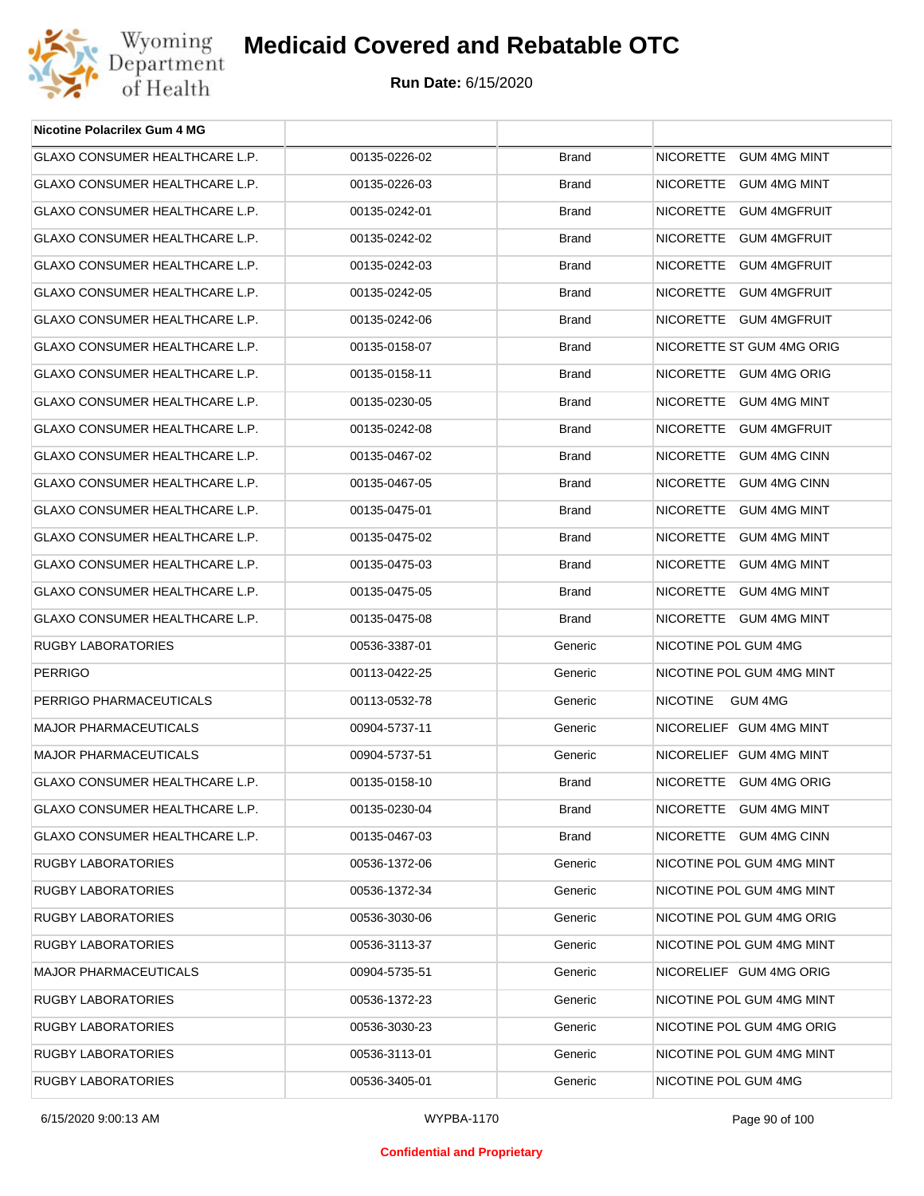| Nicotine Polacrilex Gum 4 MG | | | |
|---|---|---|---|
| GLAXO CONSUMER HEALTHCARE L.P. | 00135-0226-02 | Brand | NICORETTE GUM 4MG MINT |
| GLAXO CONSUMER HEALTHCARE L.P. | 00135-0226-03 | Brand | NICORETTE GUM 4MG MINT |
| GLAXO CONSUMER HEALTHCARE L.P. | 00135-0242-01 | Brand | NICORETTE GUM 4MGFRUIT |
| GLAXO CONSUMER HEALTHCARE L.P. | 00135-0242-02 | Brand | NICORETTE GUM 4MGFRUIT |
| GLAXO CONSUMER HEALTHCARE L.P. | 00135-0242-03 | Brand | NICORETTE GUM 4MGFRUIT |
| GLAXO CONSUMER HEALTHCARE L.P. | 00135-0242-05 | Brand | NICORETTE GUM 4MGFRUIT |
| GLAXO CONSUMER HEALTHCARE L.P. | 00135-0242-06 | Brand | NICORETTE GUM 4MGFRUIT |
| GLAXO CONSUMER HEALTHCARE L.P. | 00135-0158-07 | Brand | NICORETTE ST GUM 4MG ORIG |
| GLAXO CONSUMER HEALTHCARE L.P. | 00135-0158-11 | Brand | NICORETTE GUM 4MG ORIG |
| GLAXO CONSUMER HEALTHCARE L.P. | 00135-0230-05 | Brand | NICORETTE GUM 4MG MINT |
| GLAXO CONSUMER HEALTHCARE L.P. | 00135-0242-08 | Brand | NICORETTE GUM 4MGFRUIT |
| GLAXO CONSUMER HEALTHCARE L.P. | 00135-0467-02 | Brand | NICORETTE GUM 4MG CINN |
| GLAXO CONSUMER HEALTHCARE L.P. | 00135-0467-05 | Brand | NICORETTE GUM 4MG CINN |
| GLAXO CONSUMER HEALTHCARE L.P. | 00135-0475-01 | Brand | NICORETTE GUM 4MG MINT |
| GLAXO CONSUMER HEALTHCARE L.P. | 00135-0475-02 | Brand | NICORETTE GUM 4MG MINT |
| GLAXO CONSUMER HEALTHCARE L.P. | 00135-0475-03 | Brand | NICORETTE GUM 4MG MINT |
| GLAXO CONSUMER HEALTHCARE L.P. | 00135-0475-05 | Brand | NICORETTE GUM 4MG MINT |
| GLAXO CONSUMER HEALTHCARE L.P. | 00135-0475-08 | Brand | NICORETTE GUM 4MG MINT |
| RUGBY LABORATORIES | 00536-3387-01 | Generic | NICOTINE POL GUM 4MG |
| PERRIGO | 00113-0422-25 | Generic | NICOTINE POL GUM 4MG MINT |
| PERRIGO PHARMACEUTICALS | 00113-0532-78 | Generic | NICOTINE GUM 4MG |
| MAJOR PHARMACEUTICALS | 00904-5737-11 | Generic | NICORELIEF GUM 4MG MINT |
| MAJOR PHARMACEUTICALS | 00904-5737-51 | Generic | NICORELIEF GUM 4MG MINT |
| GLAXO CONSUMER HEALTHCARE L.P. | 00135-0158-10 | Brand | NICORETTE GUM 4MG ORIG |
| GLAXO CONSUMER HEALTHCARE L.P. | 00135-0230-04 | Brand | NICORETTE GUM 4MG MINT |
| GLAXO CONSUMER HEALTHCARE L.P. | 00135-0467-03 | Brand | NICORETTE GUM 4MG CINN |
| RUGBY LABORATORIES | 00536-1372-06 | Generic | NICOTINE POL GUM 4MG MINT |
| RUGBY LABORATORIES | 00536-1372-34 | Generic | NICOTINE POL GUM 4MG MINT |
| RUGBY LABORATORIES | 00536-3030-06 | Generic | NICOTINE POL GUM 4MG ORIG |
| RUGBY LABORATORIES | 00536-3113-37 | Generic | NICOTINE POL GUM 4MG MINT |
| MAJOR PHARMACEUTICALS | 00904-5735-51 | Generic | NICORELIEF GUM 4MG ORIG |
| RUGBY LABORATORIES | 00536-1372-23 | Generic | NICOTINE POL GUM 4MG MINT |
| RUGBY LABORATORIES | 00536-3030-23 | Generic | NICOTINE POL GUM 4MG ORIG |
| RUGBY LABORATORIES | 00536-3113-01 | Generic | NICOTINE POL GUM 4MG MINT |
| RUGBY LABORATORIES | 00536-3405-01 | Generic | NICOTINE POL GUM 4MG |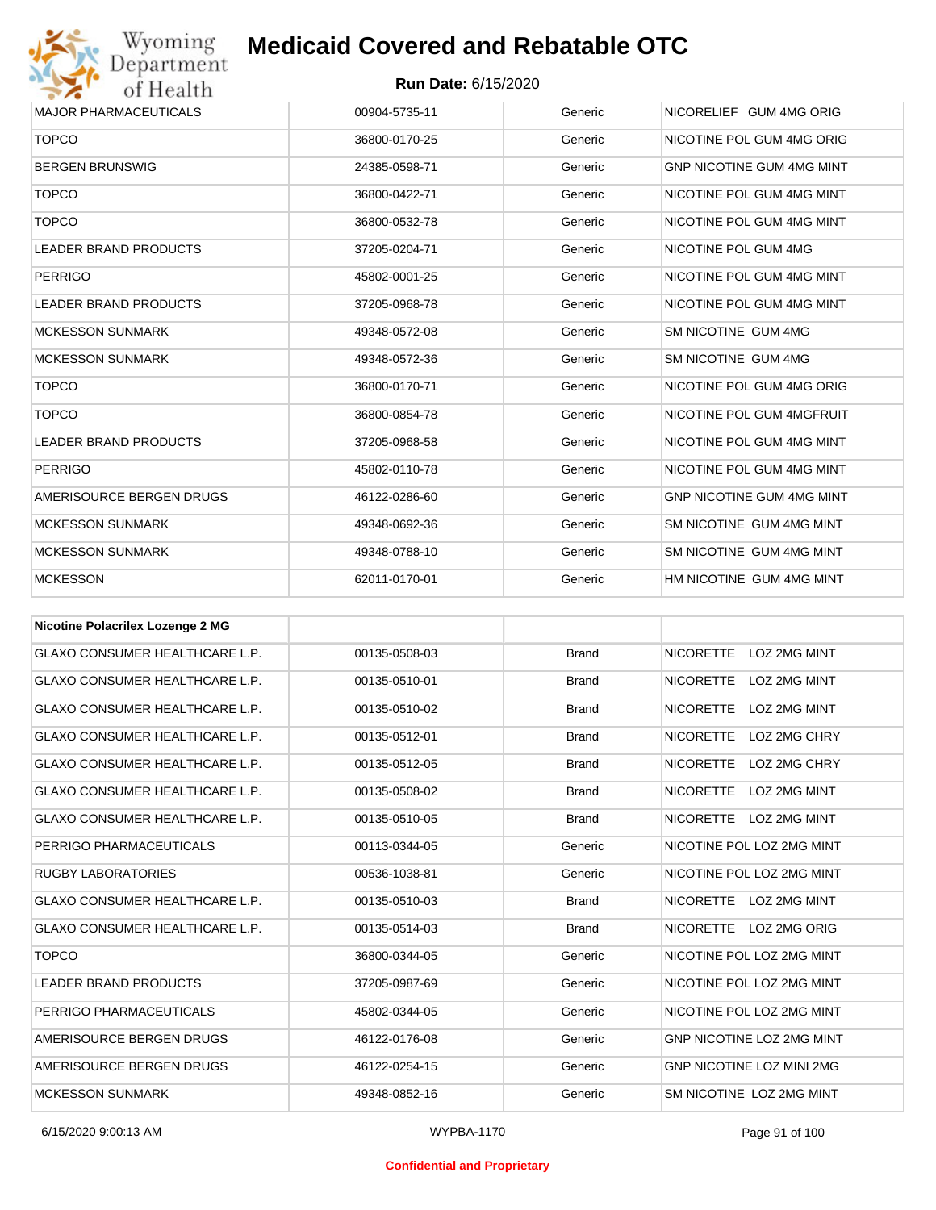| MAJOR PHARMACEUTICALS | 00904-5735-11 | Generic | NICORELIEF GUM 4MG ORIG |
|---|---|---|---|
| TOPCO | 36800-0170-25 | Generic | NICOTINE POL GUM 4MG ORIG |
| BERGEN BRUNSWIG | 24385-0598-71 | Generic | GNP NICOTINE GUM 4MG MINT |
| TOPCO | 36800-0422-71 | Generic | NICOTINE POL GUM 4MG MINT |
| TOPCO | 36800-0532-78 | Generic | NICOTINE POL GUM 4MG MINT |
| LEADER BRAND PRODUCTS | 37205-0204-71 | Generic | NICOTINE POL GUM 4MG |
| PERRIGO | 45802-0001-25 | Generic | NICOTINE POL GUM 4MG MINT |
| LEADER BRAND PRODUCTS | 37205-0968-78 | Generic | NICOTINE POL GUM 4MG MINT |
| MCKESSON SUNMARK | 49348-0572-08 | Generic | SM NICOTINE GUM 4MG |
| MCKESSON SUNMARK | 49348-0572-36 | Generic | SM NICOTINE GUM 4MG |
| TOPCO | 36800-0170-71 | Generic | NICOTINE POL GUM 4MG ORIG |
| TOPCO | 36800-0854-78 | Generic | NICOTINE POL GUM 4MGFRUIT |
| LEADER BRAND PRODUCTS | 37205-0968-58 | Generic | NICOTINE POL GUM 4MG MINT |
| PERRIGO | 45802-0110-78 | Generic | NICOTINE POL GUM 4MG MINT |
| AMERISOURCE BERGEN DRUGS | 46122-0286-60 | Generic | GNP NICOTINE GUM 4MG MINT |
| MCKESSON SUNMARK | 49348-0692-36 | Generic | SM NICOTINE GUM 4MG MINT |
| MCKESSON SUNMARK | 49348-0788-10 | Generic | SM NICOTINE GUM 4MG MINT |
| MCKESSON | 62011-0170-01 | Generic | HM NICOTINE GUM 4MG MINT |

| **Nicotine Polacrilex Lozenge 2 MG** | | | |
|---|---|---|---|
| GLAXO CONSUMER HEALTHCARE L.P. | 00135-0508-03 | Brand | NICORETTE LOZ 2MG MINT |
| GLAXO CONSUMER HEALTHCARE L.P. | 00135-0510-01 | Brand | NICORETTE LOZ 2MG MINT |
| GLAXO CONSUMER HEALTHCARE L.P. | 00135-0510-02 | Brand | NICORETTE LOZ 2MG MINT |
| GLAXO CONSUMER HEALTHCARE L.P. | 00135-0512-01 | Brand | NICORETTE LOZ 2MG CHRY |
| GLAXO CONSUMER HEALTHCARE L.P. | 00135-0512-05 | Brand | NICORETTE LOZ 2MG CHRY |
| GLAXO CONSUMER HEALTHCARE L.P. | 00135-0508-02 | Brand | NICORETTE LOZ 2MG MINT |
| GLAXO CONSUMER HEALTHCARE L.P. | 00135-0510-05 | Brand | NICORETTE LOZ 2MG MINT |
| PERRIGO PHARMACEUTICALS | 00113-0344-05 | Generic | NICOTINE POL LOZ 2MG MINT |
| RUGBY LABORATORIES | 00536-1038-81 | Generic | NICOTINE POL LOZ 2MG MINT |
| GLAXO CONSUMER HEALTHCARE L.P. | 00135-0510-03 | Brand | NICORETTE LOZ 2MG MINT |
| GLAXO CONSUMER HEALTHCARE L.P. | 00135-0514-03 | Brand | NICORETTE LOZ 2MG ORIG |
| TOPCO | 36800-0344-05 | Generic | NICOTINE POL LOZ 2MG MINT |
| LEADER BRAND PRODUCTS | 37205-0987-69 | Generic | NICOTINE POL LOZ 2MG MINT |
| PERRIGO PHARMACEUTICALS | 45802-0344-05 | Generic | NICOTINE POL LOZ 2MG MINT |
| AMERISOURCE BERGEN DRUGS | 46122-0176-08 | Generic | GNP NICOTINE LOZ 2MG MINT |
| AMERISOURCE BERGEN DRUGS | 46122-0254-15 | Generic | GNP NICOTINE LOZ MINI 2MG |
| MCKESSON SUNMARK | 49348-0852-16 | Generic | SM NICOTINE LOZ 2MG MINT |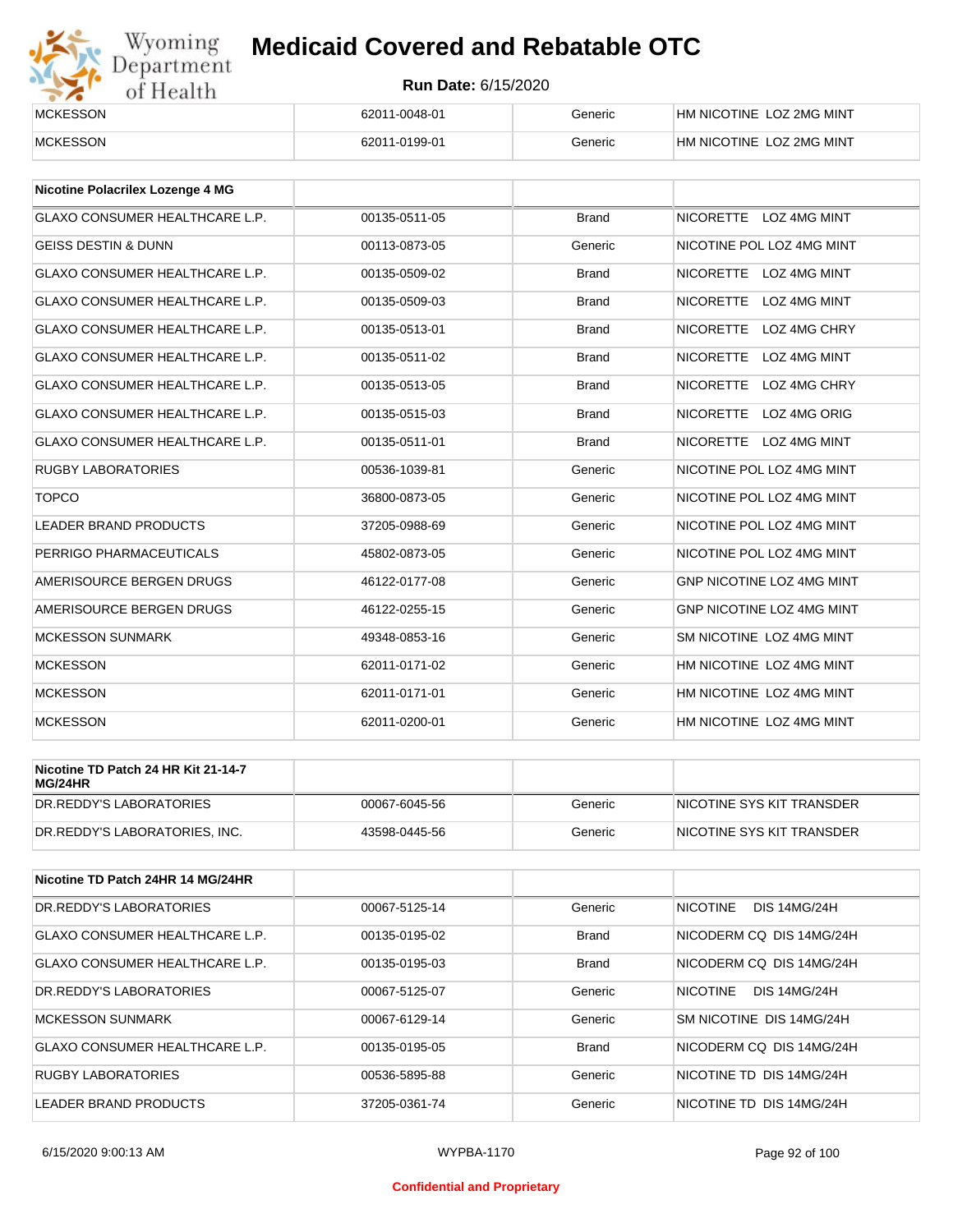| | | | |
|---|---|---|---|
| MCKESSON | 62011-0048-01 | Generic | HM NICOTINE LOZ 2MG MINT |
| MCKESSON | 62011-0199-01 | Generic | HM NICOTINE LOZ 2MG MINT |

| **Nicotine Polacrilex Lozenge 4 MG** | | | |
|---|---|---|---|
| GLAXO CONSUMER HEALTHCARE L.P. | 00135-0511-05 | Brand | NICORETTE LOZ 4MG MINT |
| GEISS DESTIN & DUNN | 00113-0873-05 | Generic | NICOTINE POL LOZ 4MG MINT |
| GLAXO CONSUMER HEALTHCARE L.P. | 00135-0509-02 | Brand | NICORETTE LOZ 4MG MINT |
| GLAXO CONSUMER HEALTHCARE L.P. | 00135-0509-03 | Brand | NICORETTE LOZ 4MG MINT |
| GLAXO CONSUMER HEALTHCARE L.P. | 00135-0513-01 | Brand | NICORETTE LOZ 4MG CHRY |
| GLAXO CONSUMER HEALTHCARE L.P. | 00135-0511-02 | Brand | NICORETTE LOZ 4MG MINT |
| GLAXO CONSUMER HEALTHCARE L.P. | 00135-0513-05 | Brand | NICORETTE LOZ 4MG CHRY |
| GLAXO CONSUMER HEALTHCARE L.P. | 00135-0515-03 | Brand | NICORETTE LOZ 4MG ORIG |
| GLAXO CONSUMER HEALTHCARE L.P. | 00135-0511-01 | Brand | NICORETTE LOZ 4MG MINT |
| RUGBY LABORATORIES | 00536-1039-81 | Generic | NICOTINE POL LOZ 4MG MINT |
| TOPCO | 36800-0873-05 | Generic | NICOTINE POL LOZ 4MG MINT |
| LEADER BRAND PRODUCTS | 37205-0988-69 | Generic | NICOTINE POL LOZ 4MG MINT |
| PERRIGO PHARMACEUTICALS | 45802-0873-05 | Generic | NICOTINE POL LOZ 4MG MINT |
| AMERISOURCE BERGEN DRUGS | 46122-0177-08 | Generic | GNP NICOTINE LOZ 4MG MINT |
| AMERISOURCE BERGEN DRUGS | 46122-0255-15 | Generic | GNP NICOTINE LOZ 4MG MINT |
| MCKESSON SUNMARK | 49348-0853-16 | Generic | SM NICOTINE LOZ 4MG MINT |
| MCKESSON | 62011-0171-02 | Generic | HM NICOTINE LOZ 4MG MINT |
| MCKESSON | 62011-0171-01 | Generic | HM NICOTINE LOZ 4MG MINT |
| MCKESSON | 62011-0200-01 | Generic | HM NICOTINE LOZ 4MG MINT |

| **Nicotine TD Patch 24 HR Kit 21-14-7 MG/24HR** | | | |
|---|---|---|---|
| DR.REDDY'S LABORATORIES | 00067-6045-56 | Generic | NICOTINE SYS KIT TRANSDER |
| DR.REDDY'S LABORATORIES, INC. | 43598-0445-56 | Generic | NICOTINE SYS KIT TRANSDER |

| **Nicotine TD Patch 24HR 14 MG/24HR** | | | |
|---|---|---|---|
| DR.REDDY'S LABORATORIES | 00067-5125-14 | Generic | NICOTINE DIS 14MG/24H |
| GLAXO CONSUMER HEALTHCARE L.P. | 00135-0195-02 | Brand | NICODERM CQ DIS 14MG/24H |
| GLAXO CONSUMER HEALTHCARE L.P. | 00135-0195-03 | Brand | NICODERM CQ DIS 14MG/24H |
| DR.REDDY'S LABORATORIES | 00067-5125-07 | Generic | NICOTINE DIS 14MG/24H |
| MCKESSON SUNMARK | 00067-6129-14 | Generic | SM NICOTINE DIS 14MG/24H |
| GLAXO CONSUMER HEALTHCARE L.P. | 00135-0195-05 | Brand | NICODERM CQ DIS 14MG/24H |
| RUGBY LABORATORIES | 00536-5895-88 | Generic | NICOTINE TD DIS 14MG/24H |
| LEADER BRAND PRODUCTS | 37205-0361-74 | Generic | NICOTINE TD DIS 14MG/24H |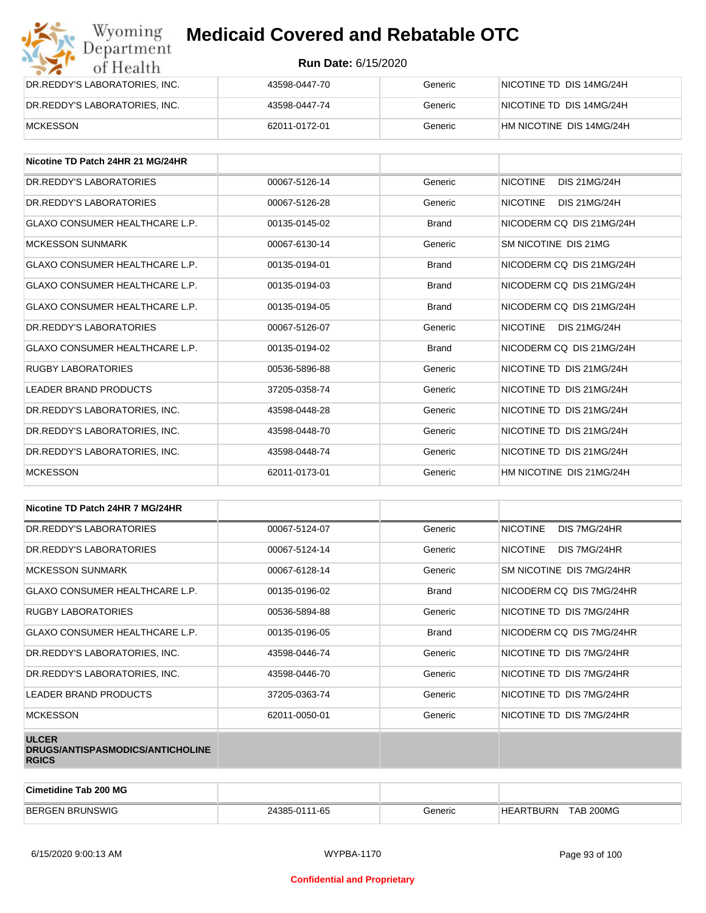| DR.REDDY'S LABORATORIES, INC. | 43598-0447-70 | Generic | NICOTINE TD DIS 14MG/24H |
|---|---|---|---|
| DR.REDDY'S LABORATORIES, INC. | 43598-0447-74 | Generic | NICOTINE TD DIS 14MG/24H |
| MCKESSON | 62011-0172-01 | Generic | HM NICOTINE DIS 14MG/24H |

| Nicotine TD Patch 24HR 21 MG/24HR | | | |
|---|---|---|---|
| DR.REDDY'S LABORATORIES | 00067-5126-14 | Generic | NICOTINE DIS 21MG/24H |
| DR.REDDY'S LABORATORIES | 00067-5126-28 | Generic | NICOTINE DIS 21MG/24H |
| GLAXO CONSUMER HEALTHCARE L.P. | 00135-0145-02 | Brand | NICODERM CQ DIS 21MG/24H |
| MCKESSON SUNMARK | 00067-6130-14 | Generic | SM NICOTINE DIS 21MG |
| GLAXO CONSUMER HEALTHCARE L.P. | 00135-0194-01 | Brand | NICODERM CQ DIS 21MG/24H |
| GLAXO CONSUMER HEALTHCARE L.P. | 00135-0194-03 | Brand | NICODERM CQ DIS 21MG/24H |
| GLAXO CONSUMER HEALTHCARE L.P. | 00135-0194-05 | Brand | NICODERM CQ DIS 21MG/24H |
| DR.REDDY'S LABORATORIES | 00067-5126-07 | Generic | NICOTINE DIS 21MG/24H |
| GLAXO CONSUMER HEALTHCARE L.P. | 00135-0194-02 | Brand | NICODERM CQ DIS 21MG/24H |
| RUGBY LABORATORIES | 00536-5896-88 | Generic | NICOTINE TD DIS 21MG/24H |
| LEADER BRAND PRODUCTS | 37205-0358-74 | Generic | NICOTINE TD DIS 21MG/24H |
| DR.REDDY'S LABORATORIES, INC. | 43598-0448-28 | Generic | NICOTINE TD DIS 21MG/24H |
| DR.REDDY'S LABORATORIES, INC. | 43598-0448-70 | Generic | NICOTINE TD DIS 21MG/24H |
| DR.REDDY'S LABORATORIES, INC. | 43598-0448-74 | Generic | NICOTINE TD DIS 21MG/24H |
| MCKESSON | 62011-0173-01 | Generic | HM NICOTINE DIS 21MG/24H |

| Nicotine TD Patch 24HR 7 MG/24HR | | | |
|---|---|---|---|
| DR.REDDY'S LABORATORIES | 00067-5124-07 | Generic | NICOTINE DIS 7MG/24HR |
| DR.REDDY'S LABORATORIES | 00067-5124-14 | Generic | NICOTINE DIS 7MG/24HR |
| MCKESSON SUNMARK | 00067-6128-14 | Generic | SM NICOTINE DIS 7MG/24HR |
| GLAXO CONSUMER HEALTHCARE L.P. | 00135-0196-02 | Brand | NICODERM CQ DIS 7MG/24HR |
| RUGBY LABORATORIES | 00536-5894-88 | Generic | NICOTINE TD DIS 7MG/24HR |
| GLAXO CONSUMER HEALTHCARE L.P. | 00135-0196-05 | Brand | NICODERM CQ DIS 7MG/24HR |
| DR.REDDY'S LABORATORIES, INC. | 43598-0446-74 | Generic | NICOTINE TD DIS 7MG/24HR |
| DR.REDDY'S LABORATORIES, INC. | 43598-0446-70 | Generic | NICOTINE TD DIS 7MG/24HR |
| LEADER BRAND PRODUCTS | 37205-0363-74 | Generic | NICOTINE TD DIS 7MG/24HR |
| MCKESSON | 62011-0050-01 | Generic | NICOTINE TD DIS 7MG/24HR |

**ULCER DRUGS/ANTISPASMODICS/ANTICHOLINERGICS**

| Cimetidine Tab 200 MG | | | |
|---|---|---|---|
| BERGEN BRUNSWIG | 24385-0111-65 | Generic | HEARTBURN TAB 200MG |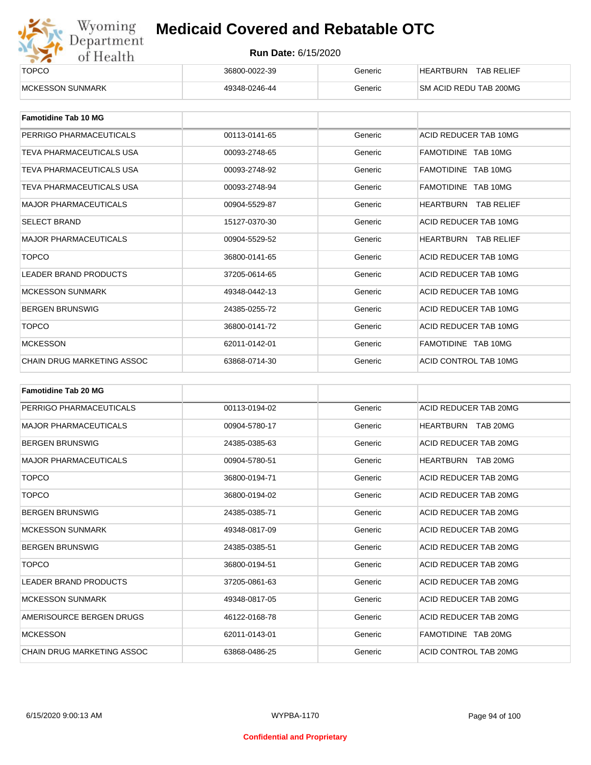| | | | |
|---|---|---|---|
| TOPCO | 36800-0022-39 | Generic | HEARTBURN TAB RELIEF |
| MCKESSON SUNMARK | 49348-0246-44 | Generic | SM ACID REDU TAB 200MG |

| **Famotidine Tab 10 MG** | | | |
|---|---|---|---|
| PERRIGO PHARMACEUTICALS | 00113-0141-65 | Generic | ACID REDUCER TAB 10MG |
| TEVA PHARMACEUTICALS USA | 00093-2748-65 | Generic | FAMOTIDINE TAB 10MG |
| TEVA PHARMACEUTICALS USA | 00093-2748-92 | Generic | FAMOTIDINE TAB 10MG |
| TEVA PHARMACEUTICALS USA | 00093-2748-94 | Generic | FAMOTIDINE TAB 10MG |
| MAJOR PHARMACEUTICALS | 00904-5529-87 | Generic | HEARTBURN TAB RELIEF |
| SELECT BRAND | 15127-0370-30 | Generic | ACID REDUCER TAB 10MG |
| MAJOR PHARMACEUTICALS | 00904-5529-52 | Generic | HEARTBURN TAB RELIEF |
| TOPCO | 36800-0141-65 | Generic | ACID REDUCER TAB 10MG |
| LEADER BRAND PRODUCTS | 37205-0614-65 | Generic | ACID REDUCER TAB 10MG |
| MCKESSON SUNMARK | 49348-0442-13 | Generic | ACID REDUCER TAB 10MG |
| BERGEN BRUNSWIG | 24385-0255-72 | Generic | ACID REDUCER TAB 10MG |
| TOPCO | 36800-0141-72 | Generic | ACID REDUCER TAB 10MG |
| MCKESSON | 62011-0142-01 | Generic | FAMOTIDINE TAB 10MG |
| CHAIN DRUG MARKETING ASSOC | 63868-0714-30 | Generic | ACID CONTROL TAB 10MG |

| **Famotidine Tab 20 MG** | | | |
|---|---|---|---|
| PERRIGO PHARMACEUTICALS | 00113-0194-02 | Generic | ACID REDUCER TAB 20MG |
| MAJOR PHARMACEUTICALS | 00904-5780-17 | Generic | HEARTBURN TAB 20MG |
| BERGEN BRUNSWIG | 24385-0385-63 | Generic | ACID REDUCER TAB 20MG |
| MAJOR PHARMACEUTICALS | 00904-5780-51 | Generic | HEARTBURN TAB 20MG |
| TOPCO | 36800-0194-71 | Generic | ACID REDUCER TAB 20MG |
| TOPCO | 36800-0194-02 | Generic | ACID REDUCER TAB 20MG |
| BERGEN BRUNSWIG | 24385-0385-71 | Generic | ACID REDUCER TAB 20MG |
| MCKESSON SUNMARK | 49348-0817-09 | Generic | ACID REDUCER TAB 20MG |
| BERGEN BRUNSWIG | 24385-0385-51 | Generic | ACID REDUCER TAB 20MG |
| TOPCO | 36800-0194-51 | Generic | ACID REDUCER TAB 20MG |
| LEADER BRAND PRODUCTS | 37205-0861-63 | Generic | ACID REDUCER TAB 20MG |
| MCKESSON SUNMARK | 49348-0817-05 | Generic | ACID REDUCER TAB 20MG |
| AMERISOURCE BERGEN DRUGS | 46122-0168-78 | Generic | ACID REDUCER TAB 20MG |
| MCKESSON | 62011-0143-01 | Generic | FAMOTIDINE TAB 20MG |
| CHAIN DRUG MARKETING ASSOC | 63868-0486-25 | Generic | ACID CONTROL TAB 20MG |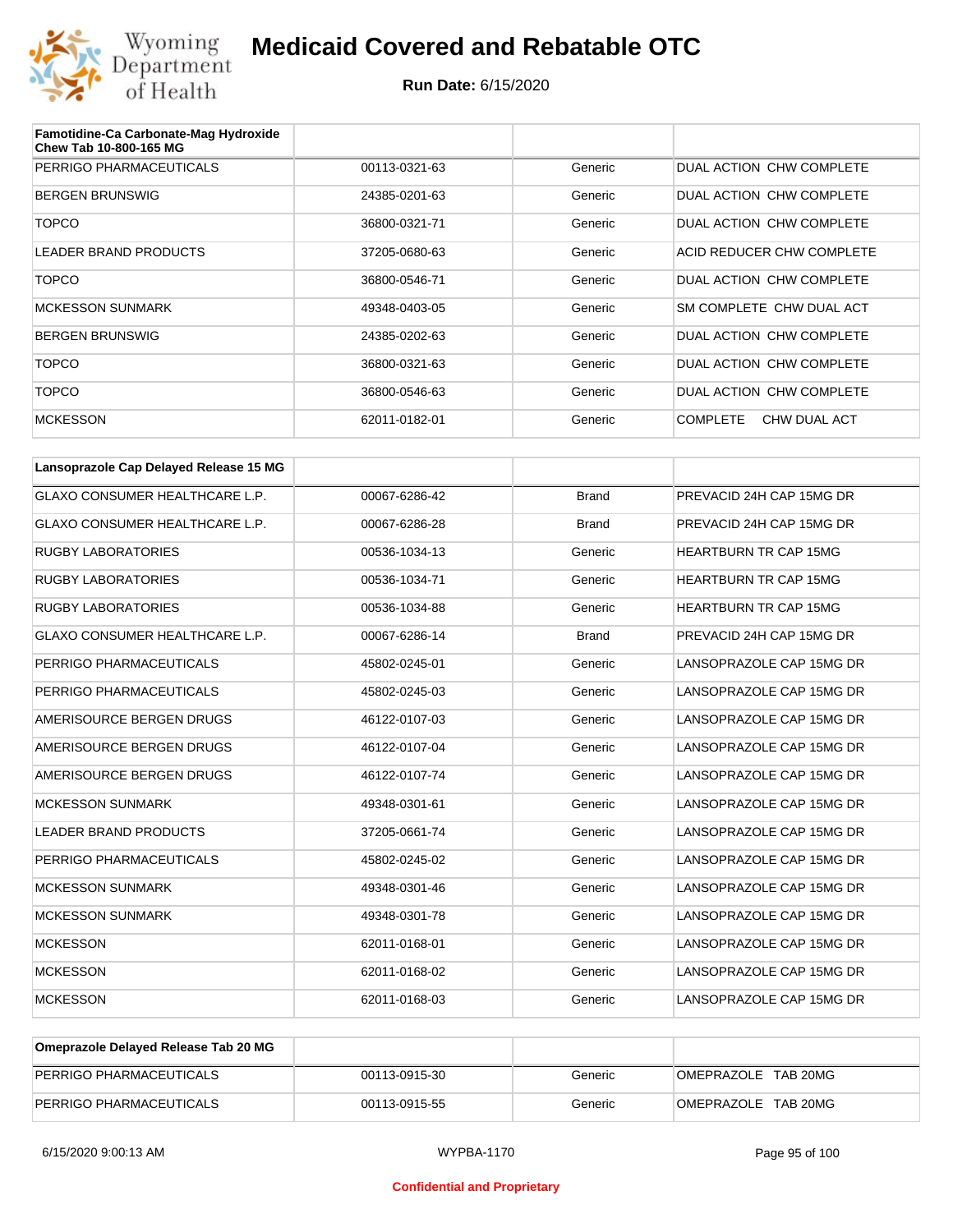| Famotidine-Ca Carbonate-Mag Hydroxide Chew Tab 10-800-165 MG | | | |
|---|---|---|---|
| PERRIGO PHARMACEUTICALS | 00113-0321-63 | Generic | DUAL ACTION CHW COMPLETE |
| BERGEN BRUNSWIG | 24385-0201-63 | Generic | DUAL ACTION CHW COMPLETE |
| TOPCO | 36800-0321-71 | Generic | DUAL ACTION CHW COMPLETE |
| LEADER BRAND PRODUCTS | 37205-0680-63 | Generic | ACID REDUCER CHW COMPLETE |
| TOPCO | 36800-0546-71 | Generic | DUAL ACTION CHW COMPLETE |
| MCKESSON SUNMARK | 49348-0403-05 | Generic | SM COMPLETE CHW DUAL ACT |
| BERGEN BRUNSWIG | 24385-0202-63 | Generic | DUAL ACTION CHW COMPLETE |
| TOPCO | 36800-0321-63 | Generic | DUAL ACTION CHW COMPLETE |
| TOPCO | 36800-0546-63 | Generic | DUAL ACTION CHW COMPLETE |
| MCKESSON | 62011-0182-01 | Generic | COMPLETE CHW DUAL ACT |

| Lansoprazole Cap Delayed Release 15 MG | | | |
|---|---|---|---|
| GLAXO CONSUMER HEALTHCARE L.P. | 00067-6286-42 | Brand | PREVACID 24H CAP 15MG DR |
| GLAXO CONSUMER HEALTHCARE L.P. | 00067-6286-28 | Brand | PREVACID 24H CAP 15MG DR |
| RUGBY LABORATORIES | 00536-1034-13 | Generic | HEARTBURN TR CAP 15MG |
| RUGBY LABORATORIES | 00536-1034-71 | Generic | HEARTBURN TR CAP 15MG |
| RUGBY LABORATORIES | 00536-1034-88 | Generic | HEARTBURN TR CAP 15MG |
| GLAXO CONSUMER HEALTHCARE L.P. | 00067-6286-14 | Brand | PREVACID 24H CAP 15MG DR |
| PERRIGO PHARMACEUTICALS | 45802-0245-01 | Generic | LANSOPRAZOLE CAP 15MG DR |
| PERRIGO PHARMACEUTICALS | 45802-0245-03 | Generic | LANSOPRAZOLE CAP 15MG DR |
| AMERISOURCE BERGEN DRUGS | 46122-0107-03 | Generic | LANSOPRAZOLE CAP 15MG DR |
| AMERISOURCE BERGEN DRUGS | 46122-0107-04 | Generic | LANSOPRAZOLE CAP 15MG DR |
| AMERISOURCE BERGEN DRUGS | 46122-0107-74 | Generic | LANSOPRAZOLE CAP 15MG DR |
| MCKESSON SUNMARK | 49348-0301-61 | Generic | LANSOPRAZOLE CAP 15MG DR |
| LEADER BRAND PRODUCTS | 37205-0661-74 | Generic | LANSOPRAZOLE CAP 15MG DR |
| PERRIGO PHARMACEUTICALS | 45802-0245-02 | Generic | LANSOPRAZOLE CAP 15MG DR |
| MCKESSON SUNMARK | 49348-0301-46 | Generic | LANSOPRAZOLE CAP 15MG DR |
| MCKESSON SUNMARK | 49348-0301-78 | Generic | LANSOPRAZOLE CAP 15MG DR |
| MCKESSON | 62011-0168-01 | Generic | LANSOPRAZOLE CAP 15MG DR |
| MCKESSON | 62011-0168-02 | Generic | LANSOPRAZOLE CAP 15MG DR |
| MCKESSON | 62011-0168-03 | Generic | LANSOPRAZOLE CAP 15MG DR |

| Omeprazole Delayed Release Tab 20 MG | | | |
|---|---|---|---|
| PERRIGO PHARMACEUTICALS | 00113-0915-30 | Generic | OMEPRAZOLE TAB 20MG |
| PERRIGO PHARMACEUTICALS | 00113-0915-55 | Generic | OMEPRAZOLE TAB 20MG |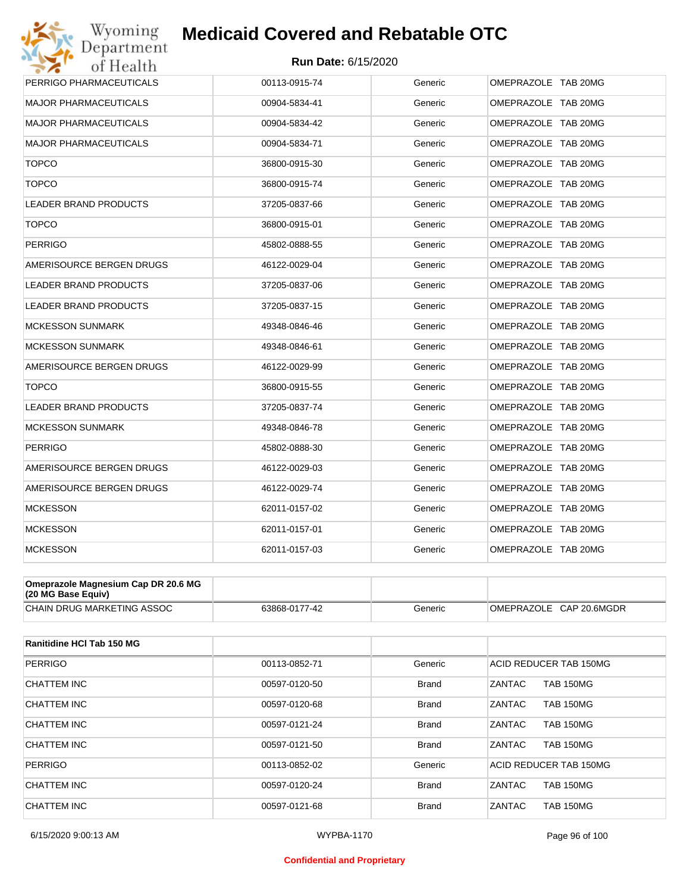| PERRIGO PHARMACEUTICALS | 00113-0915-74 | Generic | OMEPRAZOLE TAB 20MG |
|---|---|---|---|
| MAJOR PHARMACEUTICALS | 00904-5834-41 | Generic | OMEPRAZOLE TAB 20MG |
| MAJOR PHARMACEUTICALS | 00904-5834-42 | Generic | OMEPRAZOLE TAB 20MG |
| MAJOR PHARMACEUTICALS | 00904-5834-71 | Generic | OMEPRAZOLE TAB 20MG |
| TOPCO | 36800-0915-30 | Generic | OMEPRAZOLE TAB 20MG |
| TOPCO | 36800-0915-74 | Generic | OMEPRAZOLE TAB 20MG |
| LEADER BRAND PRODUCTS | 37205-0837-66 | Generic | OMEPRAZOLE TAB 20MG |
| TOPCO | 36800-0915-01 | Generic | OMEPRAZOLE TAB 20MG |
| PERRIGO | 45802-0888-55 | Generic | OMEPRAZOLE TAB 20MG |
| AMERISOURCE BERGEN DRUGS | 46122-0029-04 | Generic | OMEPRAZOLE TAB 20MG |
| LEADER BRAND PRODUCTS | 37205-0837-06 | Generic | OMEPRAZOLE TAB 20MG |
| LEADER BRAND PRODUCTS | 37205-0837-15 | Generic | OMEPRAZOLE TAB 20MG |
| MCKESSON SUNMARK | 49348-0846-46 | Generic | OMEPRAZOLE TAB 20MG |
| MCKESSON SUNMARK | 49348-0846-61 | Generic | OMEPRAZOLE TAB 20MG |
| AMERISOURCE BERGEN DRUGS | 46122-0029-99 | Generic | OMEPRAZOLE TAB 20MG |
| TOPCO | 36800-0915-55 | Generic | OMEPRAZOLE TAB 20MG |
| LEADER BRAND PRODUCTS | 37205-0837-74 | Generic | OMEPRAZOLE TAB 20MG |
| MCKESSON SUNMARK | 49348-0846-78 | Generic | OMEPRAZOLE TAB 20MG |
| PERRIGO | 45802-0888-30 | Generic | OMEPRAZOLE TAB 20MG |
| AMERISOURCE BERGEN DRUGS | 46122-0029-03 | Generic | OMEPRAZOLE TAB 20MG |
| AMERISOURCE BERGEN DRUGS | 46122-0029-74 | Generic | OMEPRAZOLE TAB 20MG |
| MCKESSON | 62011-0157-02 | Generic | OMEPRAZOLE TAB 20MG |
| MCKESSON | 62011-0157-01 | Generic | OMEPRAZOLE TAB 20MG |
| MCKESSON | 62011-0157-03 | Generic | OMEPRAZOLE TAB 20MG |

| **Omeprazole Magnesium Cap DR 20.6 MG (20 MG Base Equiv)** | | | |
|---|---|---|---|
| CHAIN DRUG MARKETING ASSOC | 63868-0177-42 | Generic | OMEPRAZOLE CAP 20.6MGDR |

| **Ranitidine HCl Tab 150 MG** | | | |
|---|---|---|---|
| PERRIGO | 00113-0852-71 | Generic | ACID REDUCER TAB 150MG |
| CHATTEM INC | 00597-0120-50 | Brand | ZANTAC TAB 150MG |
| CHATTEM INC | 00597-0120-68 | Brand | ZANTAC TAB 150MG |
| CHATTEM INC | 00597-0121-24 | Brand | ZANTAC TAB 150MG |
| CHATTEM INC | 00597-0121-50 | Brand | ZANTAC TAB 150MG |
| PERRIGO | 00113-0852-02 | Generic | ACID REDUCER TAB 150MG |
| CHATTEM INC | 00597-0120-24 | Brand | ZANTAC TAB 150MG |
| CHATTEM INC | 00597-0121-68 | Brand | ZANTAC TAB 150MG |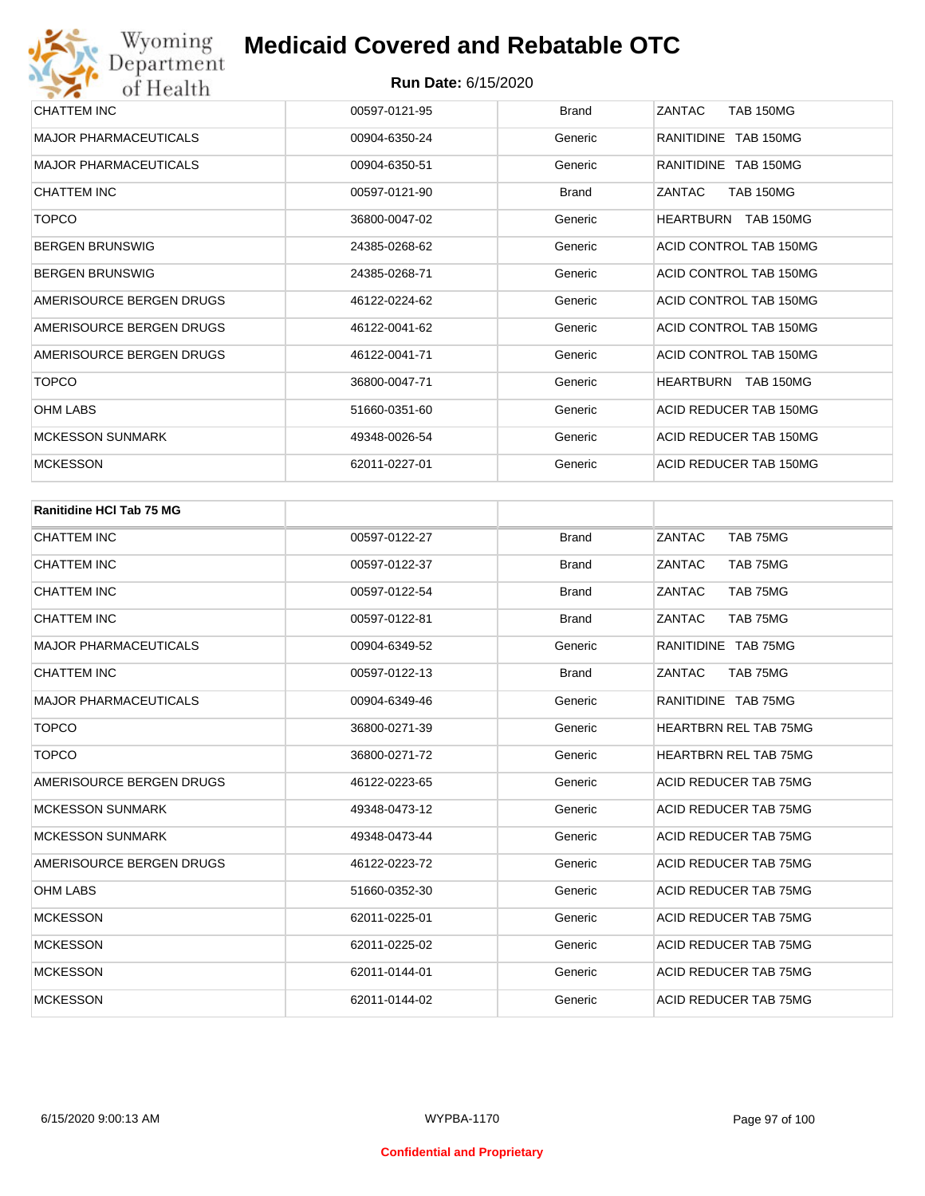| | | | |
|---|---|---|---|
| CHATTEM INC | 00597-0121-95 | Brand | ZANTAC TAB 150MG |
| MAJOR PHARMACEUTICALS | 00904-6350-24 | Generic | RANITIDINE TAB 150MG |
| MAJOR PHARMACEUTICALS | 00904-6350-51 | Generic | RANITIDINE TAB 150MG |
| CHATTEM INC | 00597-0121-90 | Brand | ZANTAC TAB 150MG |
| TOPCO | 36800-0047-02 | Generic | HEARTBURN TAB 150MG |
| BERGEN BRUNSWIG | 24385-0268-62 | Generic | ACID CONTROL TAB 150MG |
| BERGEN BRUNSWIG | 24385-0268-71 | Generic | ACID CONTROL TAB 150MG |
| AMERISOURCE BERGEN DRUGS | 46122-0224-62 | Generic | ACID CONTROL TAB 150MG |
| AMERISOURCE BERGEN DRUGS | 46122-0041-62 | Generic | ACID CONTROL TAB 150MG |
| AMERISOURCE BERGEN DRUGS | 46122-0041-71 | Generic | ACID CONTROL TAB 150MG |
| TOPCO | 36800-0047-71 | Generic | HEARTBURN TAB 150MG |
| OHM LABS | 51660-0351-60 | Generic | ACID REDUCER TAB 150MG |
| MCKESSON SUNMARK | 49348-0026-54 | Generic | ACID REDUCER TAB 150MG |
| MCKESSON | 62011-0227-01 | Generic | ACID REDUCER TAB 150MG |

| Ranitidine HCl Tab 75 MG | | | |
|---|---|---|---|
| CHATTEM INC | 00597-0122-27 | Brand | ZANTAC TAB 75MG |
| CHATTEM INC | 00597-0122-37 | Brand | ZANTAC TAB 75MG |
| CHATTEM INC | 00597-0122-54 | Brand | ZANTAC TAB 75MG |
| CHATTEM INC | 00597-0122-81 | Brand | ZANTAC TAB 75MG |
| MAJOR PHARMACEUTICALS | 00904-6349-52 | Generic | RANITIDINE TAB 75MG |
| CHATTEM INC | 00597-0122-13 | Brand | ZANTAC TAB 75MG |
| MAJOR PHARMACEUTICALS | 00904-6349-46 | Generic | RANITIDINE TAB 75MG |
| TOPCO | 36800-0271-39 | Generic | HEARTBRN REL TAB 75MG |
| TOPCO | 36800-0271-72 | Generic | HEARTBRN REL TAB 75MG |
| AMERISOURCE BERGEN DRUGS | 46122-0223-65 | Generic | ACID REDUCER TAB 75MG |
| MCKESSON SUNMARK | 49348-0473-12 | Generic | ACID REDUCER TAB 75MG |
| MCKESSON SUNMARK | 49348-0473-44 | Generic | ACID REDUCER TAB 75MG |
| AMERISOURCE BERGEN DRUGS | 46122-0223-72 | Generic | ACID REDUCER TAB 75MG |
| OHM LABS | 51660-0352-30 | Generic | ACID REDUCER TAB 75MG |
| MCKESSON | 62011-0225-01 | Generic | ACID REDUCER TAB 75MG |
| MCKESSON | 62011-0225-02 | Generic | ACID REDUCER TAB 75MG |
| MCKESSON | 62011-0144-01 | Generic | ACID REDUCER TAB 75MG |
| MCKESSON | 62011-0144-02 | Generic | ACID REDUCER TAB 75MG |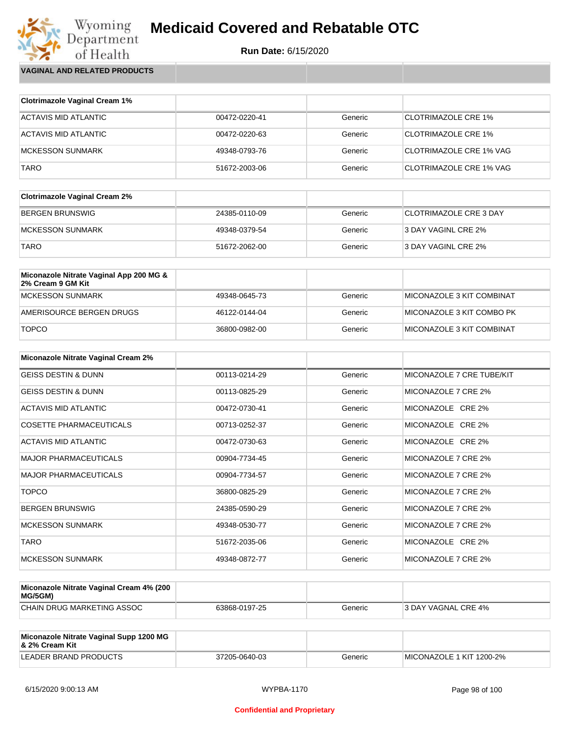# Medicaid Covered and Rebatable OTC

**Run Date:** 6/15/2020

## VAGINAL AND RELATED PRODUCTS

| Clotrimazole Vaginal Cream 1% | | | |
|---|---|---|---|
| ACTAVIS MID ATLANTIC | 00472-0220-41 | Generic | CLOTRIMAZOLE CRE 1% |
| ACTAVIS MID ATLANTIC | 00472-0220-63 | Generic | CLOTRIMAZOLE CRE 1% |
| MCKESSON SUNMARK | 49348-0793-76 | Generic | CLOTRIMAZOLE CRE 1% VAG |
| TARO | 51672-2003-06 | Generic | CLOTRIMAZOLE CRE 1% VAG |

| Clotrimazole Vaginal Cream 2% | | | |
|---|---|---|---|
| BERGEN BRUNSWIG | 24385-0110-09 | Generic | CLOTRIMAZOLE CRE 3 DAY |
| MCKESSON SUNMARK | 49348-0379-54 | Generic | 3 DAY VAGINL CRE 2% |
| TARO | 51672-2062-00 | Generic | 3 DAY VAGINL CRE 2% |

| Miconazole Nitrate Vaginal App 200 MG & 2% Cream 9 GM Kit | | | |
|---|---|---|---|
| MCKESSON SUNMARK | 49348-0645-73 | Generic | MICONAZOLE 3 KIT COMBINAT |
| AMERISOURCE BERGEN DRUGS | 46122-0144-04 | Generic | MICONAZOLE 3 KIT COMBO PK |
| TOPCO | 36800-0982-00 | Generic | MICONAZOLE 3 KIT COMBINAT |

| Miconazole Nitrate Vaginal Cream 2% | | | |
|---|---|---|---|
| GEISS DESTIN & DUNN | 00113-0214-29 | Generic | MICONAZOLE 7 CRE TUBE/KIT |
| GEISS DESTIN & DUNN | 00113-0825-29 | Generic | MICONAZOLE 7 CRE 2% |
| ACTAVIS MID ATLANTIC | 00472-0730-41 | Generic | MICONAZOLE CRE 2% |
| COSETTE PHARMACEUTICALS | 00713-0252-37 | Generic | MICONAZOLE CRE 2% |
| ACTAVIS MID ATLANTIC | 00472-0730-63 | Generic | MICONAZOLE CRE 2% |
| MAJOR PHARMACEUTICALS | 00904-7734-45 | Generic | MICONAZOLE 7 CRE 2% |
| MAJOR PHARMACEUTICALS | 00904-7734-57 | Generic | MICONAZOLE 7 CRE 2% |
| TOPCO | 36800-0825-29 | Generic | MICONAZOLE 7 CRE 2% |
| BERGEN BRUNSWIG | 24385-0590-29 | Generic | MICONAZOLE 7 CRE 2% |
| MCKESSON SUNMARK | 49348-0530-77 | Generic | MICONAZOLE 7 CRE 2% |
| TARO | 51672-2035-06 | Generic | MICONAZOLE CRE 2% |
| MCKESSON SUNMARK | 49348-0872-77 | Generic | MICONAZOLE 7 CRE 2% |

| Miconazole Nitrate Vaginal Cream 4% (200 MG/5GM) | | | |
|---|---|---|---|
| CHAIN DRUG MARKETING ASSOC | 63868-0197-25 | Generic | 3 DAY VAGNAL CRE 4% |

| Miconazole Nitrate Vaginal Supp 1200 MG & 2% Cream Kit | | | |
|---|---|---|---|
| LEADER BRAND PRODUCTS | 37205-0640-03 | Generic | MICONAZOLE 1 KIT 1200-2% |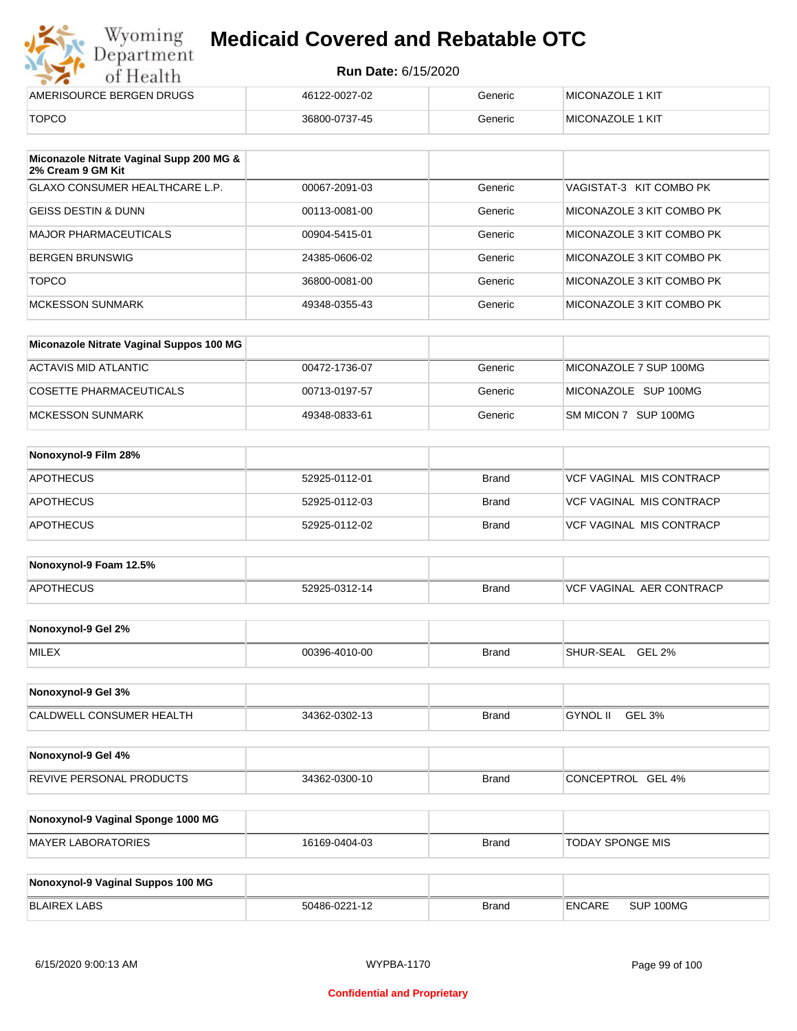| | | | |
|---|---|---|---|
| AMERISOURCE BERGEN DRUGS | 46122-0027-02 | Generic | MICONAZOLE 1 KIT |
| TOPCO | 36800-0737-45 | Generic | MICONAZOLE 1 KIT |

| Miconazole Nitrate Vaginal Supp 200 MG & 2% Cream 9 GM Kit | | | |
|---|---|---|---|
| GLAXO CONSUMER HEALTHCARE L.P. | 00067-2091-03 | Generic | VAGISTAT-3 KIT COMBO PK |
| GEISS DESTIN & DUNN | 00113-0081-00 | Generic | MICONAZOLE 3 KIT COMBO PK |
| MAJOR PHARMACEUTICALS | 00904-5415-01 | Generic | MICONAZOLE 3 KIT COMBO PK |
| BERGEN BRUNSWIG | 24385-0606-02 | Generic | MICONAZOLE 3 KIT COMBO PK |
| TOPCO | 36800-0081-00 | Generic | MICONAZOLE 3 KIT COMBO PK |
| MCKESSON SUNMARK | 49348-0355-43 | Generic | MICONAZOLE 3 KIT COMBO PK |

| Miconazole Nitrate Vaginal Suppos 100 MG | | | |
|---|---|---|---|
| ACTAVIS MID ATLANTIC | 00472-1736-07 | Generic | MICONAZOLE 7 SUP 100MG |
| COSETTE PHARMACEUTICALS | 00713-0197-57 | Generic | MICONAZOLE SUP 100MG |
| MCKESSON SUNMARK | 49348-0833-61 | Generic | SM MICON 7 SUP 100MG |

| Nonoxynol-9 Film 28% | | | |
|---|---|---|---|
| APOTHECUS | 52925-0112-01 | Brand | VCF VAGINAL MIS CONTRACP |
| APOTHECUS | 52925-0112-03 | Brand | VCF VAGINAL MIS CONTRACP |
| APOTHECUS | 52925-0112-02 | Brand | VCF VAGINAL MIS CONTRACP |

| Nonoxynol-9 Foam 12.5% | | | |
|---|---|---|---|
| APOTHECUS | 52925-0312-14 | Brand | VCF VAGINAL AER CONTRACP |

| Nonoxynol-9 Gel 2% | | | |
|---|---|---|---|
| MILEX | 00396-4010-00 | Brand | SHUR-SEAL GEL 2% |

| Nonoxynol-9 Gel 3% | | | |
|---|---|---|---|
| CALDWELL CONSUMER HEALTH | 34362-0302-13 | Brand | GYNOL II GEL 3% |

| Nonoxynol-9 Gel 4% | | | |
|---|---|---|---|
| REVIVE PERSONAL PRODUCTS | 34362-0300-10 | Brand | CONCEPTROL GEL 4% |

| Nonoxynol-9 Vaginal Sponge 1000 MG | | | |
|---|---|---|---|
| MAYER LABORATORIES | 16169-0404-03 | Brand | TODAY SPONGE MIS |

| Nonoxynol-9 Vaginal Suppos 100 MG | | | |
|---|---|---|---|
| BLAIREX LABS | 50486-0221-12 | Brand | ENCARE SUP 100MG |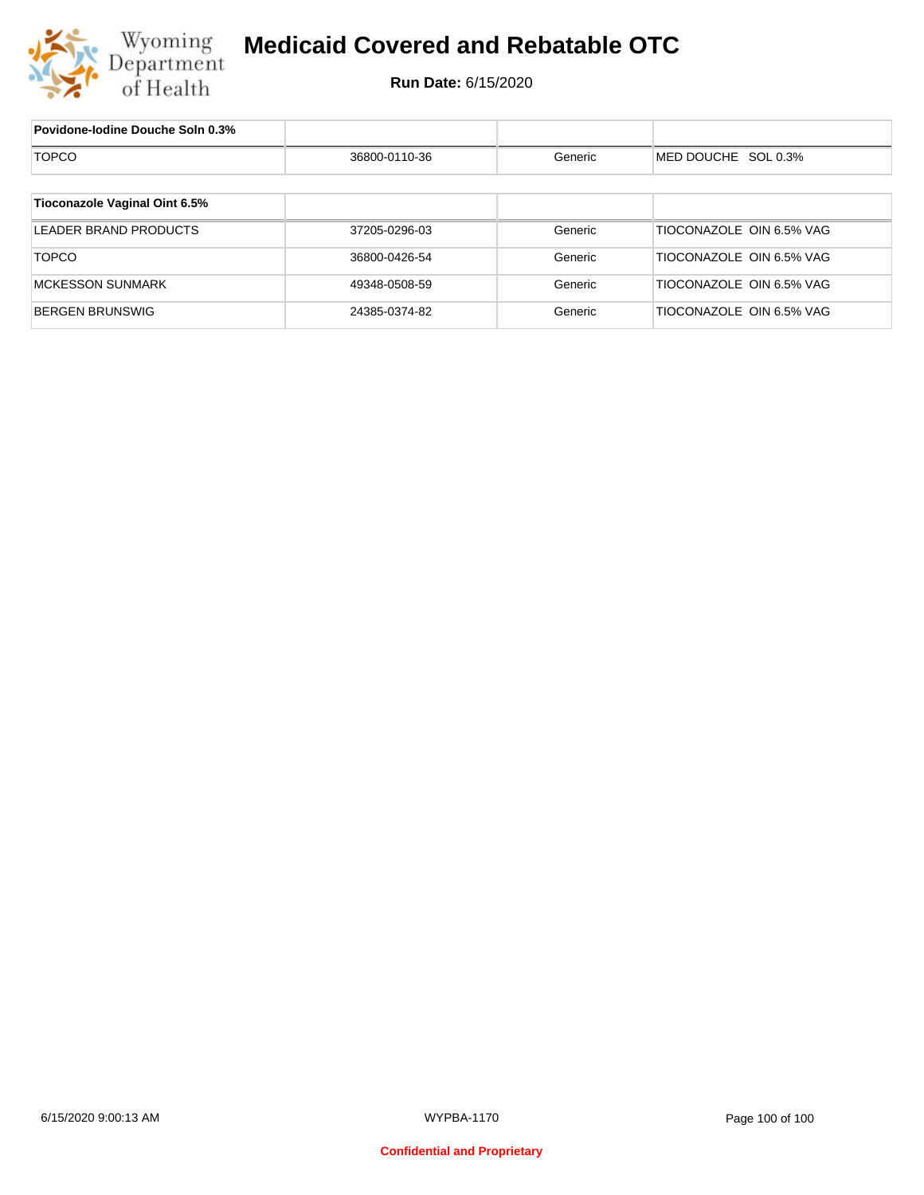| Povidone-Iodine Douche Soln 0.3% | | | |
|---|---|---|---|
| TOPCO | 36800-0110-36 | Generic | MED DOUCHE SOL 0.3% |

| Tioconazole Vaginal Oint 6.5% | | | |
|---|---|---|---|
| LEADER BRAND PRODUCTS | 37205-0296-03 | Generic | TIOCONAZOLE OIN 6.5% VAG |
| TOPCO | 36800-0426-54 | Generic | TIOCONAZOLE OIN 6.5% VAG |
| MCKESSON SUNMARK | 49348-0508-59 | Generic | TIOCONAZOLE OIN 6.5% VAG |
| BERGEN BRUNSWIG | 24385-0374-82 | Generic | TIOCONAZOLE OIN 6.5% VAG |